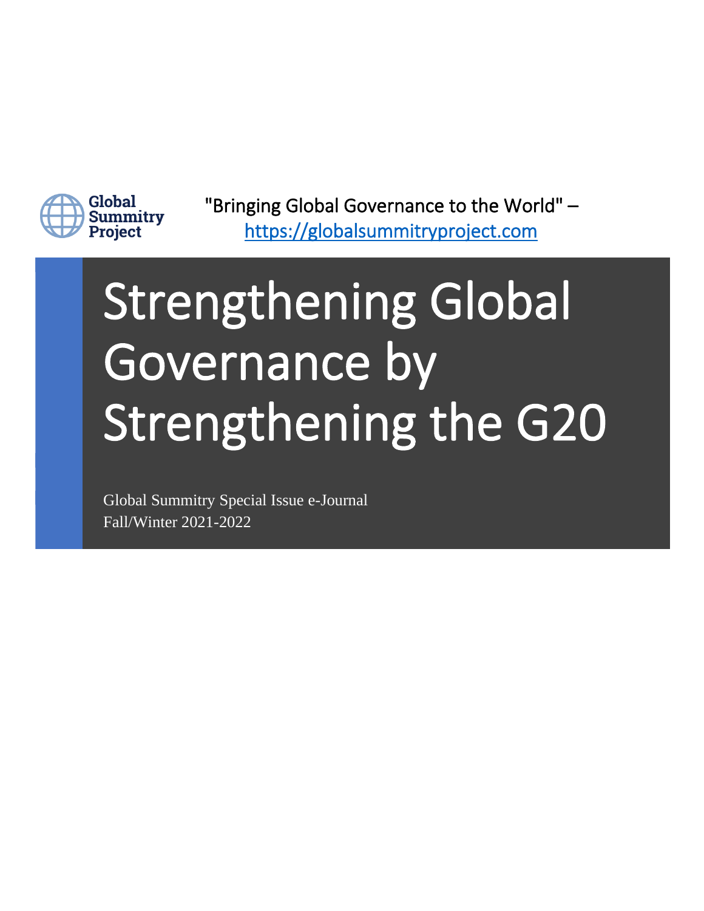Global Summitry Project

"Bringing Global Governance to the World" – https://globalsummitryproject.com

# Strengthening Global Governance by Strengthening the G20

Global Summitry Special Issue e-Journal
Fall/Winter 2021-2022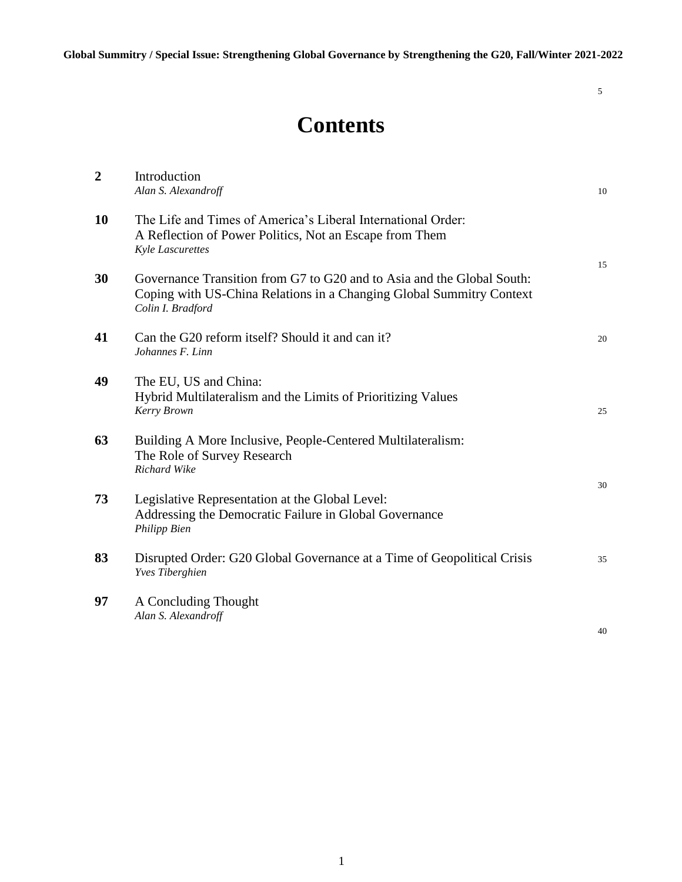# Contents

**2** Introduction
*Alan S. Alexandroff*

**10** The Life and Times of America's Liberal International Order: A Reflection of Power Politics, Not an Escape from Them
*Kyle Lascurettes*

**30** Governance Transition from G7 to G20 and to Asia and the Global South: Coping with US-China Relations in a Changing Global Summitry Context
*Colin I. Bradford*

**41** Can the G20 reform itself? Should it and can it?
*Johannes F. Linn*

**49** The EU, US and China: Hybrid Multilateralism and the Limits of Prioritizing Values
*Kerry Brown*

**63** Building A More Inclusive, People-Centered Multilateralism: The Role of Survey Research
*Richard Wike*

**73** Legislative Representation at the Global Level: Addressing the Democratic Failure in Global Governance
*Philipp Bien*

**83** Disrupted Order: G20 Global Governance at a Time of Geopolitical Crisis
*Yves Tiberghien*

**97** A Concluding Thought
*Alan S. Alexandroff*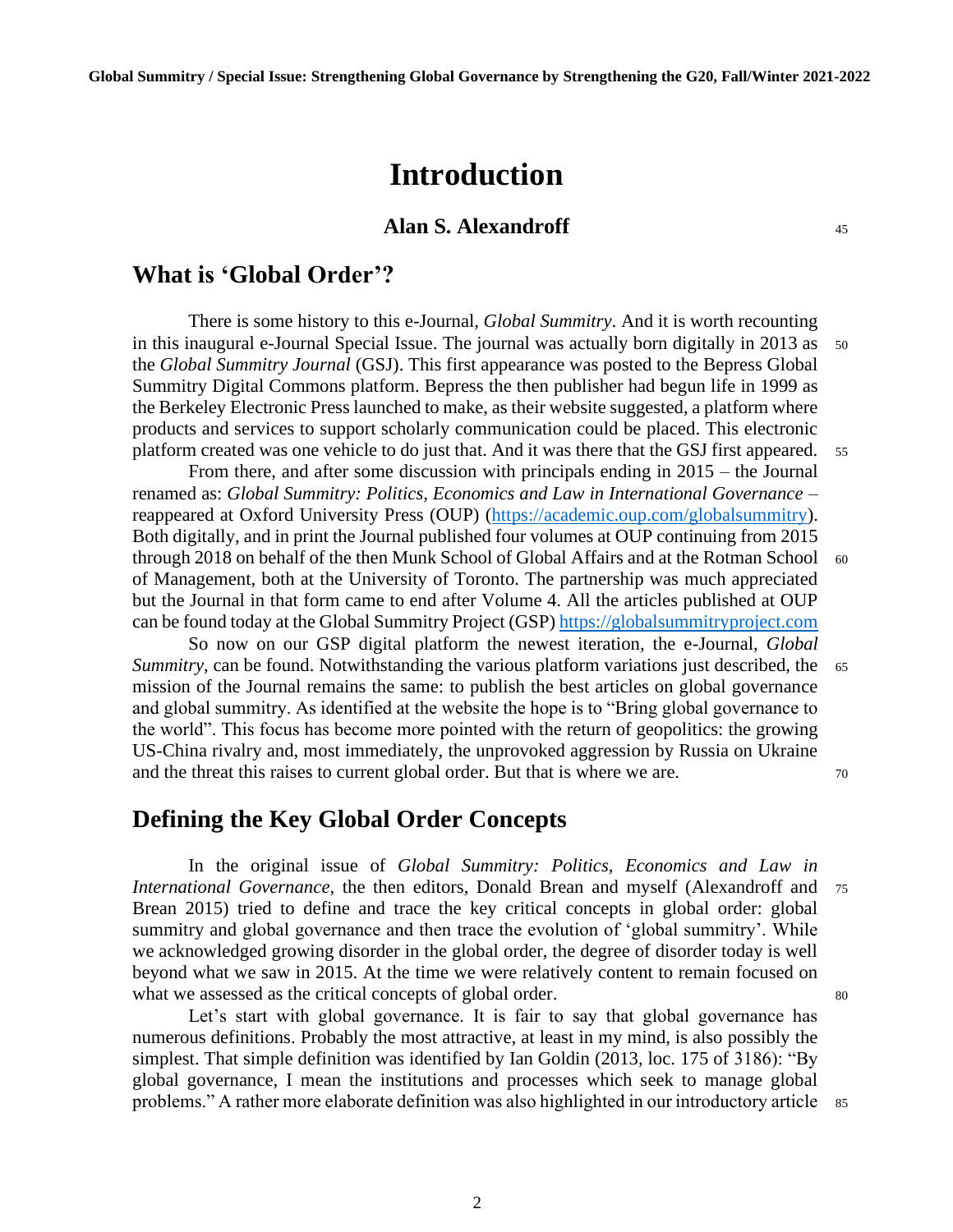# Introduction

**Alan S. Alexandroff**

## What is 'Global Order'?

There is some history to this e-Journal, *Global Summitry*. And it is worth recounting in this inaugural e-Journal Special Issue. The journal was actually born digitally in 2013 as the *Global Summitry Journal* (GSJ). This first appearance was posted to the Bepress Global Summitry Digital Commons platform. Bepress the then publisher had begun life in 1999 as the Berkeley Electronic Press launched to make, as their website suggested, a platform where products and services to support scholarly communication could be placed. This electronic platform created was one vehicle to do just that. And it was there that the GSJ first appeared.

From there, and after some discussion with principals ending in 2015 – the Journal renamed as: *Global Summitry: Politics, Economics and Law in International Governance* – reappeared at Oxford University Press (OUP) (https://academic.oup.com/globalsummitry). Both digitally, and in print the Journal published four volumes at OUP continuing from 2015 through 2018 on behalf of the then Munk School of Global Affairs and at the Rotman School of Management, both at the University of Toronto. The partnership was much appreciated but the Journal in that form came to end after Volume 4. All the articles published at OUP can be found today at the Global Summitry Project (GSP) https://globalsummitryproject.com

So now on our GSP digital platform the newest iteration, the e-Journal, *Global Summitry*, can be found. Notwithstanding the various platform variations just described, the mission of the Journal remains the same: to publish the best articles on global governance and global summitry. As identified at the website the hope is to "Bring global governance to the world". This focus has become more pointed with the return of geopolitics: the growing US-China rivalry and, most immediately, the unprovoked aggression by Russia on Ukraine and the threat this raises to current global order. But that is where we are.

## Defining the Key Global Order Concepts

In the original issue of *Global Summitry: Politics, Economics and Law in International Governance*, the then editors, Donald Brean and myself (Alexandroff and Brean 2015) tried to define and trace the key critical concepts in global order: global summitry and global governance and then trace the evolution of 'global summitry'. While we acknowledged growing disorder in the global order, the degree of disorder today is well beyond what we saw in 2015. At the time we were relatively content to remain focused on what we assessed as the critical concepts of global order.

Let's start with global governance. It is fair to say that global governance has numerous definitions. Probably the most attractive, at least in my mind, is also possibly the simplest. That simple definition was identified by Ian Goldin (2013, loc. 175 of 3186): "By global governance, I mean the institutions and processes which seek to manage global problems." A rather more elaborate definition was also highlighted in our introductory article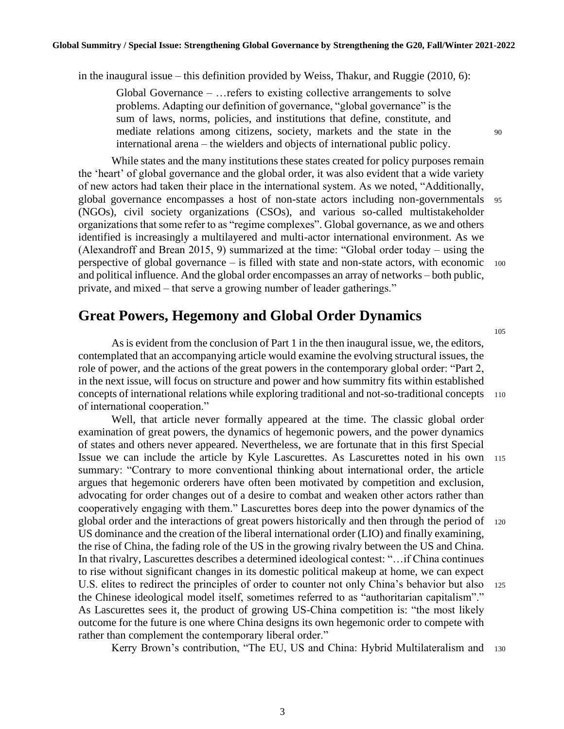in the inaugural issue – this definition provided by Weiss, Thakur, and Ruggie (2010, 6):

> Global Governance – …refers to existing collective arrangements to solve problems. Adapting our definition of governance, "global governance" is the sum of laws, norms, policies, and institutions that define, constitute, and mediate relations among citizens, society, markets and the state in the international arena – the wielders and objects of international public policy.

While states and the many institutions these states created for policy purposes remain the 'heart' of global governance and the global order, it was also evident that a wide variety of new actors had taken their place in the international system. As we noted, "Additionally, global governance encompasses a host of non-state actors including non-governmentals (NGOs), civil society organizations (CSOs), and various so-called multistakeholder organizations that some refer to as "regime complexes". Global governance, as we and others identified is increasingly a multilayered and multi-actor international environment. As we (Alexandroff and Brean 2015, 9) summarized at the time: "Global order today – using the perspective of global governance – is filled with state and non-state actors, with economic and political influence. And the global order encompasses an array of networks – both public, private, and mixed – that serve a growing number of leader gatherings."

## Great Powers, Hegemony and Global Order Dynamics

As is evident from the conclusion of Part 1 in the then inaugural issue, we, the editors, contemplated that an accompanying article would examine the evolving structural issues, the role of power, and the actions of the great powers in the contemporary global order: "Part 2, in the next issue, will focus on structure and power and how summitry fits within established concepts of international relations while exploring traditional and not-so-traditional concepts of international cooperation."

Well, that article never formally appeared at the time. The classic global order examination of great powers, the dynamics of hegemonic powers, and the power dynamics of states and others never appeared. Nevertheless, we are fortunate that in this first Special Issue we can include the article by Kyle Lascurettes. As Lascurettes noted in his own summary: "Contrary to more conventional thinking about international order, the article argues that hegemonic orderers have often been motivated by competition and exclusion, advocating for order changes out of a desire to combat and weaken other actors rather than cooperatively engaging with them." Lascurettes bores deep into the power dynamics of the global order and the interactions of great powers historically and then through the period of US dominance and the creation of the liberal international order (LIO) and finally examining, the rise of China, the fading role of the US in the growing rivalry between the US and China. In that rivalry, Lascurettes describes a determined ideological contest: "…if China continues to rise without significant changes in its domestic political makeup at home, we can expect U.S. elites to redirect the principles of order to counter not only China's behavior but also the Chinese ideological model itself, sometimes referred to as "authoritarian capitalism"." As Lascurettes sees it, the product of growing US-China competition is: "the most likely outcome for the future is one where China designs its own hegemonic order to compete with rather than complement the contemporary liberal order."

Kerry Brown's contribution, "The EU, US and China: Hybrid Multilateralism and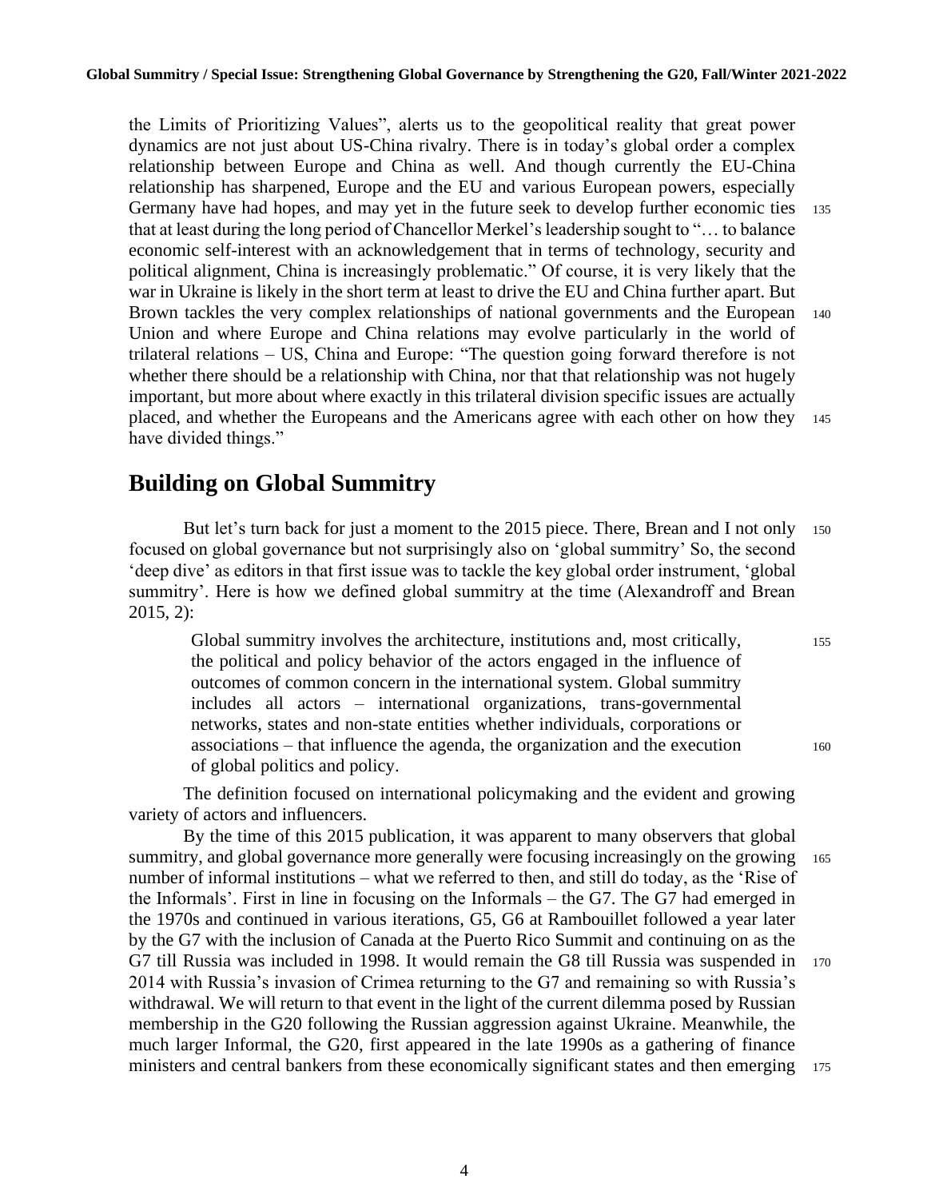the Limits of Prioritizing Values", alerts us to the geopolitical reality that great power dynamics are not just about US-China rivalry. There is in today's global order a complex relationship between Europe and China as well. And though currently the EU-China relationship has sharpened, Europe and the EU and various European powers, especially Germany have had hopes, and may yet in the future seek to develop further economic ties that at least during the long period of Chancellor Merkel's leadership sought to "… to balance economic self-interest with an acknowledgement that in terms of technology, security and political alignment, China is increasingly problematic." Of course, it is very likely that the war in Ukraine is likely in the short term at least to drive the EU and China further apart. But Brown tackles the very complex relationships of national governments and the European Union and where Europe and China relations may evolve particularly in the world of trilateral relations – US, China and Europe: "The question going forward therefore is not whether there should be a relationship with China, nor that that relationship was not hugely important, but more about where exactly in this trilateral division specific issues are actually placed, and whether the Europeans and the Americans agree with each other on how they have divided things."

## Building on Global Summitry

But let's turn back for just a moment to the 2015 piece. There, Brean and I not only focused on global governance but not surprisingly also on 'global summitry' So, the second 'deep dive' as editors in that first issue was to tackle the key global order instrument, 'global summitry'. Here is how we defined global summitry at the time (Alexandroff and Brean 2015, 2):

> Global summitry involves the architecture, institutions and, most critically, the political and policy behavior of the actors engaged in the influence of outcomes of common concern in the international system. Global summitry includes all actors – international organizations, trans-governmental networks, states and non-state entities whether individuals, corporations or associations – that influence the agenda, the organization and the execution of global politics and policy.

The definition focused on international policymaking and the evident and growing variety of actors and influencers.

By the time of this 2015 publication, it was apparent to many observers that global summitry, and global governance more generally were focusing increasingly on the growing number of informal institutions – what we referred to then, and still do today, as the 'Rise of the Informals'. First in line in focusing on the Informals – the G7. The G7 had emerged in the 1970s and continued in various iterations, G5, G6 at Rambouillet followed a year later by the G7 with the inclusion of Canada at the Puerto Rico Summit and continuing on as the G7 till Russia was included in 1998. It would remain the G8 till Russia was suspended in 2014 with Russia's invasion of Crimea returning to the G7 and remaining so with Russia's withdrawal. We will return to that event in the light of the current dilemma posed by Russian membership in the G20 following the Russian aggression against Ukraine. Meanwhile, the much larger Informal, the G20, first appeared in the late 1990s as a gathering of finance ministers and central bankers from these economically significant states and then emerging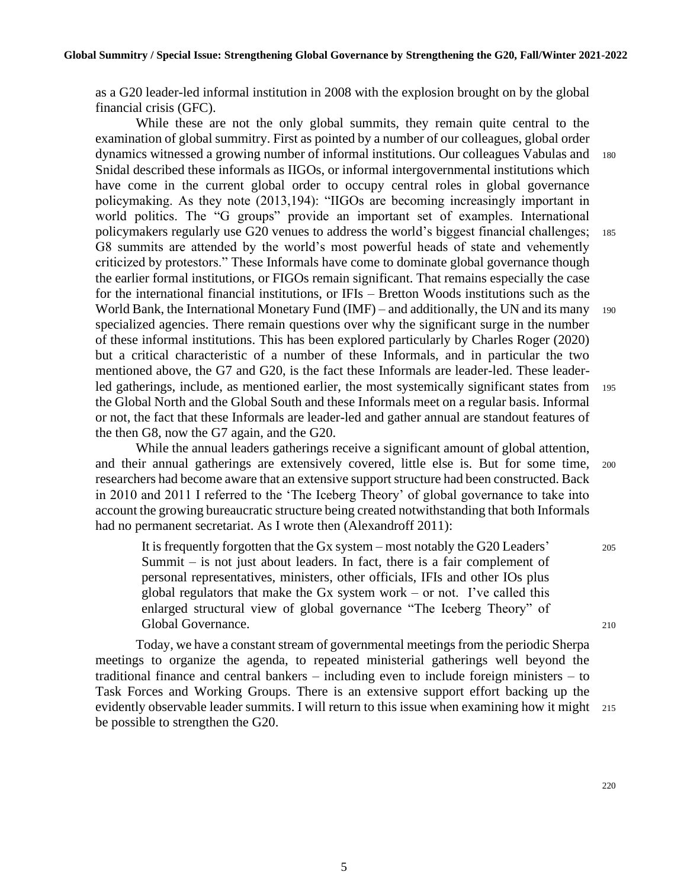as a G20 leader-led informal institution in 2008 with the explosion brought on by the global financial crisis (GFC).

While these are not the only global summits, they remain quite central to the examination of global summitry. First as pointed by a number of our colleagues, global order dynamics witnessed a growing number of informal institutions. Our colleagues Vabulas and Snidal described these informals as IIGOs, or informal intergovernmental institutions which have come in the current global order to occupy central roles in global governance policymaking. As they note (2013,194): "IIGOs are becoming increasingly important in world politics. The "G groups" provide an important set of examples. International policymakers regularly use G20 venues to address the world's biggest financial challenges; G8 summits are attended by the world's most powerful heads of state and vehemently criticized by protestors." These Informals have come to dominate global governance though the earlier formal institutions, or FIGOs remain significant. That remains especially the case for the international financial institutions, or IFIs – Bretton Woods institutions such as the World Bank, the International Monetary Fund (IMF) – and additionally, the UN and its many specialized agencies. There remain questions over why the significant surge in the number of these informal institutions. This has been explored particularly by Charles Roger (2020) but a critical characteristic of a number of these Informals, and in particular the two mentioned above, the G7 and G20, is the fact these Informals are leader-led. These leader-led gatherings, include, as mentioned earlier, the most systemically significant states from the Global North and the Global South and these Informals meet on a regular basis. Informal or not, the fact that these Informals are leader-led and gather annual are standout features of the then G8, now the G7 again, and the G20.

While the annual leaders gatherings receive a significant amount of global attention, and their annual gatherings are extensively covered, little else is. But for some time, researchers had become aware that an extensive support structure had been constructed. Back in 2010 and 2011 I referred to the 'The Iceberg Theory' of global governance to take into account the growing bureaucratic structure being created notwithstanding that both Informals had no permanent secretariat. As I wrote then (Alexandroff 2011):

> It is frequently forgotten that the Gx system – most notably the G20 Leaders' Summit – is not just about leaders. In fact, there is a fair complement of personal representatives, ministers, other officials, IFIs and other IOs plus global regulators that make the Gx system work – or not. I've called this enlarged structural view of global governance "The Iceberg Theory" of Global Governance.

Today, we have a constant stream of governmental meetings from the periodic Sherpa meetings to organize the agenda, to repeated ministerial gatherings well beyond the traditional finance and central bankers – including even to include foreign ministers – to Task Forces and Working Groups. There is an extensive support effort backing up the evidently observable leader summits. I will return to this issue when examining how it might be possible to strengthen the G20.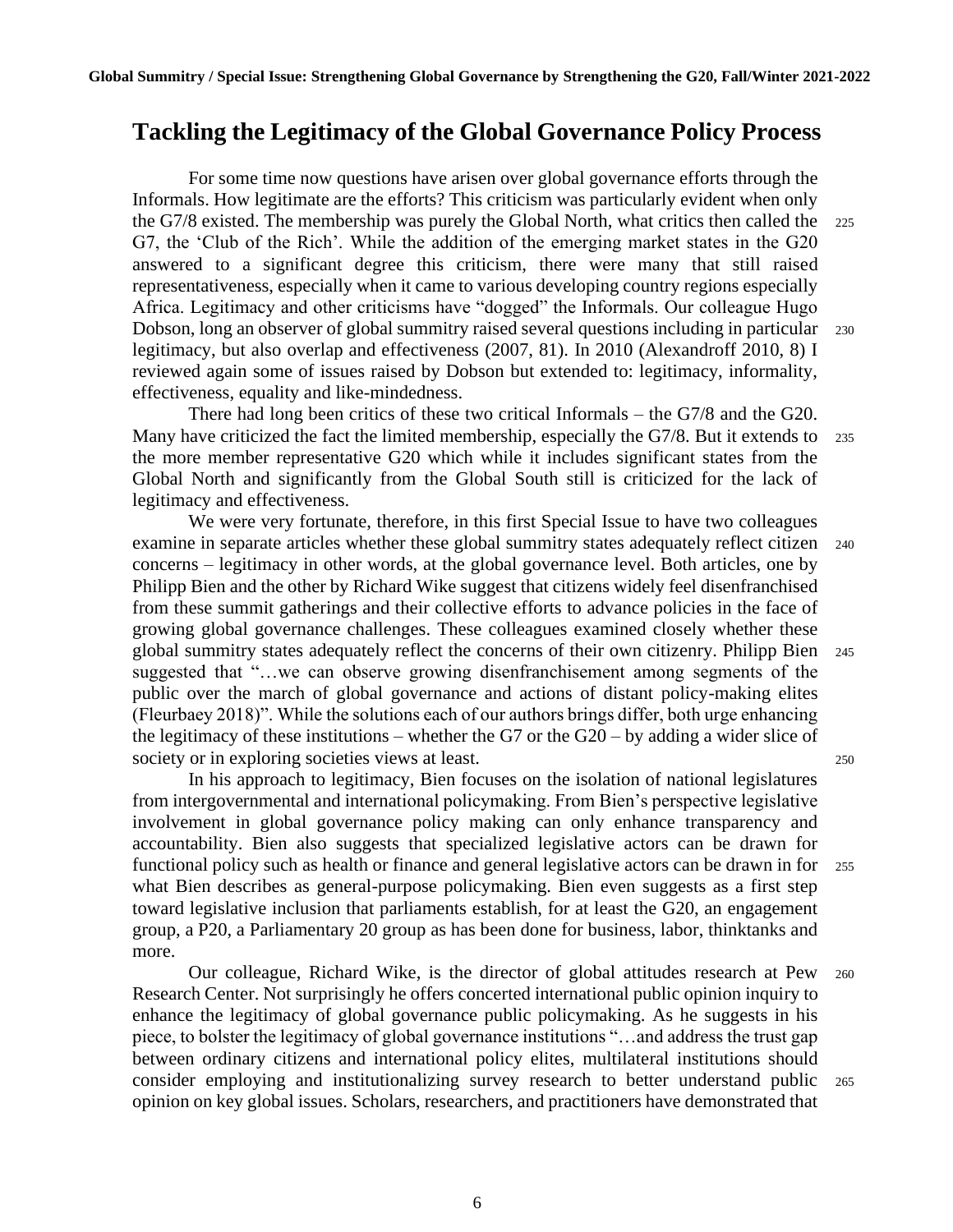## Tackling the Legitimacy of the Global Governance Policy Process

For some time now questions have arisen over global governance efforts through the Informals. How legitimate are the efforts? This criticism was particularly evident when only the G7/8 existed. The membership was purely the Global North, what critics then called the G7, the 'Club of the Rich'. While the addition of the emerging market states in the G20 answered to a significant degree this criticism, there were many that still raised representativeness, especially when it came to various developing country regions especially Africa. Legitimacy and other criticisms have "dogged" the Informals. Our colleague Hugo Dobson, long an observer of global summitry raised several questions including in particular legitimacy, but also overlap and effectiveness (2007, 81). In 2010 (Alexandroff 2010, 8) I reviewed again some of issues raised by Dobson but extended to: legitimacy, informality, effectiveness, equality and like-mindedness.

There had long been critics of these two critical Informals – the G7/8 and the G20. Many have criticized the fact the limited membership, especially the G7/8. But it extends to the more member representative G20 which while it includes significant states from the Global North and significantly from the Global South still is criticized for the lack of legitimacy and effectiveness.

We were very fortunate, therefore, in this first Special Issue to have two colleagues examine in separate articles whether these global summitry states adequately reflect citizen concerns – legitimacy in other words, at the global governance level. Both articles, one by Philipp Bien and the other by Richard Wike suggest that citizens widely feel disenfranchised from these summit gatherings and their collective efforts to advance policies in the face of growing global governance challenges. These colleagues examined closely whether these global summitry states adequately reflect the concerns of their own citizenry. Philipp Bien suggested that "…we can observe growing disenfranchisement among segments of the public over the march of global governance and actions of distant policy-making elites (Fleurbaey 2018)". While the solutions each of our authors brings differ, both urge enhancing the legitimacy of these institutions – whether the G7 or the G20 – by adding a wider slice of society or in exploring societies views at least.

In his approach to legitimacy, Bien focuses on the isolation of national legislatures from intergovernmental and international policymaking. From Bien's perspective legislative involvement in global governance policy making can only enhance transparency and accountability. Bien also suggests that specialized legislative actors can be drawn for functional policy such as health or finance and general legislative actors can be drawn in for what Bien describes as general-purpose policymaking. Bien even suggests as a first step toward legislative inclusion that parliaments establish, for at least the G20, an engagement group, a P20, a Parliamentary 20 group as has been done for business, labor, thinktanks and more.

Our colleague, Richard Wike, is the director of global attitudes research at Pew Research Center. Not surprisingly he offers concerted international public opinion inquiry to enhance the legitimacy of global governance public policymaking. As he suggests in his piece, to bolster the legitimacy of global governance institutions "…and address the trust gap between ordinary citizens and international policy elites, multilateral institutions should consider employing and institutionalizing survey research to better understand public opinion on key global issues. Scholars, researchers, and practitioners have demonstrated that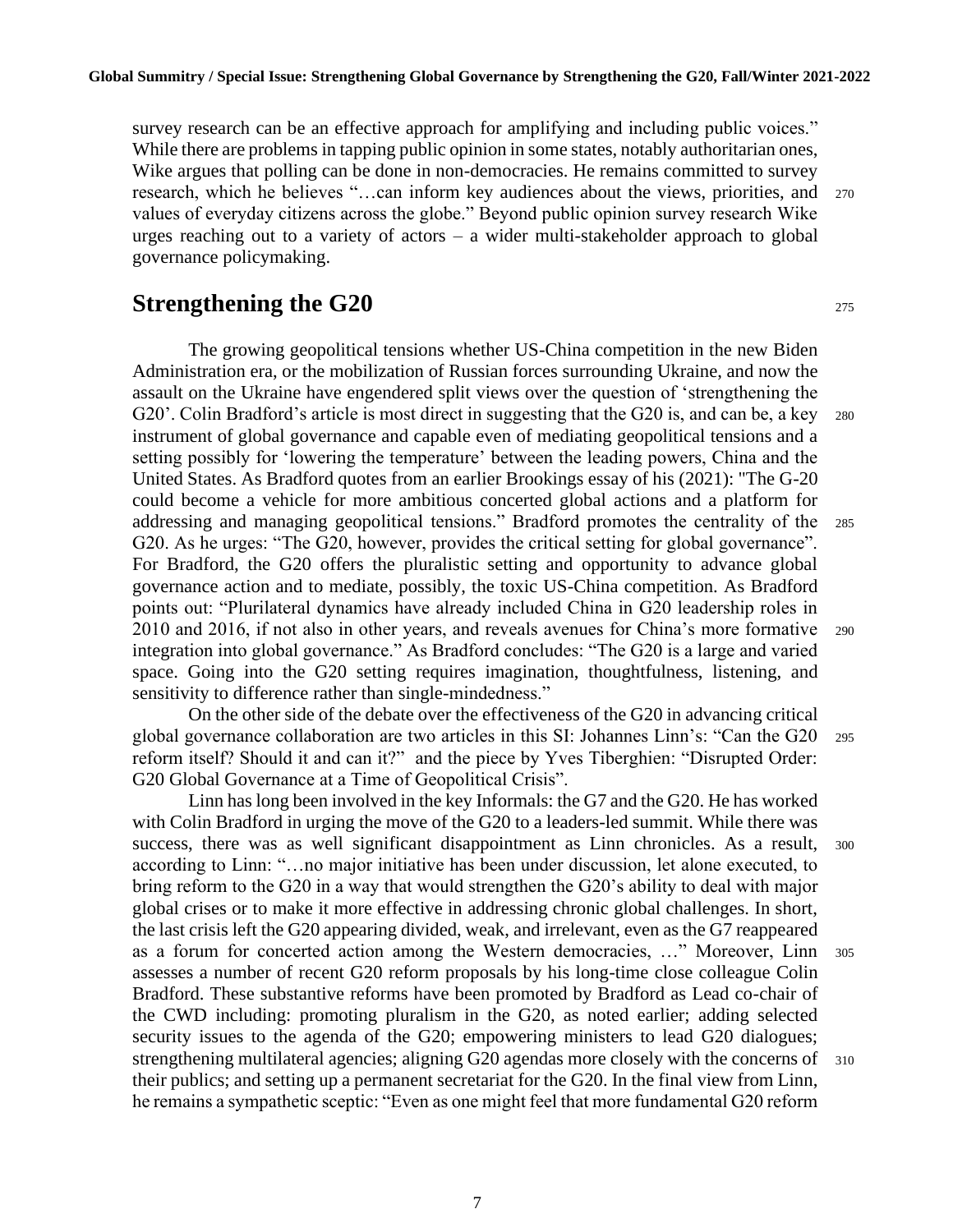survey research can be an effective approach for amplifying and including public voices." While there are problems in tapping public opinion in some states, notably authoritarian ones, Wike argues that polling can be done in non-democracies. He remains committed to survey research, which he believes "…can inform key audiences about the views, priorities, and values of everyday citizens across the globe." Beyond public opinion survey research Wike urges reaching out to a variety of actors – a wider multi-stakeholder approach to global governance policymaking.

## Strengthening the G20

The growing geopolitical tensions whether US-China competition in the new Biden Administration era, or the mobilization of Russian forces surrounding Ukraine, and now the assault on the Ukraine have engendered split views over the question of 'strengthening the G20'. Colin Bradford's article is most direct in suggesting that the G20 is, and can be, a key instrument of global governance and capable even of mediating geopolitical tensions and a setting possibly for 'lowering the temperature' between the leading powers, China and the United States. As Bradford quotes from an earlier Brookings essay of his (2021): "The G-20 could become a vehicle for more ambitious concerted global actions and a platform for addressing and managing geopolitical tensions." Bradford promotes the centrality of the G20. As he urges: "The G20, however, provides the critical setting for global governance". For Bradford, the G20 offers the pluralistic setting and opportunity to advance global governance action and to mediate, possibly, the toxic US-China competition. As Bradford points out: "Plurilateral dynamics have already included China in G20 leadership roles in 2010 and 2016, if not also in other years, and reveals avenues for China's more formative integration into global governance." As Bradford concludes: "The G20 is a large and varied space. Going into the G20 setting requires imagination, thoughtfulness, listening, and sensitivity to difference rather than single-mindedness."

On the other side of the debate over the effectiveness of the G20 in advancing critical global governance collaboration are two articles in this SI: Johannes Linn's: "Can the G20 reform itself? Should it and can it?" and the piece by Yves Tiberghien: "Disrupted Order: G20 Global Governance at a Time of Geopolitical Crisis".

Linn has long been involved in the key Informals: the G7 and the G20. He has worked with Colin Bradford in urging the move of the G20 to a leaders-led summit. While there was success, there was as well significant disappointment as Linn chronicles. As a result, according to Linn: "…no major initiative has been under discussion, let alone executed, to bring reform to the G20 in a way that would strengthen the G20's ability to deal with major global crises or to make it more effective in addressing chronic global challenges. In short, the last crisis left the G20 appearing divided, weak, and irrelevant, even as the G7 reappeared as a forum for concerted action among the Western democracies, …" Moreover, Linn assesses a number of recent G20 reform proposals by his long-time close colleague Colin Bradford. These substantive reforms have been promoted by Bradford as Lead co-chair of the CWD including: promoting pluralism in the G20, as noted earlier; adding selected security issues to the agenda of the G20; empowering ministers to lead G20 dialogues; strengthening multilateral agencies; aligning G20 agendas more closely with the concerns of their publics; and setting up a permanent secretariat for the G20. In the final view from Linn, he remains a sympathetic sceptic: "Even as one might feel that more fundamental G20 reform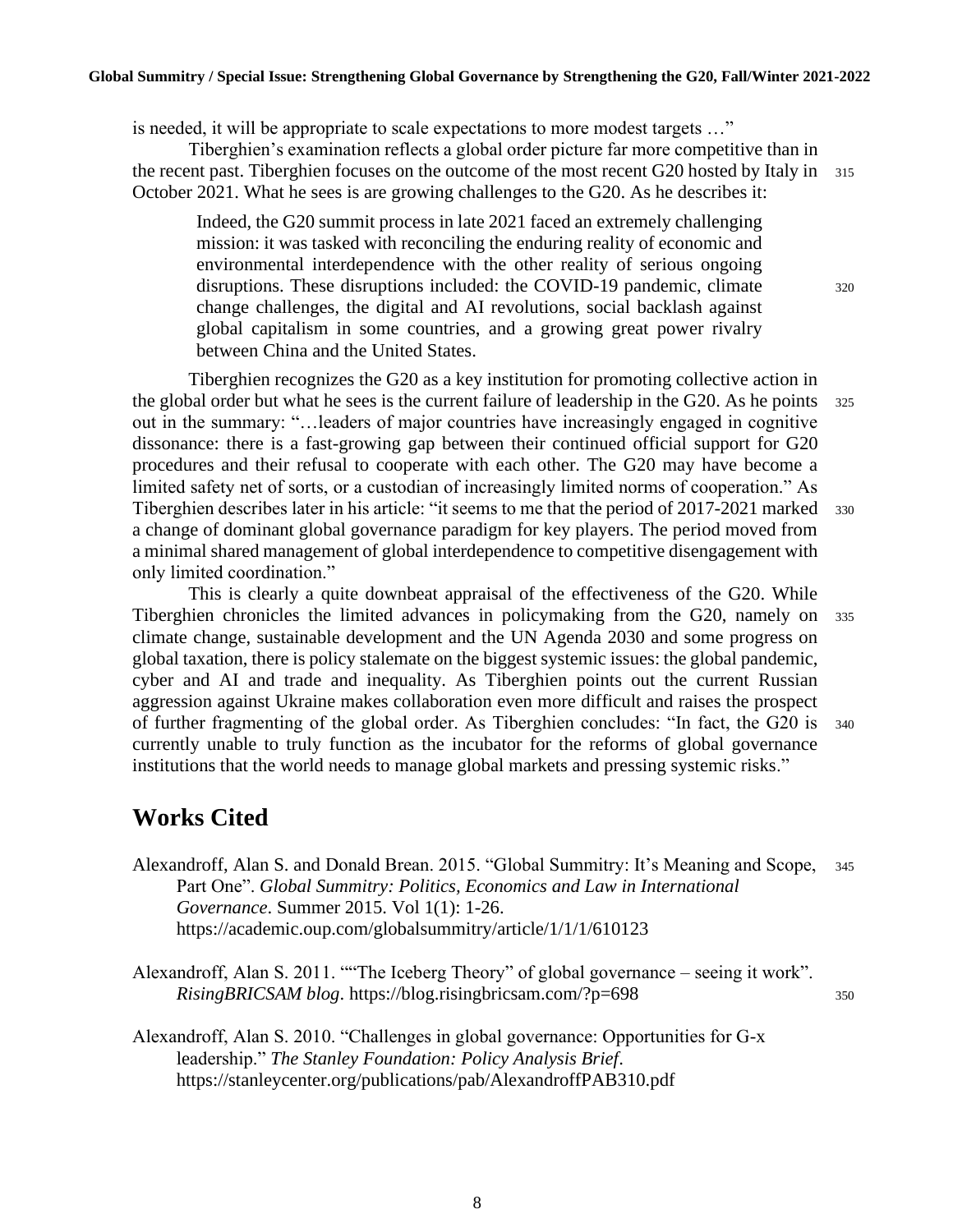is needed, it will be appropriate to scale expectations to more modest targets …"

Tiberghien's examination reflects a global order picture far more competitive than in the recent past. Tiberghien focuses on the outcome of the most recent G20 hosted by Italy in October 2021. What he sees is are growing challenges to the G20. As he describes it:

> Indeed, the G20 summit process in late 2021 faced an extremely challenging mission: it was tasked with reconciling the enduring reality of economic and environmental interdependence with the other reality of serious ongoing disruptions. These disruptions included: the COVID-19 pandemic, climate change challenges, the digital and AI revolutions, social backlash against global capitalism in some countries, and a growing great power rivalry between China and the United States.

Tiberghien recognizes the G20 as a key institution for promoting collective action in the global order but what he sees is the current failure of leadership in the G20. As he points out in the summary: "…leaders of major countries have increasingly engaged in cognitive dissonance: there is a fast-growing gap between their continued official support for G20 procedures and their refusal to cooperate with each other. The G20 may have become a limited safety net of sorts, or a custodian of increasingly limited norms of cooperation." As Tiberghien describes later in his article: "it seems to me that the period of 2017-2021 marked a change of dominant global governance paradigm for key players. The period moved from a minimal shared management of global interdependence to competitive disengagement with only limited coordination."

This is clearly a quite downbeat appraisal of the effectiveness of the G20. While Tiberghien chronicles the limited advances in policymaking from the G20, namely on climate change, sustainable development and the UN Agenda 2030 and some progress on global taxation, there is policy stalemate on the biggest systemic issues: the global pandemic, cyber and AI and trade and inequality. As Tiberghien points out the current Russian aggression against Ukraine makes collaboration even more difficult and raises the prospect of further fragmenting of the global order. As Tiberghien concludes: "In fact, the G20 is currently unable to truly function as the incubator for the reforms of global governance institutions that the world needs to manage global markets and pressing systemic risks."

## Works Cited

Alexandroff, Alan S. and Donald Brean. 2015. "Global Summitry: It's Meaning and Scope, Part One". *Global Summitry: Politics, Economics and Law in International Governance*. Summer 2015. Vol 1(1): 1-26. https://academic.oup.com/globalsummitry/article/1/1/1/610123

Alexandroff, Alan S. 2011. ""The Iceberg Theory" of global governance – seeing it work". *RisingBRICSAM blog*. https://blog.risingbricsam.com/?p=698

Alexandroff, Alan S. 2010. "Challenges in global governance: Opportunities for G-x leadership." *The Stanley Foundation: Policy Analysis Brief*. https://stanleycenter.org/publications/pab/AlexandroffPAB310.pdf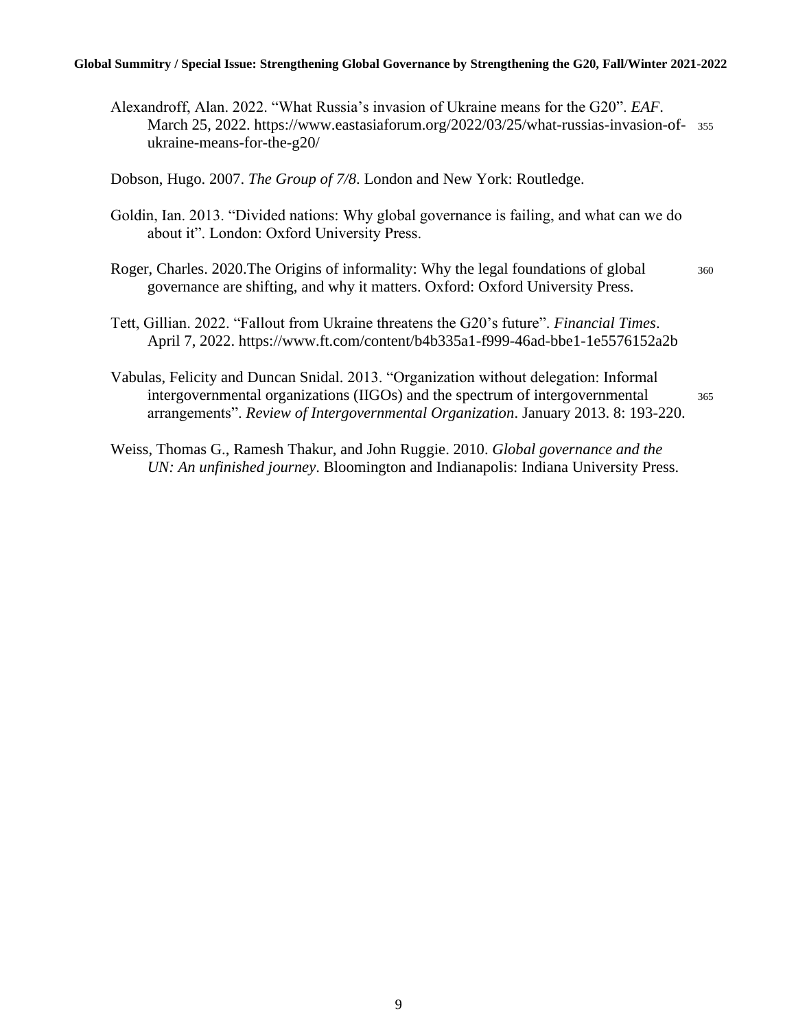Alexandroff, Alan. 2022. "What Russia's invasion of Ukraine means for the G20". *EAF*. March 25, 2022. https://www.eastasiaforum.org/2022/03/25/what-russias-invasion-of-ukraine-means-for-the-g20/

Dobson, Hugo. 2007. *The Group of 7/8*. London and New York: Routledge.

Goldin, Ian. 2013. "Divided nations: Why global governance is failing, and what can we do about it". London: Oxford University Press.

Roger, Charles. 2020.The Origins of informality: Why the legal foundations of global governance are shifting, and why it matters. Oxford: Oxford University Press.

Tett, Gillian. 2022. "Fallout from Ukraine threatens the G20's future". *Financial Times*. April 7, 2022. https://www.ft.com/content/b4b335a1-f999-46ad-bbe1-1e5576152a2b

Vabulas, Felicity and Duncan Snidal. 2013. "Organization without delegation: Informal intergovernmental organizations (IIGOs) and the spectrum of intergovernmental arrangements". *Review of Intergovernmental Organization*. January 2013. 8: 193-220.

Weiss, Thomas G., Ramesh Thakur, and John Ruggie. 2010. *Global governance and the UN: An unfinished journey*. Bloomington and Indianapolis: Indiana University Press.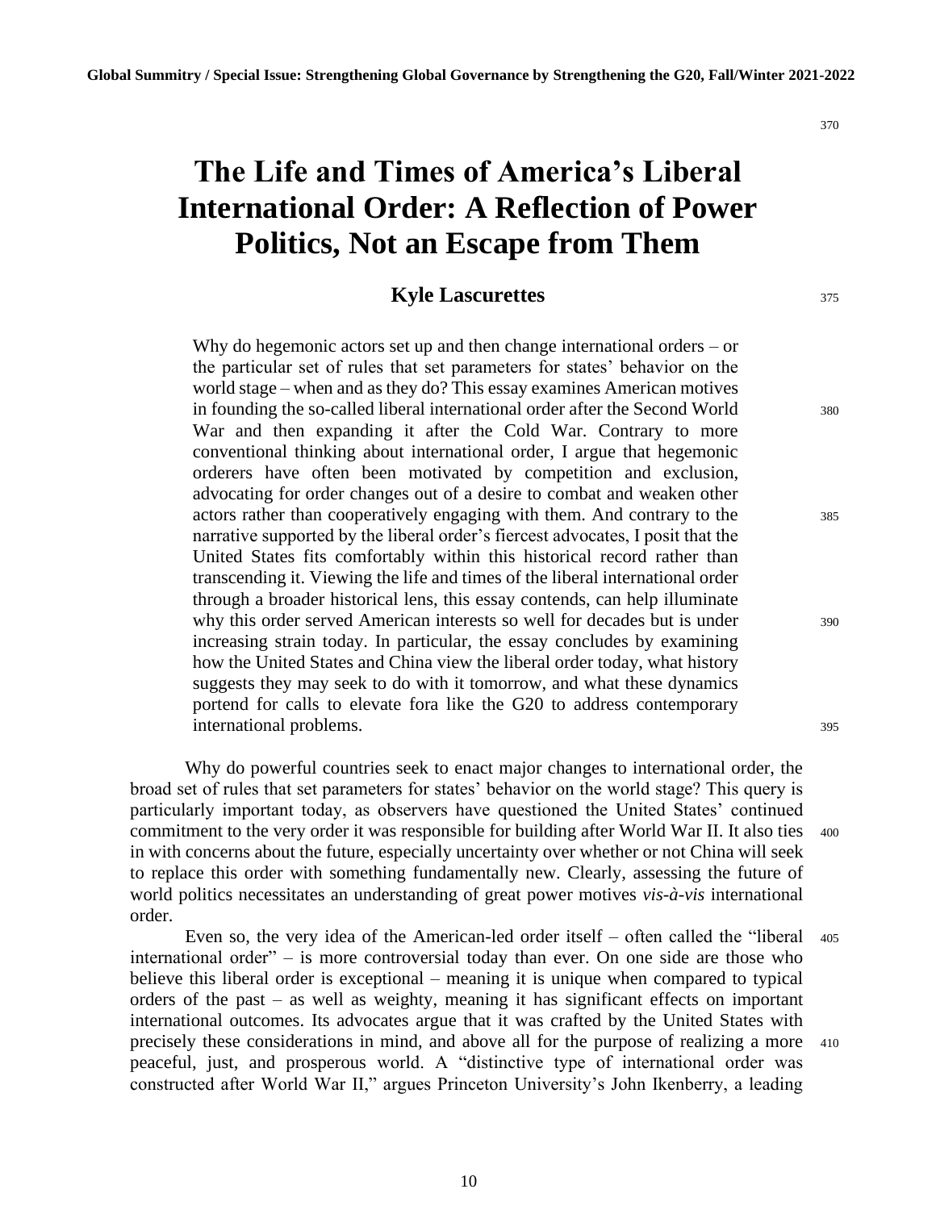# The Life and Times of America's Liberal International Order: A Reflection of Power Politics, Not an Escape from Them

## Kyle Lascurettes

> Why do hegemonic actors set up and then change international orders – or the particular set of rules that set parameters for states' behavior on the world stage – when and as they do? This essay examines American motives in founding the so-called liberal international order after the Second World War and then expanding it after the Cold War. Contrary to more conventional thinking about international order, I argue that hegemonic orderers have often been motivated by competition and exclusion, advocating for order changes out of a desire to combat and weaken other actors rather than cooperatively engaging with them. And contrary to the narrative supported by the liberal order's fiercest advocates, I posit that the United States fits comfortably within this historical record rather than transcending it. Viewing the life and times of the liberal international order through a broader historical lens, this essay contends, can help illuminate why this order served American interests so well for decades but is under increasing strain today. In particular, the essay concludes by examining how the United States and China view the liberal order today, what history suggests they may seek to do with it tomorrow, and what these dynamics portend for calls to elevate fora like the G20 to address contemporary international problems.

Why do powerful countries seek to enact major changes to international order, the broad set of rules that set parameters for states' behavior on the world stage? This query is particularly important today, as observers have questioned the United States' continued commitment to the very order it was responsible for building after World War II. It also ties in with concerns about the future, especially uncertainty over whether or not China will seek to replace this order with something fundamentally new. Clearly, assessing the future of world politics necessitates an understanding of great power motives *vis-à-vis* international order.

Even so, the very idea of the American-led order itself – often called the "liberal international order" – is more controversial today than ever. On one side are those who believe this liberal order is exceptional – meaning it is unique when compared to typical orders of the past – as well as weighty, meaning it has significant effects on important international outcomes. Its advocates argue that it was crafted by the United States with precisely these considerations in mind, and above all for the purpose of realizing a more peaceful, just, and prosperous world. A "distinctive type of international order was constructed after World War II," argues Princeton University's John Ikenberry, a leading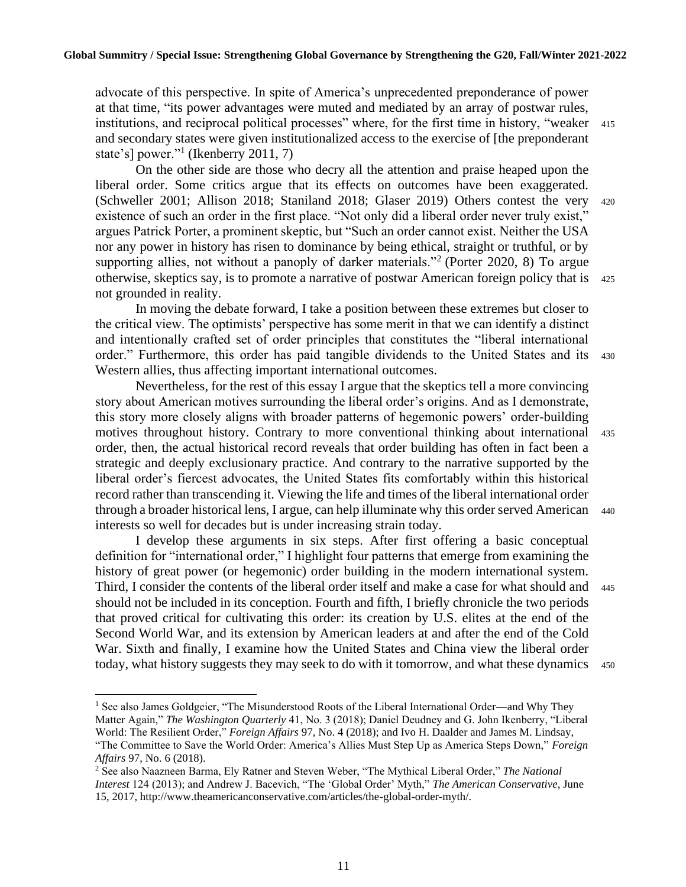advocate of this perspective. In spite of America's unprecedented preponderance of power at that time, "its power advantages were muted and mediated by an array of postwar rules, institutions, and reciprocal political processes" where, for the first time in history, "weaker and secondary states were given institutionalized access to the exercise of [the preponderant state's] power."[1] (Ikenberry 2011, 7)

On the other side are those who decry all the attention and praise heaped upon the liberal order. Some critics argue that its effects on outcomes have been exaggerated. (Schweller 2001; Allison 2018; Staniland 2018; Glaser 2019) Others contest the very existence of such an order in the first place. "Not only did a liberal order never truly exist," argues Patrick Porter, a prominent skeptic, but "Such an order cannot exist. Neither the USA nor any power in history has risen to dominance by being ethical, straight or truthful, or by supporting allies, not without a panoply of darker materials."[2] (Porter 2020, 8) To argue otherwise, skeptics say, is to promote a narrative of postwar American foreign policy that is not grounded in reality.

In moving the debate forward, I take a position between these extremes but closer to the critical view. The optimists' perspective has some merit in that we can identify a distinct and intentionally crafted set of order principles that constitutes the "liberal international order." Furthermore, this order has paid tangible dividends to the United States and its Western allies, thus affecting important international outcomes.

Nevertheless, for the rest of this essay I argue that the skeptics tell a more convincing story about American motives surrounding the liberal order's origins. And as I demonstrate, this story more closely aligns with broader patterns of hegemonic powers' order-building motives throughout history. Contrary to more conventional thinking about international order, then, the actual historical record reveals that order building has often in fact been a strategic and deeply exclusionary practice. And contrary to the narrative supported by the liberal order's fiercest advocates, the United States fits comfortably within this historical record rather than transcending it. Viewing the life and times of the liberal international order through a broader historical lens, I argue, can help illuminate why this order served American interests so well for decades but is under increasing strain today.

I develop these arguments in six steps. After first offering a basic conceptual definition for "international order," I highlight four patterns that emerge from examining the history of great power (or hegemonic) order building in the modern international system. Third, I consider the contents of the liberal order itself and make a case for what should and should not be included in its conception. Fourth and fifth, I briefly chronicle the two periods that proved critical for cultivating this order: its creation by U.S. elites at the end of the Second World War, and its extension by American leaders at and after the end of the Cold War. Sixth and finally, I examine how the United States and China view the liberal order today, what history suggests they may seek to do with it tomorrow, and what these dynamics

---

[1] See also James Goldgeier, "The Misunderstood Roots of the Liberal International Order—and Why They Matter Again," *The Washington Quarterly* 41, No. 3 (2018); Daniel Deudney and G. John Ikenberry, "Liberal World: The Resilient Order," *Foreign Affairs* 97, No. 4 (2018); and Ivo H. Daalder and James M. Lindsay, "The Committee to Save the World Order: America's Allies Must Step Up as America Steps Down," *Foreign Affairs* 97, No. 6 (2018).

[2] See also Naazneen Barma, Ely Ratner and Steven Weber, "The Mythical Liberal Order," *The National Interest* 124 (2013); and Andrew J. Bacevich, "The 'Global Order' Myth," *The American Conservative*, June 15, 2017, http://www.theamericanconservative.com/articles/the-global-order-myth/.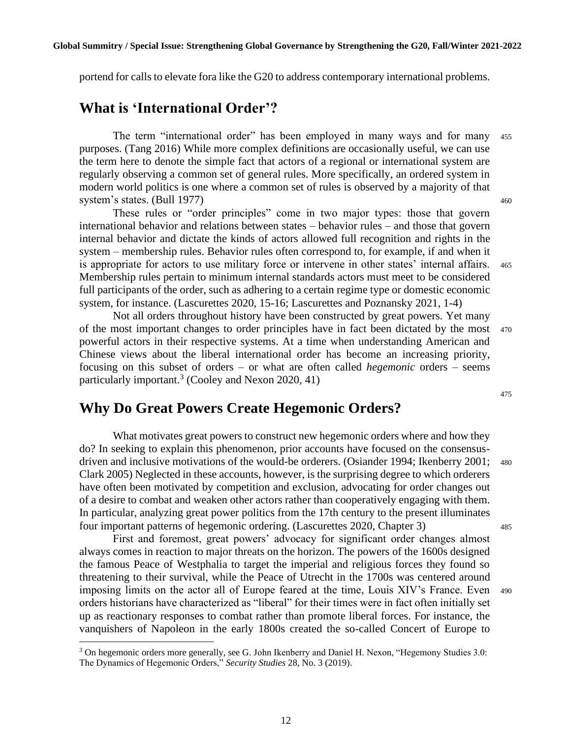portend for calls to elevate fora like the G20 to address contemporary international problems.

## What is 'International Order'?

The term "international order" has been employed in many ways and for many purposes. (Tang 2016) While more complex definitions are occasionally useful, we can use the term here to denote the simple fact that actors of a regional or international system are regularly observing a common set of general rules. More specifically, an ordered system in modern world politics is one where a common set of rules is observed by a majority of that system's states. (Bull 1977)

These rules or "order principles" come in two major types: those that govern international behavior and relations between states – behavior rules – and those that govern internal behavior and dictate the kinds of actors allowed full recognition and rights in the system – membership rules. Behavior rules often correspond to, for example, if and when it is appropriate for actors to use military force or intervene in other states' internal affairs. Membership rules pertain to minimum internal standards actors must meet to be considered full participants of the order, such as adhering to a certain regime type or domestic economic system, for instance. (Lascurettes 2020, 15-16; Lascurettes and Poznansky 2021, 1-4)

Not all orders throughout history have been constructed by great powers. Yet many of the most important changes to order principles have in fact been dictated by the most powerful actors in their respective systems. At a time when understanding American and Chinese views about the liberal international order has become an increasing priority, focusing on this subset of orders – or what are often called *hegemonic* orders – seems particularly important.[3] (Cooley and Nexon 2020, 41)

## Why Do Great Powers Create Hegemonic Orders?

What motivates great powers to construct new hegemonic orders where and how they do? In seeking to explain this phenomenon, prior accounts have focused on the consensus-driven and inclusive motivations of the would-be orderers. (Osiander 1994; Ikenberry 2001; Clark 2005) Neglected in these accounts, however, is the surprising degree to which orderers have often been motivated by competition and exclusion, advocating for order changes out of a desire to combat and weaken other actors rather than cooperatively engaging with them. In particular, analyzing great power politics from the 17th century to the present illuminates four important patterns of hegemonic ordering. (Lascurettes 2020, Chapter 3)

First and foremost, great powers' advocacy for significant order changes almost always comes in reaction to major threats on the horizon. The powers of the 1600s designed the famous Peace of Westphalia to target the imperial and religious forces they found so threatening to their survival, while the Peace of Utrecht in the 1700s was centered around imposing limits on the actor all of Europe feared at the time, Louis XIV's France. Even orders historians have characterized as "liberal" for their times were in fact often initially set up as reactionary responses to combat rather than promote liberal forces. For instance, the vanquishers of Napoleon in the early 1800s created the so-called Concert of Europe to

[3] On hegemonic orders more generally, see G. John Ikenberry and Daniel H. Nexon, "Hegemony Studies 3.0: The Dynamics of Hegemonic Orders," *Security Studies* 28, No. 3 (2019).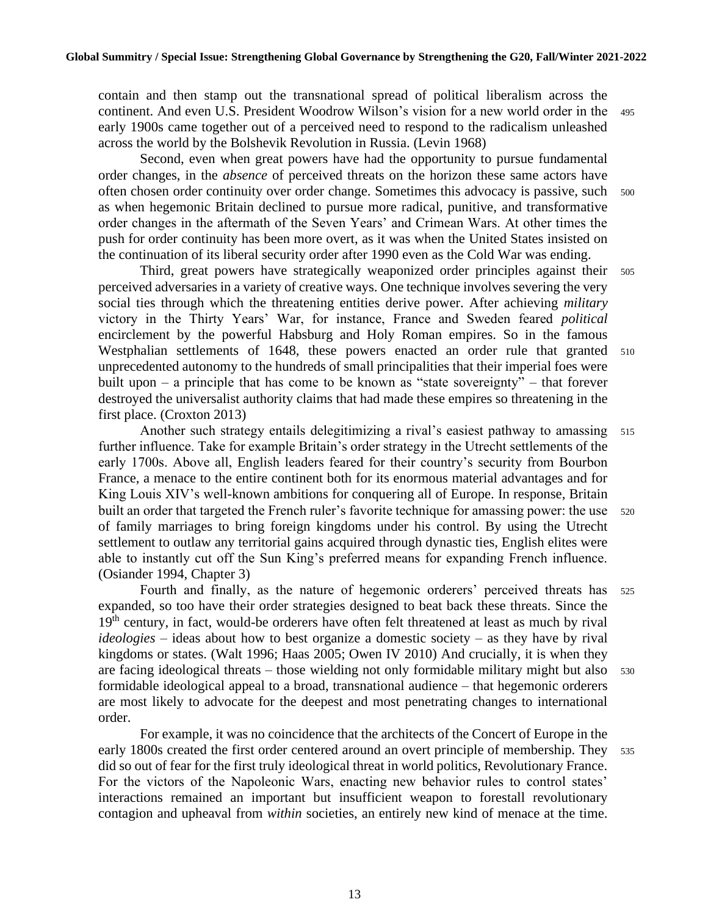contain and then stamp out the transnational spread of political liberalism across the continent. And even U.S. President Woodrow Wilson's vision for a new world order in the early 1900s came together out of a perceived need to respond to the radicalism unleashed across the world by the Bolshevik Revolution in Russia. (Levin 1968)

Second, even when great powers have had the opportunity to pursue fundamental order changes, in the *absence* of perceived threats on the horizon these same actors have often chosen order continuity over order change. Sometimes this advocacy is passive, such as when hegemonic Britain declined to pursue more radical, punitive, and transformative order changes in the aftermath of the Seven Years' and Crimean Wars. At other times the push for order continuity has been more overt, as it was when the United States insisted on the continuation of its liberal security order after 1990 even as the Cold War was ending.

Third, great powers have strategically weaponized order principles against their perceived adversaries in a variety of creative ways. One technique involves severing the very social ties through which the threatening entities derive power. After achieving *military* victory in the Thirty Years' War, for instance, France and Sweden feared *political* encirclement by the powerful Habsburg and Holy Roman empires. So in the famous Westphalian settlements of 1648, these powers enacted an order rule that granted unprecedented autonomy to the hundreds of small principalities that their imperial foes were built upon – a principle that has come to be known as "state sovereignty" – that forever destroyed the universalist authority claims that had made these empires so threatening in the first place. (Croxton 2013)

Another such strategy entails delegitimizing a rival's easiest pathway to amassing further influence. Take for example Britain's order strategy in the Utrecht settlements of the early 1700s. Above all, English leaders feared for their country's security from Bourbon France, a menace to the entire continent both for its enormous material advantages and for King Louis XIV's well-known ambitions for conquering all of Europe. In response, Britain built an order that targeted the French ruler's favorite technique for amassing power: the use of family marriages to bring foreign kingdoms under his control. By using the Utrecht settlement to outlaw any territorial gains acquired through dynastic ties, English elites were able to instantly cut off the Sun King's preferred means for expanding French influence. (Osiander 1994, Chapter 3)

Fourth and finally, as the nature of hegemonic orderers' perceived threats has expanded, so too have their order strategies designed to beat back these threats. Since the 19th century, in fact, would-be orderers have often felt threatened at least as much by rival *ideologies* – ideas about how to best organize a domestic society – as they have by rival kingdoms or states. (Walt 1996; Haas 2005; Owen IV 2010) And crucially, it is when they are facing ideological threats – those wielding not only formidable military might but also formidable ideological appeal to a broad, transnational audience – that hegemonic orderers are most likely to advocate for the deepest and most penetrating changes to international order.

For example, it was no coincidence that the architects of the Concert of Europe in the early 1800s created the first order centered around an overt principle of membership. They did so out of fear for the first truly ideological threat in world politics, Revolutionary France. For the victors of the Napoleonic Wars, enacting new behavior rules to control states' interactions remained an important but insufficient weapon to forestall revolutionary contagion and upheaval from *within* societies, an entirely new kind of menace at the time.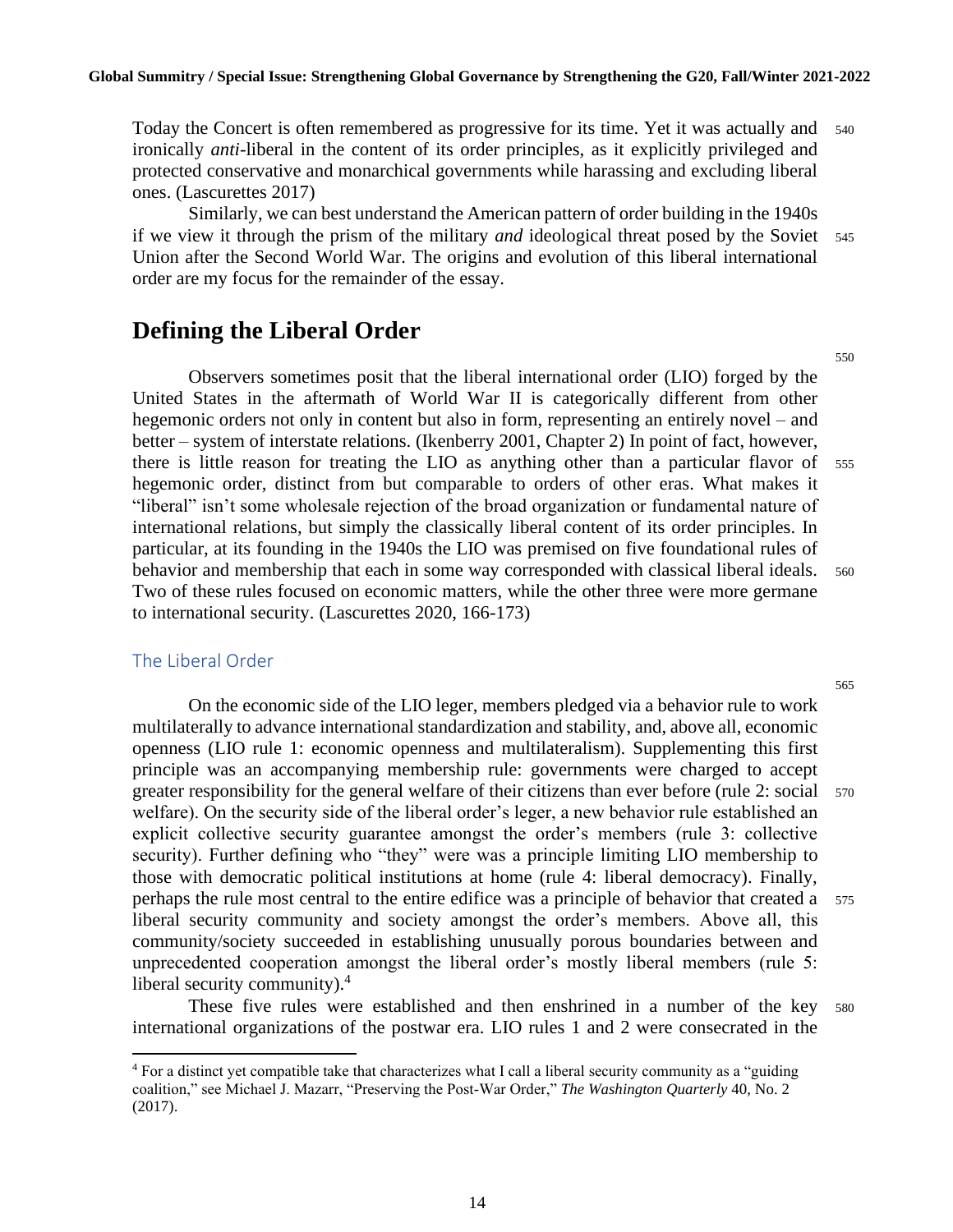Today the Concert is often remembered as progressive for its time. Yet it was actually and ironically *anti*-liberal in the content of its order principles, as it explicitly privileged and protected conservative and monarchical governments while harassing and excluding liberal ones. (Lascurettes 2017)

Similarly, we can best understand the American pattern of order building in the 1940s if we view it through the prism of the military *and* ideological threat posed by the Soviet Union after the Second World War. The origins and evolution of this liberal international order are my focus for the remainder of the essay.

# Defining the Liberal Order

Observers sometimes posit that the liberal international order (LIO) forged by the United States in the aftermath of World War II is categorically different from other hegemonic orders not only in content but also in form, representing an entirely novel – and better – system of interstate relations. (Ikenberry 2001, Chapter 2) In point of fact, however, there is little reason for treating the LIO as anything other than a particular flavor of hegemonic order, distinct from but comparable to orders of other eras. What makes it "liberal" isn't some wholesale rejection of the broad organization or fundamental nature of international relations, but simply the classically liberal content of its order principles. In particular, at its founding in the 1940s the LIO was premised on five foundational rules of behavior and membership that each in some way corresponded with classical liberal ideals. Two of these rules focused on economic matters, while the other three were more germane to international security. (Lascurettes 2020, 166-173)

## The Liberal Order

On the economic side of the LIO leger, members pledged via a behavior rule to work multilaterally to advance international standardization and stability, and, above all, economic openness (LIO rule 1: economic openness and multilateralism). Supplementing this first principle was an accompanying membership rule: governments were charged to accept greater responsibility for the general welfare of their citizens than ever before (rule 2: social welfare). On the security side of the liberal order's leger, a new behavior rule established an explicit collective security guarantee amongst the order's members (rule 3: collective security). Further defining who "they" were was a principle limiting LIO membership to those with democratic political institutions at home (rule 4: liberal democracy). Finally, perhaps the rule most central to the entire edifice was a principle of behavior that created a liberal security community and society amongst the order's members. Above all, this community/society succeeded in establishing unusually porous boundaries between and unprecedented cooperation amongst the liberal order's mostly liberal members (rule 5: liberal security community).[4]

These five rules were established and then enshrined in a number of the key international organizations of the postwar era. LIO rules 1 and 2 were consecrated in the

[4] For a distinct yet compatible take that characterizes what I call a liberal security community as a "guiding coalition," see Michael J. Mazarr, "Preserving the Post-War Order," *The Washington Quarterly* 40, No. 2 (2017).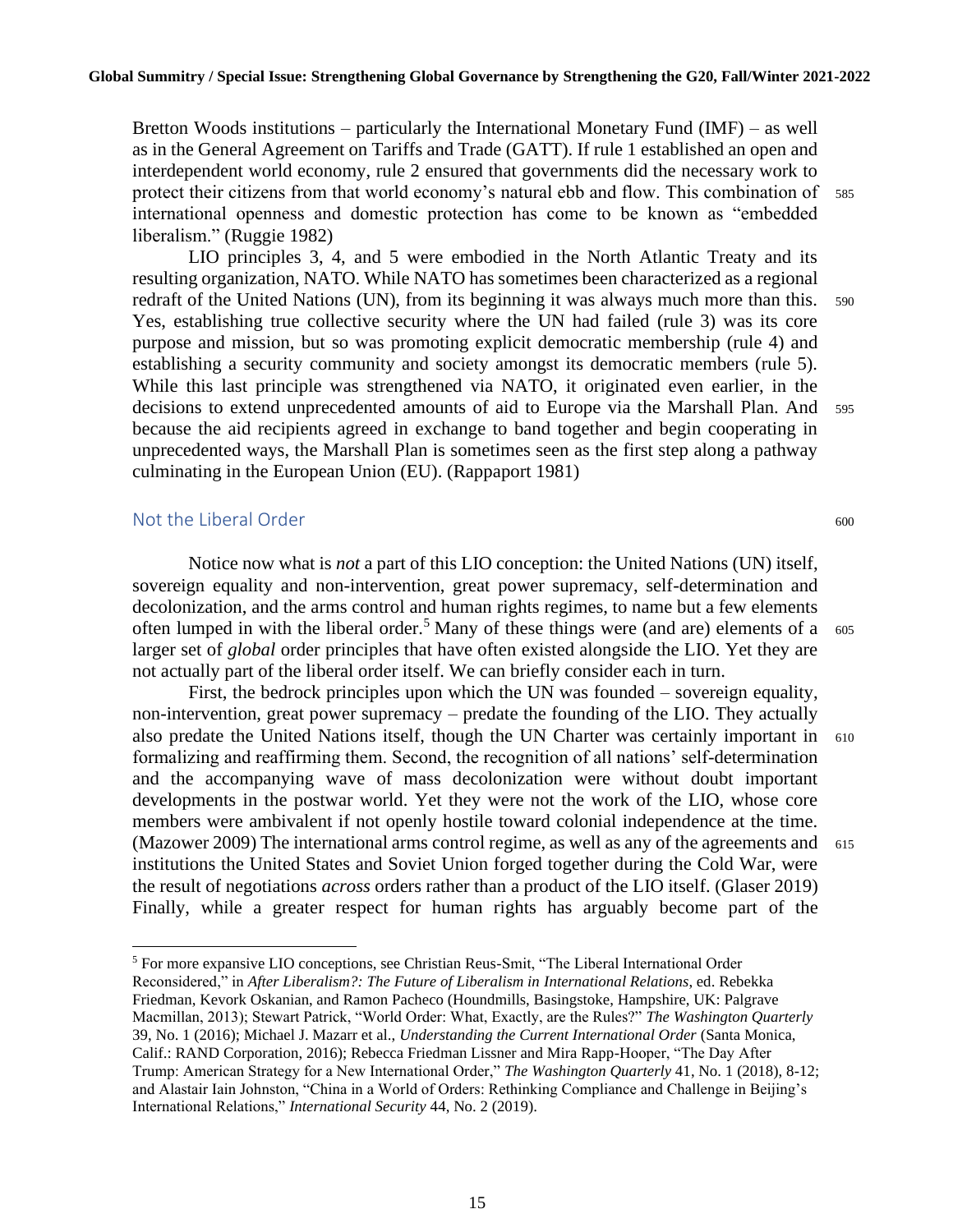Bretton Woods institutions – particularly the International Monetary Fund (IMF) – as well as in the General Agreement on Tariffs and Trade (GATT). If rule 1 established an open and interdependent world economy, rule 2 ensured that governments did the necessary work to protect their citizens from that world economy's natural ebb and flow. This combination of international openness and domestic protection has come to be known as "embedded liberalism." (Ruggie 1982)

LIO principles 3, 4, and 5 were embodied in the North Atlantic Treaty and its resulting organization, NATO. While NATO has sometimes been characterized as a regional redraft of the United Nations (UN), from its beginning it was always much more than this. Yes, establishing true collective security where the UN had failed (rule 3) was its core purpose and mission, but so was promoting explicit democratic membership (rule 4) and establishing a security community and society amongst its democratic members (rule 5). While this last principle was strengthened via NATO, it originated even earlier, in the decisions to extend unprecedented amounts of aid to Europe via the Marshall Plan. And because the aid recipients agreed in exchange to band together and begin cooperating in unprecedented ways, the Marshall Plan is sometimes seen as the first step along a pathway culminating in the European Union (EU). (Rappaport 1981)

## Not the Liberal Order

Notice now what is *not* a part of this LIO conception: the United Nations (UN) itself, sovereign equality and non-intervention, great power supremacy, self-determination and decolonization, and the arms control and human rights regimes, to name but a few elements often lumped in with the liberal order.[5] Many of these things were (and are) elements of a larger set of *global* order principles that have often existed alongside the LIO. Yet they are not actually part of the liberal order itself. We can briefly consider each in turn.

First, the bedrock principles upon which the UN was founded – sovereign equality, non-intervention, great power supremacy – predate the founding of the LIO. They actually also predate the United Nations itself, though the UN Charter was certainly important in formalizing and reaffirming them. Second, the recognition of all nations' self-determination and the accompanying wave of mass decolonization were without doubt important developments in the postwar world. Yet they were not the work of the LIO, whose core members were ambivalent if not openly hostile toward colonial independence at the time. (Mazower 2009) The international arms control regime, as well as any of the agreements and institutions the United States and Soviet Union forged together during the Cold War, were the result of negotiations *across* orders rather than a product of the LIO itself. (Glaser 2019) Finally, while a greater respect for human rights has arguably become part of the

[5] For more expansive LIO conceptions, see Christian Reus-Smit, "The Liberal International Order Reconsidered," in *After Liberalism?: The Future of Liberalism in International Relations*, ed. Rebekka Friedman, Kevork Oskanian, and Ramon Pacheco (Houndmills, Basingstoke, Hampshire, UK: Palgrave Macmillan, 2013); Stewart Patrick, "World Order: What, Exactly, are the Rules?" *The Washington Quarterly* 39, No. 1 (2016); Michael J. Mazarr et al., *Understanding the Current International Order* (Santa Monica, Calif.: RAND Corporation, 2016); Rebecca Friedman Lissner and Mira Rapp-Hooper, "The Day After Trump: American Strategy for a New International Order," *The Washington Quarterly* 41, No. 1 (2018), 8-12; and Alastair Iain Johnston, "China in a World of Orders: Rethinking Compliance and Challenge in Beijing's International Relations," *International Security* 44, No. 2 (2019).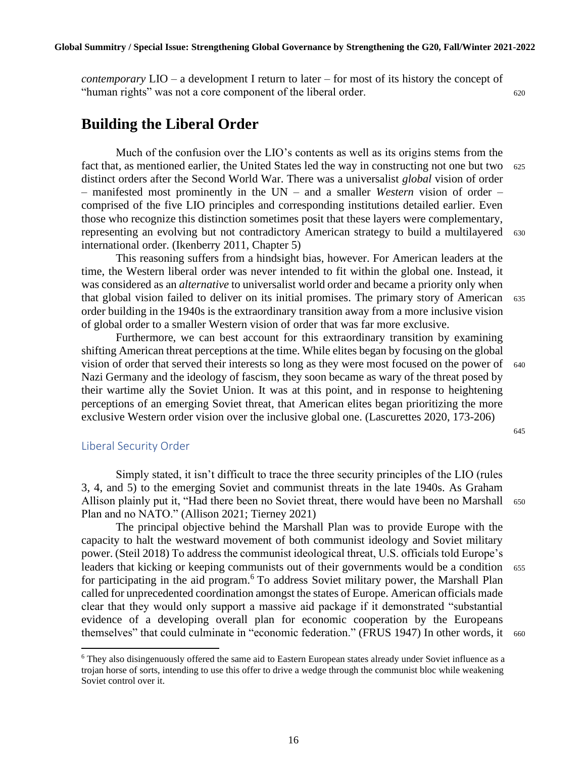*contemporary* LIO – a development I return to later – for most of its history the concept of "human rights" was not a core component of the liberal order.

## Building the Liberal Order

Much of the confusion over the LIO's contents as well as its origins stems from the fact that, as mentioned earlier, the United States led the way in constructing not one but two distinct orders after the Second World War. There was a universalist *global* vision of order – manifested most prominently in the UN – and a smaller *Western* vision of order – comprised of the five LIO principles and corresponding institutions detailed earlier. Even those who recognize this distinction sometimes posit that these layers were complementary, representing an evolving but not contradictory American strategy to build a multilayered international order. (Ikenberry 2011, Chapter 5)

This reasoning suffers from a hindsight bias, however. For American leaders at the time, the Western liberal order was never intended to fit within the global one. Instead, it was considered as an *alternative* to universalist world order and became a priority only when that global vision failed to deliver on its initial promises. The primary story of American order building in the 1940s is the extraordinary transition away from a more inclusive vision of global order to a smaller Western vision of order that was far more exclusive.

Furthermore, we can best account for this extraordinary transition by examining shifting American threat perceptions at the time. While elites began by focusing on the global vision of order that served their interests so long as they were most focused on the power of Nazi Germany and the ideology of fascism, they soon became as wary of the threat posed by their wartime ally the Soviet Union. It was at this point, and in response to heightening perceptions of an emerging Soviet threat, that American elites began prioritizing the more exclusive Western order vision over the inclusive global one. (Lascurettes 2020, 173-206)

### Liberal Security Order

Simply stated, it isn't difficult to trace the three security principles of the LIO (rules 3, 4, and 5) to the emerging Soviet and communist threats in the late 1940s. As Graham Allison plainly put it, "Had there been no Soviet threat, there would have been no Marshall Plan and no NATO." (Allison 2021; Tierney 2021)

The principal objective behind the Marshall Plan was to provide Europe with the capacity to halt the westward movement of both communist ideology and Soviet military power. (Steil 2018) To address the communist ideological threat, U.S. officials told Europe's leaders that kicking or keeping communists out of their governments would be a condition for participating in the aid program.[6] To address Soviet military power, the Marshall Plan called for unprecedented coordination amongst the states of Europe. American officials made clear that they would only support a massive aid package if it demonstrated "substantial evidence of a developing overall plan for economic cooperation by the Europeans themselves" that could culminate in "economic federation." (FRUS 1947) In other words, it

[6] They also disingenuously offered the same aid to Eastern European states already under Soviet influence as a trojan horse of sorts, intending to use this offer to drive a wedge through the communist bloc while weakening Soviet control over it.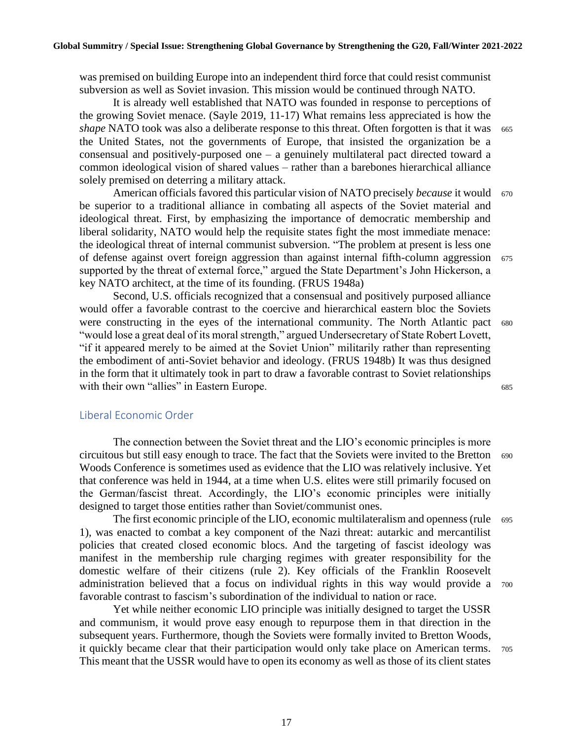was premised on building Europe into an independent third force that could resist communist subversion as well as Soviet invasion. This mission would be continued through NATO.

It is already well established that NATO was founded in response to perceptions of the growing Soviet menace. (Sayle 2019, 11-17) What remains less appreciated is how the *shape* NATO took was also a deliberate response to this threat. Often forgotten is that it was the United States, not the governments of Europe, that insisted the organization be a consensual and positively-purposed one – a genuinely multilateral pact directed toward a common ideological vision of shared values – rather than a barebones hierarchical alliance solely premised on deterring a military attack.

American officials favored this particular vision of NATO precisely *because* it would be superior to a traditional alliance in combating all aspects of the Soviet material and ideological threat. First, by emphasizing the importance of democratic membership and liberal solidarity, NATO would help the requisite states fight the most immediate menace: the ideological threat of internal communist subversion. "The problem at present is less one of defense against overt foreign aggression than against internal fifth-column aggression supported by the threat of external force," argued the State Department's John Hickerson, a key NATO architect, at the time of its founding. (FRUS 1948a)

Second, U.S. officials recognized that a consensual and positively purposed alliance would offer a favorable contrast to the coercive and hierarchical eastern bloc the Soviets were constructing in the eyes of the international community. The North Atlantic pact "would lose a great deal of its moral strength," argued Undersecretary of State Robert Lovett, "if it appeared merely to be aimed at the Soviet Union" militarily rather than representing the embodiment of anti-Soviet behavior and ideology. (FRUS 1948b) It was thus designed in the form that it ultimately took in part to draw a favorable contrast to Soviet relationships with their own "allies" in Eastern Europe.

## Liberal Economic Order

The connection between the Soviet threat and the LIO's economic principles is more circuitous but still easy enough to trace. The fact that the Soviets were invited to the Bretton Woods Conference is sometimes used as evidence that the LIO was relatively inclusive. Yet that conference was held in 1944, at a time when U.S. elites were still primarily focused on the German/fascist threat. Accordingly, the LIO's economic principles were initially designed to target those entities rather than Soviet/communist ones.

The first economic principle of the LIO, economic multilateralism and openness (rule 1), was enacted to combat a key component of the Nazi threat: autarkic and mercantilist policies that created closed economic blocs. And the targeting of fascist ideology was manifest in the membership rule charging regimes with greater responsibility for the domestic welfare of their citizens (rule 2). Key officials of the Franklin Roosevelt administration believed that a focus on individual rights in this way would provide a favorable contrast to fascism's subordination of the individual to nation or race.

Yet while neither economic LIO principle was initially designed to target the USSR and communism, it would prove easy enough to repurpose them in that direction in the subsequent years. Furthermore, though the Soviets were formally invited to Bretton Woods, it quickly became clear that their participation would only take place on American terms. This meant that the USSR would have to open its economy as well as those of its client states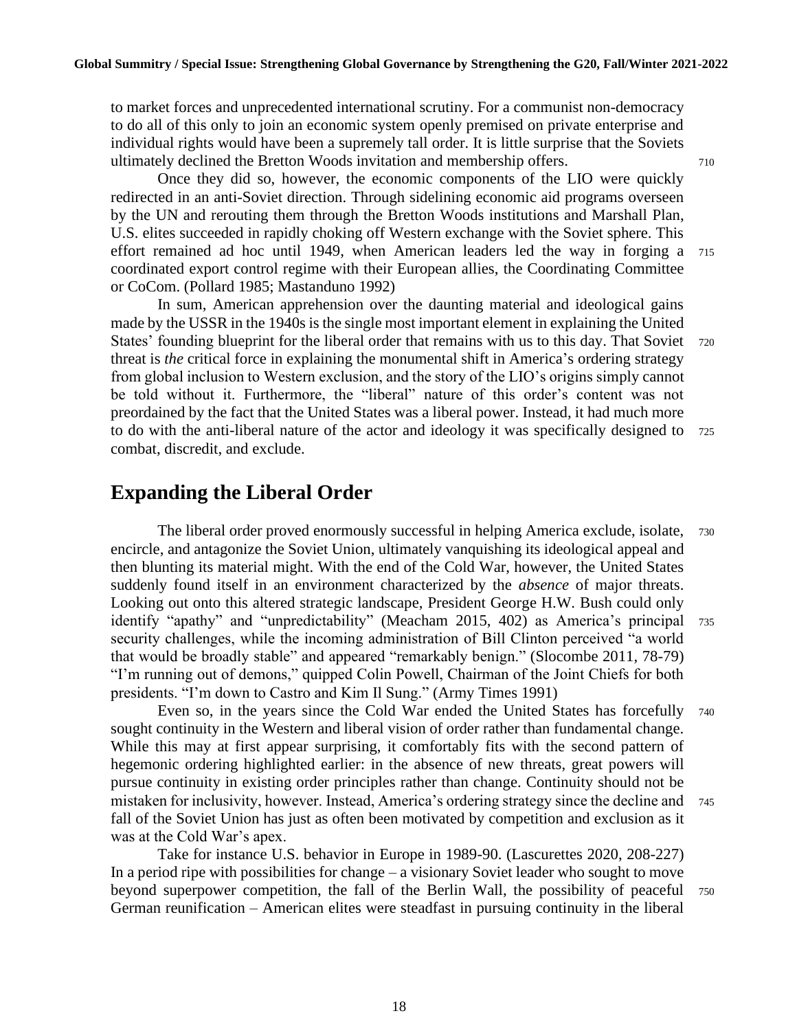to market forces and unprecedented international scrutiny. For a communist non-democracy to do all of this only to join an economic system openly premised on private enterprise and individual rights would have been a supremely tall order. It is little surprise that the Soviets ultimately declined the Bretton Woods invitation and membership offers.

Once they did so, however, the economic components of the LIO were quickly redirected in an anti-Soviet direction. Through sidelining economic aid programs overseen by the UN and rerouting them through the Bretton Woods institutions and Marshall Plan, U.S. elites succeeded in rapidly choking off Western exchange with the Soviet sphere. This effort remained ad hoc until 1949, when American leaders led the way in forging a coordinated export control regime with their European allies, the Coordinating Committee or CoCom. (Pollard 1985; Mastanduno 1992)

In sum, American apprehension over the daunting material and ideological gains made by the USSR in the 1940s is the single most important element in explaining the United States' founding blueprint for the liberal order that remains with us to this day. That Soviet threat is *the* critical force in explaining the monumental shift in America's ordering strategy from global inclusion to Western exclusion, and the story of the LIO's origins simply cannot be told without it. Furthermore, the "liberal" nature of this order's content was not preordained by the fact that the United States was a liberal power. Instead, it had much more to do with the anti-liberal nature of the actor and ideology it was specifically designed to combat, discredit, and exclude.

## Expanding the Liberal Order

The liberal order proved enormously successful in helping America exclude, isolate, encircle, and antagonize the Soviet Union, ultimately vanquishing its ideological appeal and then blunting its material might. With the end of the Cold War, however, the United States suddenly found itself in an environment characterized by the *absence* of major threats. Looking out onto this altered strategic landscape, President George H.W. Bush could only identify "apathy" and "unpredictability" (Meacham 2015, 402) as America's principal security challenges, while the incoming administration of Bill Clinton perceived "a world that would be broadly stable" and appeared "remarkably benign." (Slocombe 2011, 78-79) "I'm running out of demons," quipped Colin Powell, Chairman of the Joint Chiefs for both presidents. "I'm down to Castro and Kim Il Sung." (Army Times 1991)

Even so, in the years since the Cold War ended the United States has forcefully sought continuity in the Western and liberal vision of order rather than fundamental change. While this may at first appear surprising, it comfortably fits with the second pattern of hegemonic ordering highlighted earlier: in the absence of new threats, great powers will pursue continuity in existing order principles rather than change. Continuity should not be mistaken for inclusivity, however. Instead, America's ordering strategy since the decline and fall of the Soviet Union has just as often been motivated by competition and exclusion as it was at the Cold War's apex.

Take for instance U.S. behavior in Europe in 1989-90. (Lascurettes 2020, 208-227) In a period ripe with possibilities for change – a visionary Soviet leader who sought to move beyond superpower competition, the fall of the Berlin Wall, the possibility of peaceful German reunification – American elites were steadfast in pursuing continuity in the liberal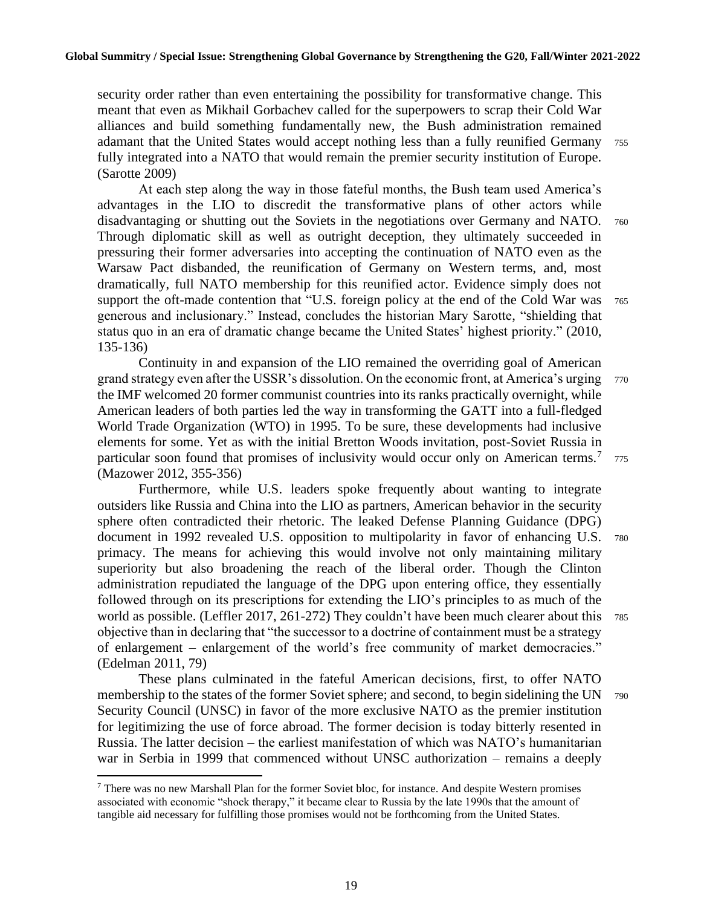security order rather than even entertaining the possibility for transformative change. This meant that even as Mikhail Gorbachev called for the superpowers to scrap their Cold War alliances and build something fundamentally new, the Bush administration remained adamant that the United States would accept nothing less than a fully reunified Germany fully integrated into a NATO that would remain the premier security institution of Europe. (Sarotte 2009)

At each step along the way in those fateful months, the Bush team used America's advantages in the LIO to discredit the transformative plans of other actors while disadvantaging or shutting out the Soviets in the negotiations over Germany and NATO. Through diplomatic skill as well as outright deception, they ultimately succeeded in pressuring their former adversaries into accepting the continuation of NATO even as the Warsaw Pact disbanded, the reunification of Germany on Western terms, and, most dramatically, full NATO membership for this reunified actor. Evidence simply does not support the oft-made contention that "U.S. foreign policy at the end of the Cold War was generous and inclusionary." Instead, concludes the historian Mary Sarotte, "shielding that status quo in an era of dramatic change became the United States' highest priority." (2010, 135-136)

Continuity in and expansion of the LIO remained the overriding goal of American grand strategy even after the USSR's dissolution. On the economic front, at America's urging the IMF welcomed 20 former communist countries into its ranks practically overnight, while American leaders of both parties led the way in transforming the GATT into a full-fledged World Trade Organization (WTO) in 1995. To be sure, these developments had inclusive elements for some. Yet as with the initial Bretton Woods invitation, post-Soviet Russia in particular soon found that promises of inclusivity would occur only on American terms.[7] (Mazower 2012, 355-356)

Furthermore, while U.S. leaders spoke frequently about wanting to integrate outsiders like Russia and China into the LIO as partners, American behavior in the security sphere often contradicted their rhetoric. The leaked Defense Planning Guidance (DPG) document in 1992 revealed U.S. opposition to multipolarity in favor of enhancing U.S. primacy. The means for achieving this would involve not only maintaining military superiority but also broadening the reach of the liberal order. Though the Clinton administration repudiated the language of the DPG upon entering office, they essentially followed through on its prescriptions for extending the LIO's principles to as much of the world as possible. (Leffler 2017, 261-272) They couldn't have been much clearer about this objective than in declaring that "the successor to a doctrine of containment must be a strategy of enlargement – enlargement of the world's free community of market democracies." (Edelman 2011, 79)

These plans culminated in the fateful American decisions, first, to offer NATO membership to the states of the former Soviet sphere; and second, to begin sidelining the UN Security Council (UNSC) in favor of the more exclusive NATO as the premier institution for legitimizing the use of force abroad. The former decision is today bitterly resented in Russia. The latter decision – the earliest manifestation of which was NATO's humanitarian war in Serbia in 1999 that commenced without UNSC authorization – remains a deeply

[7] There was no new Marshall Plan for the former Soviet bloc, for instance. And despite Western promises associated with economic "shock therapy," it became clear to Russia by the late 1990s that the amount of tangible aid necessary for fulfilling those promises would not be forthcoming from the United States.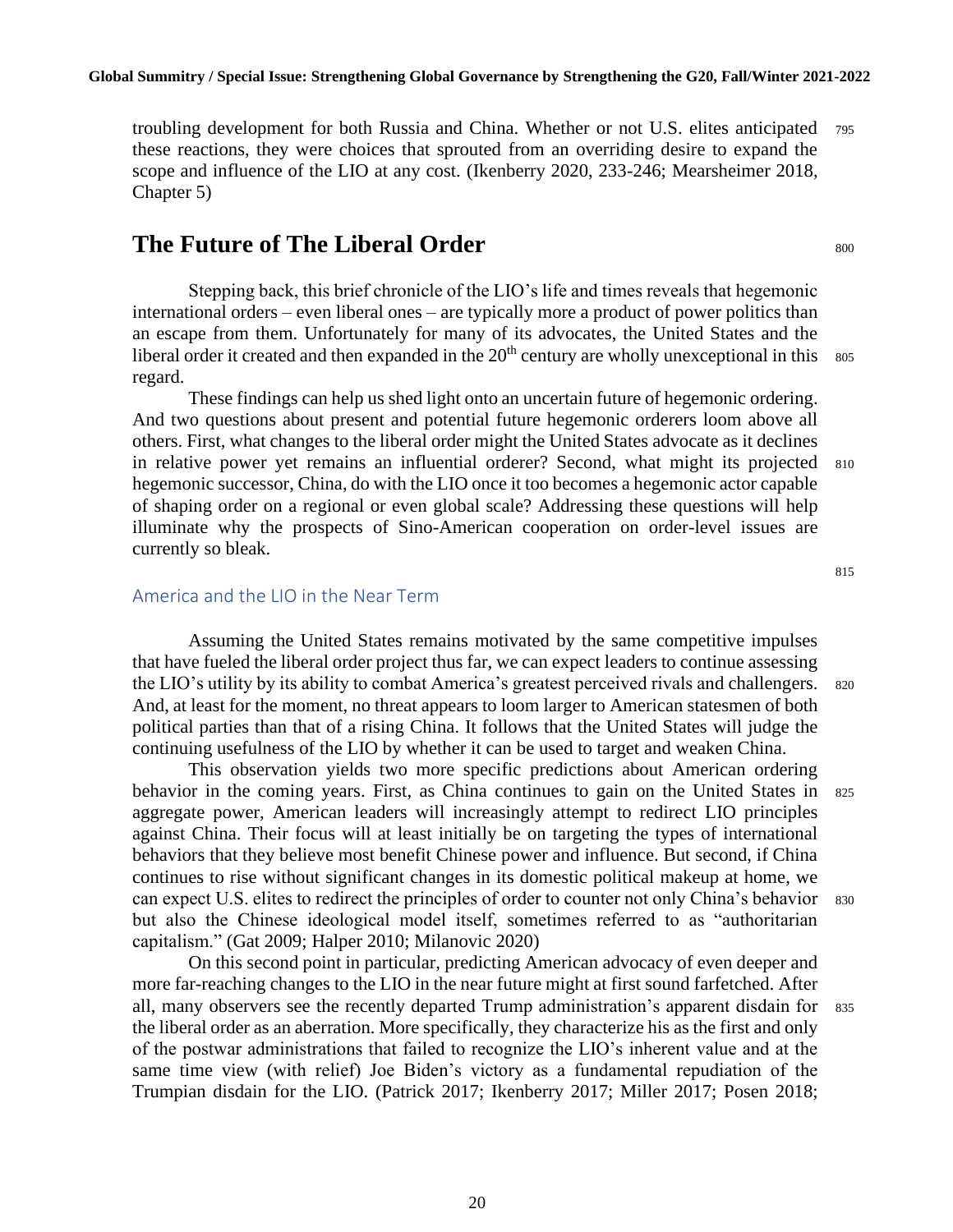troubling development for both Russia and China. Whether or not U.S. elites anticipated these reactions, they were choices that sprouted from an overriding desire to expand the scope and influence of the LIO at any cost. (Ikenberry 2020, 233-246; Mearsheimer 2018, Chapter 5)

## The Future of The Liberal Order

Stepping back, this brief chronicle of the LIO's life and times reveals that hegemonic international orders – even liberal ones – are typically more a product of power politics than an escape from them. Unfortunately for many of its advocates, the United States and the liberal order it created and then expanded in the 20th century are wholly unexceptional in this regard.

These findings can help us shed light onto an uncertain future of hegemonic ordering. And two questions about present and potential future hegemonic orderers loom above all others. First, what changes to the liberal order might the United States advocate as it declines in relative power yet remains an influential orderer? Second, what might its projected hegemonic successor, China, do with the LIO once it too becomes a hegemonic actor capable of shaping order on a regional or even global scale? Addressing these questions will help illuminate why the prospects of Sino-American cooperation on order-level issues are currently so bleak.

### America and the LIO in the Near Term

Assuming the United States remains motivated by the same competitive impulses that have fueled the liberal order project thus far, we can expect leaders to continue assessing the LIO's utility by its ability to combat America's greatest perceived rivals and challengers. And, at least for the moment, no threat appears to loom larger to American statesmen of both political parties than that of a rising China. It follows that the United States will judge the continuing usefulness of the LIO by whether it can be used to target and weaken China.

This observation yields two more specific predictions about American ordering behavior in the coming years. First, as China continues to gain on the United States in aggregate power, American leaders will increasingly attempt to redirect LIO principles against China. Their focus will at least initially be on targeting the types of international behaviors that they believe most benefit Chinese power and influence. But second, if China continues to rise without significant changes in its domestic political makeup at home, we can expect U.S. elites to redirect the principles of order to counter not only China's behavior but also the Chinese ideological model itself, sometimes referred to as "authoritarian capitalism." (Gat 2009; Halper 2010; Milanovic 2020)

On this second point in particular, predicting American advocacy of even deeper and more far-reaching changes to the LIO in the near future might at first sound farfetched. After all, many observers see the recently departed Trump administration's apparent disdain for the liberal order as an aberration. More specifically, they characterize his as the first and only of the postwar administrations that failed to recognize the LIO's inherent value and at the same time view (with relief) Joe Biden's victory as a fundamental repudiation of the Trumpian disdain for the LIO. (Patrick 2017; Ikenberry 2017; Miller 2017; Posen 2018;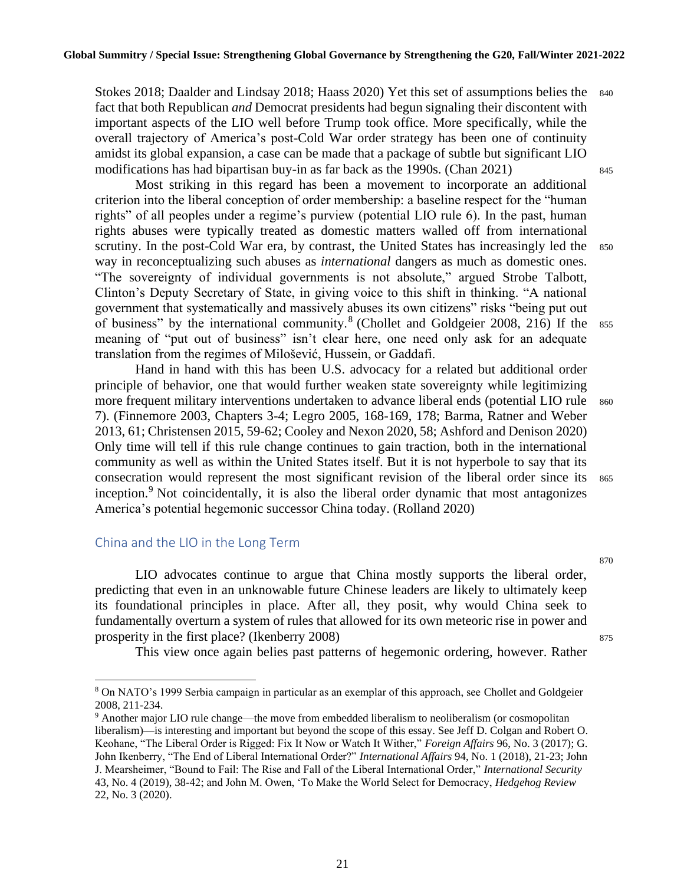Stokes 2018; Daalder and Lindsay 2018; Haass 2020) Yet this set of assumptions belies the fact that both Republican *and* Democrat presidents had begun signaling their discontent with important aspects of the LIO well before Trump took office. More specifically, while the overall trajectory of America's post-Cold War order strategy has been one of continuity amidst its global expansion, a case can be made that a package of subtle but significant LIO modifications has had bipartisan buy-in as far back as the 1990s. (Chan 2021)

Most striking in this regard has been a movement to incorporate an additional criterion into the liberal conception of order membership: a baseline respect for the "human rights" of all peoples under a regime's purview (potential LIO rule 6). In the past, human rights abuses were typically treated as domestic matters walled off from international scrutiny. In the post-Cold War era, by contrast, the United States has increasingly led the way in reconceptualizing such abuses as *international* dangers as much as domestic ones. "The sovereignty of individual governments is not absolute," argued Strobe Talbott, Clinton's Deputy Secretary of State, in giving voice to this shift in thinking. "A national government that systematically and massively abuses its own citizens" risks "being put out of business" by the international community.[8] (Chollet and Goldgeier 2008, 216) If the meaning of "put out of business" isn't clear here, one need only ask for an adequate translation from the regimes of Milošević, Hussein, or Gaddafi.

Hand in hand with this has been U.S. advocacy for a related but additional order principle of behavior, one that would further weaken state sovereignty while legitimizing more frequent military interventions undertaken to advance liberal ends (potential LIO rule 7). (Finnemore 2003, Chapters 3-4; Legro 2005, 168-169, 178; Barma, Ratner and Weber 2013, 61; Christensen 2015, 59-62; Cooley and Nexon 2020, 58; Ashford and Denison 2020) Only time will tell if this rule change continues to gain traction, both in the international community as well as within the United States itself. But it is not hyperbole to say that its consecration would represent the most significant revision of the liberal order since its inception.[9] Not coincidentally, it is also the liberal order dynamic that most antagonizes America's potential hegemonic successor China today. (Rolland 2020)

## China and the LIO in the Long Term

LIO advocates continue to argue that China mostly supports the liberal order, predicting that even in an unknowable future Chinese leaders are likely to ultimately keep its foundational principles in place. After all, they posit, why would China seek to fundamentally overturn a system of rules that allowed for its own meteoric rise in power and prosperity in the first place? (Ikenberry 2008)

This view once again belies past patterns of hegemonic ordering, however. Rather

---

[8] On NATO's 1999 Serbia campaign in particular as an exemplar of this approach, see Chollet and Goldgeier 2008, 211-234.

[9] Another major LIO rule change—the move from embedded liberalism to neoliberalism (or cosmopolitan liberalism)—is interesting and important but beyond the scope of this essay. See Jeff D. Colgan and Robert O. Keohane, "The Liberal Order is Rigged: Fix It Now or Watch It Wither," *Foreign Affairs* 96, No. 3 (2017); G. John Ikenberry, "The End of Liberal International Order?" *International Affairs* 94, No. 1 (2018), 21-23; John J. Mearsheimer, "Bound to Fail: The Rise and Fall of the Liberal International Order," *International Security* 43, No. 4 (2019), 38-42; and John M. Owen, 'To Make the World Select for Democracy, *Hedgehog Review* 22, No. 3 (2020).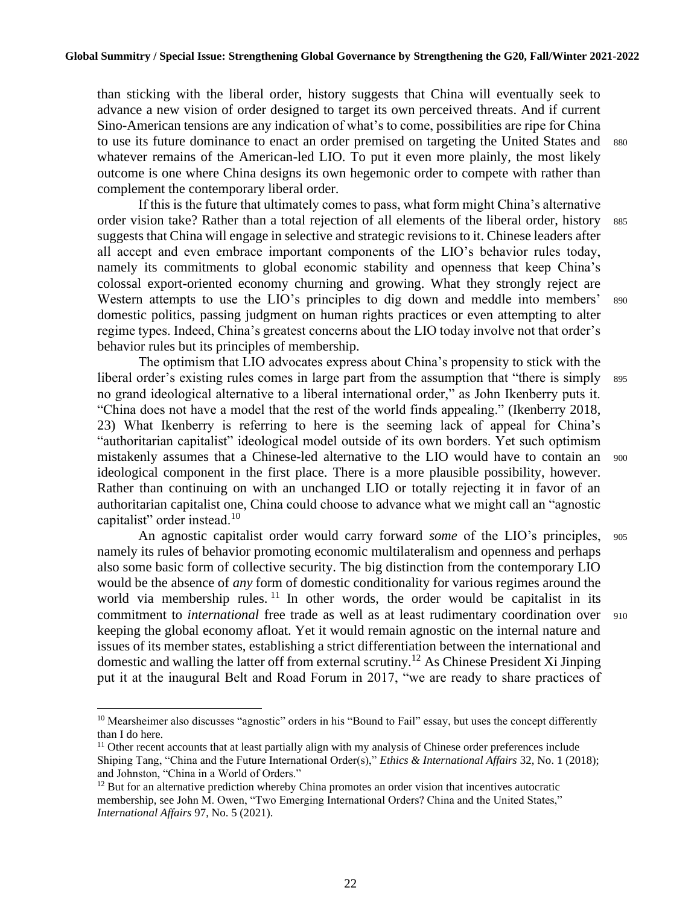than sticking with the liberal order, history suggests that China will eventually seek to advance a new vision of order designed to target its own perceived threats. And if current Sino-American tensions are any indication of what's to come, possibilities are ripe for China to use its future dominance to enact an order premised on targeting the United States and whatever remains of the American-led LIO. To put it even more plainly, the most likely outcome is one where China designs its own hegemonic order to compete with rather than complement the contemporary liberal order.

If this is the future that ultimately comes to pass, what form might China's alternative order vision take? Rather than a total rejection of all elements of the liberal order, history suggests that China will engage in selective and strategic revisions to it. Chinese leaders after all accept and even embrace important components of the LIO's behavior rules today, namely its commitments to global economic stability and openness that keep China's colossal export-oriented economy churning and growing. What they strongly reject are Western attempts to use the LIO's principles to dig down and meddle into members' domestic politics, passing judgment on human rights practices or even attempting to alter regime types. Indeed, China's greatest concerns about the LIO today involve not that order's behavior rules but its principles of membership.

The optimism that LIO advocates express about China's propensity to stick with the liberal order's existing rules comes in large part from the assumption that "there is simply no grand ideological alternative to a liberal international order," as John Ikenberry puts it. "China does not have a model that the rest of the world finds appealing." (Ikenberry 2018, 23) What Ikenberry is referring to here is the seeming lack of appeal for China's "authoritarian capitalist" ideological model outside of its own borders. Yet such optimism mistakenly assumes that a Chinese-led alternative to the LIO would have to contain an ideological component in the first place. There is a more plausible possibility, however. Rather than continuing on with an unchanged LIO or totally rejecting it in favor of an authoritarian capitalist one, China could choose to advance what we might call an "agnostic capitalist" order instead.[10]

An agnostic capitalist order would carry forward *some* of the LIO's principles, namely its rules of behavior promoting economic multilateralism and openness and perhaps also some basic form of collective security. The big distinction from the contemporary LIO would be the absence of *any* form of domestic conditionality for various regimes around the world via membership rules.[11] In other words, the order would be capitalist in its commitment to *international* free trade as well as at least rudimentary coordination over keeping the global economy afloat. Yet it would remain agnostic on the internal nature and issues of its member states, establishing a strict differentiation between the international and domestic and walling the latter off from external scrutiny.[12] As Chinese President Xi Jinping put it at the inaugural Belt and Road Forum in 2017, "we are ready to share practices of

---

[10] Mearsheimer also discusses "agnostic" orders in his "Bound to Fail" essay, but uses the concept differently than I do here.

[11] Other recent accounts that at least partially align with my analysis of Chinese order preferences include Shiping Tang, "China and the Future International Order(s)," *Ethics & International Affairs* 32, No. 1 (2018); and Johnston, "China in a World of Orders."

[12] But for an alternative prediction whereby China promotes an order vision that incentives autocratic membership, see John M. Owen, "Two Emerging International Orders? China and the United States," *International Affairs* 97, No. 5 (2021).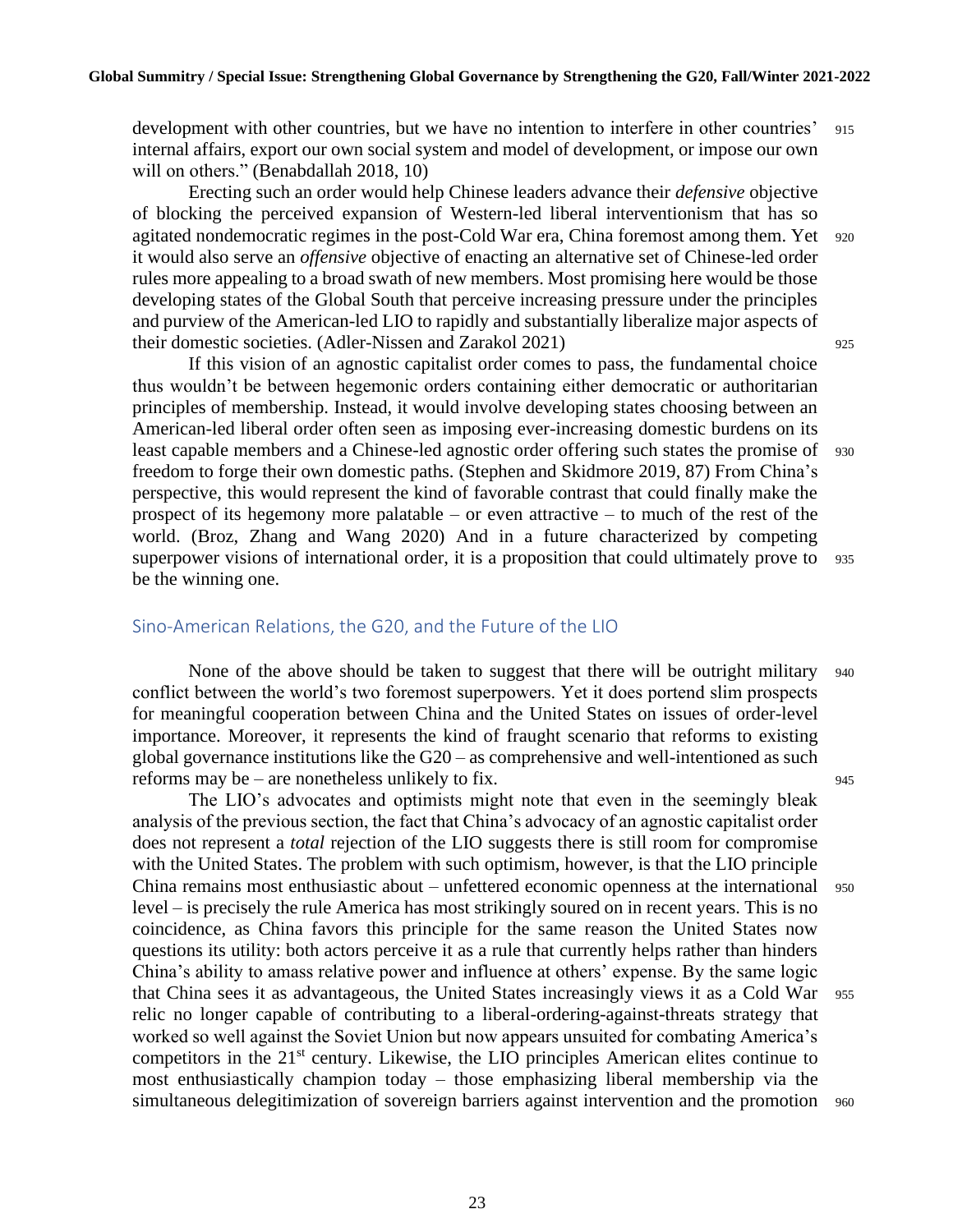development with other countries, but we have no intention to interfere in other countries' internal affairs, export our own social system and model of development, or impose our own will on others." (Benabdallah 2018, 10)

Erecting such an order would help Chinese leaders advance their *defensive* objective of blocking the perceived expansion of Western-led liberal interventionism that has so agitated nondemocratic regimes in the post-Cold War era, China foremost among them. Yet it would also serve an *offensive* objective of enacting an alternative set of Chinese-led order rules more appealing to a broad swath of new members. Most promising here would be those developing states of the Global South that perceive increasing pressure under the principles and purview of the American-led LIO to rapidly and substantially liberalize major aspects of their domestic societies. (Adler-Nissen and Zarakol 2021)

If this vision of an agnostic capitalist order comes to pass, the fundamental choice thus wouldn't be between hegemonic orders containing either democratic or authoritarian principles of membership. Instead, it would involve developing states choosing between an American-led liberal order often seen as imposing ever-increasing domestic burdens on its least capable members and a Chinese-led agnostic order offering such states the promise of freedom to forge their own domestic paths. (Stephen and Skidmore 2019, 87) From China's perspective, this would represent the kind of favorable contrast that could finally make the prospect of its hegemony more palatable – or even attractive – to much of the rest of the world. (Broz, Zhang and Wang 2020) And in a future characterized by competing superpower visions of international order, it is a proposition that could ultimately prove to be the winning one.

## Sino-American Relations, the G20, and the Future of the LIO

None of the above should be taken to suggest that there will be outright military conflict between the world's two foremost superpowers. Yet it does portend slim prospects for meaningful cooperation between China and the United States on issues of order-level importance. Moreover, it represents the kind of fraught scenario that reforms to existing global governance institutions like the G20 – as comprehensive and well-intentioned as such reforms may be – are nonetheless unlikely to fix.

The LIO's advocates and optimists might note that even in the seemingly bleak analysis of the previous section, the fact that China's advocacy of an agnostic capitalist order does not represent a *total* rejection of the LIO suggests there is still room for compromise with the United States. The problem with such optimism, however, is that the LIO principle China remains most enthusiastic about – unfettered economic openness at the international level – is precisely the rule America has most strikingly soured on in recent years. This is no coincidence, as China favors this principle for the same reason the United States now questions its utility: both actors perceive it as a rule that currently helps rather than hinders China's ability to amass relative power and influence at others' expense. By the same logic that China sees it as advantageous, the United States increasingly views it as a Cold War relic no longer capable of contributing to a liberal-ordering-against-threats strategy that worked so well against the Soviet Union but now appears unsuited for combating America's competitors in the 21st century. Likewise, the LIO principles American elites continue to most enthusiastically champion today – those emphasizing liberal membership via the simultaneous delegitimization of sovereign barriers against intervention and the promotion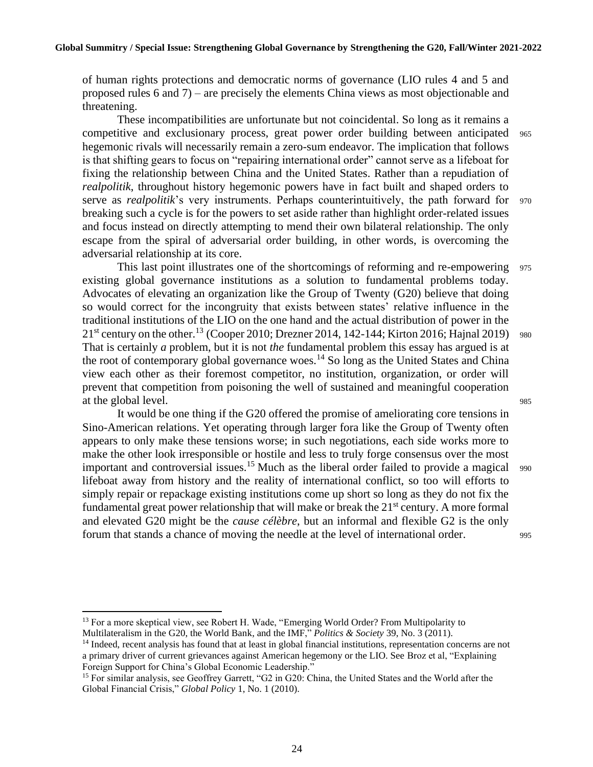of human rights protections and democratic norms of governance (LIO rules 4 and 5 and proposed rules 6 and 7) – are precisely the elements China views as most objectionable and threatening.

These incompatibilities are unfortunate but not coincidental. So long as it remains a competitive and exclusionary process, great power order building between anticipated hegemonic rivals will necessarily remain a zero-sum endeavor. The implication that follows is that shifting gears to focus on "repairing international order" cannot serve as a lifeboat for fixing the relationship between China and the United States. Rather than a repudiation of *realpolitik*, throughout history hegemonic powers have in fact built and shaped orders to serve as *realpolitik*'s very instruments. Perhaps counterintuitively, the path forward for breaking such a cycle is for the powers to set aside rather than highlight order-related issues and focus instead on directly attempting to mend their own bilateral relationship. The only escape from the spiral of adversarial order building, in other words, is overcoming the adversarial relationship at its core.

This last point illustrates one of the shortcomings of reforming and re-empowering existing global governance institutions as a solution to fundamental problems today. Advocates of elevating an organization like the Group of Twenty (G20) believe that doing so would correct for the incongruity that exists between states' relative influence in the traditional institutions of the LIO on the one hand and the actual distribution of power in the 21st century on the other.[13] (Cooper 2010; Drezner 2014, 142-144; Kirton 2016; Hajnal 2019) That is certainly *a* problem, but it is not *the* fundamental problem this essay has argued is at the root of contemporary global governance woes.[14] So long as the United States and China view each other as their foremost competitor, no institution, organization, or order will prevent that competition from poisoning the well of sustained and meaningful cooperation at the global level.

It would be one thing if the G20 offered the promise of ameliorating core tensions in Sino-American relations. Yet operating through larger fora like the Group of Twenty often appears to only make these tensions worse; in such negotiations, each side works more to make the other look irresponsible or hostile and less to truly forge consensus over the most important and controversial issues.[15] Much as the liberal order failed to provide a magical lifeboat away from history and the reality of international conflict, so too will efforts to simply repair or repackage existing institutions come up short so long as they do not fix the fundamental great power relationship that will make or break the 21st century. A more formal and elevated G20 might be the *cause célèbre*, but an informal and flexible G2 is the only forum that stands a chance of moving the needle at the level of international order.

---

[13] For a more skeptical view, see Robert H. Wade, "Emerging World Order? From Multipolarity to Multilateralism in the G20, the World Bank, and the IMF," *Politics & Society* 39, No. 3 (2011).

[14] Indeed, recent analysis has found that at least in global financial institutions, representation concerns are not a primary driver of current grievances against American hegemony or the LIO. See Broz et al, "Explaining Foreign Support for China's Global Economic Leadership."

[15] For similar analysis, see Geoffrey Garrett, "G2 in G20: China, the United States and the World after the Global Financial Crisis," *Global Policy* 1, No. 1 (2010).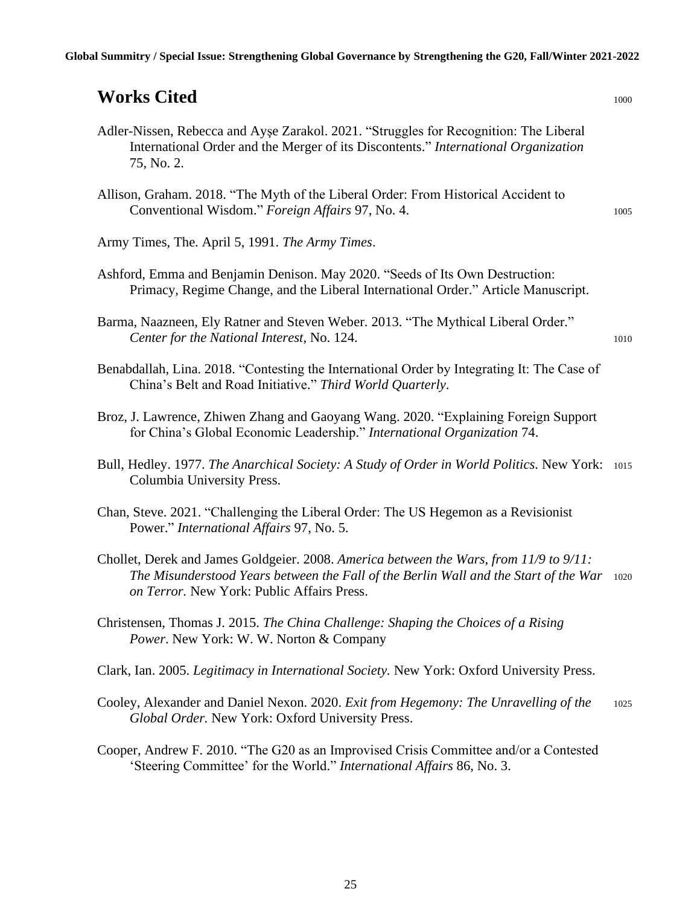# Works Cited

Adler-Nissen, Rebecca and Ayşe Zarakol. 2021. "Struggles for Recognition: The Liberal International Order and the Merger of its Discontents." *International Organization* 75, No. 2.

Allison, Graham. 2018. "The Myth of the Liberal Order: From Historical Accident to Conventional Wisdom." *Foreign Affairs* 97, No. 4.

Army Times, The. April 5, 1991. *The Army Times*.

Ashford, Emma and Benjamin Denison. May 2020. "Seeds of Its Own Destruction: Primacy, Regime Change, and the Liberal International Order." Article Manuscript.

Barma, Naazneen, Ely Ratner and Steven Weber. 2013. "The Mythical Liberal Order." *Center for the National Interest*, No. 124.

Benabdallah, Lina. 2018. "Contesting the International Order by Integrating It: The Case of China's Belt and Road Initiative." *Third World Quarterly*.

Broz, J. Lawrence, Zhiwen Zhang and Gaoyang Wang. 2020. "Explaining Foreign Support for China's Global Economic Leadership." *International Organization* 74.

Bull, Hedley. 1977. *The Anarchical Society: A Study of Order in World Politics*. New York: Columbia University Press.

Chan, Steve. 2021. "Challenging the Liberal Order: The US Hegemon as a Revisionist Power." *International Affairs* 97, No. 5.

Chollet, Derek and James Goldgeier. 2008. *America between the Wars, from 11/9 to 9/11: The Misunderstood Years between the Fall of the Berlin Wall and the Start of the War on Terror.* New York: Public Affairs Press.

Christensen, Thomas J. 2015. *The China Challenge: Shaping the Choices of a Rising Power*. New York: W. W. Norton & Company

Clark, Ian. 2005. *Legitimacy in International Society.* New York: Oxford University Press.

Cooley, Alexander and Daniel Nexon. 2020. *Exit from Hegemony: The Unravelling of the Global Order.* New York: Oxford University Press.

Cooper, Andrew F. 2010. "The G20 as an Improvised Crisis Committee and/or a Contested 'Steering Committee' for the World." *International Affairs* 86, No. 3.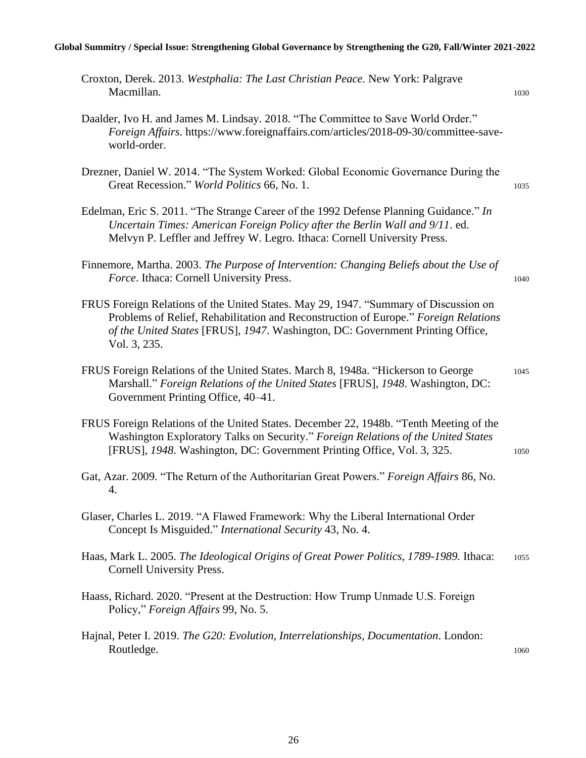Croxton, Derek. 2013. *Westphalia: The Last Christian Peace.* New York: Palgrave Macmillan.

Daalder, Ivo H. and James M. Lindsay. 2018. "The Committee to Save World Order." *Foreign Affairs*. https://www.foreignaffairs.com/articles/2018-09-30/committee-save-world-order.

Drezner, Daniel W. 2014. "The System Worked: Global Economic Governance During the Great Recession." *World Politics* 66, No. 1.

Edelman, Eric S. 2011. "The Strange Career of the 1992 Defense Planning Guidance." *In Uncertain Times: American Foreign Policy after the Berlin Wall and 9/11*. ed. Melvyn P. Leffler and Jeffrey W. Legro. Ithaca: Cornell University Press.

Finnemore, Martha. 2003. *The Purpose of Intervention: Changing Beliefs about the Use of Force*. Ithaca: Cornell University Press.

FRUS Foreign Relations of the United States. May 29, 1947. "Summary of Discussion on Problems of Relief, Rehabilitation and Reconstruction of Europe." *Foreign Relations of the United States* [FRUS], *1947*. Washington, DC: Government Printing Office, Vol. 3, 235.

FRUS Foreign Relations of the United States. March 8, 1948a. "Hickerson to George Marshall." *Foreign Relations of the United States* [FRUS], *1948*. Washington, DC: Government Printing Office, 40–41.

FRUS Foreign Relations of the United States. December 22, 1948b. "Tenth Meeting of the Washington Exploratory Talks on Security." *Foreign Relations of the United States* [FRUS], *1948*. Washington, DC: Government Printing Office, Vol. 3, 325.

Gat, Azar. 2009. "The Return of the Authoritarian Great Powers." *Foreign Affairs* 86, No. 4.

Glaser, Charles L. 2019. "A Flawed Framework: Why the Liberal International Order Concept Is Misguided." *International Security* 43, No. 4.

Haas, Mark L. 2005. *The Ideological Origins of Great Power Politics, 1789-1989.* Ithaca: Cornell University Press.

Haass, Richard. 2020. "Present at the Destruction: How Trump Unmade U.S. Foreign Policy," *Foreign Affairs* 99, No. 5.

Hajnal, Peter I. 2019. *The G20: Evolution, Interrelationships, Documentation*. London: Routledge.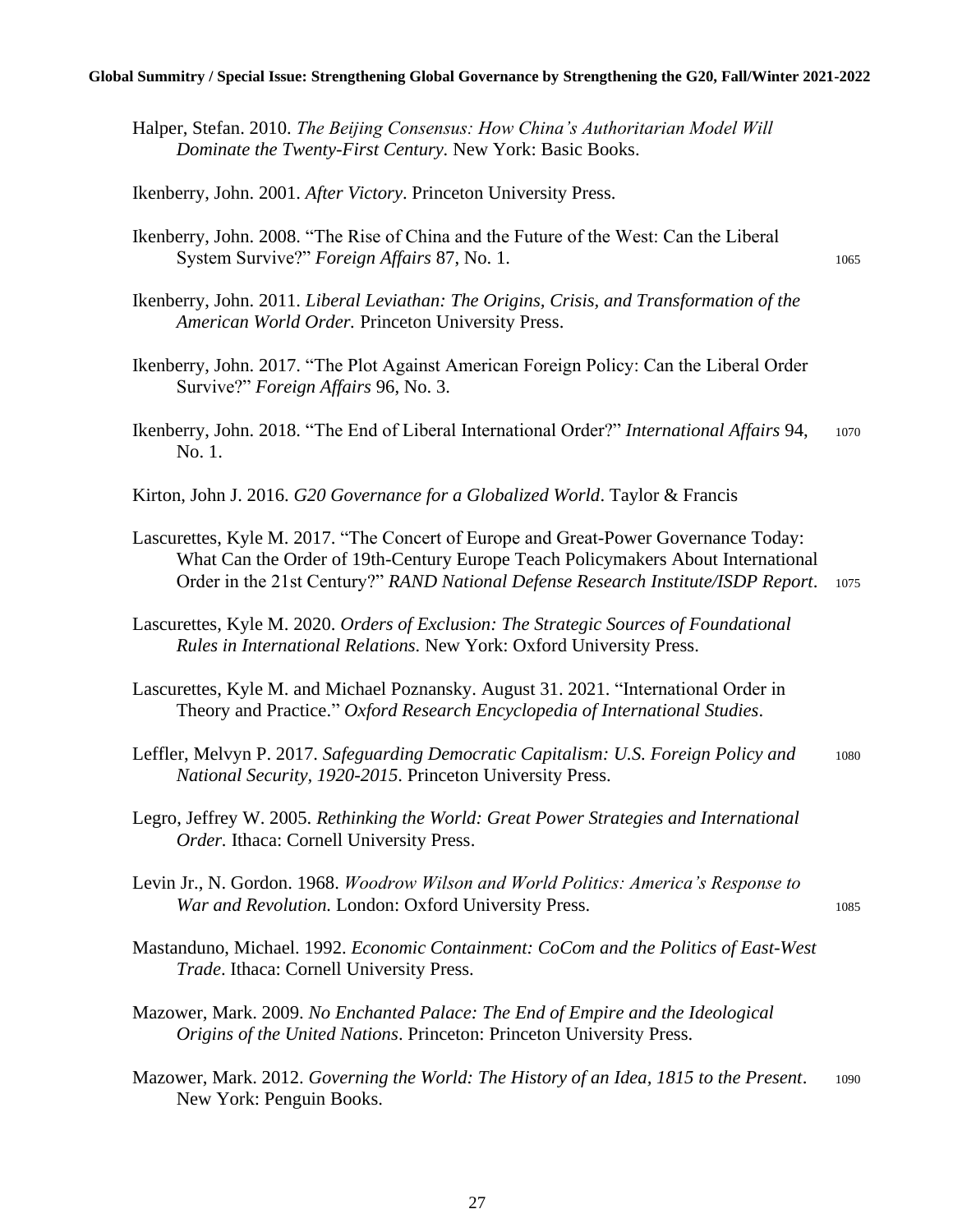Halper, Stefan. 2010. *The Beijing Consensus: How China's Authoritarian Model Will Dominate the Twenty-First Century*. New York: Basic Books.

Ikenberry, John. 2001. *After Victory*. Princeton University Press.

Ikenberry, John. 2008. "The Rise of China and the Future of the West: Can the Liberal System Survive?" *Foreign Affairs* 87, No. 1.

Ikenberry, John. 2011. *Liberal Leviathan: The Origins, Crisis, and Transformation of the American World Order.* Princeton University Press.

Ikenberry, John. 2017. "The Plot Against American Foreign Policy: Can the Liberal Order Survive?" *Foreign Affairs* 96, No. 3.

Ikenberry, John. 2018. "The End of Liberal International Order?" *International Affairs* 94, No. 1.

Kirton, John J. 2016. *G20 Governance for a Globalized World*. Taylor & Francis

Lascurettes, Kyle M. 2017. "The Concert of Europe and Great-Power Governance Today: What Can the Order of 19th-Century Europe Teach Policymakers About International Order in the 21st Century?" *RAND National Defense Research Institute/ISDP Report*.

Lascurettes, Kyle M. 2020. *Orders of Exclusion: The Strategic Sources of Foundational Rules in International Relations.* New York: Oxford University Press.

Lascurettes, Kyle M. and Michael Poznansky. August 31. 2021. "International Order in Theory and Practice." *Oxford Research Encyclopedia of International Studies*.

Leffler, Melvyn P. 2017. *Safeguarding Democratic Capitalism: U.S. Foreign Policy and National Security, 1920-2015*. Princeton University Press.

Legro, Jeffrey W. 2005. *Rethinking the World: Great Power Strategies and International Order.* Ithaca: Cornell University Press.

Levin Jr., N. Gordon. 1968. *Woodrow Wilson and World Politics: America's Response to War and Revolution.* London: Oxford University Press.

Mastanduno, Michael. 1992. *Economic Containment: CoCom and the Politics of East-West Trade*. Ithaca: Cornell University Press.

Mazower, Mark. 2009. *No Enchanted Palace: The End of Empire and the Ideological Origins of the United Nations*. Princeton: Princeton University Press.

Mazower, Mark. 2012. *Governing the World: The History of an Idea, 1815 to the Present*. New York: Penguin Books.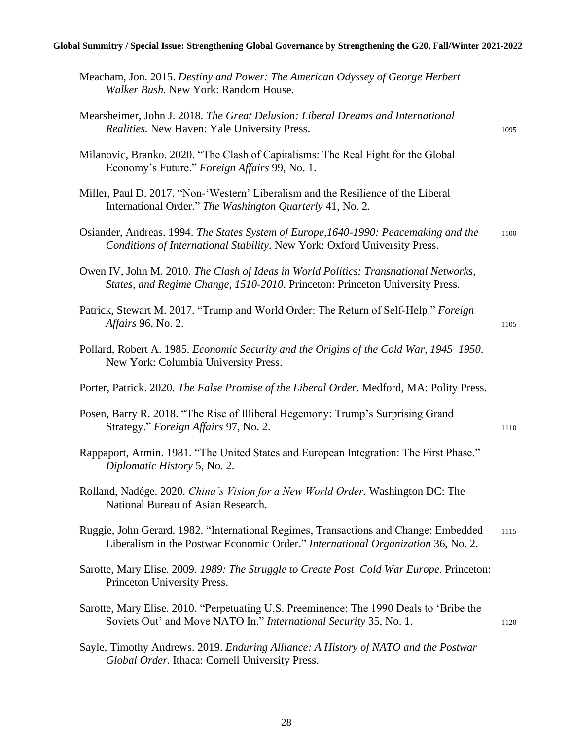Meacham, Jon. 2015. *Destiny and Power: The American Odyssey of George Herbert Walker Bush.* New York: Random House.

Mearsheimer, John J. 2018. *The Great Delusion: Liberal Dreams and International Realities.* New Haven: Yale University Press.

Milanovic, Branko. 2020. "The Clash of Capitalisms: The Real Fight for the Global Economy's Future." *Foreign Affairs* 99, No. 1.

Miller, Paul D. 2017. "Non-'Western' Liberalism and the Resilience of the Liberal International Order." *The Washington Quarterly* 41, No. 2.

Osiander, Andreas. 1994. *The States System of Europe,1640-1990: Peacemaking and the Conditions of International Stability.* New York: Oxford University Press.

Owen IV, John M. 2010. *The Clash of Ideas in World Politics: Transnational Networks, States, and Regime Change, 1510-2010.* Princeton: Princeton University Press.

Patrick, Stewart M. 2017. "Trump and World Order: The Return of Self-Help." *Foreign Affairs* 96, No. 2.

Pollard, Robert A. 1985. *Economic Security and the Origins of the Cold War, 1945–1950.* New York: Columbia University Press.

Porter, Patrick. 2020. *The False Promise of the Liberal Order*. Medford, MA: Polity Press.

Posen, Barry R. 2018. "The Rise of Illiberal Hegemony: Trump's Surprising Grand Strategy." *Foreign Affairs* 97, No. 2.

Rappaport, Armin. 1981. "The United States and European Integration: The First Phase." *Diplomatic History* 5, No. 2.

Rolland, Nadége. 2020. *China's Vision for a New World Order.* Washington DC: The National Bureau of Asian Research.

Ruggie, John Gerard. 1982. "International Regimes, Transactions and Change: Embedded Liberalism in the Postwar Economic Order." *International Organization* 36, No. 2.

Sarotte, Mary Elise. 2009. *1989: The Struggle to Create Post–Cold War Europe*. Princeton: Princeton University Press.

Sarotte, Mary Elise. 2010. "Perpetuating U.S. Preeminence: The 1990 Deals to 'Bribe the Soviets Out' and Move NATO In." *International Security* 35, No. 1.

Sayle, Timothy Andrews. 2019. *Enduring Alliance: A History of NATO and the Postwar Global Order.* Ithaca: Cornell University Press.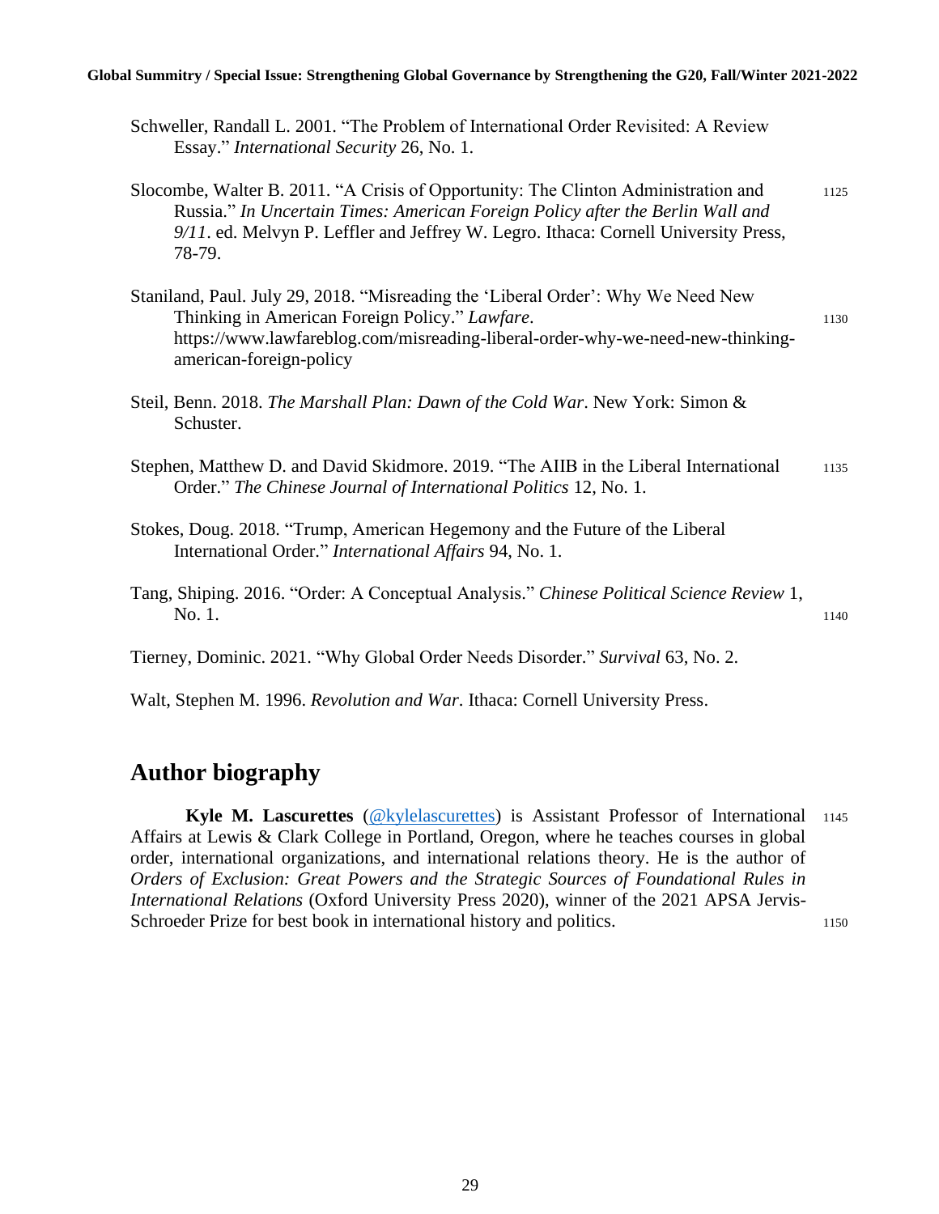Schweller, Randall L. 2001. "The Problem of International Order Revisited: A Review Essay." *International Security* 26, No. 1.

Slocombe, Walter B. 2011. "A Crisis of Opportunity: The Clinton Administration and Russia." *In Uncertain Times: American Foreign Policy after the Berlin Wall and 9/11*. ed. Melvyn P. Leffler and Jeffrey W. Legro. Ithaca: Cornell University Press, 78-79.

Staniland, Paul. July 29, 2018. "Misreading the 'Liberal Order': Why We Need New Thinking in American Foreign Policy." *Lawfare*. https://www.lawfareblog.com/misreading-liberal-order-why-we-need-new-thinking-american-foreign-policy

Steil, Benn. 2018. *The Marshall Plan: Dawn of the Cold War*. New York: Simon & Schuster.

Stephen, Matthew D. and David Skidmore. 2019. "The AIIB in the Liberal International Order." *The Chinese Journal of International Politics* 12, No. 1.

Stokes, Doug. 2018. "Trump, American Hegemony and the Future of the Liberal International Order." *International Affairs* 94, No. 1.

Tang, Shiping. 2016. "Order: A Conceptual Analysis." *Chinese Political Science Review* 1, No. 1.

Tierney, Dominic. 2021. "Why Global Order Needs Disorder." *Survival* 63, No. 2.

Walt, Stephen M. 1996. *Revolution and War*. Ithaca: Cornell University Press.

## Author biography

**Kyle M. Lascurettes** (@kylelascurettes) is Assistant Professor of International Affairs at Lewis & Clark College in Portland, Oregon, where he teaches courses in global order, international organizations, and international relations theory. He is the author of *Orders of Exclusion: Great Powers and the Strategic Sources of Foundational Rules in International Relations* (Oxford University Press 2020), winner of the 2021 APSA Jervis-Schroeder Prize for best book in international history and politics.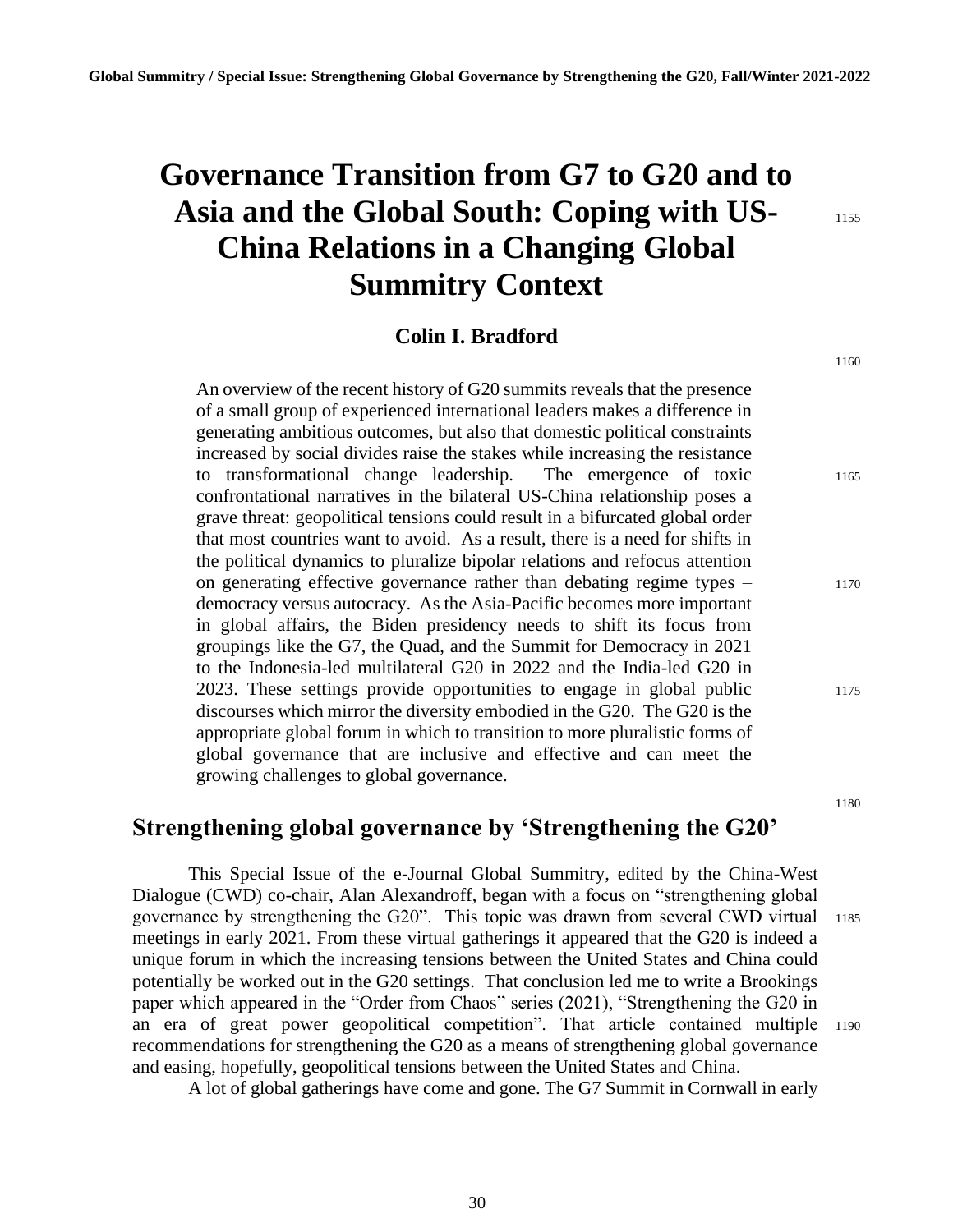# Governance Transition from G7 to G20 and to Asia and the Global South: Coping with US-China Relations in a Changing Global Summitry Context

**Colin I. Bradford**

An overview of the recent history of G20 summits reveals that the presence of a small group of experienced international leaders makes a difference in generating ambitious outcomes, but also that domestic political constraints increased by social divides raise the stakes while increasing the resistance to transformational change leadership. The emergence of toxic confrontational narratives in the bilateral US-China relationship poses a grave threat: geopolitical tensions could result in a bifurcated global order that most countries want to avoid. As a result, there is a need for shifts in the political dynamics to pluralize bipolar relations and refocus attention on generating effective governance rather than debating regime types – democracy versus autocracy. As the Asia-Pacific becomes more important in global affairs, the Biden presidency needs to shift its focus from groupings like the G7, the Quad, and the Summit for Democracy in 2021 to the Indonesia-led multilateral G20 in 2022 and the India-led G20 in 2023. These settings provide opportunities to engage in global public discourses which mirror the diversity embodied in the G20. The G20 is the appropriate global forum in which to transition to more pluralistic forms of global governance that are inclusive and effective and can meet the growing challenges to global governance.

## Strengthening global governance by 'Strengthening the G20'

This Special Issue of the e-Journal Global Summitry, edited by the China-West Dialogue (CWD) co-chair, Alan Alexandroff, began with a focus on "strengthening global governance by strengthening the G20". This topic was drawn from several CWD virtual meetings in early 2021. From these virtual gatherings it appeared that the G20 is indeed a unique forum in which the increasing tensions between the United States and China could potentially be worked out in the G20 settings. That conclusion led me to write a Brookings paper which appeared in the "Order from Chaos" series (2021), "Strengthening the G20 in an era of great power geopolitical competition". That article contained multiple recommendations for strengthening the G20 as a means of strengthening global governance and easing, hopefully, geopolitical tensions between the United States and China.

A lot of global gatherings have come and gone. The G7 Summit in Cornwall in early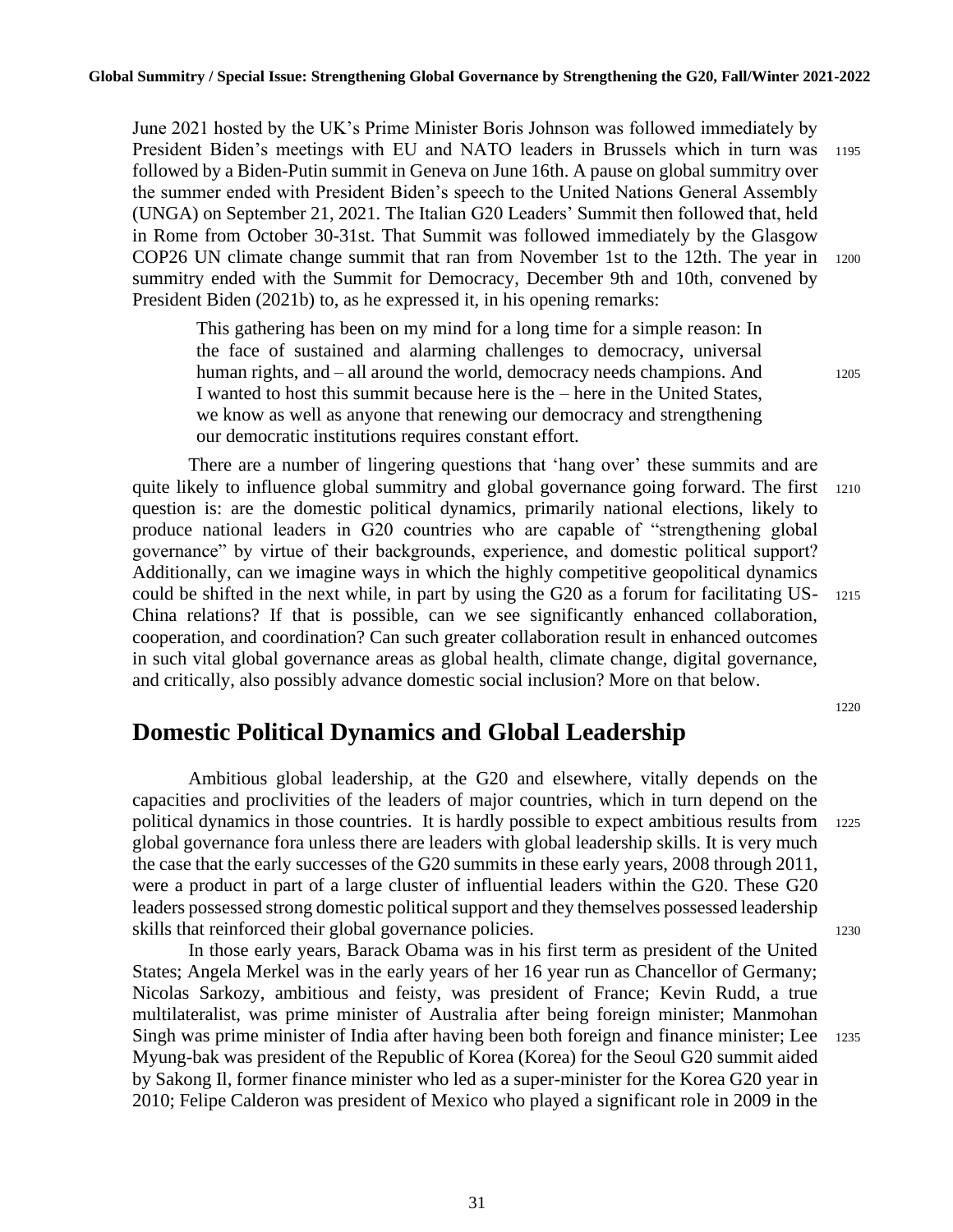June 2021 hosted by the UK's Prime Minister Boris Johnson was followed immediately by President Biden's meetings with EU and NATO leaders in Brussels which in turn was followed by a Biden-Putin summit in Geneva on June 16th. A pause on global summitry over the summer ended with President Biden's speech to the United Nations General Assembly (UNGA) on September 21, 2021. The Italian G20 Leaders' Summit then followed that, held in Rome from October 30-31st. That Summit was followed immediately by the Glasgow COP26 UN climate change summit that ran from November 1st to the 12th. The year in summitry ended with the Summit for Democracy, December 9th and 10th, convened by President Biden (2021b) to, as he expressed it, in his opening remarks:

> This gathering has been on my mind for a long time for a simple reason: In the face of sustained and alarming challenges to democracy, universal human rights, and – all around the world, democracy needs champions. And I wanted to host this summit because here is the – here in the United States, we know as well as anyone that renewing our democracy and strengthening our democratic institutions requires constant effort.

There are a number of lingering questions that 'hang over' these summits and are quite likely to influence global summitry and global governance going forward. The first question is: are the domestic political dynamics, primarily national elections, likely to produce national leaders in G20 countries who are capable of "strengthening global governance" by virtue of their backgrounds, experience, and domestic political support? Additionally, can we imagine ways in which the highly competitive geopolitical dynamics could be shifted in the next while, in part by using the G20 as a forum for facilitating US-China relations? If that is possible, can we see significantly enhanced collaboration, cooperation, and coordination? Can such greater collaboration result in enhanced outcomes in such vital global governance areas as global health, climate change, digital governance, and critically, also possibly advance domestic social inclusion? More on that below.

## Domestic Political Dynamics and Global Leadership

Ambitious global leadership, at the G20 and elsewhere, vitally depends on the capacities and proclivities of the leaders of major countries, which in turn depend on the political dynamics in those countries. It is hardly possible to expect ambitious results from global governance fora unless there are leaders with global leadership skills. It is very much the case that the early successes of the G20 summits in these early years, 2008 through 2011, were a product in part of a large cluster of influential leaders within the G20. These G20 leaders possessed strong domestic political support and they themselves possessed leadership skills that reinforced their global governance policies.

In those early years, Barack Obama was in his first term as president of the United States; Angela Merkel was in the early years of her 16 year run as Chancellor of Germany; Nicolas Sarkozy, ambitious and feisty, was president of France; Kevin Rudd, a true multilateralist, was prime minister of Australia after being foreign minister; Manmohan Singh was prime minister of India after having been both foreign and finance minister; Lee Myung-bak was president of the Republic of Korea (Korea) for the Seoul G20 summit aided by Sakong Il, former finance minister who led as a super-minister for the Korea G20 year in 2010; Felipe Calderon was president of Mexico who played a significant role in 2009 in the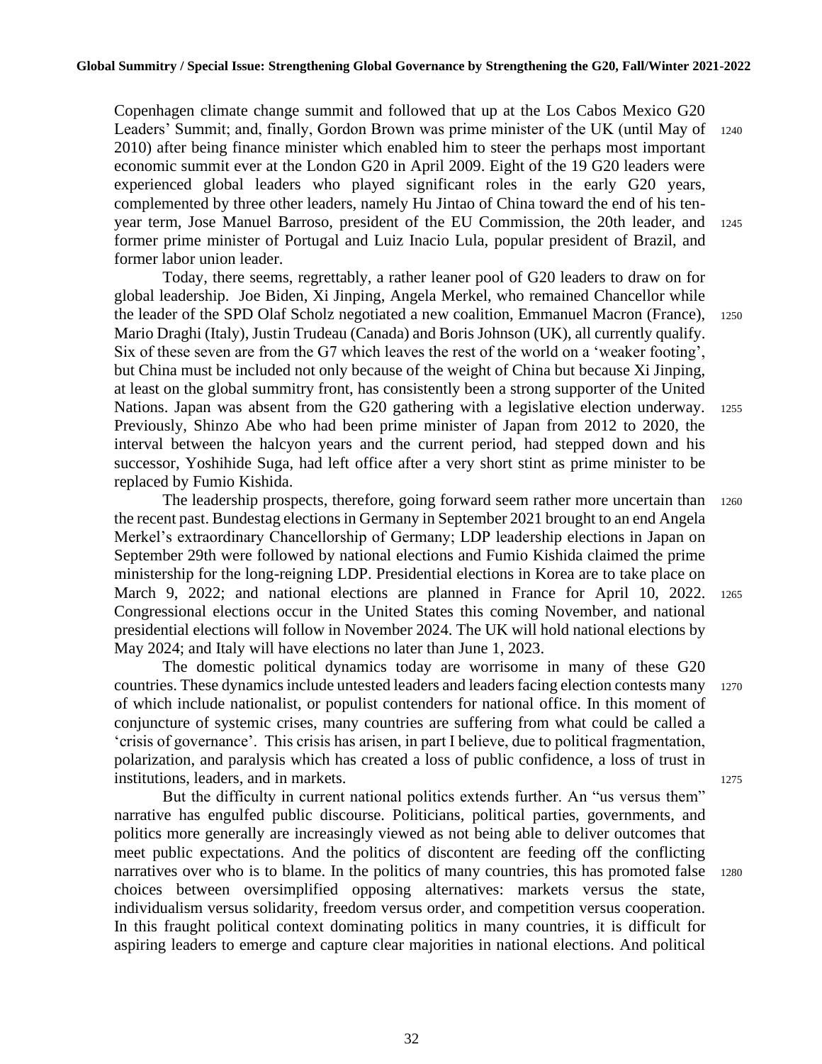Copenhagen climate change summit and followed that up at the Los Cabos Mexico G20 Leaders' Summit; and, finally, Gordon Brown was prime minister of the UK (until May of 2010) after being finance minister which enabled him to steer the perhaps most important economic summit ever at the London G20 in April 2009. Eight of the 19 G20 leaders were experienced global leaders who played significant roles in the early G20 years, complemented by three other leaders, namely Hu Jintao of China toward the end of his ten-year term, Jose Manuel Barroso, president of the EU Commission, the 20th leader, and former prime minister of Portugal and Luiz Inacio Lula, popular president of Brazil, and former labor union leader.

Today, there seems, regrettably, a rather leaner pool of G20 leaders to draw on for global leadership. Joe Biden, Xi Jinping, Angela Merkel, who remained Chancellor while the leader of the SPD Olaf Scholz negotiated a new coalition, Emmanuel Macron (France), Mario Draghi (Italy), Justin Trudeau (Canada) and Boris Johnson (UK), all currently qualify. Six of these seven are from the G7 which leaves the rest of the world on a 'weaker footing', but China must be included not only because of the weight of China but because Xi Jinping, at least on the global summitry front, has consistently been a strong supporter of the United Nations. Japan was absent from the G20 gathering with a legislative election underway. Previously, Shinzo Abe who had been prime minister of Japan from 2012 to 2020, the interval between the halcyon years and the current period, had stepped down and his successor, Yoshihide Suga, had left office after a very short stint as prime minister to be replaced by Fumio Kishida.

The leadership prospects, therefore, going forward seem rather more uncertain than the recent past. Bundestag elections in Germany in September 2021 brought to an end Angela Merkel's extraordinary Chancellorship of Germany; LDP leadership elections in Japan on September 29th were followed by national elections and Fumio Kishida claimed the prime ministership for the long-reigning LDP. Presidential elections in Korea are to take place on March 9, 2022; and national elections are planned in France for April 10, 2022. Congressional elections occur in the United States this coming November, and national presidential elections will follow in November 2024. The UK will hold national elections by May 2024; and Italy will have elections no later than June 1, 2023.

The domestic political dynamics today are worrisome in many of these G20 countries. These dynamics include untested leaders and leaders facing election contests many of which include nationalist, or populist contenders for national office. In this moment of conjuncture of systemic crises, many countries are suffering from what could be called a 'crisis of governance'. This crisis has arisen, in part I believe, due to political fragmentation, polarization, and paralysis which has created a loss of public confidence, a loss of trust in institutions, leaders, and in markets.

But the difficulty in current national politics extends further. An "us versus them" narrative has engulfed public discourse. Politicians, political parties, governments, and politics more generally are increasingly viewed as not being able to deliver outcomes that meet public expectations. And the politics of discontent are feeding off the conflicting narratives over who is to blame. In the politics of many countries, this has promoted false choices between oversimplified opposing alternatives: markets versus the state, individualism versus solidarity, freedom versus order, and competition versus cooperation. In this fraught political context dominating politics in many countries, it is difficult for aspiring leaders to emerge and capture clear majorities in national elections. And political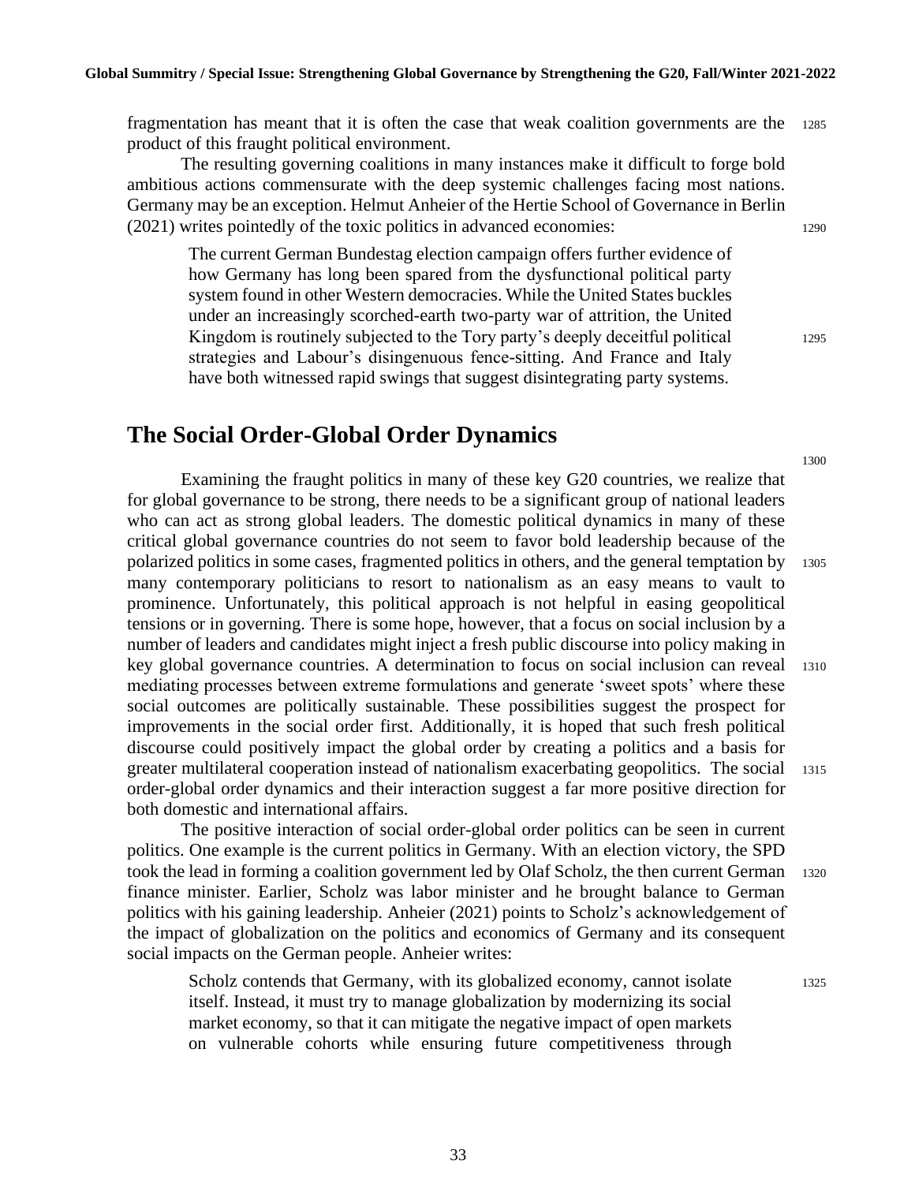fragmentation has meant that it is often the case that weak coalition governments are the product of this fraught political environment.

The resulting governing coalitions in many instances make it difficult to forge bold ambitious actions commensurate with the deep systemic challenges facing most nations. Germany may be an exception. Helmut Anheier of the Hertie School of Governance in Berlin (2021) writes pointedly of the toxic politics in advanced economies:

> The current German Bundestag election campaign offers further evidence of how Germany has long been spared from the dysfunctional political party system found in other Western democracies. While the United States buckles under an increasingly scorched-earth two-party war of attrition, the United Kingdom is routinely subjected to the Tory party's deeply deceitful political strategies and Labour's disingenuous fence-sitting. And France and Italy have both witnessed rapid swings that suggest disintegrating party systems.

## The Social Order-Global Order Dynamics

Examining the fraught politics in many of these key G20 countries, we realize that for global governance to be strong, there needs to be a significant group of national leaders who can act as strong global leaders. The domestic political dynamics in many of these critical global governance countries do not seem to favor bold leadership because of the polarized politics in some cases, fragmented politics in others, and the general temptation by many contemporary politicians to resort to nationalism as an easy means to vault to prominence. Unfortunately, this political approach is not helpful in easing geopolitical tensions or in governing. There is some hope, however, that a focus on social inclusion by a number of leaders and candidates might inject a fresh public discourse into policy making in key global governance countries. A determination to focus on social inclusion can reveal mediating processes between extreme formulations and generate 'sweet spots' where these social outcomes are politically sustainable. These possibilities suggest the prospect for improvements in the social order first. Additionally, it is hoped that such fresh political discourse could positively impact the global order by creating a politics and a basis for greater multilateral cooperation instead of nationalism exacerbating geopolitics. The social order-global order dynamics and their interaction suggest a far more positive direction for both domestic and international affairs.

The positive interaction of social order-global order politics can be seen in current politics. One example is the current politics in Germany. With an election victory, the SPD took the lead in forming a coalition government led by Olaf Scholz, the then current German finance minister. Earlier, Scholz was labor minister and he brought balance to German politics with his gaining leadership. Anheier (2021) points to Scholz's acknowledgement of the impact of globalization on the politics and economics of Germany and its consequent social impacts on the German people. Anheier writes:

> Scholz contends that Germany, with its globalized economy, cannot isolate itself. Instead, it must try to manage globalization by modernizing its social market economy, so that it can mitigate the negative impact of open markets on vulnerable cohorts while ensuring future competitiveness through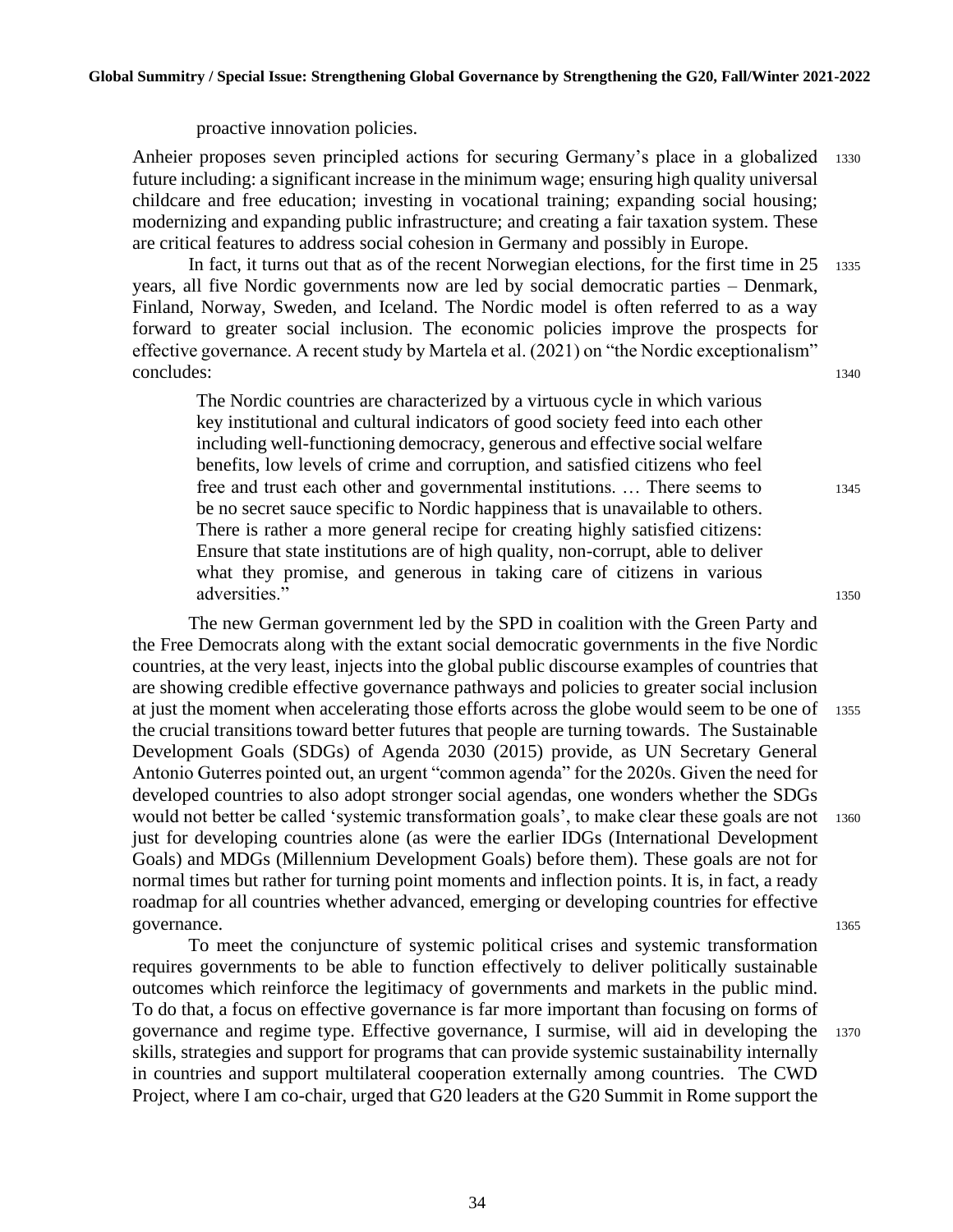proactive innovation policies.

Anheier proposes seven principled actions for securing Germany's place in a globalized future including: a significant increase in the minimum wage; ensuring high quality universal childcare and free education; investing in vocational training; expanding social housing; modernizing and expanding public infrastructure; and creating a fair taxation system. These are critical features to address social cohesion in Germany and possibly in Europe.

In fact, it turns out that as of the recent Norwegian elections, for the first time in 25 years, all five Nordic governments now are led by social democratic parties – Denmark, Finland, Norway, Sweden, and Iceland. The Nordic model is often referred to as a way forward to greater social inclusion. The economic policies improve the prospects for effective governance. A recent study by Martela et al. (2021) on "the Nordic exceptionalism" concludes:

> The Nordic countries are characterized by a virtuous cycle in which various key institutional and cultural indicators of good society feed into each other including well-functioning democracy, generous and effective social welfare benefits, low levels of crime and corruption, and satisfied citizens who feel free and trust each other and governmental institutions. … There seems to be no secret sauce specific to Nordic happiness that is unavailable to others. There is rather a more general recipe for creating highly satisfied citizens: Ensure that state institutions are of high quality, non-corrupt, able to deliver what they promise, and generous in taking care of citizens in various adversities."

The new German government led by the SPD in coalition with the Green Party and the Free Democrats along with the extant social democratic governments in the five Nordic countries, at the very least, injects into the global public discourse examples of countries that are showing credible effective governance pathways and policies to greater social inclusion at just the moment when accelerating those efforts across the globe would seem to be one of the crucial transitions toward better futures that people are turning towards. The Sustainable Development Goals (SDGs) of Agenda 2030 (2015) provide, as UN Secretary General Antonio Guterres pointed out, an urgent "common agenda" for the 2020s. Given the need for developed countries to also adopt stronger social agendas, one wonders whether the SDGs would not better be called 'systemic transformation goals', to make clear these goals are not just for developing countries alone (as were the earlier IDGs (International Development Goals) and MDGs (Millennium Development Goals) before them). These goals are not for normal times but rather for turning point moments and inflection points. It is, in fact, a ready roadmap for all countries whether advanced, emerging or developing countries for effective governance.

To meet the conjuncture of systemic political crises and systemic transformation requires governments to be able to function effectively to deliver politically sustainable outcomes which reinforce the legitimacy of governments and markets in the public mind. To do that, a focus on effective governance is far more important than focusing on forms of governance and regime type. Effective governance, I surmise, will aid in developing the skills, strategies and support for programs that can provide systemic sustainability internally in countries and support multilateral cooperation externally among countries. The CWD Project, where I am co-chair, urged that G20 leaders at the G20 Summit in Rome support the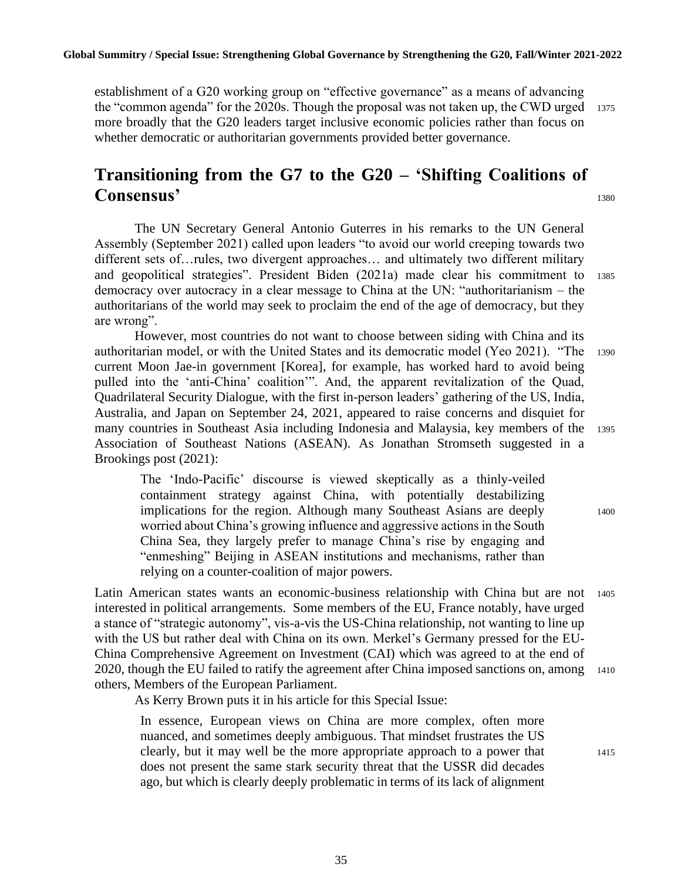establishment of a G20 working group on "effective governance" as a means of advancing the "common agenda" for the 2020s. Though the proposal was not taken up, the CWD urged more broadly that the G20 leaders target inclusive economic policies rather than focus on whether democratic or authoritarian governments provided better governance.

## Transitioning from the G7 to the G20 – 'Shifting Coalitions of Consensus'

The UN Secretary General Antonio Guterres in his remarks to the UN General Assembly (September 2021) called upon leaders "to avoid our world creeping towards two different sets of…rules, two divergent approaches… and ultimately two different military and geopolitical strategies". President Biden (2021a) made clear his commitment to democracy over autocracy in a clear message to China at the UN: "authoritarianism – the authoritarians of the world may seek to proclaim the end of the age of democracy, but they are wrong".

However, most countries do not want to choose between siding with China and its authoritarian model, or with the United States and its democratic model (Yeo 2021). "The current Moon Jae-in government [Korea], for example, has worked hard to avoid being pulled into the 'anti-China' coalition'". And, the apparent revitalization of the Quad, Quadrilateral Security Dialogue, with the first in-person leaders' gathering of the US, India, Australia, and Japan on September 24, 2021, appeared to raise concerns and disquiet for many countries in Southeast Asia including Indonesia and Malaysia, key members of the Association of Southeast Nations (ASEAN). As Jonathan Stromseth suggested in a Brookings post (2021):

> The 'Indo-Pacific' discourse is viewed skeptically as a thinly-veiled containment strategy against China, with potentially destabilizing implications for the region. Although many Southeast Asians are deeply worried about China's growing influence and aggressive actions in the South China Sea, they largely prefer to manage China's rise by engaging and "enmeshing" Beijing in ASEAN institutions and mechanisms, rather than relying on a counter-coalition of major powers.

Latin American states wants an economic-business relationship with China but are not interested in political arrangements. Some members of the EU, France notably, have urged a stance of "strategic autonomy", vis-a-vis the US-China relationship, not wanting to line up with the US but rather deal with China on its own. Merkel's Germany pressed for the EU-China Comprehensive Agreement on Investment (CAI) which was agreed to at the end of 2020, though the EU failed to ratify the agreement after China imposed sanctions on, among others, Members of the European Parliament.

As Kerry Brown puts it in his article for this Special Issue:

> In essence, European views on China are more complex, often more nuanced, and sometimes deeply ambiguous. That mindset frustrates the US clearly, but it may well be the more appropriate approach to a power that does not present the same stark security threat that the USSR did decades ago, but which is clearly deeply problematic in terms of its lack of alignment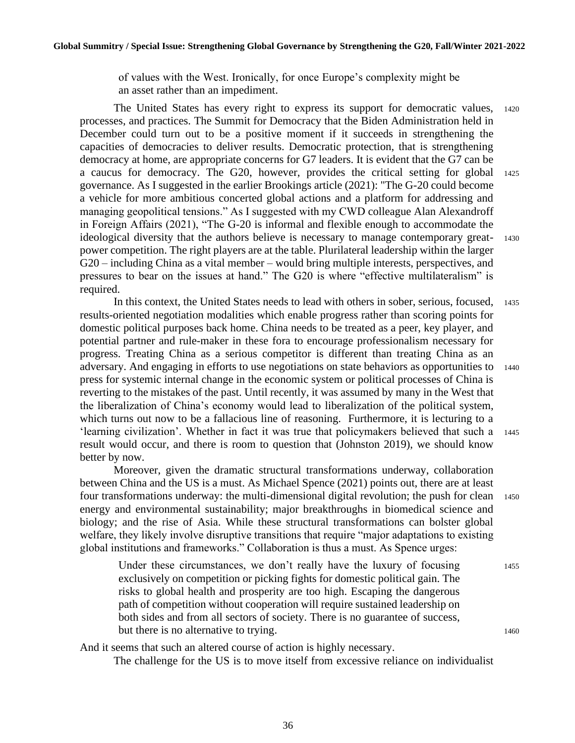> of values with the West. Ironically, for once Europe's complexity might be an asset rather than an impediment.

The United States has every right to express its support for democratic values, processes, and practices. The Summit for Democracy that the Biden Administration held in December could turn out to be a positive moment if it succeeds in strengthening the capacities of democracies to deliver results. Democratic protection, that is strengthening democracy at home, are appropriate concerns for G7 leaders. It is evident that the G7 can be a caucus for democracy. The G20, however, provides the critical setting for global governance. As I suggested in the earlier Brookings article (2021): "The G-20 could become a vehicle for more ambitious concerted global actions and a platform for addressing and managing geopolitical tensions." As I suggested with my CWD colleague Alan Alexandroff in Foreign Affairs (2021), "The G-20 is informal and flexible enough to accommodate the ideological diversity that the authors believe is necessary to manage contemporary great-power competition. The right players are at the table. Plurilateral leadership within the larger G20 – including China as a vital member – would bring multiple interests, perspectives, and pressures to bear on the issues at hand." The G20 is where "effective multilateralism" is required.

In this context, the United States needs to lead with others in sober, serious, focused, results-oriented negotiation modalities which enable progress rather than scoring points for domestic political purposes back home. China needs to be treated as a peer, key player, and potential partner and rule-maker in these fora to encourage professionalism necessary for progress. Treating China as a serious competitor is different than treating China as an adversary. And engaging in efforts to use negotiations on state behaviors as opportunities to press for systemic internal change in the economic system or political processes of China is reverting to the mistakes of the past. Until recently, it was assumed by many in the West that the liberalization of China's economy would lead to liberalization of the political system, which turns out now to be a fallacious line of reasoning. Furthermore, it is lecturing to a 'learning civilization'. Whether in fact it was true that policymakers believed that such a result would occur, and there is room to question that (Johnston 2019), we should know better by now.

Moreover, given the dramatic structural transformations underway, collaboration between China and the US is a must. As Michael Spence (2021) points out, there are at least four transformations underway: the multi-dimensional digital revolution; the push for clean energy and environmental sustainability; major breakthroughs in biomedical science and biology; and the rise of Asia. While these structural transformations can bolster global welfare, they likely involve disruptive transitions that require "major adaptations to existing global institutions and frameworks." Collaboration is thus a must. As Spence urges:

> Under these circumstances, we don't really have the luxury of focusing exclusively on competition or picking fights for domestic political gain. The risks to global health and prosperity are too high. Escaping the dangerous path of competition without cooperation will require sustained leadership on both sides and from all sectors of society. There is no guarantee of success, but there is no alternative to trying.

And it seems that such an altered course of action is highly necessary.

The challenge for the US is to move itself from excessive reliance on individualist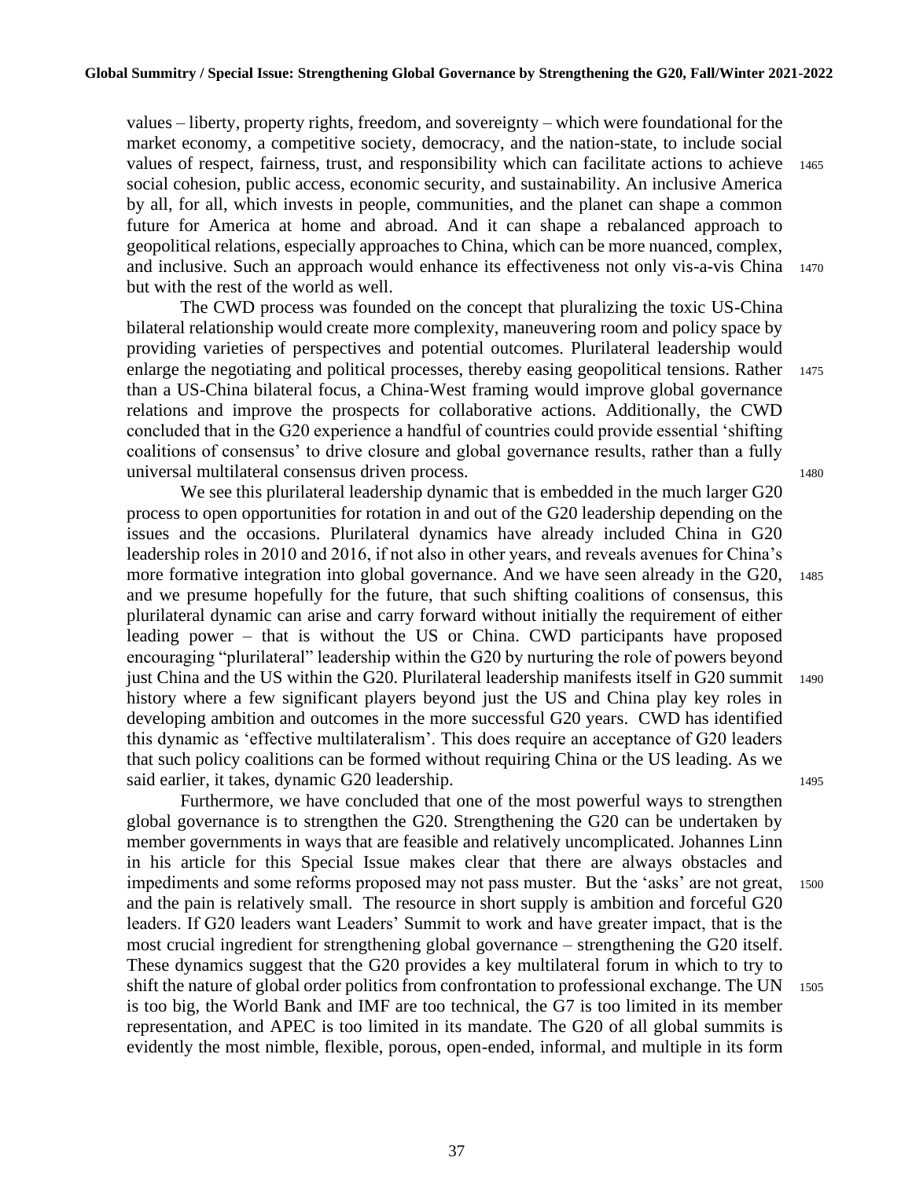values – liberty, property rights, freedom, and sovereignty – which were foundational for the market economy, a competitive society, democracy, and the nation-state, to include social values of respect, fairness, trust, and responsibility which can facilitate actions to achieve social cohesion, public access, economic security, and sustainability. An inclusive America by all, for all, which invests in people, communities, and the planet can shape a common future for America at home and abroad. And it can shape a rebalanced approach to geopolitical relations, especially approaches to China, which can be more nuanced, complex, and inclusive. Such an approach would enhance its effectiveness not only vis-a-vis China but with the rest of the world as well.

The CWD process was founded on the concept that pluralizing the toxic US-China bilateral relationship would create more complexity, maneuvering room and policy space by providing varieties of perspectives and potential outcomes. Plurilateral leadership would enlarge the negotiating and political processes, thereby easing geopolitical tensions. Rather than a US-China bilateral focus, a China-West framing would improve global governance relations and improve the prospects for collaborative actions. Additionally, the CWD concluded that in the G20 experience a handful of countries could provide essential 'shifting coalitions of consensus' to drive closure and global governance results, rather than a fully universal multilateral consensus driven process.

We see this plurilateral leadership dynamic that is embedded in the much larger G20 process to open opportunities for rotation in and out of the G20 leadership depending on the issues and the occasions. Plurilateral dynamics have already included China in G20 leadership roles in 2010 and 2016, if not also in other years, and reveals avenues for China's more formative integration into global governance. And we have seen already in the G20, and we presume hopefully for the future, that such shifting coalitions of consensus, this plurilateral dynamic can arise and carry forward without initially the requirement of either leading power – that is without the US or China. CWD participants have proposed encouraging "plurilateral" leadership within the G20 by nurturing the role of powers beyond just China and the US within the G20. Plurilateral leadership manifests itself in G20 summit history where a few significant players beyond just the US and China play key roles in developing ambition and outcomes in the more successful G20 years. CWD has identified this dynamic as 'effective multilateralism'. This does require an acceptance of G20 leaders that such policy coalitions can be formed without requiring China or the US leading. As we said earlier, it takes, dynamic G20 leadership.

Furthermore, we have concluded that one of the most powerful ways to strengthen global governance is to strengthen the G20. Strengthening the G20 can be undertaken by member governments in ways that are feasible and relatively uncomplicated. Johannes Linn in his article for this Special Issue makes clear that there are always obstacles and impediments and some reforms proposed may not pass muster. But the 'asks' are not great, and the pain is relatively small. The resource in short supply is ambition and forceful G20 leaders. If G20 leaders want Leaders' Summit to work and have greater impact, that is the most crucial ingredient for strengthening global governance – strengthening the G20 itself. These dynamics suggest that the G20 provides a key multilateral forum in which to try to shift the nature of global order politics from confrontation to professional exchange. The UN is too big, the World Bank and IMF are too technical, the G7 is too limited in its member representation, and APEC is too limited in its mandate. The G20 of all global summits is evidently the most nimble, flexible, porous, open-ended, informal, and multiple in its form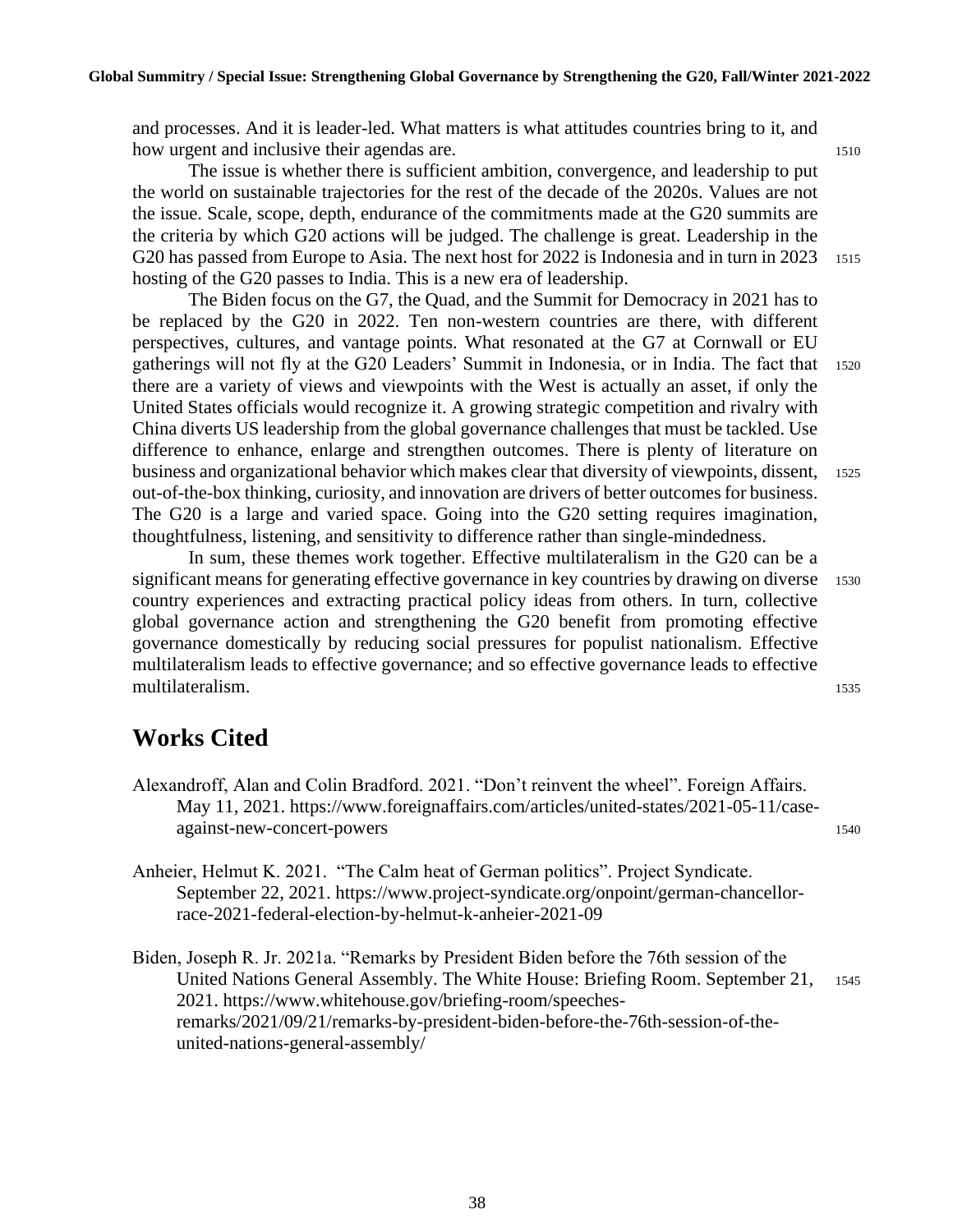and processes. And it is leader-led. What matters is what attitudes countries bring to it, and how urgent and inclusive their agendas are.

The issue is whether there is sufficient ambition, convergence, and leadership to put the world on sustainable trajectories for the rest of the decade of the 2020s. Values are not the issue. Scale, scope, depth, endurance of the commitments made at the G20 summits are the criteria by which G20 actions will be judged. The challenge is great. Leadership in the G20 has passed from Europe to Asia. The next host for 2022 is Indonesia and in turn in 2023 hosting of the G20 passes to India. This is a new era of leadership.

The Biden focus on the G7, the Quad, and the Summit for Democracy in 2021 has to be replaced by the G20 in 2022. Ten non-western countries are there, with different perspectives, cultures, and vantage points. What resonated at the G7 at Cornwall or EU gatherings will not fly at the G20 Leaders' Summit in Indonesia, or in India. The fact that there are a variety of views and viewpoints with the West is actually an asset, if only the United States officials would recognize it. A growing strategic competition and rivalry with China diverts US leadership from the global governance challenges that must be tackled. Use difference to enhance, enlarge and strengthen outcomes. There is plenty of literature on business and organizational behavior which makes clear that diversity of viewpoints, dissent, out-of-the-box thinking, curiosity, and innovation are drivers of better outcomes for business. The G20 is a large and varied space. Going into the G20 setting requires imagination, thoughtfulness, listening, and sensitivity to difference rather than single-mindedness.

In sum, these themes work together. Effective multilateralism in the G20 can be a significant means for generating effective governance in key countries by drawing on diverse country experiences and extracting practical policy ideas from others. In turn, collective global governance action and strengthening the G20 benefit from promoting effective governance domestically by reducing social pressures for populist nationalism. Effective multilateralism leads to effective governance; and so effective governance leads to effective multilateralism.

## Works Cited

Alexandroff, Alan and Colin Bradford. 2021. "Don't reinvent the wheel". Foreign Affairs. May 11, 2021. https://www.foreignaffairs.com/articles/united-states/2021-05-11/case-against-new-concert-powers

Anheier, Helmut K. 2021. "The Calm heat of German politics". Project Syndicate. September 22, 2021. https://www.project-syndicate.org/onpoint/german-chancellor-race-2021-federal-election-by-helmut-k-anheier-2021-09

Biden, Joseph R. Jr. 2021a. "Remarks by President Biden before the 76th session of the United Nations General Assembly. The White House: Briefing Room. September 21, 2021. https://www.whitehouse.gov/briefing-room/speeches-remarks/2021/09/21/remarks-by-president-biden-before-the-76th-session-of-the-united-nations-general-assembly/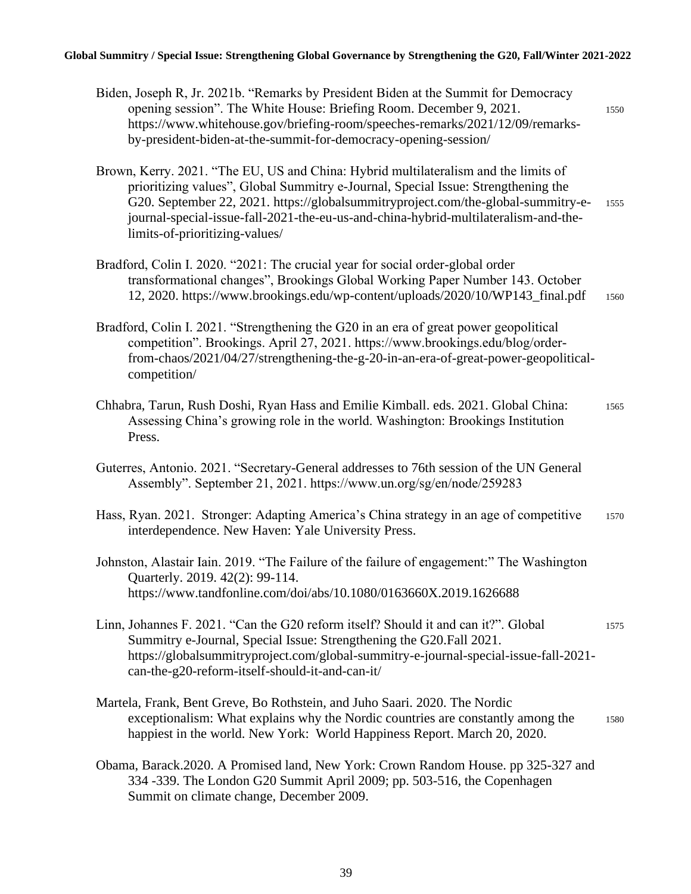Biden, Joseph R, Jr. 2021b. "Remarks by President Biden at the Summit for Democracy opening session". The White House: Briefing Room. December 9, 2021. https://www.whitehouse.gov/briefing-room/speeches-remarks/2021/12/09/remarks-by-president-biden-at-the-summit-for-democracy-opening-session/

Brown, Kerry. 2021. "The EU, US and China: Hybrid multilateralism and the limits of prioritizing values", Global Summitry e-Journal, Special Issue: Strengthening the G20. September 22, 2021. https://globalsummitryproject.com/the-global-summitry-e-journal-special-issue-fall-2021-the-eu-us-and-china-hybrid-multilateralism-and-the-limits-of-prioritizing-values/

Bradford, Colin I. 2020. "2021: The crucial year for social order-global order transformational changes", Brookings Global Working Paper Number 143. October 12, 2020. https://www.brookings.edu/wp-content/uploads/2020/10/WP143_final.pdf

Bradford, Colin I. 2021. "Strengthening the G20 in an era of great power geopolitical competition". Brookings. April 27, 2021. https://www.brookings.edu/blog/order-from-chaos/2021/04/27/strengthening-the-g-20-in-an-era-of-great-power-geopolitical-competition/

Chhabra, Tarun, Rush Doshi, Ryan Hass and Emilie Kimball. eds. 2021. Global China: Assessing China's growing role in the world. Washington: Brookings Institution Press.

Guterres, Antonio. 2021. "Secretary-General addresses to 76th session of the UN General Assembly". September 21, 2021. https://www.un.org/sg/en/node/259283

Hass, Ryan. 2021. Stronger: Adapting America's China strategy in an age of competitive interdependence. New Haven: Yale University Press.

Johnston, Alastair Iain. 2019. "The Failure of the failure of engagement:" The Washington Quarterly. 2019. 42(2): 99-114. https://www.tandfonline.com/doi/abs/10.1080/0163660X.2019.1626688

Linn, Johannes F. 2021. "Can the G20 reform itself? Should it and can it?". Global Summitry e-Journal, Special Issue: Strengthening the G20.Fall 2021. https://globalsummitryproject.com/global-summitry-e-journal-special-issue-fall-2021-can-the-g20-reform-itself-should-it-and-can-it/

Martela, Frank, Bent Greve, Bo Rothstein, and Juho Saari. 2020. The Nordic exceptionalism: What explains why the Nordic countries are constantly among the happiest in the world. New York: World Happiness Report. March 20, 2020.

Obama, Barack.2020. A Promised land, New York: Crown Random House. pp 325-327 and 334 -339. The London G20 Summit April 2009; pp. 503-516, the Copenhagen Summit on climate change, December 2009.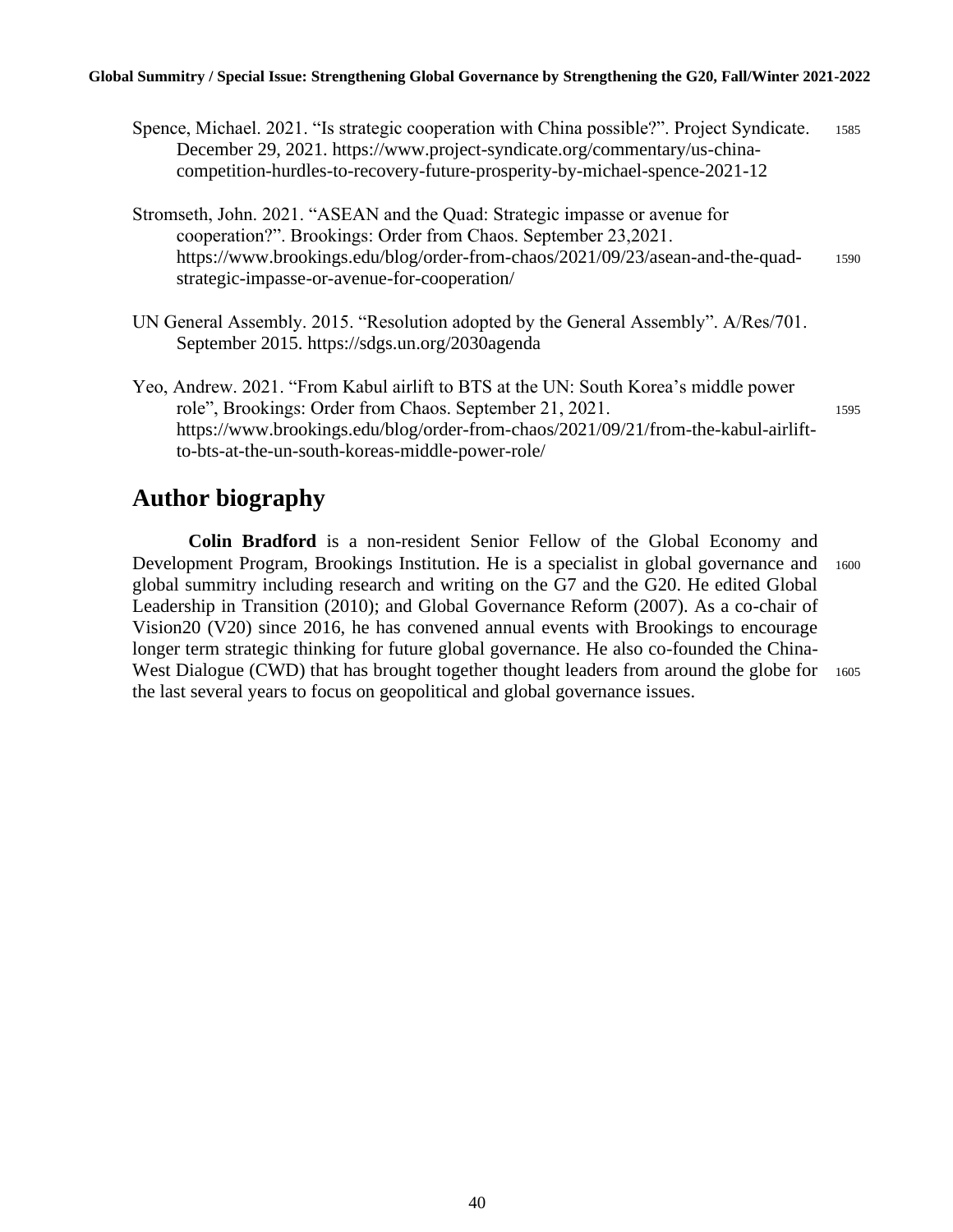Spence, Michael. 2021. "Is strategic cooperation with China possible?". Project Syndicate. December 29, 2021. https://www.project-syndicate.org/commentary/us-china-competition-hurdles-to-recovery-future-prosperity-by-michael-spence-2021-12

Stromseth, John. 2021. "ASEAN and the Quad: Strategic impasse or avenue for cooperation?". Brookings: Order from Chaos. September 23,2021. https://www.brookings.edu/blog/order-from-chaos/2021/09/23/asean-and-the-quad-strategic-impasse-or-avenue-for-cooperation/

UN General Assembly. 2015. "Resolution adopted by the General Assembly". A/Res/701. September 2015. https://sdgs.un.org/2030agenda

Yeo, Andrew. 2021. "From Kabul airlift to BTS at the UN: South Korea's middle power role", Brookings: Order from Chaos. September 21, 2021. https://www.brookings.edu/blog/order-from-chaos/2021/09/21/from-the-kabul-airlift-to-bts-at-the-un-south-koreas-middle-power-role/

## Author biography

**Colin Bradford** is a non-resident Senior Fellow of the Global Economy and Development Program, Brookings Institution. He is a specialist in global governance and global summitry including research and writing on the G7 and the G20. He edited Global Leadership in Transition (2010); and Global Governance Reform (2007). As a co-chair of Vision20 (V20) since 2016, he has convened annual events with Brookings to encourage longer term strategic thinking for future global governance. He also co-founded the China-West Dialogue (CWD) that has brought together thought leaders from around the globe for the last several years to focus on geopolitical and global governance issues.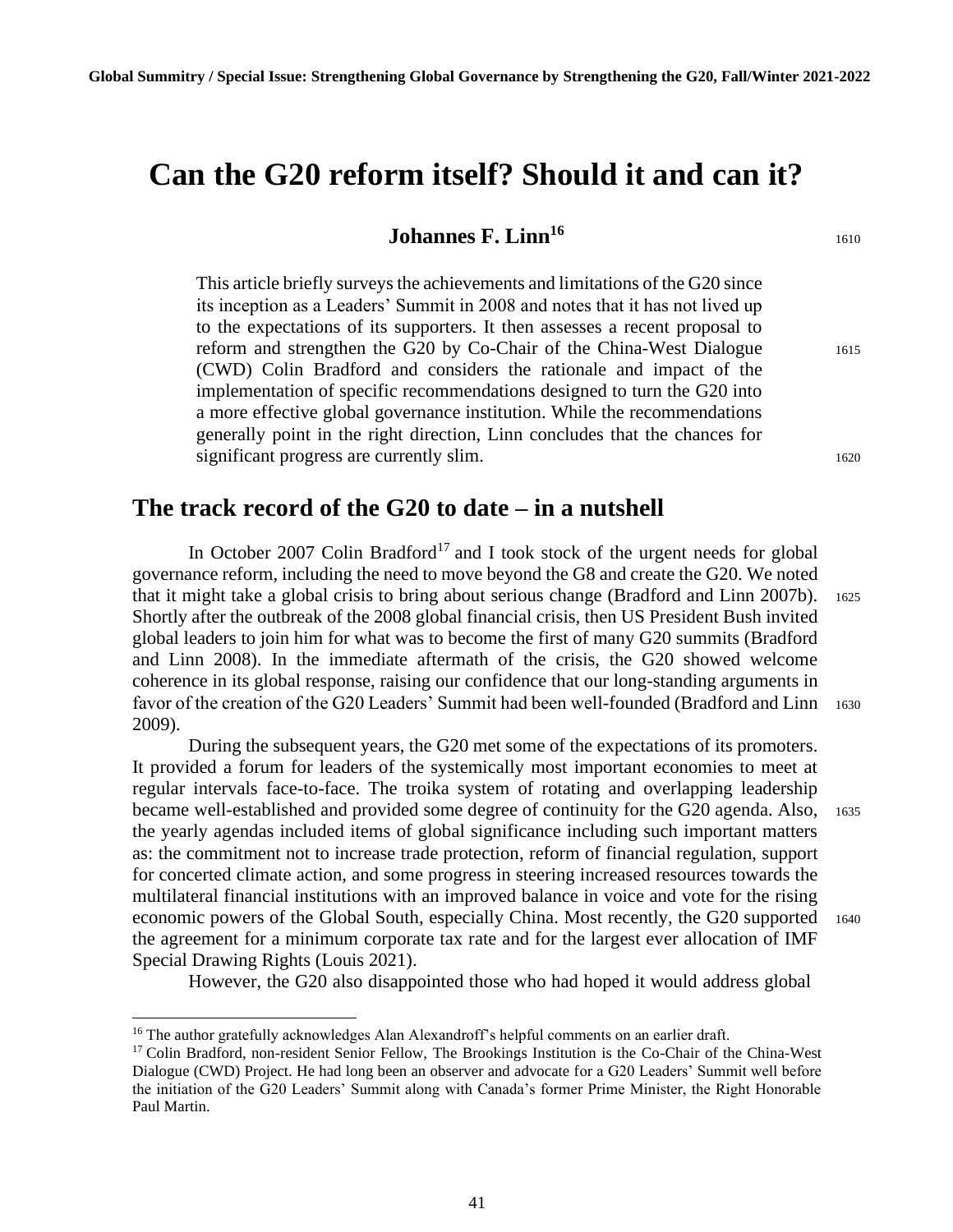# Can the G20 reform itself? Should it and can it?

**Johannes F. Linn**[16]

> This article briefly surveys the achievements and limitations of the G20 since its inception as a Leaders' Summit in 2008 and notes that it has not lived up to the expectations of its supporters. It then assesses a recent proposal to reform and strengthen the G20 by Co-Chair of the China-West Dialogue (CWD) Colin Bradford and considers the rationale and impact of the implementation of specific recommendations designed to turn the G20 into a more effective global governance institution. While the recommendations generally point in the right direction, Linn concludes that the chances for significant progress are currently slim.

## The track record of the G20 to date – in a nutshell

In October 2007 Colin Bradford[17] and I took stock of the urgent needs for global governance reform, including the need to move beyond the G8 and create the G20. We noted that it might take a global crisis to bring about serious change (Bradford and Linn 2007b). Shortly after the outbreak of the 2008 global financial crisis, then US President Bush invited global leaders to join him for what was to become the first of many G20 summits (Bradford and Linn 2008). In the immediate aftermath of the crisis, the G20 showed welcome coherence in its global response, raising our confidence that our long-standing arguments in favor of the creation of the G20 Leaders' Summit had been well-founded (Bradford and Linn 2009).

During the subsequent years, the G20 met some of the expectations of its promoters. It provided a forum for leaders of the systemically most important economies to meet at regular intervals face-to-face. The troika system of rotating and overlapping leadership became well-established and provided some degree of continuity for the G20 agenda. Also, the yearly agendas included items of global significance including such important matters as: the commitment not to increase trade protection, reform of financial regulation, support for concerted climate action, and some progress in steering increased resources towards the multilateral financial institutions with an improved balance in voice and vote for the rising economic powers of the Global South, especially China. Most recently, the G20 supported the agreement for a minimum corporate tax rate and for the largest ever allocation of IMF Special Drawing Rights (Louis 2021).

However, the G20 also disappointed those who had hoped it would address global

---

[16] The author gratefully acknowledges Alan Alexandroff's helpful comments on an earlier draft.

[17] Colin Bradford, non-resident Senior Fellow, The Brookings Institution is the Co-Chair of the China-West Dialogue (CWD) Project. He had long been an observer and advocate for a G20 Leaders' Summit well before the initiation of the G20 Leaders' Summit along with Canada's former Prime Minister, the Right Honorable Paul Martin.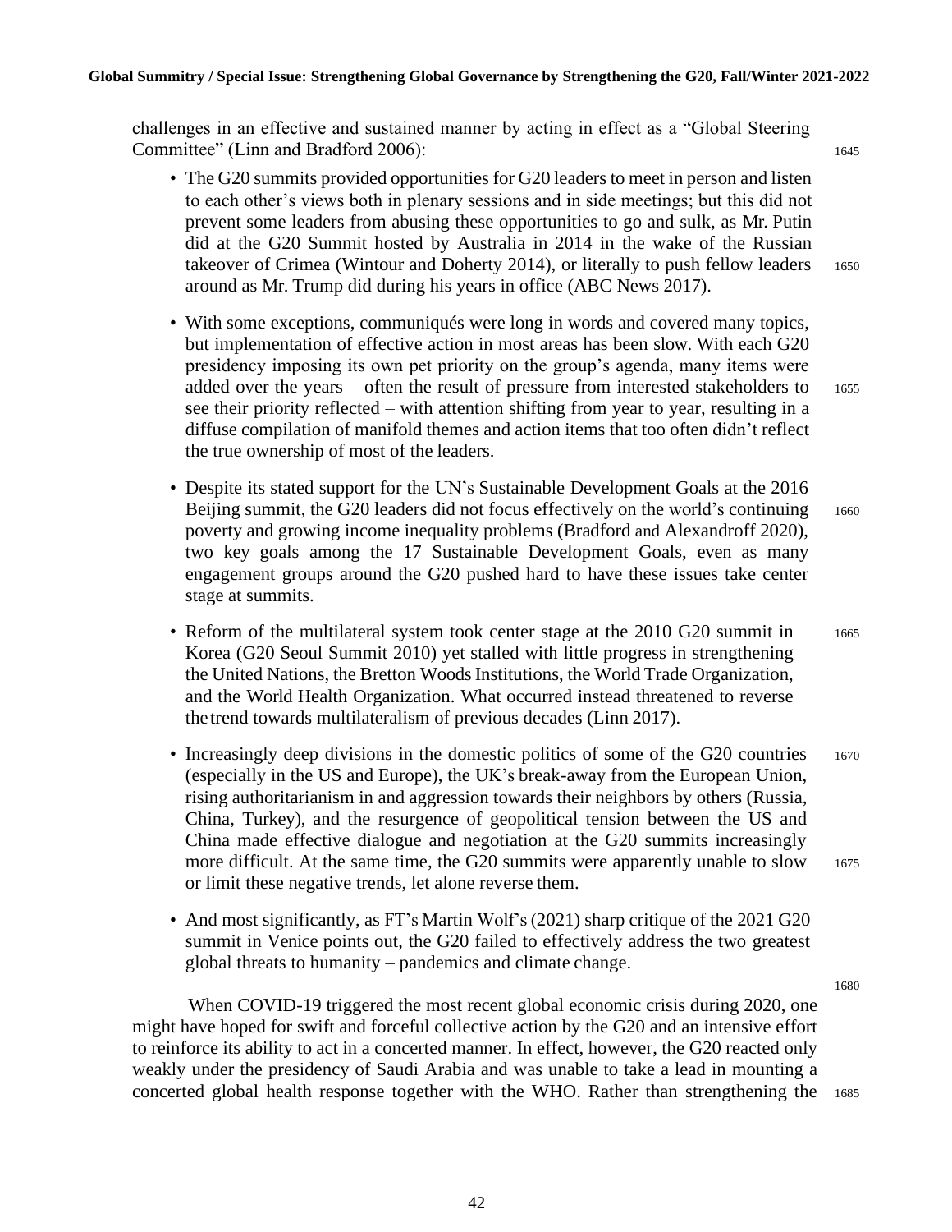challenges in an effective and sustained manner by acting in effect as a "Global Steering Committee" (Linn and Bradford 2006):

- The G20 summits provided opportunities for G20 leaders to meet in person and listen to each other's views both in plenary sessions and in side meetings; but this did not prevent some leaders from abusing these opportunities to go and sulk, as Mr. Putin did at the G20 Summit hosted by Australia in 2014 in the wake of the Russian takeover of Crimea (Wintour and Doherty 2014), or literally to push fellow leaders around as Mr. Trump did during his years in office (ABC News 2017).

- With some exceptions, communiqués were long in words and covered many topics, but implementation of effective action in most areas has been slow. With each G20 presidency imposing its own pet priority on the group's agenda, many items were added over the years – often the result of pressure from interested stakeholders to see their priority reflected – with attention shifting from year to year, resulting in a diffuse compilation of manifold themes and action items that too often didn't reflect the true ownership of most of the leaders.

- Despite its stated support for the UN's Sustainable Development Goals at the 2016 Beijing summit, the G20 leaders did not focus effectively on the world's continuing poverty and growing income inequality problems (Bradford and Alexandroff 2020), two key goals among the 17 Sustainable Development Goals, even as many engagement groups around the G20 pushed hard to have these issues take center stage at summits.

- Reform of the multilateral system took center stage at the 2010 G20 summit in Korea (G20 Seoul Summit 2010) yet stalled with little progress in strengthening the United Nations, the Bretton Woods Institutions, the World Trade Organization, and the World Health Organization. What occurred instead threatened to reverse the trend towards multilateralism of previous decades (Linn 2017).

- Increasingly deep divisions in the domestic politics of some of the G20 countries (especially in the US and Europe), the UK's break-away from the European Union, rising authoritarianism in and aggression towards their neighbors by others (Russia, China, Turkey), and the resurgence of geopolitical tension between the US and China made effective dialogue and negotiation at the G20 summits increasingly more difficult. At the same time, the G20 summits were apparently unable to slow or limit these negative trends, let alone reverse them.

- And most significantly, as FT's Martin Wolf's (2021) sharp critique of the 2021 G20 summit in Venice points out, the G20 failed to effectively address the two greatest global threats to humanity – pandemics and climate change.

When COVID-19 triggered the most recent global economic crisis during 2020, one might have hoped for swift and forceful collective action by the G20 and an intensive effort to reinforce its ability to act in a concerted manner. In effect, however, the G20 reacted only weakly under the presidency of Saudi Arabia and was unable to take a lead in mounting a concerted global health response together with the WHO. Rather than strengthening the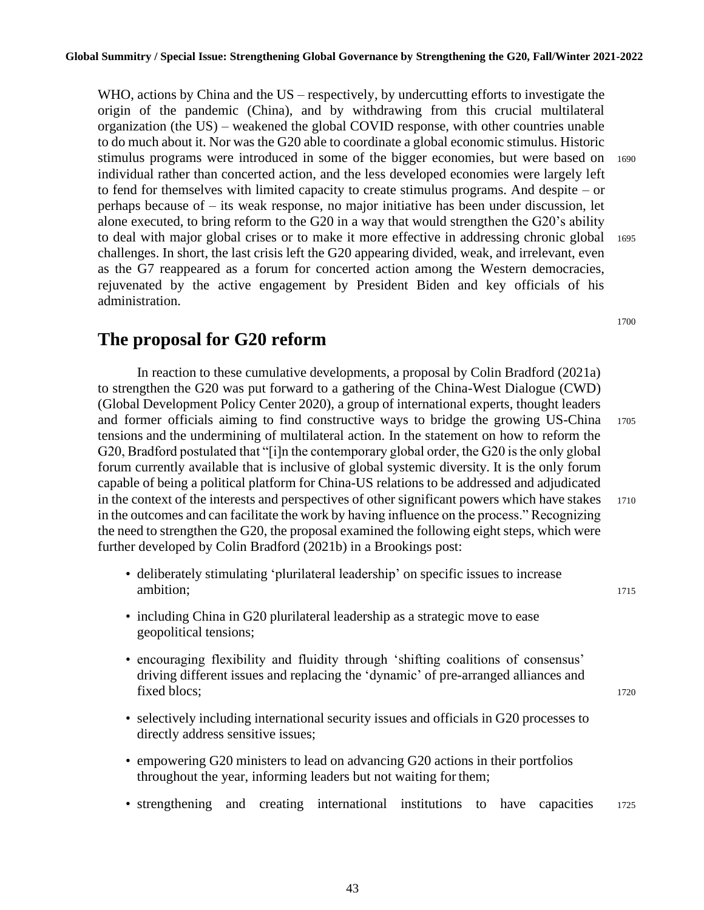WHO, actions by China and the US – respectively, by undercutting efforts to investigate the origin of the pandemic (China), and by withdrawing from this crucial multilateral organization (the US) – weakened the global COVID response, with other countries unable to do much about it. Nor was the G20 able to coordinate a global economic stimulus. Historic stimulus programs were introduced in some of the bigger economies, but were based on individual rather than concerted action, and the less developed economies were largely left to fend for themselves with limited capacity to create stimulus programs. And despite – or perhaps because of – its weak response, no major initiative has been under discussion, let alone executed, to bring reform to the G20 in a way that would strengthen the G20's ability to deal with major global crises or to make it more effective in addressing chronic global challenges. In short, the last crisis left the G20 appearing divided, weak, and irrelevant, even as the G7 reappeared as a forum for concerted action among the Western democracies, rejuvenated by the active engagement by President Biden and key officials of his administration.

## The proposal for G20 reform

In reaction to these cumulative developments, a proposal by Colin Bradford (2021a) to strengthen the G20 was put forward to a gathering of the China-West Dialogue (CWD) (Global Development Policy Center 2020), a group of international experts, thought leaders and former officials aiming to find constructive ways to bridge the growing US-China tensions and the undermining of multilateral action. In the statement on how to reform the G20, Bradford postulated that "[i]n the contemporary global order, the G20 is the only global forum currently available that is inclusive of global systemic diversity. It is the only forum capable of being a political platform for China-US relations to be addressed and adjudicated in the context of the interests and perspectives of other significant powers which have stakes in the outcomes and can facilitate the work by having influence on the process." Recognizing the need to strengthen the G20, the proposal examined the following eight steps, which were further developed by Colin Bradford (2021b) in a Brookings post:

- deliberately stimulating 'plurilateral leadership' on specific issues to increase ambition;
- including China in G20 plurilateral leadership as a strategic move to ease geopolitical tensions;
- encouraging flexibility and fluidity through 'shifting coalitions of consensus' driving different issues and replacing the 'dynamic' of pre-arranged alliances and fixed blocs;
- selectively including international security issues and officials in G20 processes to directly address sensitive issues;
- empowering G20 ministers to lead on advancing G20 actions in their portfolios throughout the year, informing leaders but not waiting for them;
- strengthening and creating international institutions to have capacities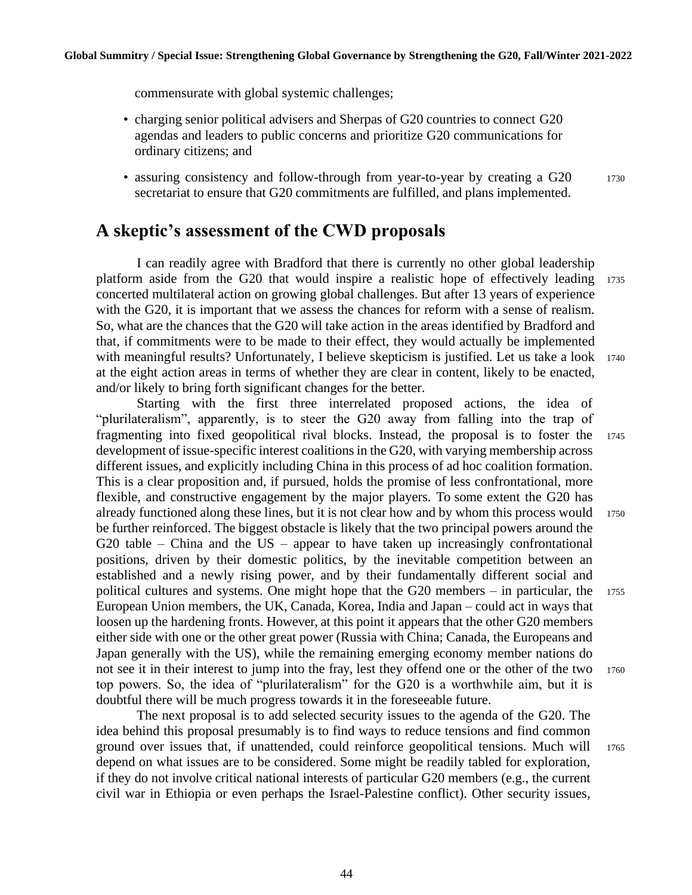commensurate with global systemic challenges;

- charging senior political advisers and Sherpas of G20 countries to connect G20 agendas and leaders to public concerns and prioritize G20 communications for ordinary citizens; and
- assuring consistency and follow-through from year-to-year by creating a G20 secretariat to ensure that G20 commitments are fulfilled, and plans implemented.

## A skeptic's assessment of the CWD proposals

I can readily agree with Bradford that there is currently no other global leadership platform aside from the G20 that would inspire a realistic hope of effectively leading concerted multilateral action on growing global challenges. But after 13 years of experience with the G20, it is important that we assess the chances for reform with a sense of realism. So, what are the chances that the G20 will take action in the areas identified by Bradford and that, if commitments were to be made to their effect, they would actually be implemented with meaningful results? Unfortunately, I believe skepticism is justified. Let us take a look at the eight action areas in terms of whether they are clear in content, likely to be enacted, and/or likely to bring forth significant changes for the better.

Starting with the first three interrelated proposed actions, the idea of "plurilateralism", apparently, is to steer the G20 away from falling into the trap of fragmenting into fixed geopolitical rival blocks. Instead, the proposal is to foster the development of issue-specific interest coalitions in the G20, with varying membership across different issues, and explicitly including China in this process of ad hoc coalition formation. This is a clear proposition and, if pursued, holds the promise of less confrontational, more flexible, and constructive engagement by the major players. To some extent the G20 has already functioned along these lines, but it is not clear how and by whom this process would be further reinforced. The biggest obstacle is likely that the two principal powers around the G20 table – China and the US – appear to have taken up increasingly confrontational positions, driven by their domestic politics, by the inevitable competition between an established and a newly rising power, and by their fundamentally different social and political cultures and systems. One might hope that the G20 members – in particular, the European Union members, the UK, Canada, Korea, India and Japan – could act in ways that loosen up the hardening fronts. However, at this point it appears that the other G20 members either side with one or the other great power (Russia with China; Canada, the Europeans and Japan generally with the US), while the remaining emerging economy member nations do not see it in their interest to jump into the fray, lest they offend one or the other of the two top powers. So, the idea of "plurilateralism" for the G20 is a worthwhile aim, but it is doubtful there will be much progress towards it in the foreseeable future.

The next proposal is to add selected security issues to the agenda of the G20. The idea behind this proposal presumably is to find ways to reduce tensions and find common ground over issues that, if unattended, could reinforce geopolitical tensions. Much will depend on what issues are to be considered. Some might be readily tabled for exploration, if they do not involve critical national interests of particular G20 members (e.g., the current civil war in Ethiopia or even perhaps the Israel-Palestine conflict). Other security issues,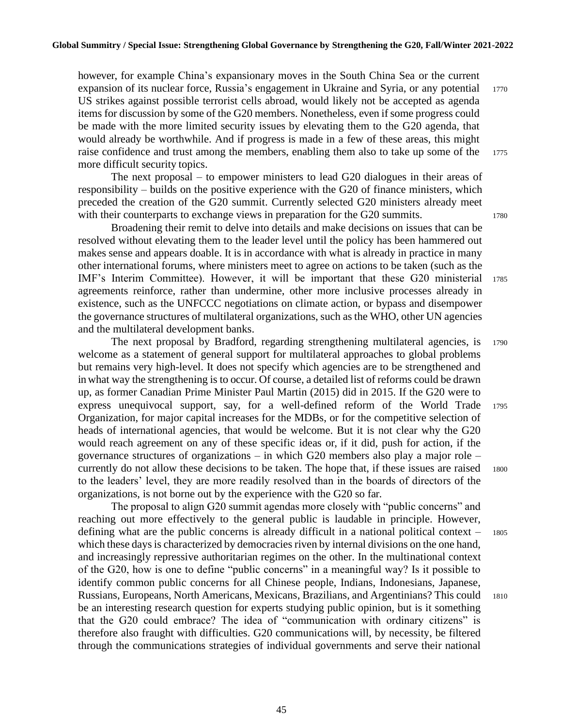however, for example China's expansionary moves in the South China Sea or the current expansion of its nuclear force, Russia's engagement in Ukraine and Syria, or any potential US strikes against possible terrorist cells abroad, would likely not be accepted as agenda items for discussion by some of the G20 members. Nonetheless, even if some progress could be made with the more limited security issues by elevating them to the G20 agenda, that would already be worthwhile. And if progress is made in a few of these areas, this might raise confidence and trust among the members, enabling them also to take up some of the more difficult security topics.

The next proposal – to empower ministers to lead G20 dialogues in their areas of responsibility – builds on the positive experience with the G20 of finance ministers, which preceded the creation of the G20 summit. Currently selected G20 ministers already meet with their counterparts to exchange views in preparation for the G20 summits.

Broadening their remit to delve into details and make decisions on issues that can be resolved without elevating them to the leader level until the policy has been hammered out makes sense and appears doable. It is in accordance with what is already in practice in many other international forums, where ministers meet to agree on actions to be taken (such as the IMF's Interim Committee). However, it will be important that these G20 ministerial agreements reinforce, rather than undermine, other more inclusive processes already in existence, such as the UNFCCC negotiations on climate action, or bypass and disempower the governance structures of multilateral organizations, such as the WHO, other UN agencies and the multilateral development banks.

The next proposal by Bradford, regarding strengthening multilateral agencies, is welcome as a statement of general support for multilateral approaches to global problems but remains very high-level. It does not specify which agencies are to be strengthened and in what way the strengthening is to occur. Of course, a detailed list of reforms could be drawn up, as former Canadian Prime Minister Paul Martin (2015) did in 2015. If the G20 were to express unequivocal support, say, for a well-defined reform of the World Trade Organization, for major capital increases for the MDBs, or for the competitive selection of heads of international agencies, that would be welcome. But it is not clear why the G20 would reach agreement on any of these specific ideas or, if it did, push for action, if the governance structures of organizations – in which G20 members also play a major role – currently do not allow these decisions to be taken. The hope that, if these issues are raised to the leaders' level, they are more readily resolved than in the boards of directors of the organizations, is not borne out by the experience with the G20 so far.

The proposal to align G20 summit agendas more closely with "public concerns" and reaching out more effectively to the general public is laudable in principle. However, defining what are the public concerns is already difficult in a national political context – which these days is characterized by democracies riven by internal divisions on the one hand, and increasingly repressive authoritarian regimes on the other. In the multinational context of the G20, how is one to define "public concerns" in a meaningful way? Is it possible to identify common public concerns for all Chinese people, Indians, Indonesians, Japanese, Russians, Europeans, North Americans, Mexicans, Brazilians, and Argentinians? This could be an interesting research question for experts studying public opinion, but is it something that the G20 could embrace? The idea of "communication with ordinary citizens" is therefore also fraught with difficulties. G20 communications will, by necessity, be filtered through the communications strategies of individual governments and serve their national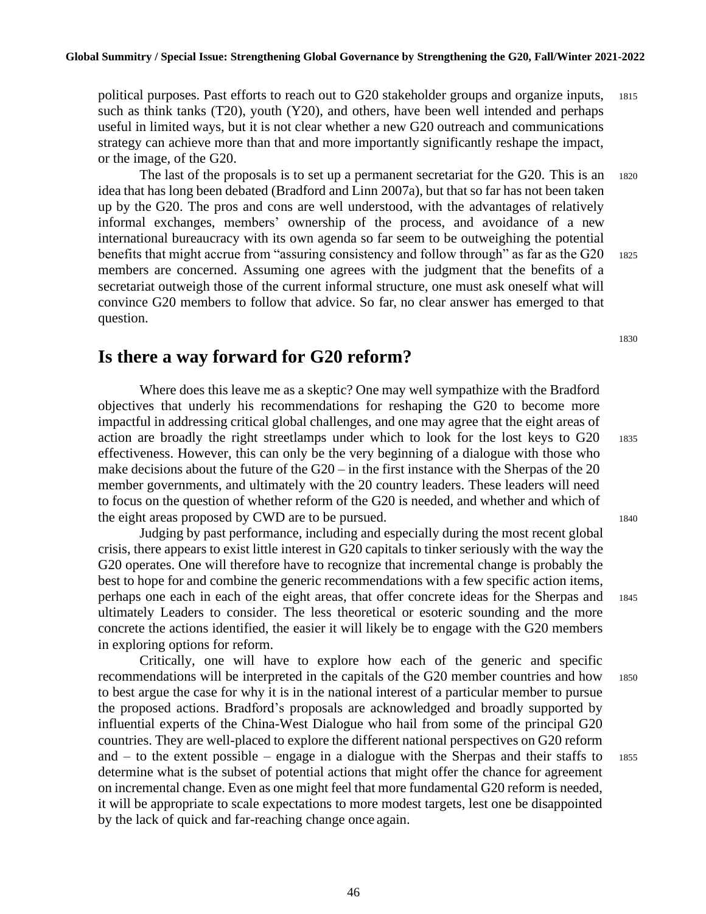political purposes. Past efforts to reach out to G20 stakeholder groups and organize inputs, such as think tanks (T20), youth (Y20), and others, have been well intended and perhaps useful in limited ways, but it is not clear whether a new G20 outreach and communications strategy can achieve more than that and more importantly significantly reshape the impact, or the image, of the G20.

The last of the proposals is to set up a permanent secretariat for the G20. This is an idea that has long been debated (Bradford and Linn 2007a), but that so far has not been taken up by the G20. The pros and cons are well understood, with the advantages of relatively informal exchanges, members' ownership of the process, and avoidance of a new international bureaucracy with its own agenda so far seem to be outweighing the potential benefits that might accrue from "assuring consistency and follow through" as far as the G20 members are concerned. Assuming one agrees with the judgment that the benefits of a secretariat outweigh those of the current informal structure, one must ask oneself what will convince G20 members to follow that advice. So far, no clear answer has emerged to that question.

## Is there a way forward for G20 reform?

Where does this leave me as a skeptic? One may well sympathize with the Bradford objectives that underly his recommendations for reshaping the G20 to become more impactful in addressing critical global challenges, and one may agree that the eight areas of action are broadly the right streetlamps under which to look for the lost keys to G20 effectiveness. However, this can only be the very beginning of a dialogue with those who make decisions about the future of the G20 – in the first instance with the Sherpas of the 20 member governments, and ultimately with the 20 country leaders. These leaders will need to focus on the question of whether reform of the G20 is needed, and whether and which of the eight areas proposed by CWD are to be pursued.

Judging by past performance, including and especially during the most recent global crisis, there appears to exist little interest in G20 capitals to tinker seriously with the way the G20 operates. One will therefore have to recognize that incremental change is probably the best to hope for and combine the generic recommendations with a few specific action items, perhaps one each in each of the eight areas, that offer concrete ideas for the Sherpas and ultimately Leaders to consider. The less theoretical or esoteric sounding and the more concrete the actions identified, the easier it will likely be to engage with the G20 members in exploring options for reform.

Critically, one will have to explore how each of the generic and specific recommendations will be interpreted in the capitals of the G20 member countries and how to best argue the case for why it is in the national interest of a particular member to pursue the proposed actions. Bradford's proposals are acknowledged and broadly supported by influential experts of the China-West Dialogue who hail from some of the principal G20 countries. They are well-placed to explore the different national perspectives on G20 reform and – to the extent possible – engage in a dialogue with the Sherpas and their staffs to determine what is the subset of potential actions that might offer the chance for agreement on incremental change. Even as one might feel that more fundamental G20 reform is needed, it will be appropriate to scale expectations to more modest targets, lest one be disappointed by the lack of quick and far-reaching change once again.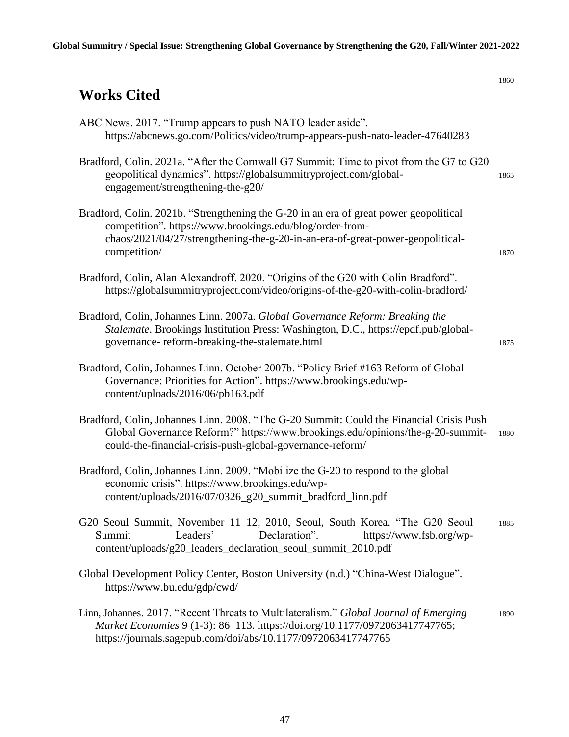## Works Cited

ABC News. 2017. "Trump appears to push NATO leader aside". https://abcnews.go.com/Politics/video/trump-appears-push-nato-leader-47640283

Bradford, Colin. 2021a. "After the Cornwall G7 Summit: Time to pivot from the G7 to G20 geopolitical dynamics". https://globalsummitryproject.com/global-engagement/strengthening-the-g20/

Bradford, Colin. 2021b. "Strengthening the G-20 in an era of great power geopolitical competition". https://www.brookings.edu/blog/order-from-chaos/2021/04/27/strengthening-the-g-20-in-an-era-of-great-power-geopolitical-competition/

Bradford, Colin, Alan Alexandroff. 2020. "Origins of the G20 with Colin Bradford". https://globalsummitryproject.com/video/origins-of-the-g20-with-colin-bradford/

Bradford, Colin, Johannes Linn. 2007a. *Global Governance Reform: Breaking the Stalemate*. Brookings Institution Press: Washington, D.C., https://epdf.pub/global-governance- reform-breaking-the-stalemate.html

Bradford, Colin, Johannes Linn. October 2007b. "Policy Brief #163 Reform of Global Governance: Priorities for Action". https://www.brookings.edu/wp-content/uploads/2016/06/pb163.pdf

Bradford, Colin, Johannes Linn. 2008. "The G-20 Summit: Could the Financial Crisis Push Global Governance Reform?" https://www.brookings.edu/opinions/the-g-20-summit-could-the-financial-crisis-push-global-governance-reform/

Bradford, Colin, Johannes Linn. 2009. "Mobilize the G-20 to respond to the global economic crisis". https://www.brookings.edu/wp-content/uploads/2016/07/0326_g20_summit_bradford_linn.pdf

G20 Seoul Summit, November 11–12, 2010, Seoul, South Korea. "The G20 Seoul Summit Leaders' Declaration". https://www.fsb.org/wp-content/uploads/g20_leaders_declaration_seoul_summit_2010.pdf

Global Development Policy Center, Boston University (n.d.) "China-West Dialogue". https://www.bu.edu/gdp/cwd/

Linn, Johannes. 2017. "Recent Threats to Multilateralism." *Global Journal of Emerging Market Economies* 9 (1-3): 86–113. https://doi.org/10.1177/0972063417747765; https://journals.sagepub.com/doi/abs/10.1177/0972063417747765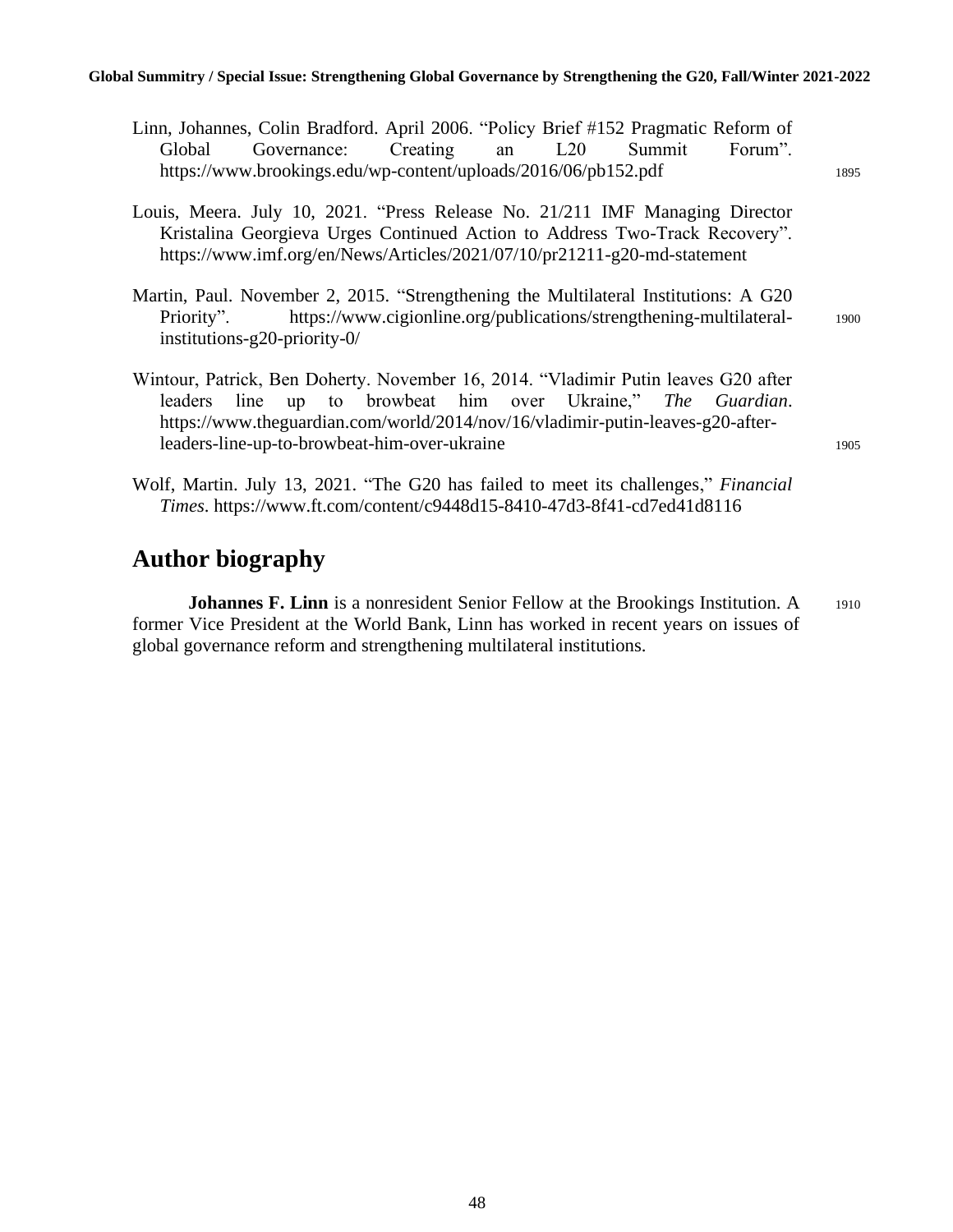Linn, Johannes, Colin Bradford. April 2006. "Policy Brief #152 Pragmatic Reform of Global Governance: Creating an L20 Summit Forum". https://www.brookings.edu/wp-content/uploads/2016/06/pb152.pdf

Louis, Meera. July 10, 2021. "Press Release No. 21/211 IMF Managing Director Kristalina Georgieva Urges Continued Action to Address Two-Track Recovery". https://www.imf.org/en/News/Articles/2021/07/10/pr21211-g20-md-statement

Martin, Paul. November 2, 2015. "Strengthening the Multilateral Institutions: A G20 Priority". https://www.cigionline.org/publications/strengthening-multilateral-institutions-g20-priority-0/

Wintour, Patrick, Ben Doherty. November 16, 2014. "Vladimir Putin leaves G20 after leaders line up to browbeat him over Ukraine," *The Guardian*. https://www.theguardian.com/world/2014/nov/16/vladimir-putin-leaves-g20-after-leaders-line-up-to-browbeat-him-over-ukraine

Wolf, Martin. July 13, 2021. "The G20 has failed to meet its challenges," *Financial Times*. https://www.ft.com/content/c9448d15-8410-47d3-8f41-cd7ed41d8116

## Author biography

**Johannes F. Linn** is a nonresident Senior Fellow at the Brookings Institution. A former Vice President at the World Bank, Linn has worked in recent years on issues of global governance reform and strengthening multilateral institutions.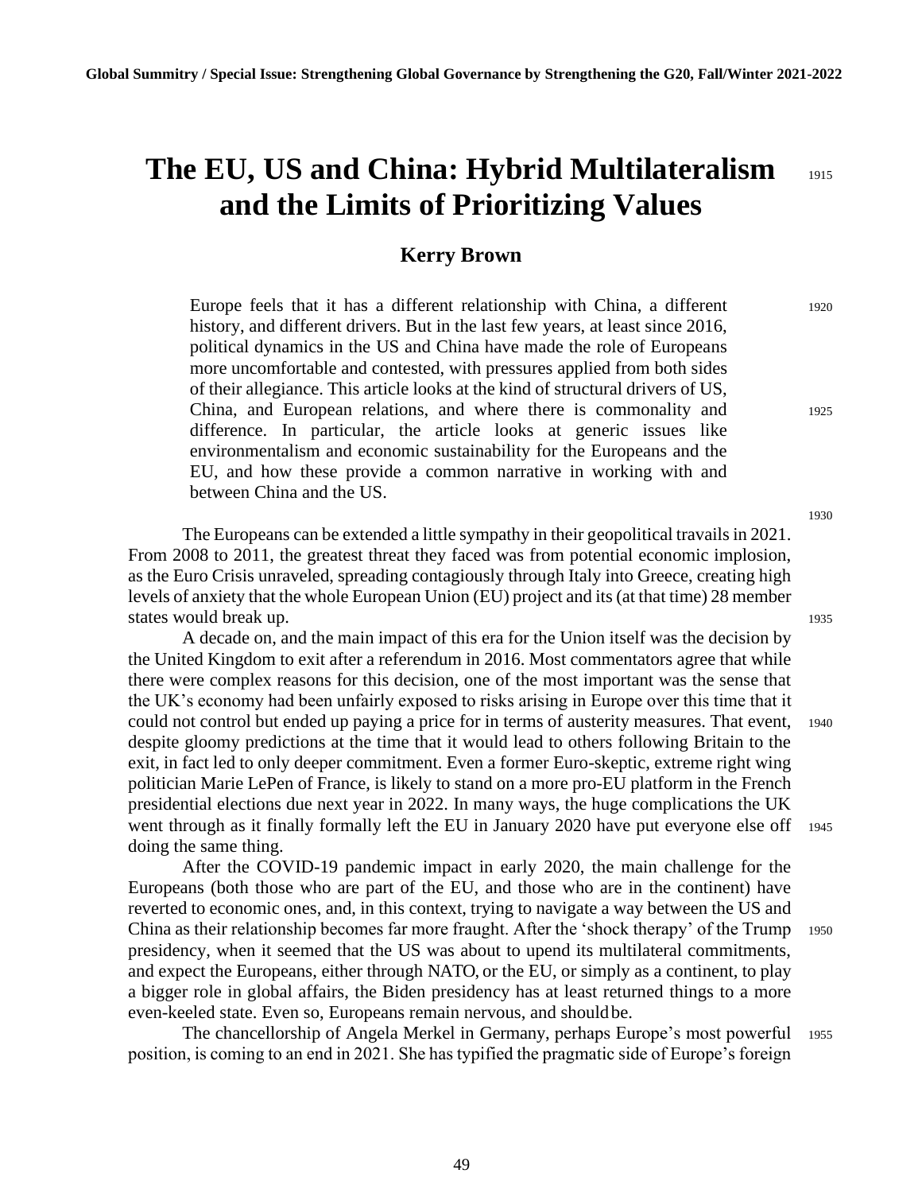# The EU, US and China: Hybrid Multilateralism and the Limits of Prioritizing Values

## Kerry Brown

> Europe feels that it has a different relationship with China, a different history, and different drivers. But in the last few years, at least since 2016, political dynamics in the US and China have made the role of Europeans more uncomfortable and contested, with pressures applied from both sides of their allegiance. This article looks at the kind of structural drivers of US, China, and European relations, and where there is commonality and difference. In particular, the article looks at generic issues like environmentalism and economic sustainability for the Europeans and the EU, and how these provide a common narrative in working with and between China and the US.

The Europeans can be extended a little sympathy in their geopolitical travails in 2021. From 2008 to 2011, the greatest threat they faced was from potential economic implosion, as the Euro Crisis unraveled, spreading contagiously through Italy into Greece, creating high levels of anxiety that the whole European Union (EU) project and its (at that time) 28 member states would break up.

A decade on, and the main impact of this era for the Union itself was the decision by the United Kingdom to exit after a referendum in 2016. Most commentators agree that while there were complex reasons for this decision, one of the most important was the sense that the UK's economy had been unfairly exposed to risks arising in Europe over this time that it could not control but ended up paying a price for in terms of austerity measures. That event, despite gloomy predictions at the time that it would lead to others following Britain to the exit, in fact led to only deeper commitment. Even a former Euro-skeptic, extreme right wing politician Marie LePen of France, is likely to stand on a more pro-EU platform in the French presidential elections due next year in 2022. In many ways, the huge complications the UK went through as it finally formally left the EU in January 2020 have put everyone else off doing the same thing.

After the COVID-19 pandemic impact in early 2020, the main challenge for the Europeans (both those who are part of the EU, and those who are in the continent) have reverted to economic ones, and, in this context, trying to navigate a way between the US and China as their relationship becomes far more fraught. After the 'shock therapy' of the Trump presidency, when it seemed that the US was about to upend its multilateral commitments, and expect the Europeans, either through NATO, or the EU, or simply as a continent, to play a bigger role in global affairs, the Biden presidency has at least returned things to a more even-keeled state. Even so, Europeans remain nervous, and should be.

The chancellorship of Angela Merkel in Germany, perhaps Europe's most powerful position, is coming to an end in 2021. She has typified the pragmatic side of Europe's foreign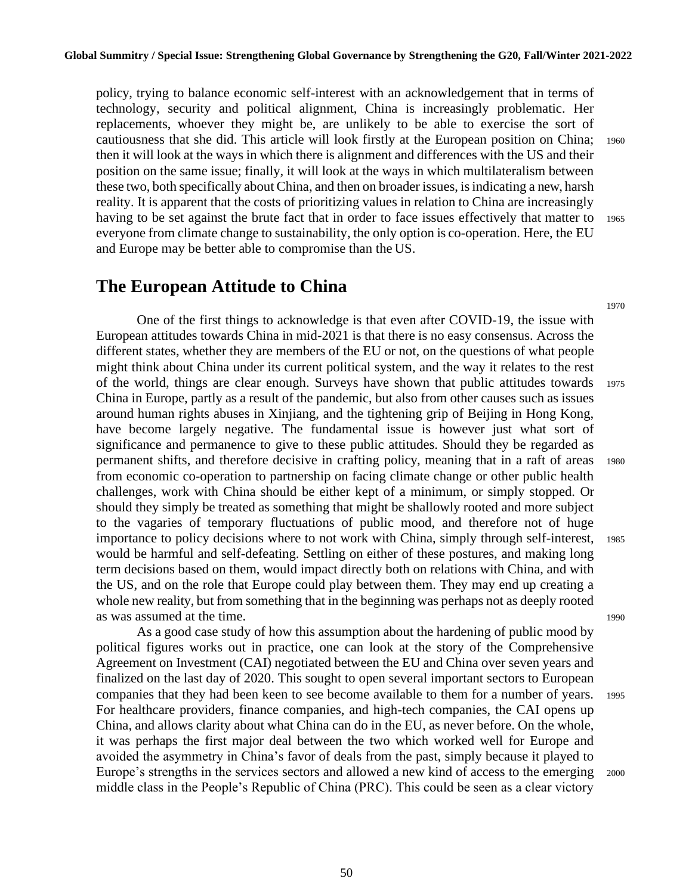policy, trying to balance economic self-interest with an acknowledgement that in terms of technology, security and political alignment, China is increasingly problematic. Her replacements, whoever they might be, are unlikely to be able to exercise the sort of cautiousness that she did. This article will look firstly at the European position on China; then it will look at the ways in which there is alignment and differences with the US and their position on the same issue; finally, it will look at the ways in which multilateralism between these two, both specifically about China, and then on broader issues, is indicating a new, harsh reality. It is apparent that the costs of prioritizing values in relation to China are increasingly having to be set against the brute fact that in order to face issues effectively that matter to everyone from climate change to sustainability, the only option is co-operation. Here, the EU and Europe may be better able to compromise than the US.

## The European Attitude to China

One of the first things to acknowledge is that even after COVID-19, the issue with European attitudes towards China in mid-2021 is that there is no easy consensus. Across the different states, whether they are members of the EU or not, on the questions of what people might think about China under its current political system, and the way it relates to the rest of the world, things are clear enough. Surveys have shown that public attitudes towards China in Europe, partly as a result of the pandemic, but also from other causes such as issues around human rights abuses in Xinjiang, and the tightening grip of Beijing in Hong Kong, have become largely negative. The fundamental issue is however just what sort of significance and permanence to give to these public attitudes. Should they be regarded as permanent shifts, and therefore decisive in crafting policy, meaning that in a raft of areas from economic co-operation to partnership on facing climate change or other public health challenges, work with China should be either kept of a minimum, or simply stopped. Or should they simply be treated as something that might be shallowly rooted and more subject to the vagaries of temporary fluctuations of public mood, and therefore not of huge importance to policy decisions where to not work with China, simply through self-interest, would be harmful and self-defeating. Settling on either of these postures, and making long term decisions based on them, would impact directly both on relations with China, and with the US, and on the role that Europe could play between them. They may end up creating a whole new reality, but from something that in the beginning was perhaps not as deeply rooted as was assumed at the time.

As a good case study of how this assumption about the hardening of public mood by political figures works out in practice, one can look at the story of the Comprehensive Agreement on Investment (CAI) negotiated between the EU and China over seven years and finalized on the last day of 2020. This sought to open several important sectors to European companies that they had been keen to see become available to them for a number of years. For healthcare providers, finance companies, and high-tech companies, the CAI opens up China, and allows clarity about what China can do in the EU, as never before. On the whole, it was perhaps the first major deal between the two which worked well for Europe and avoided the asymmetry in China's favor of deals from the past, simply because it played to Europe's strengths in the services sectors and allowed a new kind of access to the emerging middle class in the People's Republic of China (PRC). This could be seen as a clear victory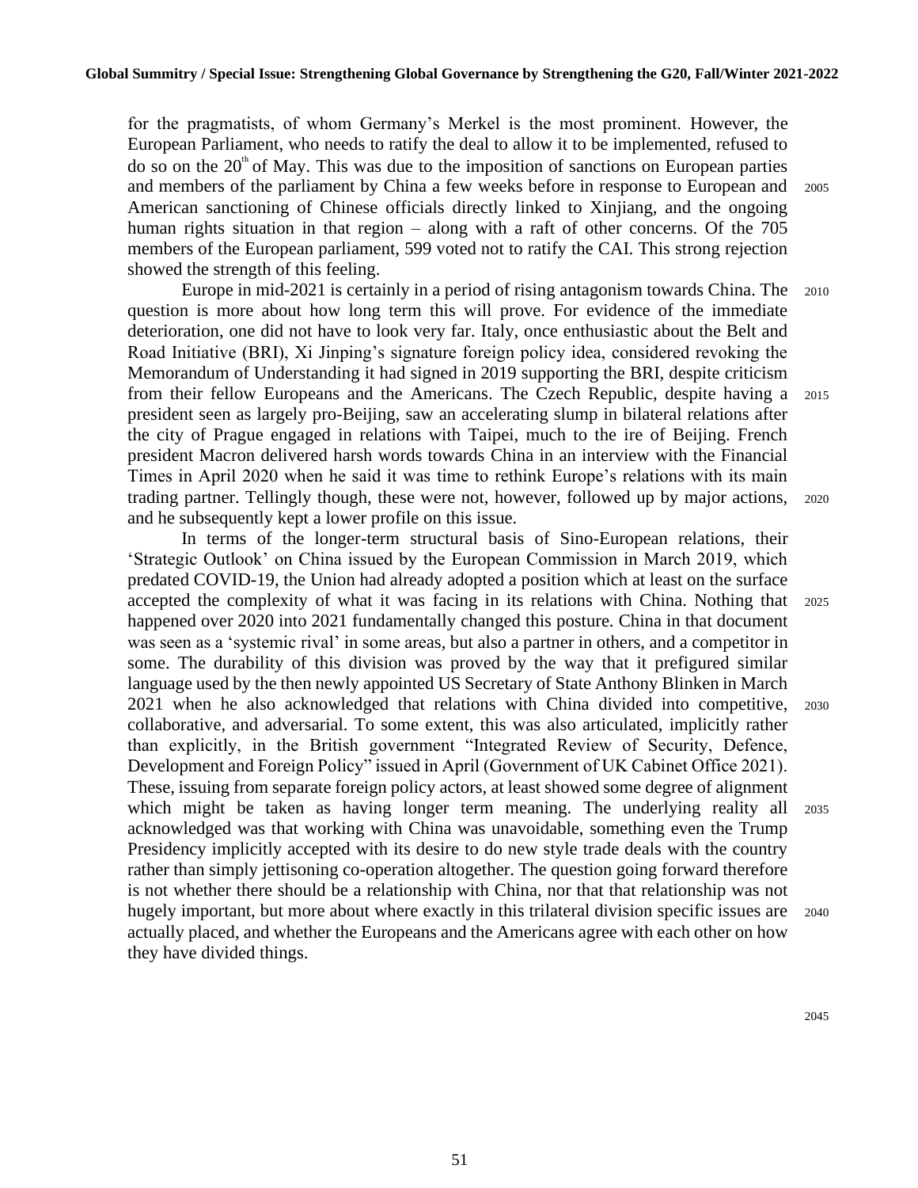for the pragmatists, of whom Germany's Merkel is the most prominent. However, the European Parliament, who needs to ratify the deal to allow it to be implemented, refused to do so on the 20th of May. This was due to the imposition of sanctions on European parties and members of the parliament by China a few weeks before in response to European and American sanctioning of Chinese officials directly linked to Xinjiang, and the ongoing human rights situation in that region – along with a raft of other concerns. Of the 705 members of the European parliament, 599 voted not to ratify the CAI. This strong rejection showed the strength of this feeling.

Europe in mid-2021 is certainly in a period of rising antagonism towards China. The question is more about how long term this will prove. For evidence of the immediate deterioration, one did not have to look very far. Italy, once enthusiastic about the Belt and Road Initiative (BRI), Xi Jinping's signature foreign policy idea, considered revoking the Memorandum of Understanding it had signed in 2019 supporting the BRI, despite criticism from their fellow Europeans and the Americans. The Czech Republic, despite having a president seen as largely pro-Beijing, saw an accelerating slump in bilateral relations after the city of Prague engaged in relations with Taipei, much to the ire of Beijing. French president Macron delivered harsh words towards China in an interview with the Financial Times in April 2020 when he said it was time to rethink Europe's relations with its main trading partner. Tellingly though, these were not, however, followed up by major actions, and he subsequently kept a lower profile on this issue.

In terms of the longer-term structural basis of Sino-European relations, their 'Strategic Outlook' on China issued by the European Commission in March 2019, which predated COVID-19, the Union had already adopted a position which at least on the surface accepted the complexity of what it was facing in its relations with China. Nothing that happened over 2020 into 2021 fundamentally changed this posture. China in that document was seen as a 'systemic rival' in some areas, but also a partner in others, and a competitor in some. The durability of this division was proved by the way that it prefigured similar language used by the then newly appointed US Secretary of State Anthony Blinken in March 2021 when he also acknowledged that relations with China divided into competitive, collaborative, and adversarial. To some extent, this was also articulated, implicitly rather than explicitly, in the British government "Integrated Review of Security, Defence, Development and Foreign Policy" issued in April (Government of UK Cabinet Office 2021). These, issuing from separate foreign policy actors, at least showed some degree of alignment which might be taken as having longer term meaning. The underlying reality all acknowledged was that working with China was unavoidable, something even the Trump Presidency implicitly accepted with its desire to do new style trade deals with the country rather than simply jettisoning co-operation altogether. The question going forward therefore is not whether there should be a relationship with China, nor that that relationship was not hugely important, but more about where exactly in this trilateral division specific issues are actually placed, and whether the Europeans and the Americans agree with each other on how they have divided things.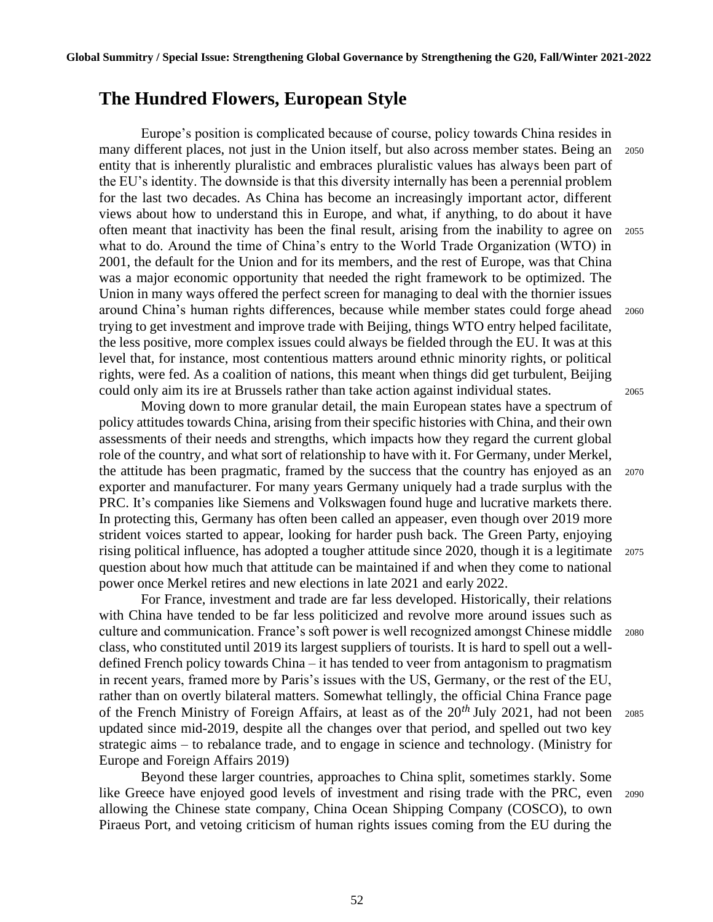## The Hundred Flowers, European Style

Europe's position is complicated because of course, policy towards China resides in many different places, not just in the Union itself, but also across member states. Being an entity that is inherently pluralistic and embraces pluralistic values has always been part of the EU's identity. The downside is that this diversity internally has been a perennial problem for the last two decades. As China has become an increasingly important actor, different views about how to understand this in Europe, and what, if anything, to do about it have often meant that inactivity has been the final result, arising from the inability to agree on what to do. Around the time of China's entry to the World Trade Organization (WTO) in 2001, the default for the Union and for its members, and the rest of Europe, was that China was a major economic opportunity that needed the right framework to be optimized. The Union in many ways offered the perfect screen for managing to deal with the thornier issues around China's human rights differences, because while member states could forge ahead trying to get investment and improve trade with Beijing, things WTO entry helped facilitate, the less positive, more complex issues could always be fielded through the EU. It was at this level that, for instance, most contentious matters around ethnic minority rights, or political rights, were fed. As a coalition of nations, this meant when things did get turbulent, Beijing could only aim its ire at Brussels rather than take action against individual states.

Moving down to more granular detail, the main European states have a spectrum of policy attitudes towards China, arising from their specific histories with China, and their own assessments of their needs and strengths, which impacts how they regard the current global role of the country, and what sort of relationship to have with it. For Germany, under Merkel, the attitude has been pragmatic, framed by the success that the country has enjoyed as an exporter and manufacturer. For many years Germany uniquely had a trade surplus with the PRC. It's companies like Siemens and Volkswagen found huge and lucrative markets there. In protecting this, Germany has often been called an appeaser, even though over 2019 more strident voices started to appear, looking for harder push back. The Green Party, enjoying rising political influence, has adopted a tougher attitude since 2020, though it is a legitimate question about how much that attitude can be maintained if and when they come to national power once Merkel retires and new elections in late 2021 and early 2022.

For France, investment and trade are far less developed. Historically, their relations with China have tended to be far less politicized and revolve more around issues such as culture and communication. France's soft power is well recognized amongst Chinese middle class, who constituted until 2019 its largest suppliers of tourists. It is hard to spell out a well-defined French policy towards China – it has tended to veer from antagonism to pragmatism in recent years, framed more by Paris's issues with the US, Germany, or the rest of the EU, rather than on overtly bilateral matters. Somewhat tellingly, the official China France page of the French Ministry of Foreign Affairs, at least as of the 20*th* July 2021, had not been updated since mid-2019, despite all the changes over that period, and spelled out two key strategic aims – to rebalance trade, and to engage in science and technology. (Ministry for Europe and Foreign Affairs 2019)

Beyond these larger countries, approaches to China split, sometimes starkly. Some like Greece have enjoyed good levels of investment and rising trade with the PRC, even allowing the Chinese state company, China Ocean Shipping Company (COSCO), to own Piraeus Port, and vetoing criticism of human rights issues coming from the EU during the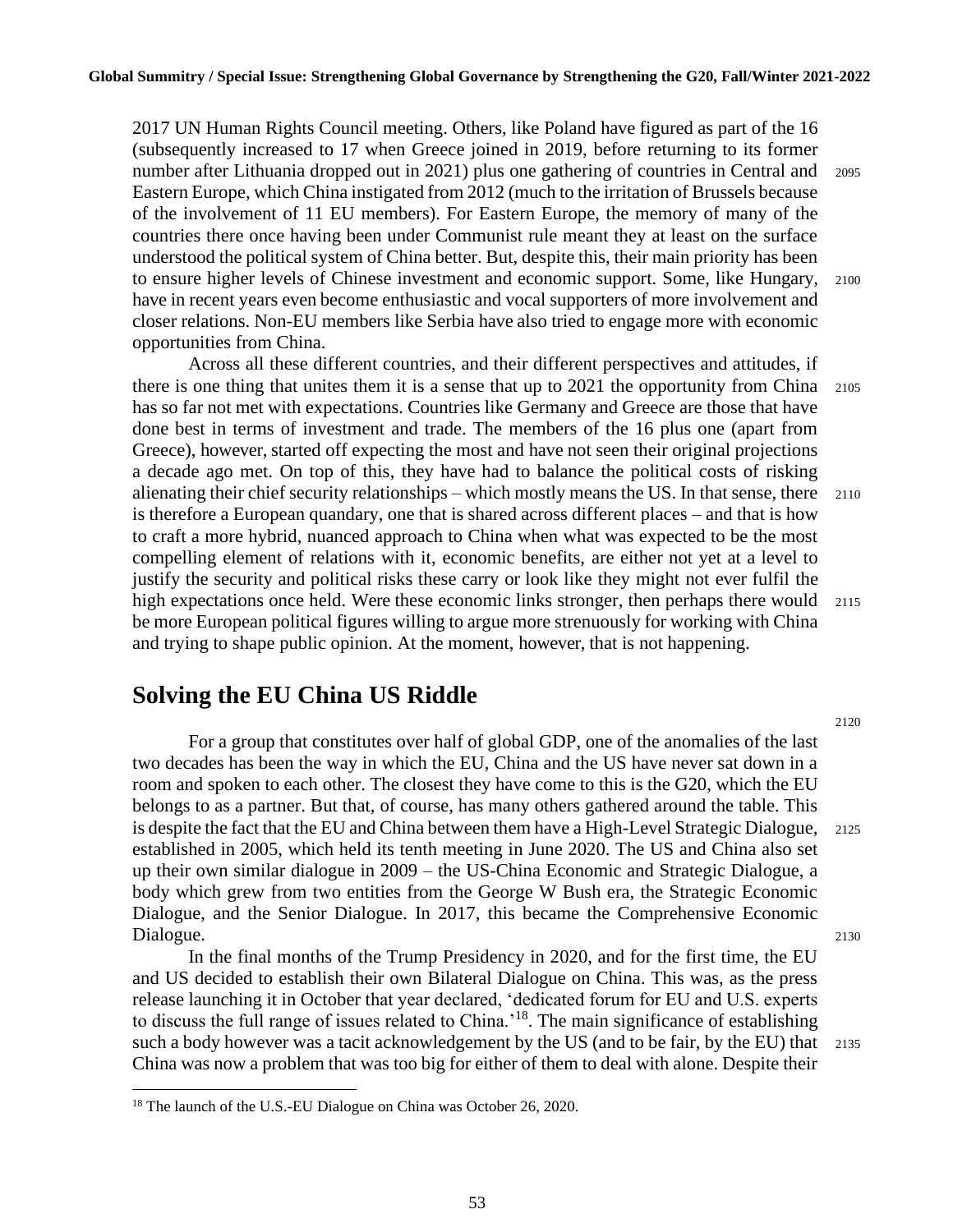2017 UN Human Rights Council meeting. Others, like Poland have figured as part of the 16 (subsequently increased to 17 when Greece joined in 2019, before returning to its former number after Lithuania dropped out in 2021) plus one gathering of countries in Central and Eastern Europe, which China instigated from 2012 (much to the irritation of Brussels because of the involvement of 11 EU members). For Eastern Europe, the memory of many of the countries there once having been under Communist rule meant they at least on the surface understood the political system of China better. But, despite this, their main priority has been to ensure higher levels of Chinese investment and economic support. Some, like Hungary, have in recent years even become enthusiastic and vocal supporters of more involvement and closer relations. Non-EU members like Serbia have also tried to engage more with economic opportunities from China.

Across all these different countries, and their different perspectives and attitudes, if there is one thing that unites them it is a sense that up to 2021 the opportunity from China has so far not met with expectations. Countries like Germany and Greece are those that have done best in terms of investment and trade. The members of the 16 plus one (apart from Greece), however, started off expecting the most and have not seen their original projections a decade ago met. On top of this, they have had to balance the political costs of risking alienating their chief security relationships – which mostly means the US. In that sense, there is therefore a European quandary, one that is shared across different places – and that is how to craft a more hybrid, nuanced approach to China when what was expected to be the most compelling element of relations with it, economic benefits, are either not yet at a level to justify the security and political risks these carry or look like they might not ever fulfil the high expectations once held. Were these economic links stronger, then perhaps there would be more European political figures willing to argue more strenuously for working with China and trying to shape public opinion. At the moment, however, that is not happening.

## Solving the EU China US Riddle

For a group that constitutes over half of global GDP, one of the anomalies of the last two decades has been the way in which the EU, China and the US have never sat down in a room and spoken to each other. The closest they have come to this is the G20, which the EU belongs to as a partner. But that, of course, has many others gathered around the table. This is despite the fact that the EU and China between them have a High-Level Strategic Dialogue, established in 2005, which held its tenth meeting in June 2020. The US and China also set up their own similar dialogue in 2009 – the US-China Economic and Strategic Dialogue, a body which grew from two entities from the George W Bush era, the Strategic Economic Dialogue, and the Senior Dialogue. In 2017, this became the Comprehensive Economic Dialogue.

In the final months of the Trump Presidency in 2020, and for the first time, the EU and US decided to establish their own Bilateral Dialogue on China. This was, as the press release launching it in October that year declared, 'dedicated forum for EU and U.S. experts to discuss the full range of issues related to China.'[18]. The main significance of establishing such a body however was a tacit acknowledgement by the US (and to be fair, by the EU) that China was now a problem that was too big for either of them to deal with alone. Despite their

[18] The launch of the U.S.-EU Dialogue on China was October 26, 2020.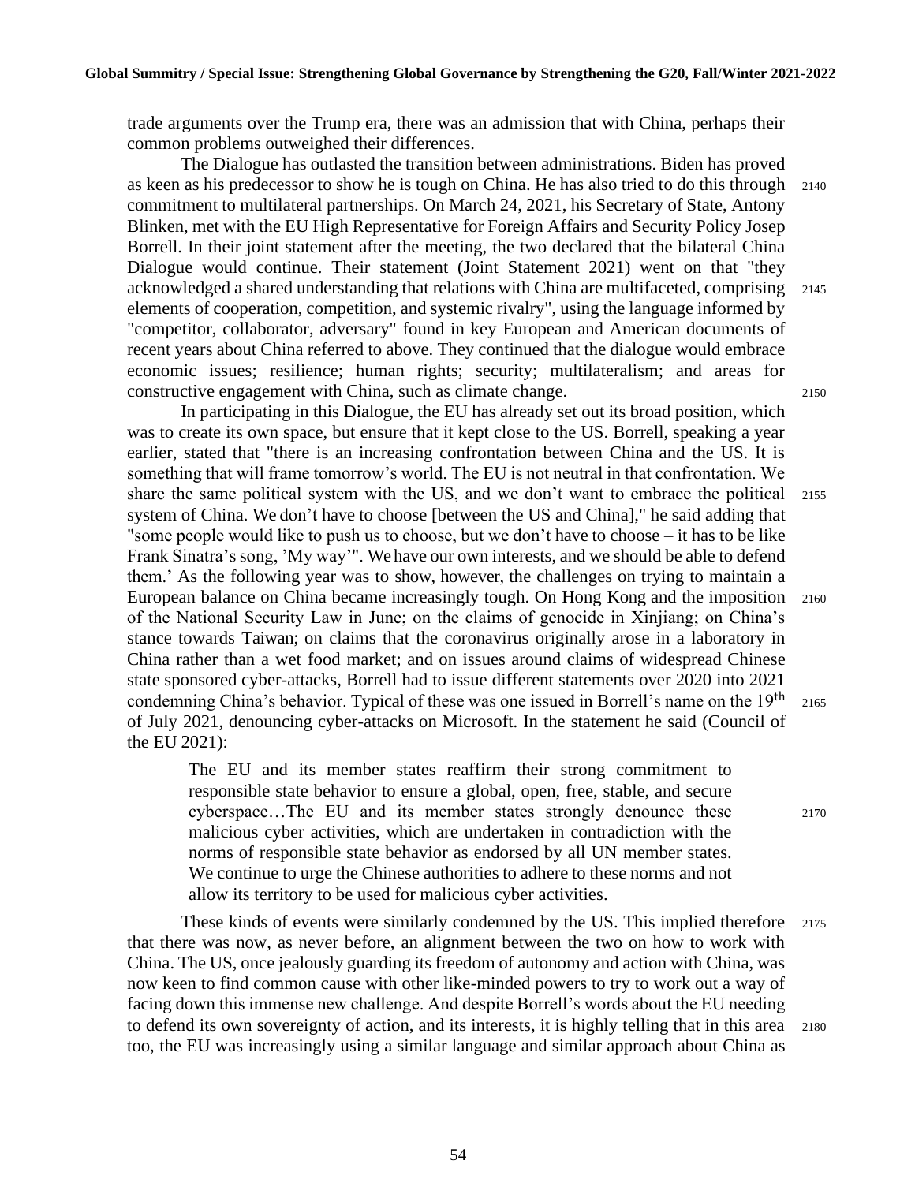trade arguments over the Trump era, there was an admission that with China, perhaps their common problems outweighed their differences.

The Dialogue has outlasted the transition between administrations. Biden has proved as keen as his predecessor to show he is tough on China. He has also tried to do this through commitment to multilateral partnerships. On March 24, 2021, his Secretary of State, Antony Blinken, met with the EU High Representative for Foreign Affairs and Security Policy Josep Borrell. In their joint statement after the meeting, the two declared that the bilateral China Dialogue would continue. Their statement (Joint Statement 2021) went on that "they acknowledged a shared understanding that relations with China are multifaceted, comprising elements of cooperation, competition, and systemic rivalry", using the language informed by "competitor, collaborator, adversary" found in key European and American documents of recent years about China referred to above. They continued that the dialogue would embrace economic issues; resilience; human rights; security; multilateralism; and areas for constructive engagement with China, such as climate change.

In participating in this Dialogue, the EU has already set out its broad position, which was to create its own space, but ensure that it kept close to the US. Borrell, speaking a year earlier, stated that "there is an increasing confrontation between China and the US. It is something that will frame tomorrow's world. The EU is not neutral in that confrontation. We share the same political system with the US, and we don't want to embrace the political system of China. We don't have to choose [between the US and China]," he said adding that "some people would like to push us to choose, but we don't have to choose – it has to be like Frank Sinatra's song, 'My way'". We have our own interests, and we should be able to defend them.' As the following year was to show, however, the challenges on trying to maintain a European balance on China became increasingly tough. On Hong Kong and the imposition of the National Security Law in June; on the claims of genocide in Xinjiang; on China's stance towards Taiwan; on claims that the coronavirus originally arose in a laboratory in China rather than a wet food market; and on issues around claims of widespread Chinese state sponsored cyber-attacks, Borrell had to issue different statements over 2020 into 2021 condemning China's behavior. Typical of these was one issued in Borrell's name on the 19th of July 2021, denouncing cyber-attacks on Microsoft. In the statement he said (Council of the EU 2021):

> The EU and its member states reaffirm their strong commitment to responsible state behavior to ensure a global, open, free, stable, and secure cyberspace…The EU and its member states strongly denounce these malicious cyber activities, which are undertaken in contradiction with the norms of responsible state behavior as endorsed by all UN member states. We continue to urge the Chinese authorities to adhere to these norms and not allow its territory to be used for malicious cyber activities.

These kinds of events were similarly condemned by the US. This implied therefore that there was now, as never before, an alignment between the two on how to work with China. The US, once jealously guarding its freedom of autonomy and action with China, was now keen to find common cause with other like-minded powers to try to work out a way of facing down this immense new challenge. And despite Borrell's words about the EU needing to defend its own sovereignty of action, and its interests, it is highly telling that in this area too, the EU was increasingly using a similar language and similar approach about China as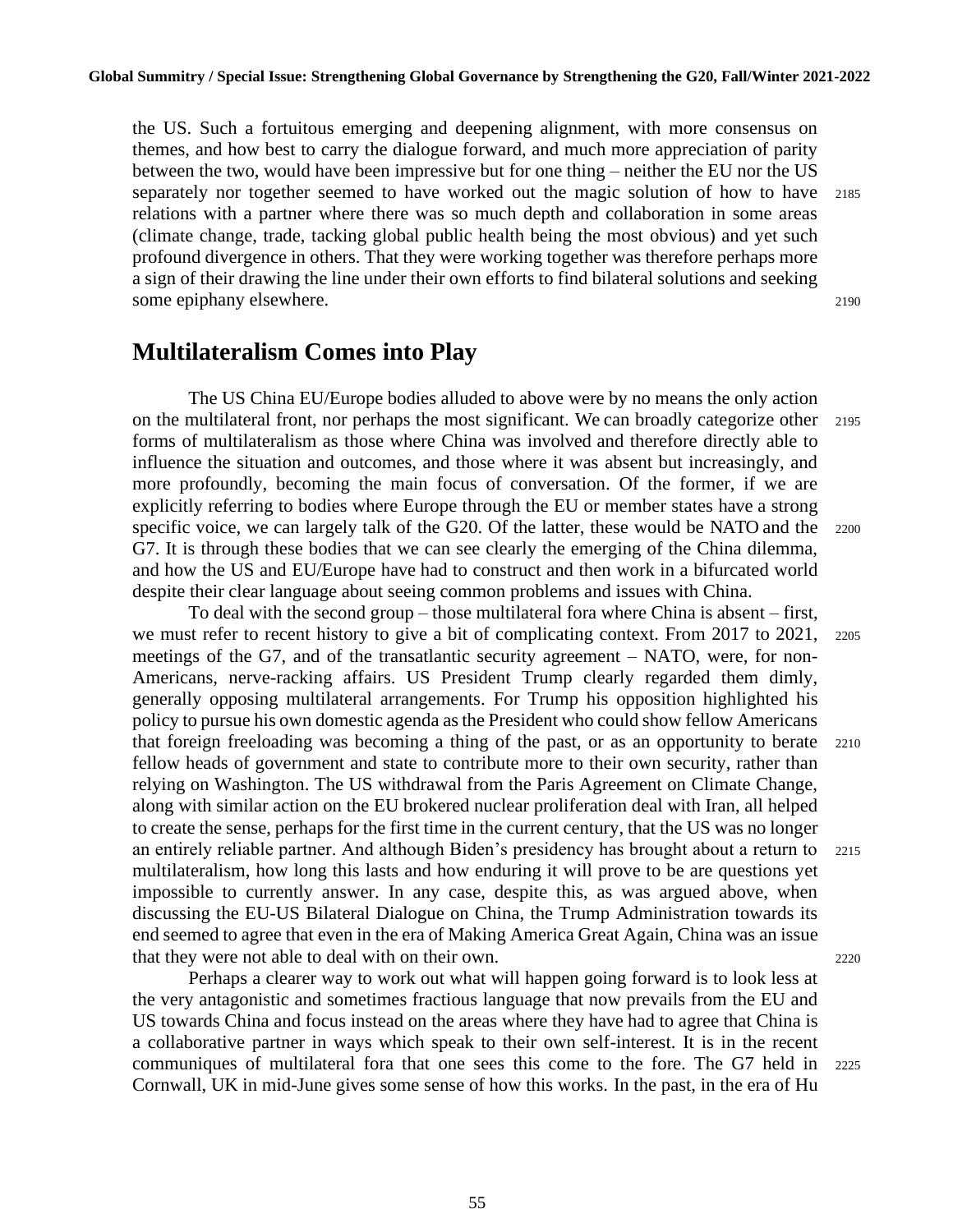the US. Such a fortuitous emerging and deepening alignment, with more consensus on themes, and how best to carry the dialogue forward, and much more appreciation of parity between the two, would have been impressive but for one thing – neither the EU nor the US separately nor together seemed to have worked out the magic solution of how to have relations with a partner where there was so much depth and collaboration in some areas (climate change, trade, tacking global public health being the most obvious) and yet such profound divergence in others. That they were working together was therefore perhaps more a sign of their drawing the line under their own efforts to find bilateral solutions and seeking some epiphany elsewhere.

## Multilateralism Comes into Play

The US China EU/Europe bodies alluded to above were by no means the only action on the multilateral front, nor perhaps the most significant. We can broadly categorize other forms of multilateralism as those where China was involved and therefore directly able to influence the situation and outcomes, and those where it was absent but increasingly, and more profoundly, becoming the main focus of conversation. Of the former, if we are explicitly referring to bodies where Europe through the EU or member states have a strong specific voice, we can largely talk of the G20. Of the latter, these would be NATO and the G7. It is through these bodies that we can see clearly the emerging of the China dilemma, and how the US and EU/Europe have had to construct and then work in a bifurcated world despite their clear language about seeing common problems and issues with China.

To deal with the second group – those multilateral fora where China is absent – first, we must refer to recent history to give a bit of complicating context. From 2017 to 2021, meetings of the G7, and of the transatlantic security agreement – NATO, were, for non-Americans, nerve-racking affairs. US President Trump clearly regarded them dimly, generally opposing multilateral arrangements. For Trump his opposition highlighted his policy to pursue his own domestic agenda as the President who could show fellow Americans that foreign freeloading was becoming a thing of the past, or as an opportunity to berate fellow heads of government and state to contribute more to their own security, rather than relying on Washington. The US withdrawal from the Paris Agreement on Climate Change, along with similar action on the EU brokered nuclear proliferation deal with Iran, all helped to create the sense, perhaps for the first time in the current century, that the US was no longer an entirely reliable partner. And although Biden's presidency has brought about a return to multilateralism, how long this lasts and how enduring it will prove to be are questions yet impossible to currently answer. In any case, despite this, as was argued above, when discussing the EU-US Bilateral Dialogue on China, the Trump Administration towards its end seemed to agree that even in the era of Making America Great Again, China was an issue that they were not able to deal with on their own.

Perhaps a clearer way to work out what will happen going forward is to look less at the very antagonistic and sometimes fractious language that now prevails from the EU and US towards China and focus instead on the areas where they have had to agree that China is a collaborative partner in ways which speak to their own self-interest. It is in the recent communiques of multilateral fora that one sees this come to the fore. The G7 held in Cornwall, UK in mid-June gives some sense of how this works. In the past, in the era of Hu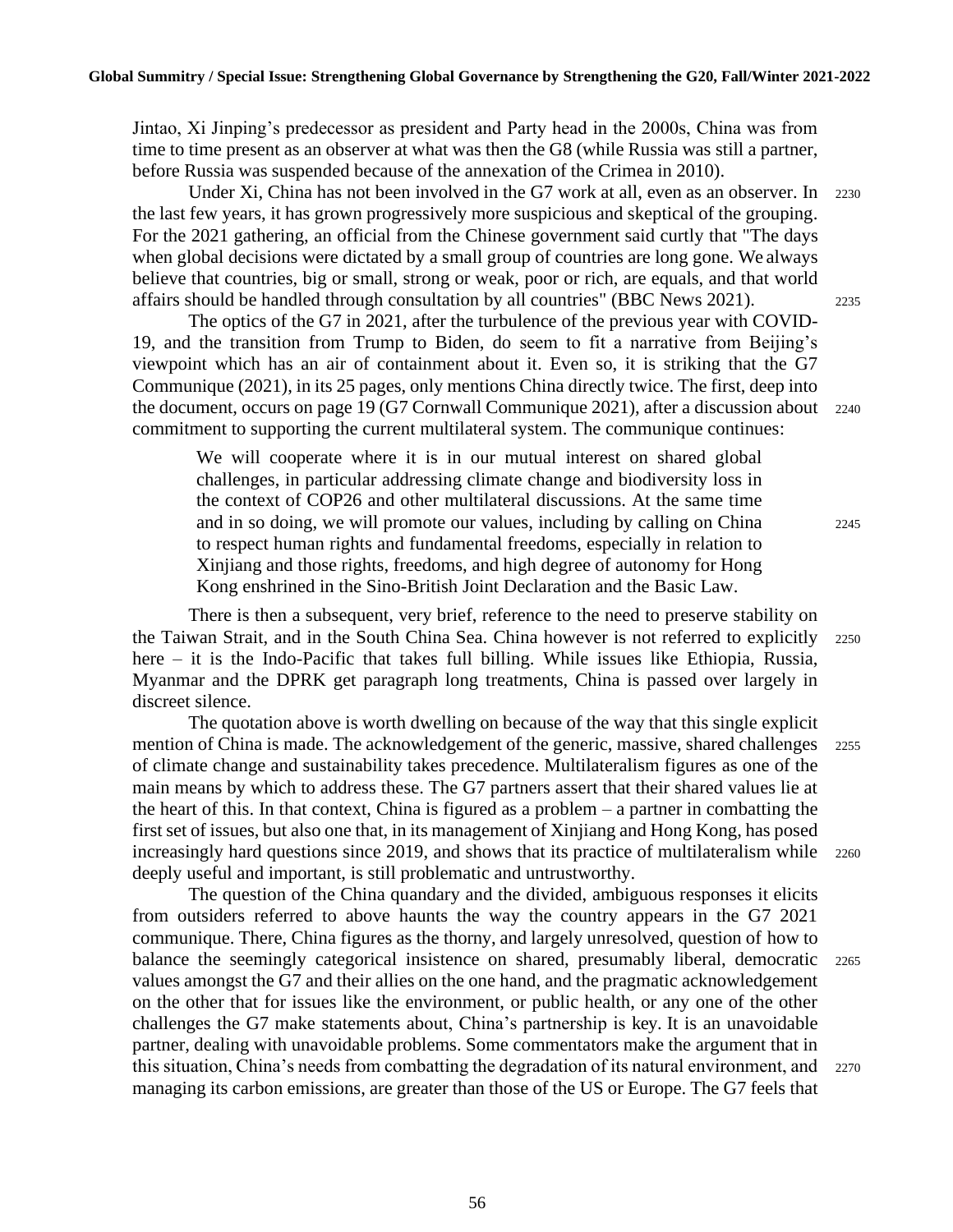Jintao, Xi Jinping's predecessor as president and Party head in the 2000s, China was from time to time present as an observer at what was then the G8 (while Russia was still a partner, before Russia was suspended because of the annexation of the Crimea in 2010).

Under Xi, China has not been involved in the G7 work at all, even as an observer. In the last few years, it has grown progressively more suspicious and skeptical of the grouping. For the 2021 gathering, an official from the Chinese government said curtly that "The days when global decisions were dictated by a small group of countries are long gone. We always believe that countries, big or small, strong or weak, poor or rich, are equals, and that world affairs should be handled through consultation by all countries" (BBC News 2021).

The optics of the G7 in 2021, after the turbulence of the previous year with COVID-19, and the transition from Trump to Biden, do seem to fit a narrative from Beijing's viewpoint which has an air of containment about it. Even so, it is striking that the G7 Communique (2021), in its 25 pages, only mentions China directly twice. The first, deep into the document, occurs on page 19 (G7 Cornwall Communique 2021), after a discussion about commitment to supporting the current multilateral system. The communique continues:

> We will cooperate where it is in our mutual interest on shared global challenges, in particular addressing climate change and biodiversity loss in the context of COP26 and other multilateral discussions. At the same time and in so doing, we will promote our values, including by calling on China to respect human rights and fundamental freedoms, especially in relation to Xinjiang and those rights, freedoms, and high degree of autonomy for Hong Kong enshrined in the Sino-British Joint Declaration and the Basic Law.

There is then a subsequent, very brief, reference to the need to preserve stability on the Taiwan Strait, and in the South China Sea. China however is not referred to explicitly here – it is the Indo-Pacific that takes full billing. While issues like Ethiopia, Russia, Myanmar and the DPRK get paragraph long treatments, China is passed over largely in discreet silence.

The quotation above is worth dwelling on because of the way that this single explicit mention of China is made. The acknowledgement of the generic, massive, shared challenges of climate change and sustainability takes precedence. Multilateralism figures as one of the main means by which to address these. The G7 partners assert that their shared values lie at the heart of this. In that context, China is figured as a problem – a partner in combatting the first set of issues, but also one that, in its management of Xinjiang and Hong Kong, has posed increasingly hard questions since 2019, and shows that its practice of multilateralism while deeply useful and important, is still problematic and untrustworthy.

The question of the China quandary and the divided, ambiguous responses it elicits from outsiders referred to above haunts the way the country appears in the G7 2021 communique. There, China figures as the thorny, and largely unresolved, question of how to balance the seemingly categorical insistence on shared, presumably liberal, democratic values amongst the G7 and their allies on the one hand, and the pragmatic acknowledgement on the other that for issues like the environment, or public health, or any one of the other challenges the G7 make statements about, China's partnership is key. It is an unavoidable partner, dealing with unavoidable problems. Some commentators make the argument that in this situation, China's needs from combatting the degradation of its natural environment, and managing its carbon emissions, are greater than those of the US or Europe. The G7 feels that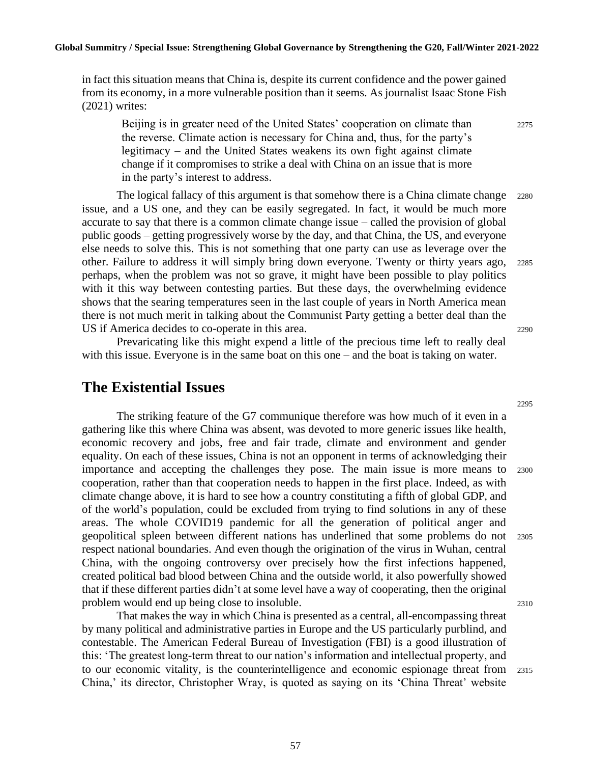in fact this situation means that China is, despite its current confidence and the power gained from its economy, in a more vulnerable position than it seems. As journalist Isaac Stone Fish (2021) writes:

> Beijing is in greater need of the United States' cooperation on climate than the reverse. Climate action is necessary for China and, thus, for the party's legitimacy – and the United States weakens its own fight against climate change if it compromises to strike a deal with China on an issue that is more in the party's interest to address.

The logical fallacy of this argument is that somehow there is a China climate change issue, and a US one, and they can be easily segregated. In fact, it would be much more accurate to say that there is a common climate change issue – called the provision of global public goods – getting progressively worse by the day, and that China, the US, and everyone else needs to solve this. This is not something that one party can use as leverage over the other. Failure to address it will simply bring down everyone. Twenty or thirty years ago, perhaps, when the problem was not so grave, it might have been possible to play politics with it this way between contesting parties. But these days, the overwhelming evidence shows that the searing temperatures seen in the last couple of years in North America mean there is not much merit in talking about the Communist Party getting a better deal than the US if America decides to co-operate in this area.

Prevaricating like this might expend a little of the precious time left to really deal with this issue. Everyone is in the same boat on this one – and the boat is taking on water.

## The Existential Issues

The striking feature of the G7 communique therefore was how much of it even in a gathering like this where China was absent, was devoted to more generic issues like health, economic recovery and jobs, free and fair trade, climate and environment and gender equality. On each of these issues, China is not an opponent in terms of acknowledging their importance and accepting the challenges they pose. The main issue is more means to cooperation, rather than that cooperation needs to happen in the first place. Indeed, as with climate change above, it is hard to see how a country constituting a fifth of global GDP, and of the world's population, could be excluded from trying to find solutions in any of these areas. The whole COVID19 pandemic for all the generation of political anger and geopolitical spleen between different nations has underlined that some problems do not respect national boundaries. And even though the origination of the virus in Wuhan, central China, with the ongoing controversy over precisely how the first infections happened, created political bad blood between China and the outside world, it also powerfully showed that if these different parties didn't at some level have a way of cooperating, then the original problem would end up being close to insoluble.

That makes the way in which China is presented as a central, all-encompassing threat by many political and administrative parties in Europe and the US particularly purblind, and contestable. The American Federal Bureau of Investigation (FBI) is a good illustration of this: 'The greatest long-term threat to our nation's information and intellectual property, and to our economic vitality, is the counterintelligence and economic espionage threat from China,' its director, Christopher Wray, is quoted as saying on its 'China Threat' website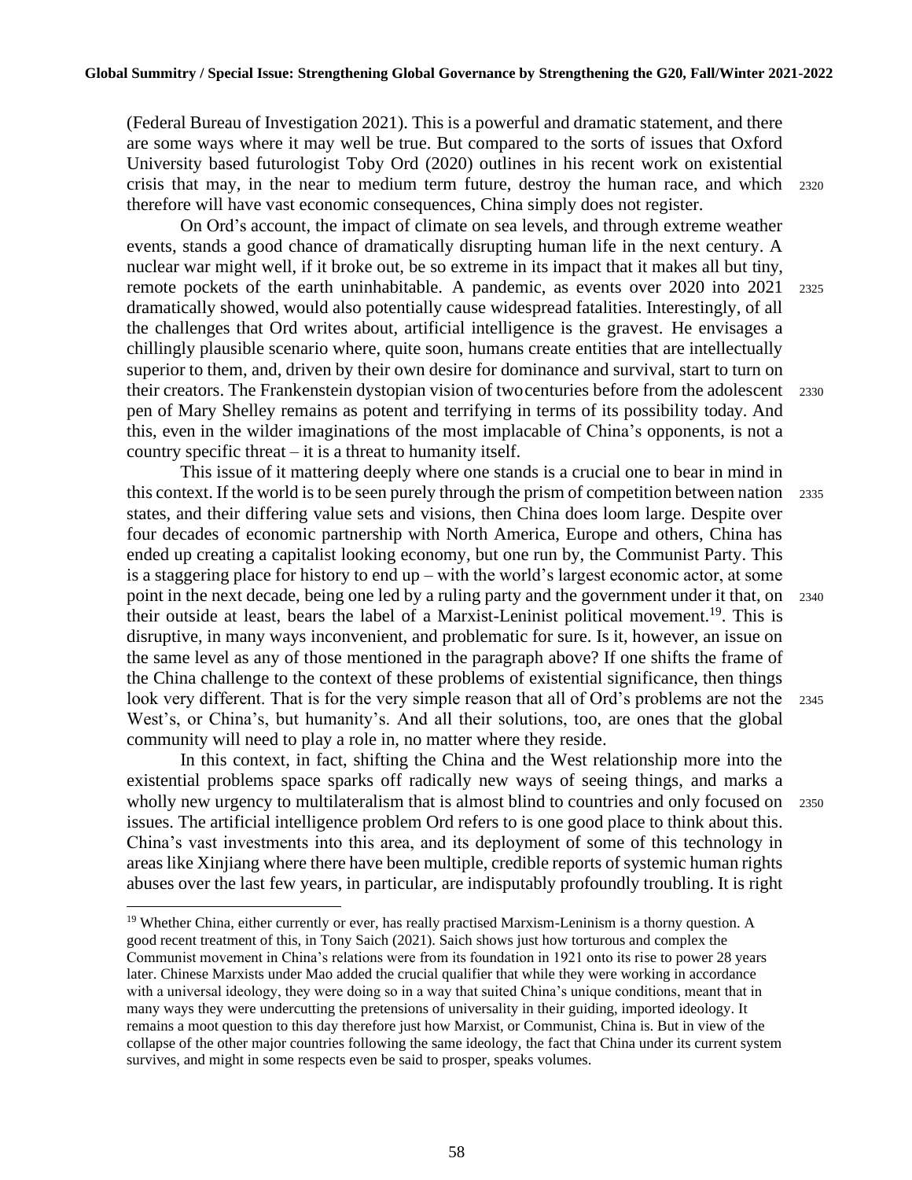(Federal Bureau of Investigation 2021). This is a powerful and dramatic statement, and there are some ways where it may well be true. But compared to the sorts of issues that Oxford University based futurologist Toby Ord (2020) outlines in his recent work on existential crisis that may, in the near to medium term future, destroy the human race, and which therefore will have vast economic consequences, China simply does not register.

On Ord's account, the impact of climate on sea levels, and through extreme weather events, stands a good chance of dramatically disrupting human life in the next century. A nuclear war might well, if it broke out, be so extreme in its impact that it makes all but tiny, remote pockets of the earth uninhabitable. A pandemic, as events over 2020 into 2021 dramatically showed, would also potentially cause widespread fatalities. Interestingly, of all the challenges that Ord writes about, artificial intelligence is the gravest. He envisages a chillingly plausible scenario where, quite soon, humans create entities that are intellectually superior to them, and, driven by their own desire for dominance and survival, start to turn on their creators. The Frankenstein dystopian vision of twocenturies before from the adolescent pen of Mary Shelley remains as potent and terrifying in terms of its possibility today. And this, even in the wilder imaginations of the most implacable of China's opponents, is not a country specific threat – it is a threat to humanity itself.

This issue of it mattering deeply where one stands is a crucial one to bear in mind in this context. If the world is to be seen purely through the prism of competition between nation states, and their differing value sets and visions, then China does loom large. Despite over four decades of economic partnership with North America, Europe and others, China has ended up creating a capitalist looking economy, but one run by, the Communist Party. This is a staggering place for history to end up – with the world's largest economic actor, at some point in the next decade, being one led by a ruling party and the government under it that, on their outside at least, bears the label of a Marxist-Leninist political movement.[19]. This is disruptive, in many ways inconvenient, and problematic for sure. Is it, however, an issue on the same level as any of those mentioned in the paragraph above? If one shifts the frame of the China challenge to the context of these problems of existential significance, then things look very different. That is for the very simple reason that all of Ord's problems are not the West's, or China's, but humanity's. And all their solutions, too, are ones that the global community will need to play a role in, no matter where they reside.

In this context, in fact, shifting the China and the West relationship more into the existential problems space sparks off radically new ways of seeing things, and marks a wholly new urgency to multilateralism that is almost blind to countries and only focused on issues. The artificial intelligence problem Ord refers to is one good place to think about this. China's vast investments into this area, and its deployment of some of this technology in areas like Xinjiang where there have been multiple, credible reports of systemic human rights abuses over the last few years, in particular, are indisputably profoundly troubling. It is right

---

[19] Whether China, either currently or ever, has really practised Marxism-Leninism is a thorny question. A good recent treatment of this, in Tony Saich (2021). Saich shows just how torturous and complex the Communist movement in China's relations were from its foundation in 1921 onto its rise to power 28 years later. Chinese Marxists under Mao added the crucial qualifier that while they were working in accordance with a universal ideology, they were doing so in a way that suited China's unique conditions, meant that in many ways they were undercutting the pretensions of universality in their guiding, imported ideology. It remains a moot question to this day therefore just how Marxist, or Communist, China is. But in view of the collapse of the other major countries following the same ideology, the fact that China under its current system survives, and might in some respects even be said to prosper, speaks volumes.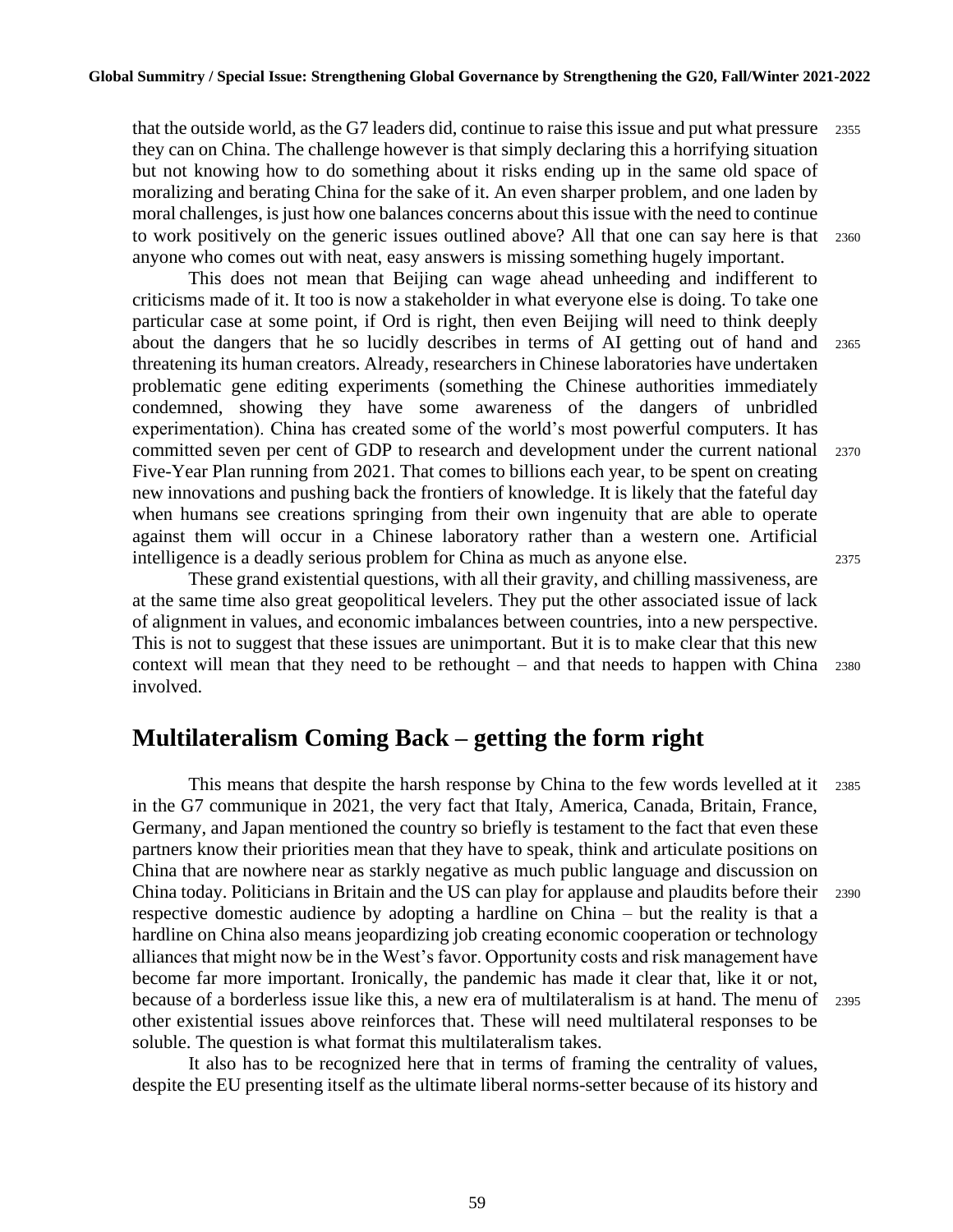that the outside world, as the G7 leaders did, continue to raise this issue and put what pressure they can on China. The challenge however is that simply declaring this a horrifying situation but not knowing how to do something about it risks ending up in the same old space of moralizing and berating China for the sake of it. An even sharper problem, and one laden by moral challenges, is just how one balances concerns about this issue with the need to continue to work positively on the generic issues outlined above? All that one can say here is that anyone who comes out with neat, easy answers is missing something hugely important.

This does not mean that Beijing can wage ahead unheeding and indifferent to criticisms made of it. It too is now a stakeholder in what everyone else is doing. To take one particular case at some point, if Ord is right, then even Beijing will need to think deeply about the dangers that he so lucidly describes in terms of AI getting out of hand and threatening its human creators. Already, researchers in Chinese laboratories have undertaken problematic gene editing experiments (something the Chinese authorities immediately condemned, showing they have some awareness of the dangers of unbridled experimentation). China has created some of the world's most powerful computers. It has committed seven per cent of GDP to research and development under the current national Five-Year Plan running from 2021. That comes to billions each year, to be spent on creating new innovations and pushing back the frontiers of knowledge. It is likely that the fateful day when humans see creations springing from their own ingenuity that are able to operate against them will occur in a Chinese laboratory rather than a western one. Artificial intelligence is a deadly serious problem for China as much as anyone else.

These grand existential questions, with all their gravity, and chilling massiveness, are at the same time also great geopolitical levelers. They put the other associated issue of lack of alignment in values, and economic imbalances between countries, into a new perspective. This is not to suggest that these issues are unimportant. But it is to make clear that this new context will mean that they need to be rethought – and that needs to happen with China involved.

## Multilateralism Coming Back – getting the form right

This means that despite the harsh response by China to the few words levelled at it in the G7 communique in 2021, the very fact that Italy, America, Canada, Britain, France, Germany, and Japan mentioned the country so briefly is testament to the fact that even these partners know their priorities mean that they have to speak, think and articulate positions on China that are nowhere near as starkly negative as much public language and discussion on China today. Politicians in Britain and the US can play for applause and plaudits before their respective domestic audience by adopting a hardline on China – but the reality is that a hardline on China also means jeopardizing job creating economic cooperation or technology alliances that might now be in the West's favor. Opportunity costs and risk management have become far more important. Ironically, the pandemic has made it clear that, like it or not, because of a borderless issue like this, a new era of multilateralism is at hand. The menu of other existential issues above reinforces that. These will need multilateral responses to be soluble. The question is what format this multilateralism takes.

It also has to be recognized here that in terms of framing the centrality of values, despite the EU presenting itself as the ultimate liberal norms-setter because of its history and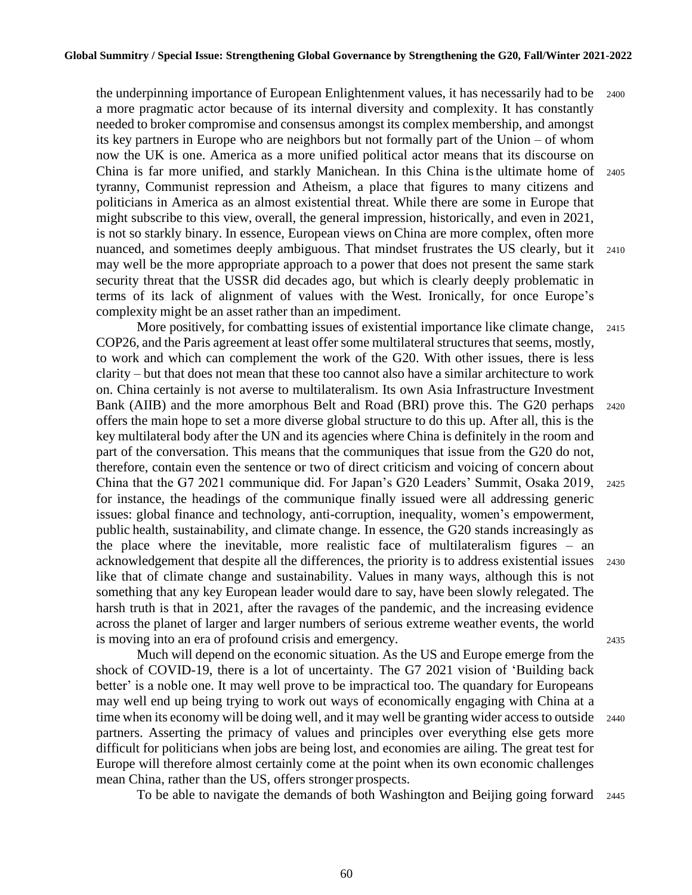the underpinning importance of European Enlightenment values, it has necessarily had to be a more pragmatic actor because of its internal diversity and complexity. It has constantly needed to broker compromise and consensus amongst its complex membership, and amongst its key partners in Europe who are neighbors but not formally part of the Union – of whom now the UK is one. America as a more unified political actor means that its discourse on China is far more unified, and starkly Manichean. In this China is the ultimate home of tyranny, Communist repression and Atheism, a place that figures to many citizens and politicians in America as an almost existential threat. While there are some in Europe that might subscribe to this view, overall, the general impression, historically, and even in 2021, is not so starkly binary. In essence, European views on China are more complex, often more nuanced, and sometimes deeply ambiguous. That mindset frustrates the US clearly, but it may well be the more appropriate approach to a power that does not present the same stark security threat that the USSR did decades ago, but which is clearly deeply problematic in terms of its lack of alignment of values with the West. Ironically, for once Europe's complexity might be an asset rather than an impediment.

More positively, for combatting issues of existential importance like climate change, COP26, and the Paris agreement at least offer some multilateral structures that seems, mostly, to work and which can complement the work of the G20. With other issues, there is less clarity – but that does not mean that these too cannot also have a similar architecture to work on. China certainly is not averse to multilateralism. Its own Asia Infrastructure Investment Bank (AIIB) and the more amorphous Belt and Road (BRI) prove this. The G20 perhaps offers the main hope to set a more diverse global structure to do this up. After all, this is the key multilateral body after the UN and its agencies where China is definitely in the room and part of the conversation. This means that the communiques that issue from the G20 do not, therefore, contain even the sentence or two of direct criticism and voicing of concern about China that the G7 2021 communique did. For Japan's G20 Leaders' Summit, Osaka 2019, for instance, the headings of the communique finally issued were all addressing generic issues: global finance and technology, anti-corruption, inequality, women's empowerment, public health, sustainability, and climate change. In essence, the G20 stands increasingly as the place where the inevitable, more realistic face of multilateralism figures – an acknowledgement that despite all the differences, the priority is to address existential issues like that of climate change and sustainability. Values in many ways, although this is not something that any key European leader would dare to say, have been slowly relegated. The harsh truth is that in 2021, after the ravages of the pandemic, and the increasing evidence across the planet of larger and larger numbers of serious extreme weather events, the world is moving into an era of profound crisis and emergency.

Much will depend on the economic situation. As the US and Europe emerge from the shock of COVID-19, there is a lot of uncertainty. The G7 2021 vision of 'Building back better' is a noble one. It may well prove to be impractical too. The quandary for Europeans may well end up being trying to work out ways of economically engaging with China at a time when its economy will be doing well, and it may well be granting wider access to outside partners. Asserting the primacy of values and principles over everything else gets more difficult for politicians when jobs are being lost, and economies are ailing. The great test for Europe will therefore almost certainly come at the point when its own economic challenges mean China, rather than the US, offers stronger prospects.

To be able to navigate the demands of both Washington and Beijing going forward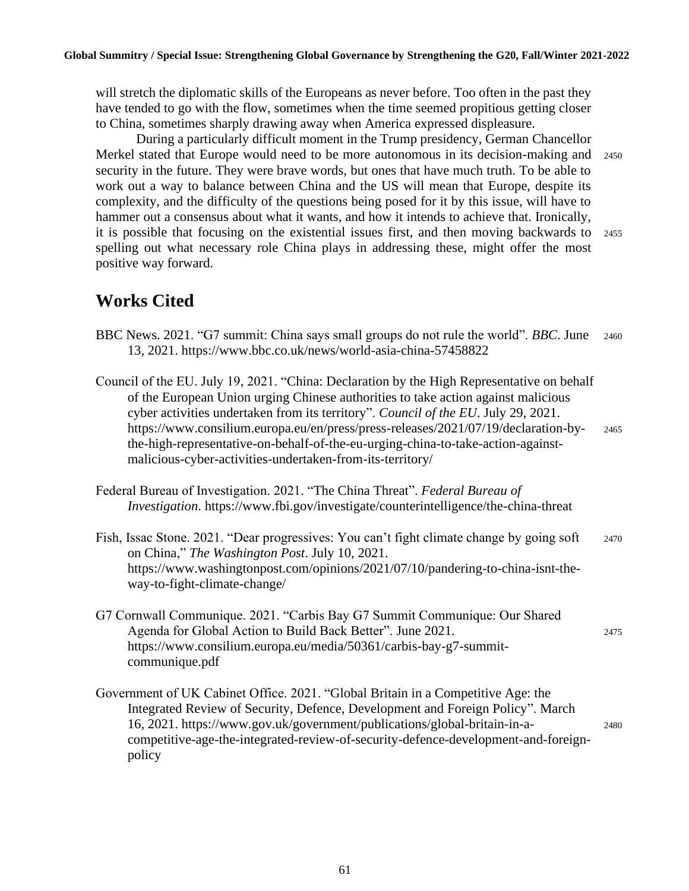will stretch the diplomatic skills of the Europeans as never before. Too often in the past they have tended to go with the flow, sometimes when the time seemed propitious getting closer to China, sometimes sharply drawing away when America expressed displeasure.

During a particularly difficult moment in the Trump presidency, German Chancellor Merkel stated that Europe would need to be more autonomous in its decision-making and security in the future. They were brave words, but ones that have much truth. To be able to work out a way to balance between China and the US will mean that Europe, despite its complexity, and the difficulty of the questions being posed for it by this issue, will have to hammer out a consensus about what it wants, and how it intends to achieve that. Ironically, it is possible that focusing on the existential issues first, and then moving backwards to spelling out what necessary role China plays in addressing these, might offer the most positive way forward.

## Works Cited

BBC News. 2021. "G7 summit: China says small groups do not rule the world". *BBC*. June 13, 2021. https://www.bbc.co.uk/news/world-asia-china-57458822

Council of the EU. July 19, 2021. "China: Declaration by the High Representative on behalf of the European Union urging Chinese authorities to take action against malicious cyber activities undertaken from its territory". *Council of the EU*. July 29, 2021. https://www.consilium.europa.eu/en/press/press-releases/2021/07/19/declaration-by-the-high-representative-on-behalf-of-the-eu-urging-china-to-take-action-against-malicious-cyber-activities-undertaken-from-its-territory/

Federal Bureau of Investigation. 2021. "The China Threat". *Federal Bureau of Investigation*. https://www.fbi.gov/investigate/counterintelligence/the-china-threat

Fish, Issac Stone. 2021. "Dear progressives: You can't fight climate change by going soft on China," *The Washington Post*. July 10, 2021. https://www.washingtonpost.com/opinions/2021/07/10/pandering-to-china-isnt-the-way-to-fight-climate-change/

G7 Cornwall Communique. 2021. "Carbis Bay G7 Summit Communique: Our Shared Agenda for Global Action to Build Back Better". June 2021. https://www.consilium.europa.eu/media/50361/carbis-bay-g7-summit-communique.pdf

Government of UK Cabinet Office. 2021. "Global Britain in a Competitive Age: the Integrated Review of Security, Defence, Development and Foreign Policy". March 16, 2021. https://www.gov.uk/government/publications/global-britain-in-a-competitive-age-the-integrated-review-of-security-defence-development-and-foreign-policy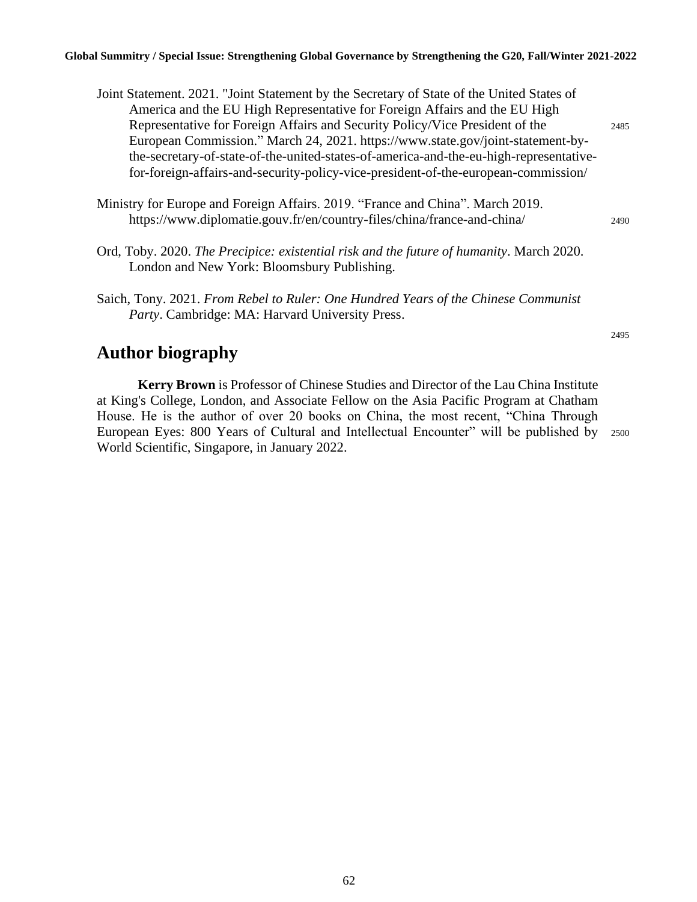Joint Statement. 2021. "Joint Statement by the Secretary of State of the United States of America and the EU High Representative for Foreign Affairs and the EU High Representative for Foreign Affairs and Security Policy/Vice President of the European Commission." March 24, 2021. https://www.state.gov/joint-statement-by-the-secretary-of-state-of-the-united-states-of-america-and-the-eu-high-representative-for-foreign-affairs-and-security-policy-vice-president-of-the-european-commission/

Ministry for Europe and Foreign Affairs. 2019. "France and China". March 2019. https://www.diplomatie.gouv.fr/en/country-files/china/france-and-china/

Ord, Toby. 2020. *The Precipice: existential risk and the future of humanity*. March 2020. London and New York: Bloomsbury Publishing.

Saich, Tony. 2021. *From Rebel to Ruler: One Hundred Years of the Chinese Communist Party*. Cambridge: MA: Harvard University Press.

## Author biography

**Kerry Brown** is Professor of Chinese Studies and Director of the Lau China Institute at King's College, London, and Associate Fellow on the Asia Pacific Program at Chatham House. He is the author of over 20 books on China, the most recent, "China Through European Eyes: 800 Years of Cultural and Intellectual Encounter" will be published by World Scientific, Singapore, in January 2022.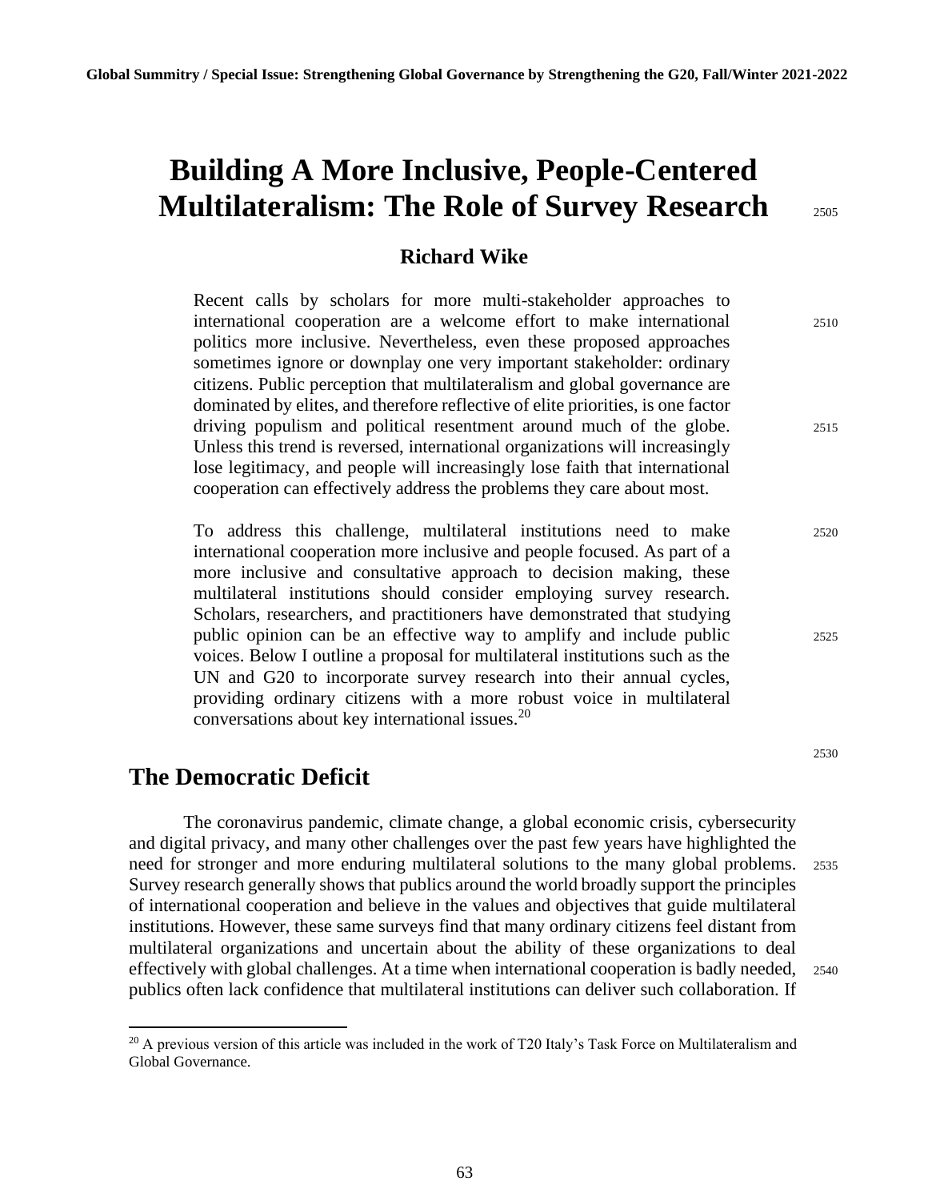# Building A More Inclusive, People-Centered Multilateralism: The Role of Survey Research

**Richard Wike**

Recent calls by scholars for more multi-stakeholder approaches to international cooperation are a welcome effort to make international politics more inclusive. Nevertheless, even these proposed approaches sometimes ignore or downplay one very important stakeholder: ordinary citizens. Public perception that multilateralism and global governance are dominated by elites, and therefore reflective of elite priorities, is one factor driving populism and political resentment around much of the globe. Unless this trend is reversed, international organizations will increasingly lose legitimacy, and people will increasingly lose faith that international cooperation can effectively address the problems they care about most.

To address this challenge, multilateral institutions need to make international cooperation more inclusive and people focused. As part of a more inclusive and consultative approach to decision making, these multilateral institutions should consider employing survey research. Scholars, researchers, and practitioners have demonstrated that studying public opinion can be an effective way to amplify and include public voices. Below I outline a proposal for multilateral institutions such as the UN and G20 to incorporate survey research into their annual cycles, providing ordinary citizens with a more robust voice in multilateral conversations about key international issues.[20]

## The Democratic Deficit

The coronavirus pandemic, climate change, a global economic crisis, cybersecurity and digital privacy, and many other challenges over the past few years have highlighted the need for stronger and more enduring multilateral solutions to the many global problems. Survey research generally shows that publics around the world broadly support the principles of international cooperation and believe in the values and objectives that guide multilateral institutions. However, these same surveys find that many ordinary citizens feel distant from multilateral organizations and uncertain about the ability of these organizations to deal effectively with global challenges. At a time when international cooperation is badly needed, publics often lack confidence that multilateral institutions can deliver such collaboration. If

[20] A previous version of this article was included in the work of T20 Italy's Task Force on Multilateralism and Global Governance.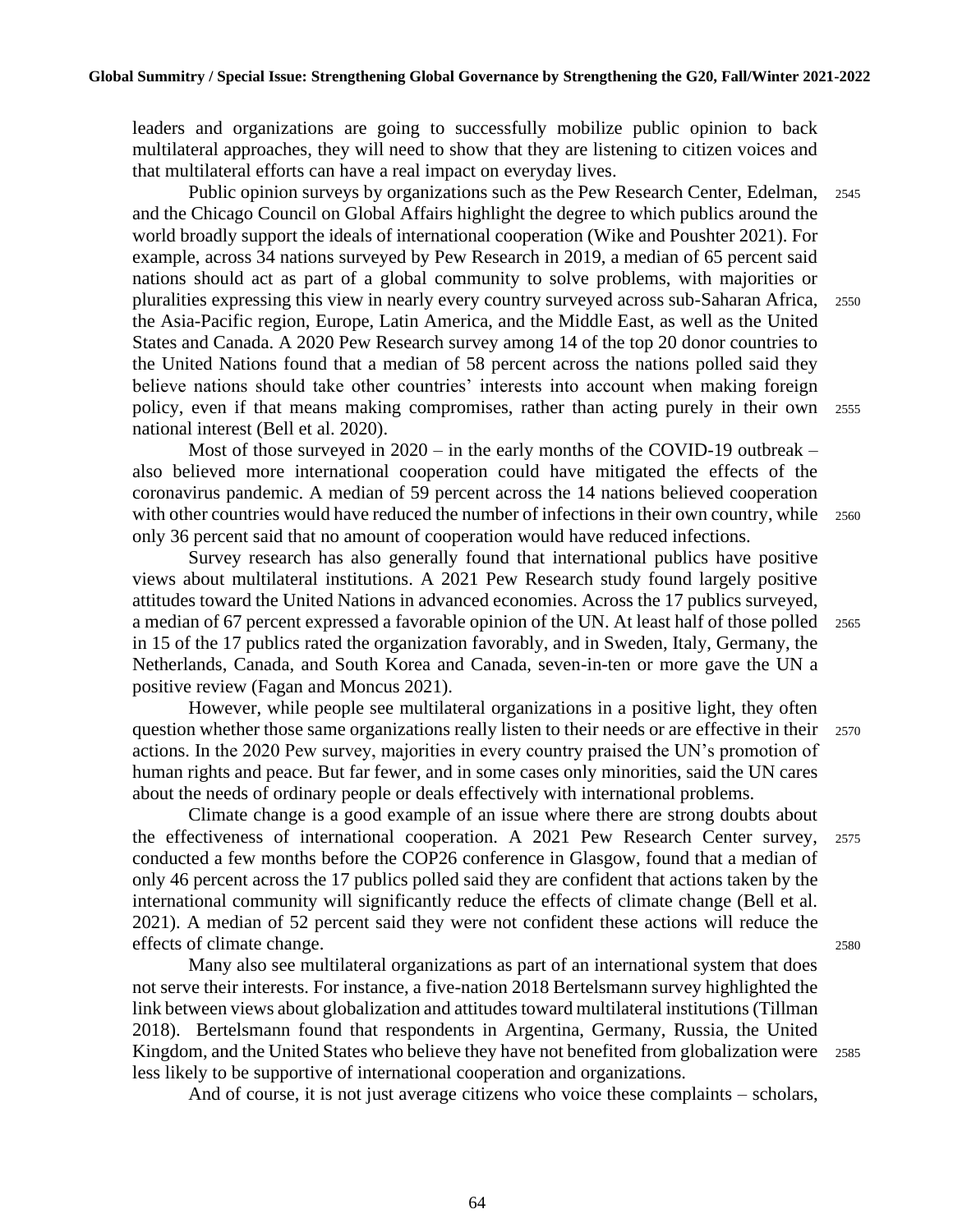leaders and organizations are going to successfully mobilize public opinion to back multilateral approaches, they will need to show that they are listening to citizen voices and that multilateral efforts can have a real impact on everyday lives.

Public opinion surveys by organizations such as the Pew Research Center, Edelman, and the Chicago Council on Global Affairs highlight the degree to which publics around the world broadly support the ideals of international cooperation (Wike and Poushter 2021). For example, across 34 nations surveyed by Pew Research in 2019, a median of 65 percent said nations should act as part of a global community to solve problems, with majorities or pluralities expressing this view in nearly every country surveyed across sub-Saharan Africa, the Asia-Pacific region, Europe, Latin America, and the Middle East, as well as the United States and Canada. A 2020 Pew Research survey among 14 of the top 20 donor countries to the United Nations found that a median of 58 percent across the nations polled said they believe nations should take other countries' interests into account when making foreign policy, even if that means making compromises, rather than acting purely in their own national interest (Bell et al. 2020).

Most of those surveyed in 2020 – in the early months of the COVID-19 outbreak – also believed more international cooperation could have mitigated the effects of the coronavirus pandemic. A median of 59 percent across the 14 nations believed cooperation with other countries would have reduced the number of infections in their own country, while only 36 percent said that no amount of cooperation would have reduced infections.

Survey research has also generally found that international publics have positive views about multilateral institutions. A 2021 Pew Research study found largely positive attitudes toward the United Nations in advanced economies. Across the 17 publics surveyed, a median of 67 percent expressed a favorable opinion of the UN. At least half of those polled in 15 of the 17 publics rated the organization favorably, and in Sweden, Italy, Germany, the Netherlands, Canada, and South Korea and Canada, seven-in-ten or more gave the UN a positive review (Fagan and Moncus 2021).

However, while people see multilateral organizations in a positive light, they often question whether those same organizations really listen to their needs or are effective in their actions. In the 2020 Pew survey, majorities in every country praised the UN's promotion of human rights and peace. But far fewer, and in some cases only minorities, said the UN cares about the needs of ordinary people or deals effectively with international problems.

Climate change is a good example of an issue where there are strong doubts about the effectiveness of international cooperation. A 2021 Pew Research Center survey, conducted a few months before the COP26 conference in Glasgow, found that a median of only 46 percent across the 17 publics polled said they are confident that actions taken by the international community will significantly reduce the effects of climate change (Bell et al. 2021). A median of 52 percent said they were not confident these actions will reduce the effects of climate change.

Many also see multilateral organizations as part of an international system that does not serve their interests. For instance, a five-nation 2018 Bertelsmann survey highlighted the link between views about globalization and attitudes toward multilateral institutions (Tillman 2018). Bertelsmann found that respondents in Argentina, Germany, Russia, the United Kingdom, and the United States who believe they have not benefited from globalization were less likely to be supportive of international cooperation and organizations.

And of course, it is not just average citizens who voice these complaints – scholars,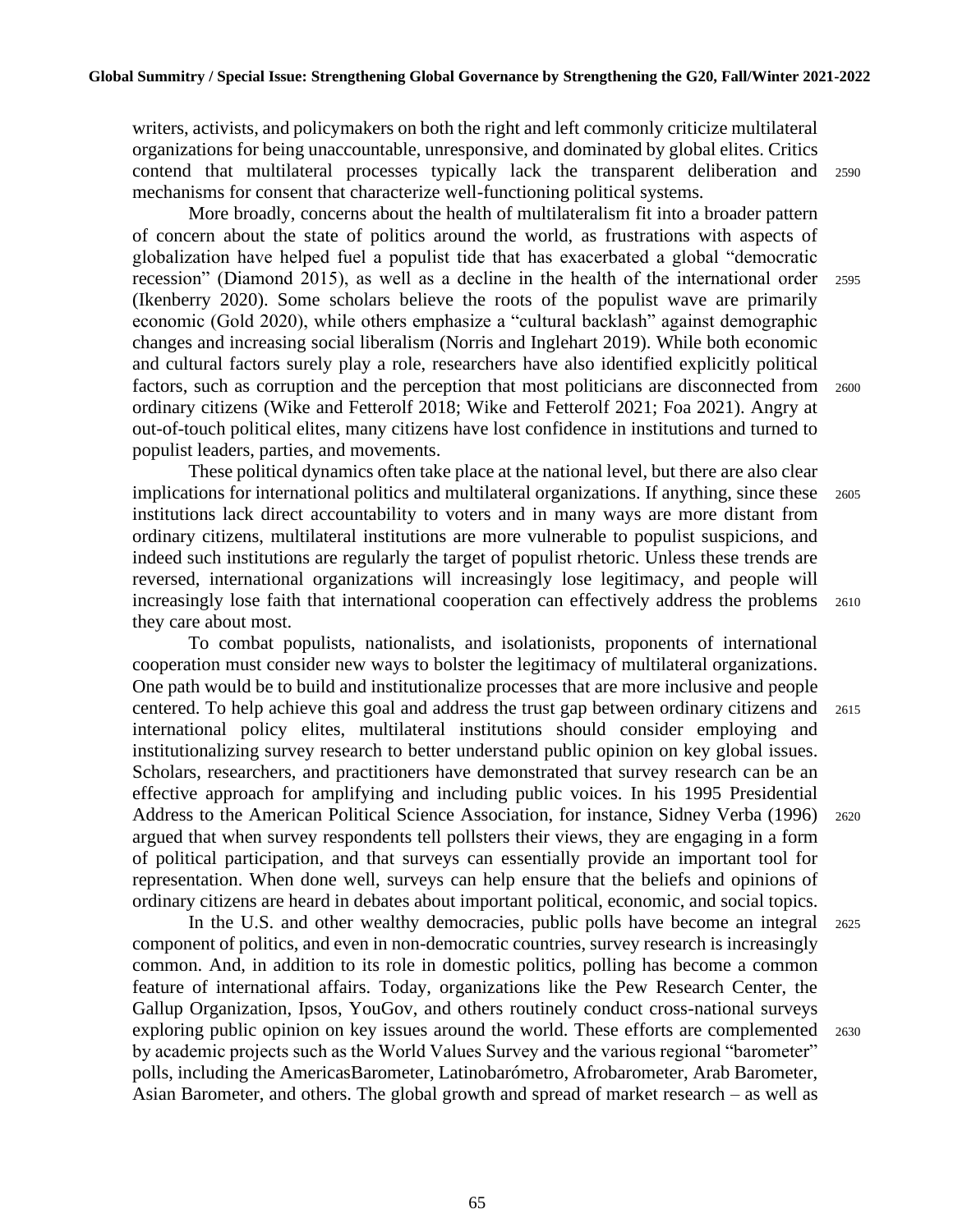writers, activists, and policymakers on both the right and left commonly criticize multilateral organizations for being unaccountable, unresponsive, and dominated by global elites. Critics contend that multilateral processes typically lack the transparent deliberation and mechanisms for consent that characterize well-functioning political systems.

More broadly, concerns about the health of multilateralism fit into a broader pattern of concern about the state of politics around the world, as frustrations with aspects of globalization have helped fuel a populist tide that has exacerbated a global "democratic recession" (Diamond 2015), as well as a decline in the health of the international order (Ikenberry 2020). Some scholars believe the roots of the populist wave are primarily economic (Gold 2020), while others emphasize a "cultural backlash" against demographic changes and increasing social liberalism (Norris and Inglehart 2019). While both economic and cultural factors surely play a role, researchers have also identified explicitly political factors, such as corruption and the perception that most politicians are disconnected from ordinary citizens (Wike and Fetterolf 2018; Wike and Fetterolf 2021; Foa 2021). Angry at out-of-touch political elites, many citizens have lost confidence in institutions and turned to populist leaders, parties, and movements.

These political dynamics often take place at the national level, but there are also clear implications for international politics and multilateral organizations. If anything, since these institutions lack direct accountability to voters and in many ways are more distant from ordinary citizens, multilateral institutions are more vulnerable to populist suspicions, and indeed such institutions are regularly the target of populist rhetoric. Unless these trends are reversed, international organizations will increasingly lose legitimacy, and people will increasingly lose faith that international cooperation can effectively address the problems they care about most.

To combat populists, nationalists, and isolationists, proponents of international cooperation must consider new ways to bolster the legitimacy of multilateral organizations. One path would be to build and institutionalize processes that are more inclusive and people centered. To help achieve this goal and address the trust gap between ordinary citizens and international policy elites, multilateral institutions should consider employing and institutionalizing survey research to better understand public opinion on key global issues. Scholars, researchers, and practitioners have demonstrated that survey research can be an effective approach for amplifying and including public voices. In his 1995 Presidential Address to the American Political Science Association, for instance, Sidney Verba (1996) argued that when survey respondents tell pollsters their views, they are engaging in a form of political participation, and that surveys can essentially provide an important tool for representation. When done well, surveys can help ensure that the beliefs and opinions of ordinary citizens are heard in debates about important political, economic, and social topics.

In the U.S. and other wealthy democracies, public polls have become an integral component of politics, and even in non-democratic countries, survey research is increasingly common. And, in addition to its role in domestic politics, polling has become a common feature of international affairs. Today, organizations like the Pew Research Center, the Gallup Organization, Ipsos, YouGov, and others routinely conduct cross-national surveys exploring public opinion on key issues around the world. These efforts are complemented by academic projects such as the World Values Survey and the various regional "barometer" polls, including the AmericasBarometer, Latinobarómetro, Afrobarometer, Arab Barometer, Asian Barometer, and others. The global growth and spread of market research – as well as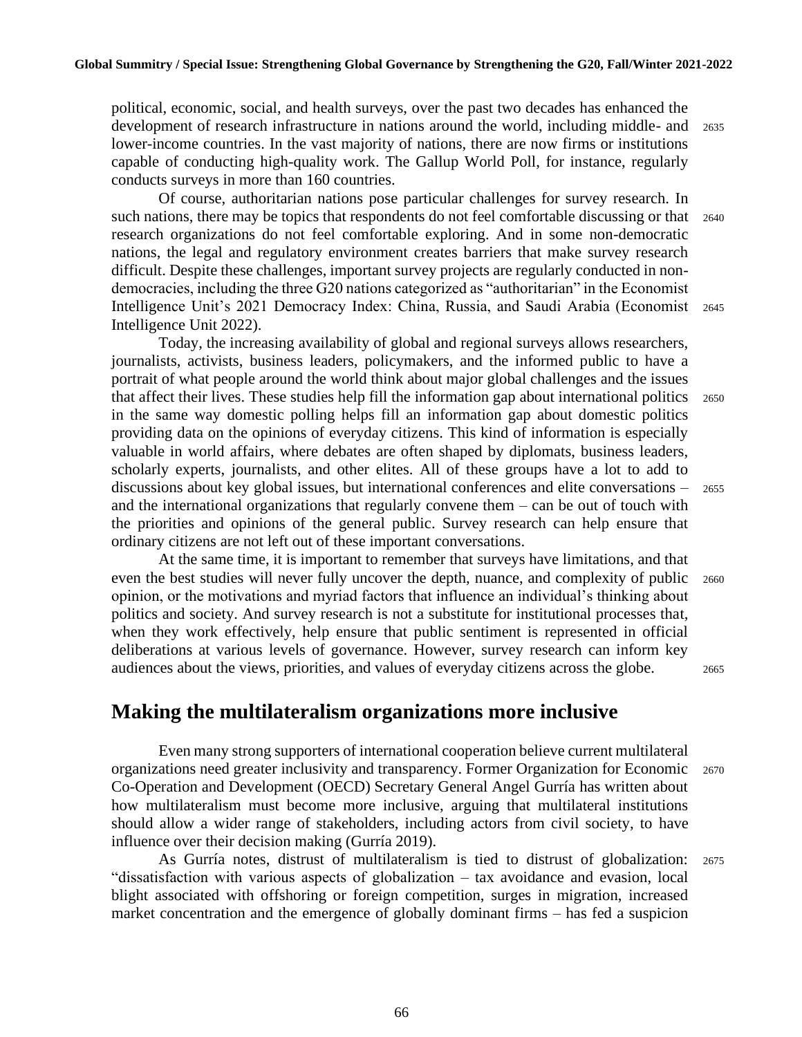political, economic, social, and health surveys, over the past two decades has enhanced the development of research infrastructure in nations around the world, including middle- and lower-income countries. In the vast majority of nations, there are now firms or institutions capable of conducting high-quality work. The Gallup World Poll, for instance, regularly conducts surveys in more than 160 countries.

Of course, authoritarian nations pose particular challenges for survey research. In such nations, there may be topics that respondents do not feel comfortable discussing or that research organizations do not feel comfortable exploring. And in some non-democratic nations, the legal and regulatory environment creates barriers that make survey research difficult. Despite these challenges, important survey projects are regularly conducted in non-democracies, including the three G20 nations categorized as "authoritarian" in the Economist Intelligence Unit's 2021 Democracy Index: China, Russia, and Saudi Arabia (Economist Intelligence Unit 2022).

Today, the increasing availability of global and regional surveys allows researchers, journalists, activists, business leaders, policymakers, and the informed public to have a portrait of what people around the world think about major global challenges and the issues that affect their lives. These studies help fill the information gap about international politics in the same way domestic polling helps fill an information gap about domestic politics providing data on the opinions of everyday citizens. This kind of information is especially valuable in world affairs, where debates are often shaped by diplomats, business leaders, scholarly experts, journalists, and other elites. All of these groups have a lot to add to discussions about key global issues, but international conferences and elite conversations – and the international organizations that regularly convene them – can be out of touch with the priorities and opinions of the general public. Survey research can help ensure that ordinary citizens are not left out of these important conversations.

At the same time, it is important to remember that surveys have limitations, and that even the best studies will never fully uncover the depth, nuance, and complexity of public opinion, or the motivations and myriad factors that influence an individual's thinking about politics and society. And survey research is not a substitute for institutional processes that, when they work effectively, help ensure that public sentiment is represented in official deliberations at various levels of governance. However, survey research can inform key audiences about the views, priorities, and values of everyday citizens across the globe.

## Making the multilateralism organizations more inclusive

Even many strong supporters of international cooperation believe current multilateral organizations need greater inclusivity and transparency. Former Organization for Economic Co-Operation and Development (OECD) Secretary General Angel Gurría has written about how multilateralism must become more inclusive, arguing that multilateral institutions should allow a wider range of stakeholders, including actors from civil society, to have influence over their decision making (Gurría 2019).

As Gurría notes, distrust of multilateralism is tied to distrust of globalization: "dissatisfaction with various aspects of globalization – tax avoidance and evasion, local blight associated with offshoring or foreign competition, surges in migration, increased market concentration and the emergence of globally dominant firms – has fed a suspicion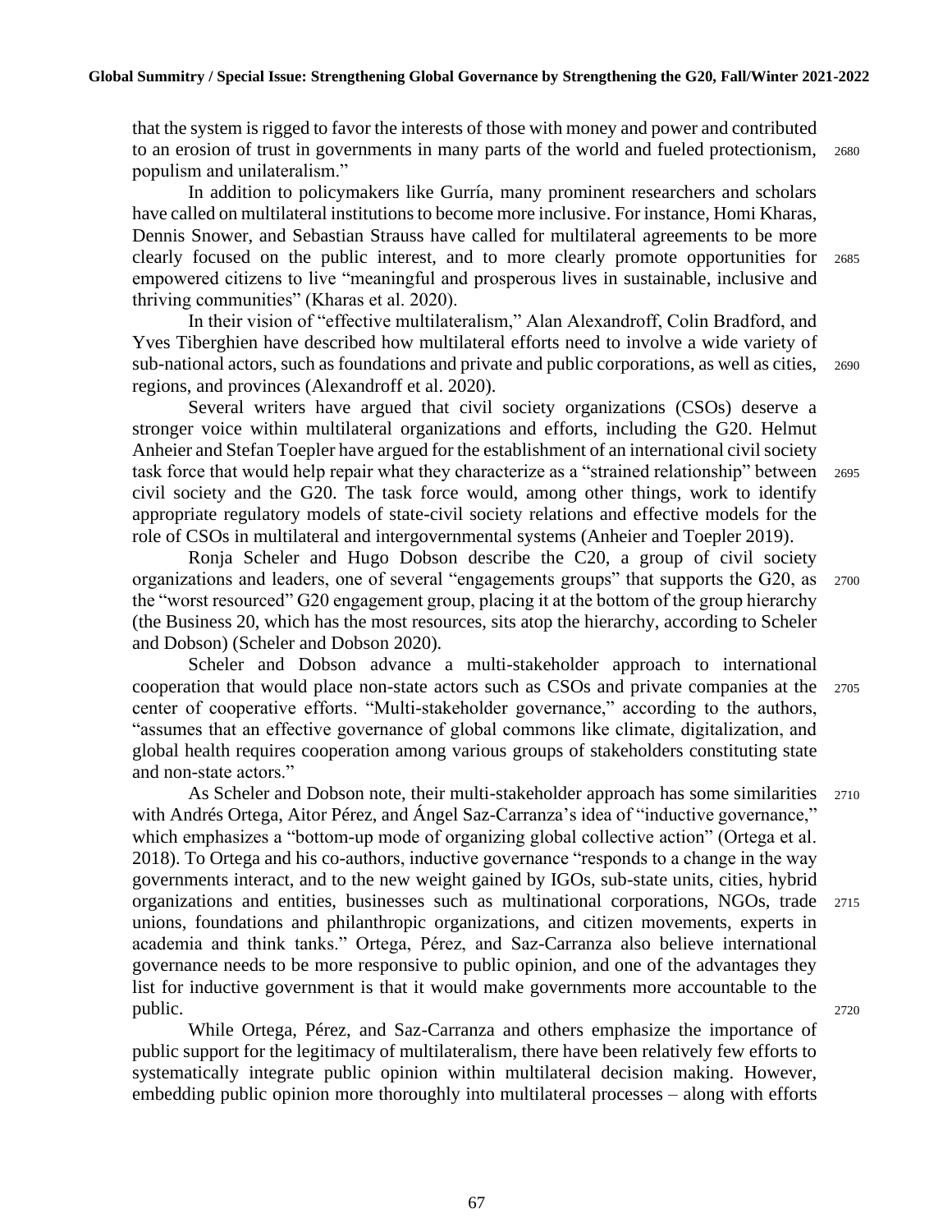that the system is rigged to favor the interests of those with money and power and contributed to an erosion of trust in governments in many parts of the world and fueled protectionism, populism and unilateralism."

In addition to policymakers like Gurría, many prominent researchers and scholars have called on multilateral institutions to become more inclusive. For instance, Homi Kharas, Dennis Snower, and Sebastian Strauss have called for multilateral agreements to be more clearly focused on the public interest, and to more clearly promote opportunities for empowered citizens to live "meaningful and prosperous lives in sustainable, inclusive and thriving communities" (Kharas et al. 2020).

In their vision of "effective multilateralism," Alan Alexandroff, Colin Bradford, and Yves Tiberghien have described how multilateral efforts need to involve a wide variety of sub-national actors, such as foundations and private and public corporations, as well as cities, regions, and provinces (Alexandroff et al. 2020).

Several writers have argued that civil society organizations (CSOs) deserve a stronger voice within multilateral organizations and efforts, including the G20. Helmut Anheier and Stefan Toepler have argued for the establishment of an international civil society task force that would help repair what they characterize as a "strained relationship" between civil society and the G20. The task force would, among other things, work to identify appropriate regulatory models of state-civil society relations and effective models for the role of CSOs in multilateral and intergovernmental systems (Anheier and Toepler 2019).

Ronja Scheler and Hugo Dobson describe the C20, a group of civil society organizations and leaders, one of several "engagements groups" that supports the G20, as the "worst resourced" G20 engagement group, placing it at the bottom of the group hierarchy (the Business 20, which has the most resources, sits atop the hierarchy, according to Scheler and Dobson) (Scheler and Dobson 2020).

Scheler and Dobson advance a multi-stakeholder approach to international cooperation that would place non-state actors such as CSOs and private companies at the center of cooperative efforts. "Multi-stakeholder governance," according to the authors, "assumes that an effective governance of global commons like climate, digitalization, and global health requires cooperation among various groups of stakeholders constituting state and non-state actors."

As Scheler and Dobson note, their multi-stakeholder approach has some similarities with Andrés Ortega, Aitor Pérez, and Ángel Saz-Carranza's idea of "inductive governance," which emphasizes a "bottom-up mode of organizing global collective action" (Ortega et al. 2018). To Ortega and his co-authors, inductive governance "responds to a change in the way governments interact, and to the new weight gained by IGOs, sub-state units, cities, hybrid organizations and entities, businesses such as multinational corporations, NGOs, trade unions, foundations and philanthropic organizations, and citizen movements, experts in academia and think tanks." Ortega, Pérez, and Saz-Carranza also believe international governance needs to be more responsive to public opinion, and one of the advantages they list for inductive government is that it would make governments more accountable to the public.

While Ortega, Pérez, and Saz-Carranza and others emphasize the importance of public support for the legitimacy of multilateralism, there have been relatively few efforts to systematically integrate public opinion within multilateral decision making. However, embedding public opinion more thoroughly into multilateral processes – along with efforts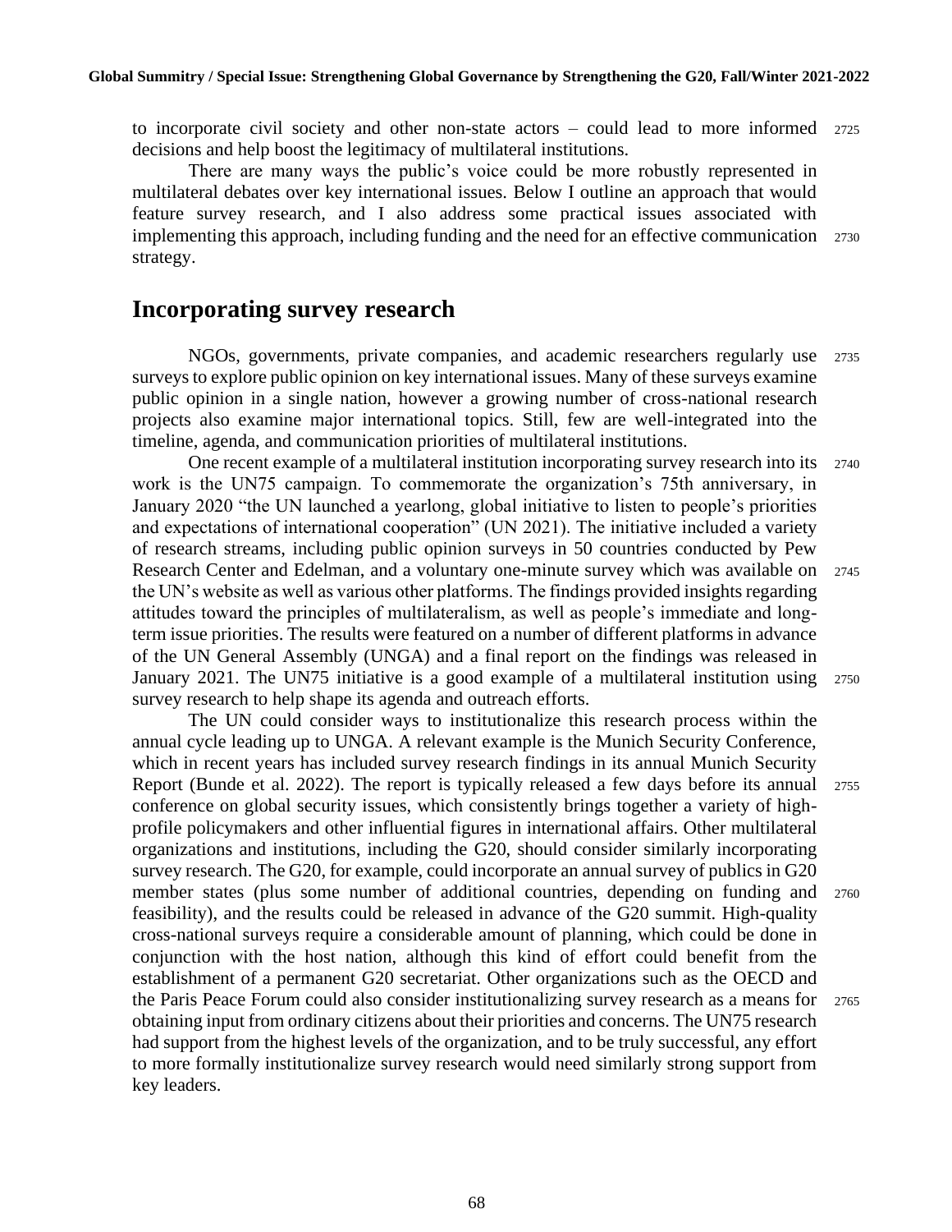to incorporate civil society and other non-state actors – could lead to more informed decisions and help boost the legitimacy of multilateral institutions.

There are many ways the public's voice could be more robustly represented in multilateral debates over key international issues. Below I outline an approach that would feature survey research, and I also address some practical issues associated with implementing this approach, including funding and the need for an effective communication strategy.

## Incorporating survey research

NGOs, governments, private companies, and academic researchers regularly use surveys to explore public opinion on key international issues. Many of these surveys examine public opinion in a single nation, however a growing number of cross-national research projects also examine major international topics. Still, few are well-integrated into the timeline, agenda, and communication priorities of multilateral institutions.

One recent example of a multilateral institution incorporating survey research into its work is the UN75 campaign. To commemorate the organization's 75th anniversary, in January 2020 "the UN launched a yearlong, global initiative to listen to people's priorities and expectations of international cooperation" (UN 2021). The initiative included a variety of research streams, including public opinion surveys in 50 countries conducted by Pew Research Center and Edelman, and a voluntary one-minute survey which was available on the UN's website as well as various other platforms. The findings provided insights regarding attitudes toward the principles of multilateralism, as well as people's immediate and long-term issue priorities. The results were featured on a number of different platforms in advance of the UN General Assembly (UNGA) and a final report on the findings was released in January 2021. The UN75 initiative is a good example of a multilateral institution using survey research to help shape its agenda and outreach efforts.

The UN could consider ways to institutionalize this research process within the annual cycle leading up to UNGA. A relevant example is the Munich Security Conference, which in recent years has included survey research findings in its annual Munich Security Report (Bunde et al. 2022). The report is typically released a few days before its annual conference on global security issues, which consistently brings together a variety of high-profile policymakers and other influential figures in international affairs. Other multilateral organizations and institutions, including the G20, should consider similarly incorporating survey research. The G20, for example, could incorporate an annual survey of publics in G20 member states (plus some number of additional countries, depending on funding and feasibility), and the results could be released in advance of the G20 summit. High-quality cross-national surveys require a considerable amount of planning, which could be done in conjunction with the host nation, although this kind of effort could benefit from the establishment of a permanent G20 secretariat. Other organizations such as the OECD and the Paris Peace Forum could also consider institutionalizing survey research as a means for obtaining input from ordinary citizens about their priorities and concerns. The UN75 research had support from the highest levels of the organization, and to be truly successful, any effort to more formally institutionalize survey research would need similarly strong support from key leaders.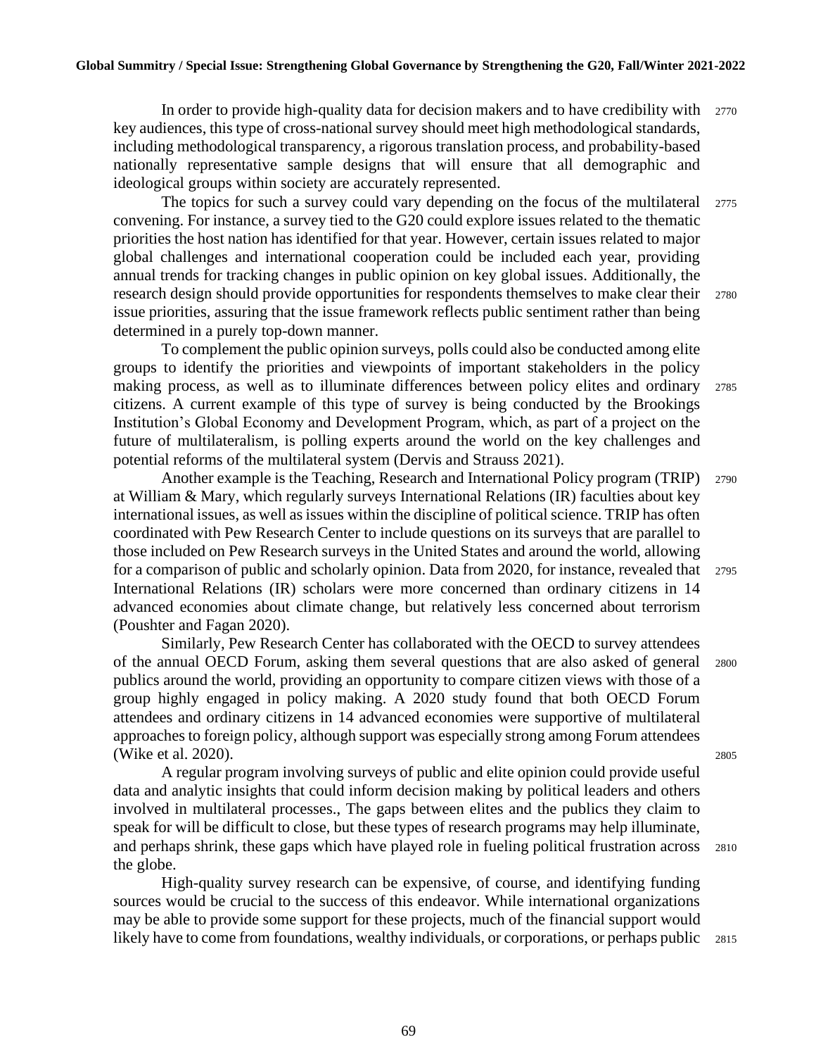In order to provide high-quality data for decision makers and to have credibility with key audiences, this type of cross-national survey should meet high methodological standards, including methodological transparency, a rigorous translation process, and probability-based nationally representative sample designs that will ensure that all demographic and ideological groups within society are accurately represented.

The topics for such a survey could vary depending on the focus of the multilateral convening. For instance, a survey tied to the G20 could explore issues related to the thematic priorities the host nation has identified for that year. However, certain issues related to major global challenges and international cooperation could be included each year, providing annual trends for tracking changes in public opinion on key global issues. Additionally, the research design should provide opportunities for respondents themselves to make clear their issue priorities, assuring that the issue framework reflects public sentiment rather than being determined in a purely top-down manner.

To complement the public opinion surveys, polls could also be conducted among elite groups to identify the priorities and viewpoints of important stakeholders in the policy making process, as well as to illuminate differences between policy elites and ordinary citizens. A current example of this type of survey is being conducted by the Brookings Institution's Global Economy and Development Program, which, as part of a project on the future of multilateralism, is polling experts around the world on the key challenges and potential reforms of the multilateral system (Dervis and Strauss 2021).

Another example is the Teaching, Research and International Policy program (TRIP) at William & Mary, which regularly surveys International Relations (IR) faculties about key international issues, as well as issues within the discipline of political science. TRIP has often coordinated with Pew Research Center to include questions on its surveys that are parallel to those included on Pew Research surveys in the United States and around the world, allowing for a comparison of public and scholarly opinion. Data from 2020, for instance, revealed that International Relations (IR) scholars were more concerned than ordinary citizens in 14 advanced economies about climate change, but relatively less concerned about terrorism (Poushter and Fagan 2020).

Similarly, Pew Research Center has collaborated with the OECD to survey attendees of the annual OECD Forum, asking them several questions that are also asked of general publics around the world, providing an opportunity to compare citizen views with those of a group highly engaged in policy making. A 2020 study found that both OECD Forum attendees and ordinary citizens in 14 advanced economies were supportive of multilateral approaches to foreign policy, although support was especially strong among Forum attendees (Wike et al. 2020).

A regular program involving surveys of public and elite opinion could provide useful data and analytic insights that could inform decision making by political leaders and others involved in multilateral processes., The gaps between elites and the publics they claim to speak for will be difficult to close, but these types of research programs may help illuminate, and perhaps shrink, these gaps which have played role in fueling political frustration across the globe.

High-quality survey research can be expensive, of course, and identifying funding sources would be crucial to the success of this endeavor. While international organizations may be able to provide some support for these projects, much of the financial support would likely have to come from foundations, wealthy individuals, or corporations, or perhaps public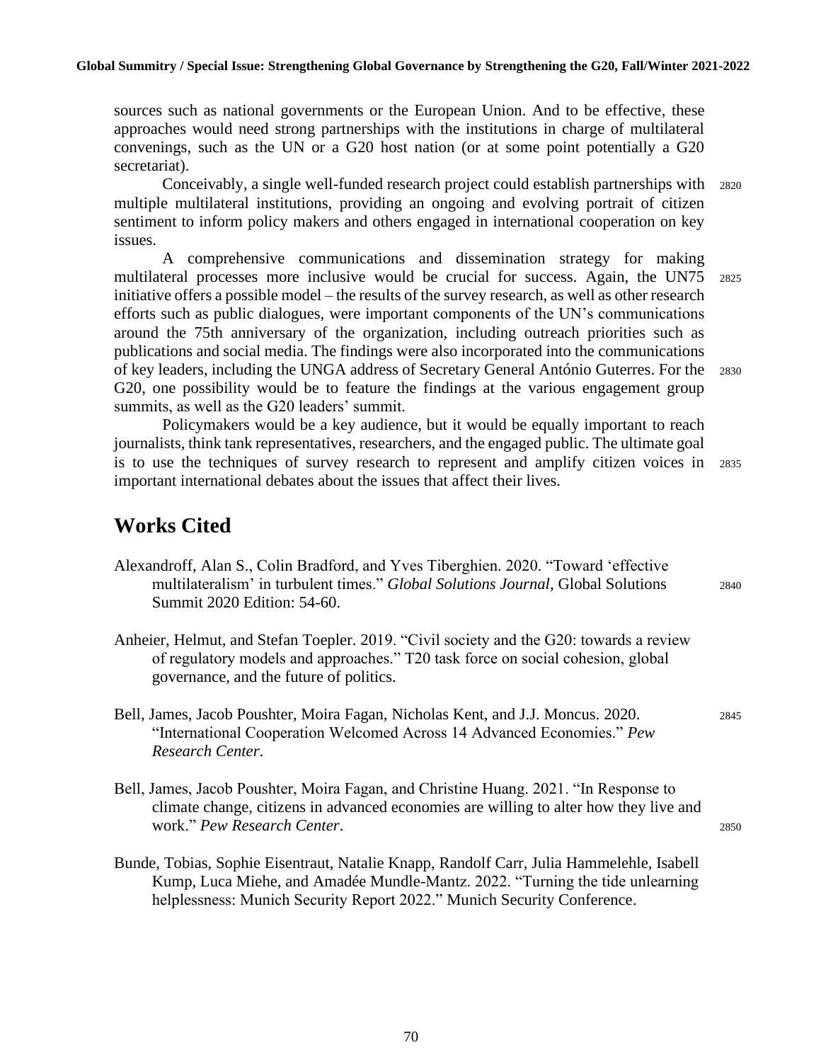sources such as national governments or the European Union. And to be effective, these approaches would need strong partnerships with the institutions in charge of multilateral convenings, such as the UN or a G20 host nation (or at some point potentially a G20 secretariat).

Conceivably, a single well-funded research project could establish partnerships with multiple multilateral institutions, providing an ongoing and evolving portrait of citizen sentiment to inform policy makers and others engaged in international cooperation on key issues.

A comprehensive communications and dissemination strategy for making multilateral processes more inclusive would be crucial for success. Again, the UN75 initiative offers a possible model – the results of the survey research, as well as other research efforts such as public dialogues, were important components of the UN's communications around the 75th anniversary of the organization, including outreach priorities such as publications and social media. The findings were also incorporated into the communications of key leaders, including the UNGA address of Secretary General António Guterres. For the G20, one possibility would be to feature the findings at the various engagement group summits, as well as the G20 leaders' summit.

Policymakers would be a key audience, but it would be equally important to reach journalists, think tank representatives, researchers, and the engaged public. The ultimate goal is to use the techniques of survey research to represent and amplify citizen voices in important international debates about the issues that affect their lives.

## Works Cited

Alexandroff, Alan S., Colin Bradford, and Yves Tiberghien. 2020. "Toward 'effective multilateralism' in turbulent times." *Global Solutions Journal*, Global Solutions Summit 2020 Edition: 54-60.

Anheier, Helmut, and Stefan Toepler. 2019. "Civil society and the G20: towards a review of regulatory models and approaches." T20 task force on social cohesion, global governance, and the future of politics.

Bell, James, Jacob Poushter, Moira Fagan, Nicholas Kent, and J.J. Moncus. 2020. "International Cooperation Welcomed Across 14 Advanced Economies." *Pew Research Center*.

Bell, James, Jacob Poushter, Moira Fagan, and Christine Huang. 2021. "In Response to climate change, citizens in advanced economies are willing to alter how they live and work." *Pew Research Center*.

Bunde, Tobias, Sophie Eisentraut, Natalie Knapp, Randolf Carr, Julia Hammelehle, Isabell Kump, Luca Miehe, and Amadée Mundle-Mantz. 2022. "Turning the tide unlearning helplessness: Munich Security Report 2022." Munich Security Conference.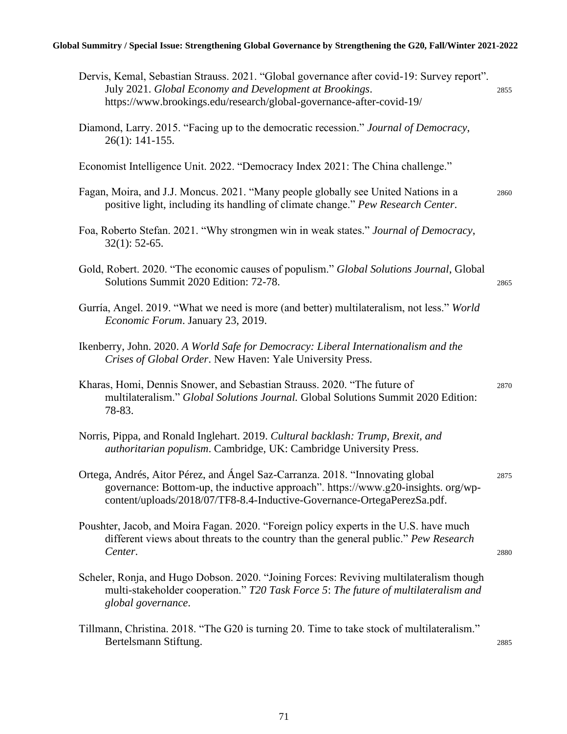Dervis, Kemal, Sebastian Strauss. 2021. "Global governance after covid-19: Survey report". July 2021. *Global Economy and Development at Brookings*. https://www.brookings.edu/research/global-governance-after-covid-19/

Diamond, Larry. 2015. "Facing up to the democratic recession." *Journal of Democracy*, 26(1): 141-155.

Economist Intelligence Unit. 2022. "Democracy Index 2021: The China challenge."

Fagan, Moira, and J.J. Moncus. 2021. "Many people globally see United Nations in a positive light, including its handling of climate change." *Pew Research Center*.

Foa, Roberto Stefan. 2021. "Why strongmen win in weak states." *Journal of Democracy*, 32(1): 52-65.

Gold, Robert. 2020. "The economic causes of populism." *Global Solutions Journal*, Global Solutions Summit 2020 Edition: 72-78.

Gurría, Angel. 2019. "What we need is more (and better) multilateralism, not less." *World Economic Forum*. January 23, 2019.

Ikenberry, John. 2020. *A World Safe for Democracy: Liberal Internationalism and the Crises of Global Order*. New Haven: Yale University Press.

Kharas, Homi, Dennis Snower, and Sebastian Strauss. 2020. "The future of multilateralism." *Global Solutions Journal.* Global Solutions Summit 2020 Edition: 78-83.

Norris, Pippa, and Ronald Inglehart. 2019. *Cultural backlash: Trump, Brexit, and authoritarian populism*. Cambridge, UK: Cambridge University Press.

Ortega, Andrés, Aitor Pérez, and Ángel Saz-Carranza. 2018. "Innovating global governance: Bottom-up, the inductive approach". https://www.g20-insights. org/wp-content/uploads/2018/07/TF8-8.4-Inductive-Governance-OrtegaPerezSa.pdf.

Poushter, Jacob, and Moira Fagan. 2020. "Foreign policy experts in the U.S. have much different views about threats to the country than the general public." *Pew Research Center*.

Scheler, Ronja, and Hugo Dobson. 2020. "Joining Forces: Reviving multilateralism though multi-stakeholder cooperation." *T20 Task Force 5*: *The future of multilateralism and global governance*.

Tillmann, Christina. 2018. "The G20 is turning 20. Time to take stock of multilateralism." Bertelsmann Stiftung.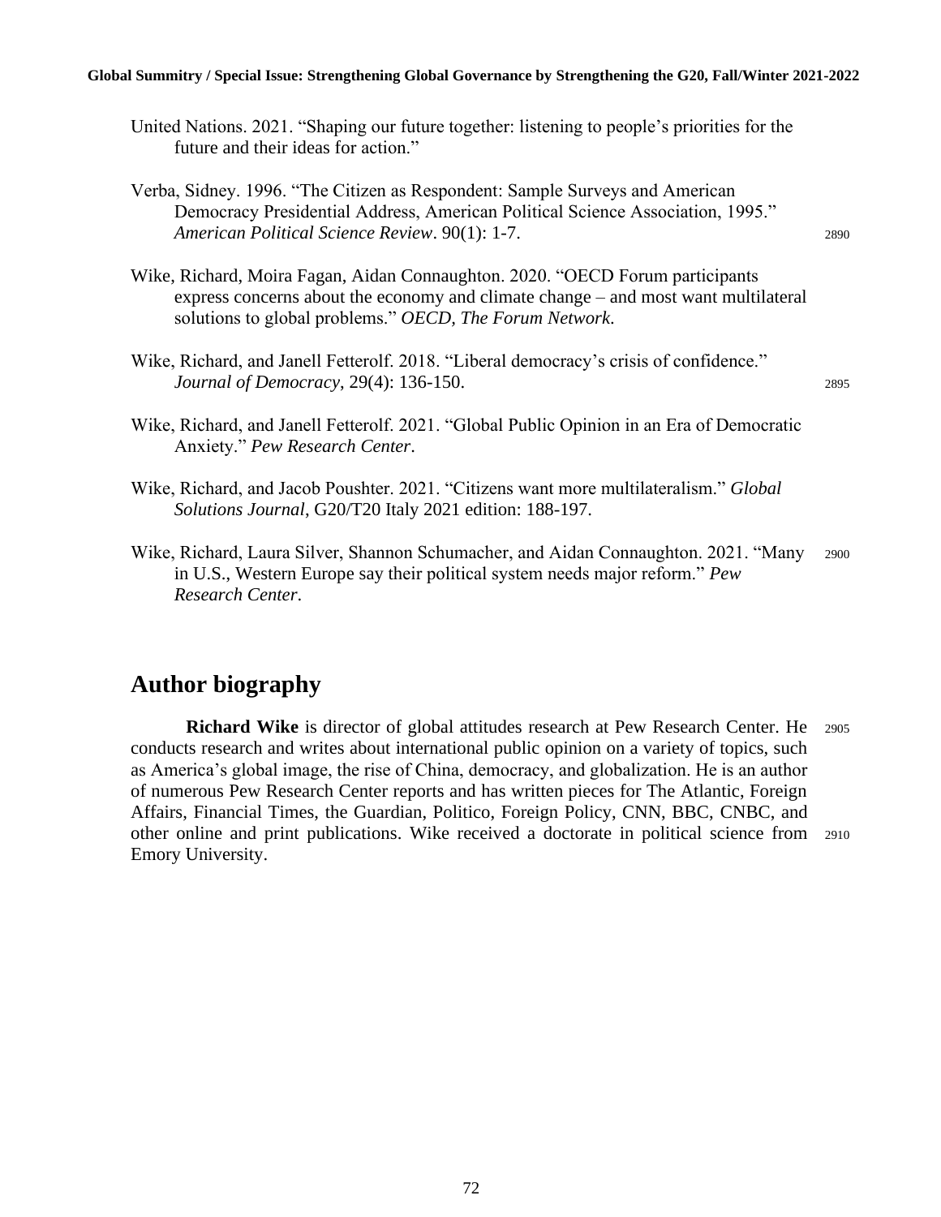United Nations. 2021. "Shaping our future together: listening to people's priorities for the future and their ideas for action."

Verba, Sidney. 1996. "The Citizen as Respondent: Sample Surveys and American Democracy Presidential Address, American Political Science Association, 1995." *American Political Science Review*. 90(1): 1-7.

Wike, Richard, Moira Fagan, Aidan Connaughton. 2020. "OECD Forum participants express concerns about the economy and climate change – and most want multilateral solutions to global problems." *OECD, The Forum Network*.

Wike, Richard, and Janell Fetterolf. 2018. "Liberal democracy's crisis of confidence." *Journal of Democracy*, 29(4): 136-150.

Wike, Richard, and Janell Fetterolf. 2021. "Global Public Opinion in an Era of Democratic Anxiety." *Pew Research Center*.

Wike, Richard, and Jacob Poushter. 2021. "Citizens want more multilateralism." *Global Solutions Journal*, G20/T20 Italy 2021 edition: 188-197.

Wike, Richard, Laura Silver, Shannon Schumacher, and Aidan Connaughton. 2021. "Many in U.S., Western Europe say their political system needs major reform." *Pew Research Center*.

## Author biography

**Richard Wike** is director of global attitudes research at Pew Research Center. He conducts research and writes about international public opinion on a variety of topics, such as America's global image, the rise of China, democracy, and globalization. He is an author of numerous Pew Research Center reports and has written pieces for The Atlantic, Foreign Affairs, Financial Times, the Guardian, Politico, Foreign Policy, CNN, BBC, CNBC, and other online and print publications. Wike received a doctorate in political science from Emory University.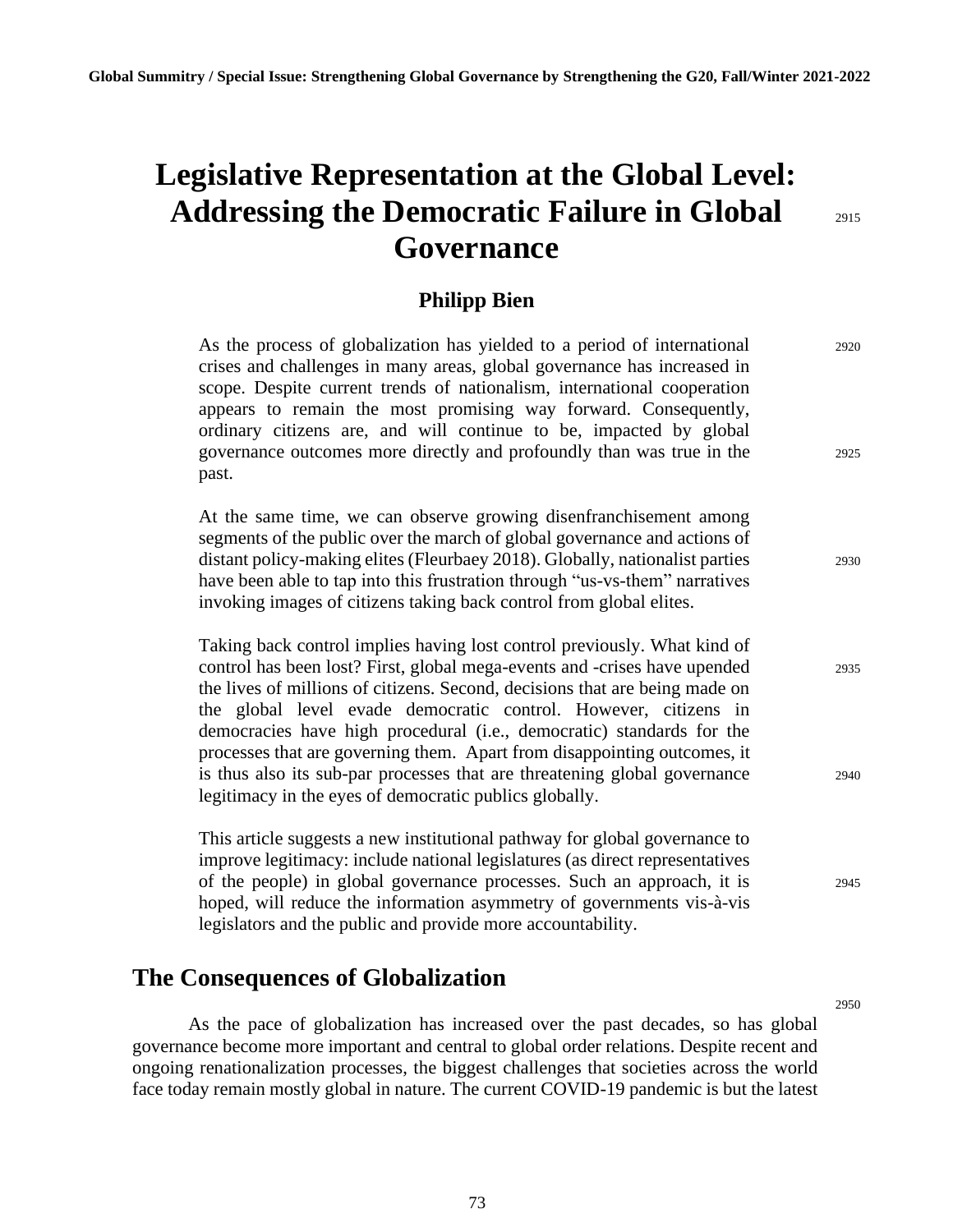# Legislative Representation at the Global Level: Addressing the Democratic Failure in Global Governance

**Philipp Bien**

As the process of globalization has yielded to a period of international crises and challenges in many areas, global governance has increased in scope. Despite current trends of nationalism, international cooperation appears to remain the most promising way forward. Consequently, ordinary citizens are, and will continue to be, impacted by global governance outcomes more directly and profoundly than was true in the past.

At the same time, we can observe growing disenfranchisement among segments of the public over the march of global governance and actions of distant policy-making elites (Fleurbaey 2018). Globally, nationalist parties have been able to tap into this frustration through "us-vs-them" narratives invoking images of citizens taking back control from global elites.

Taking back control implies having lost control previously. What kind of control has been lost? First, global mega-events and -crises have upended the lives of millions of citizens. Second, decisions that are being made on the global level evade democratic control. However, citizens in democracies have high procedural (i.e., democratic) standards for the processes that are governing them. Apart from disappointing outcomes, it is thus also its sub-par processes that are threatening global governance legitimacy in the eyes of democratic publics globally.

This article suggests a new institutional pathway for global governance to improve legitimacy: include national legislatures (as direct representatives of the people) in global governance processes. Such an approach, it is hoped, will reduce the information asymmetry of governments vis-à-vis legislators and the public and provide more accountability.

## The Consequences of Globalization

As the pace of globalization has increased over the past decades, so has global governance become more important and central to global order relations. Despite recent and ongoing renationalization processes, the biggest challenges that societies across the world face today remain mostly global in nature. The current COVID-19 pandemic is but the latest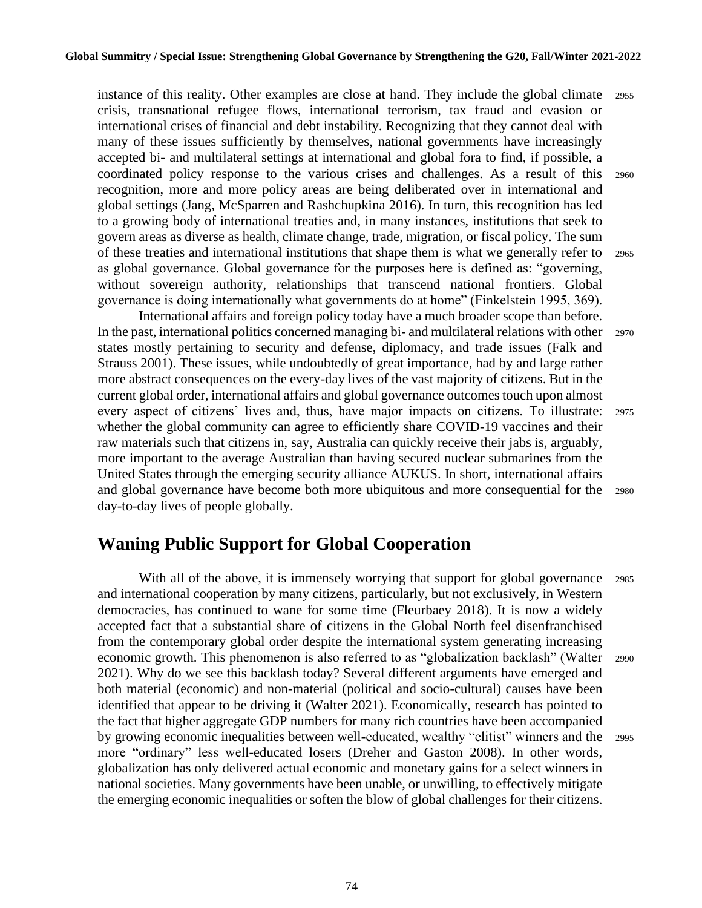instance of this reality. Other examples are close at hand. They include the global climate crisis, transnational refugee flows, international terrorism, tax fraud and evasion or international crises of financial and debt instability. Recognizing that they cannot deal with many of these issues sufficiently by themselves, national governments have increasingly accepted bi- and multilateral settings at international and global fora to find, if possible, a coordinated policy response to the various crises and challenges. As a result of this recognition, more and more policy areas are being deliberated over in international and global settings (Jang, McSparren and Rashchupkina 2016). In turn, this recognition has led to a growing body of international treaties and, in many instances, institutions that seek to govern areas as diverse as health, climate change, trade, migration, or fiscal policy. The sum of these treaties and international institutions that shape them is what we generally refer to as global governance. Global governance for the purposes here is defined as: "governing, without sovereign authority, relationships that transcend national frontiers. Global governance is doing internationally what governments do at home" (Finkelstein 1995, 369).

International affairs and foreign policy today have a much broader scope than before. In the past, international politics concerned managing bi- and multilateral relations with other states mostly pertaining to security and defense, diplomacy, and trade issues (Falk and Strauss 2001). These issues, while undoubtedly of great importance, had by and large rather more abstract consequences on the every-day lives of the vast majority of citizens. But in the current global order, international affairs and global governance outcomes touch upon almost every aspect of citizens' lives and, thus, have major impacts on citizens. To illustrate: whether the global community can agree to efficiently share COVID-19 vaccines and their raw materials such that citizens in, say, Australia can quickly receive their jabs is, arguably, more important to the average Australian than having secured nuclear submarines from the United States through the emerging security alliance AUKUS. In short, international affairs and global governance have become both more ubiquitous and more consequential for the day-to-day lives of people globally.

## Waning Public Support for Global Cooperation

With all of the above, it is immensely worrying that support for global governance and international cooperation by many citizens, particularly, but not exclusively, in Western democracies, has continued to wane for some time (Fleurbaey 2018). It is now a widely accepted fact that a substantial share of citizens in the Global North feel disenfranchised from the contemporary global order despite the international system generating increasing economic growth. This phenomenon is also referred to as "globalization backlash" (Walter 2021). Why do we see this backlash today? Several different arguments have emerged and both material (economic) and non-material (political and socio-cultural) causes have been identified that appear to be driving it (Walter 2021). Economically, research has pointed to the fact that higher aggregate GDP numbers for many rich countries have been accompanied by growing economic inequalities between well-educated, wealthy "elitist" winners and the more "ordinary" less well-educated losers (Dreher and Gaston 2008). In other words, globalization has only delivered actual economic and monetary gains for a select winners in national societies. Many governments have been unable, or unwilling, to effectively mitigate the emerging economic inequalities or soften the blow of global challenges for their citizens.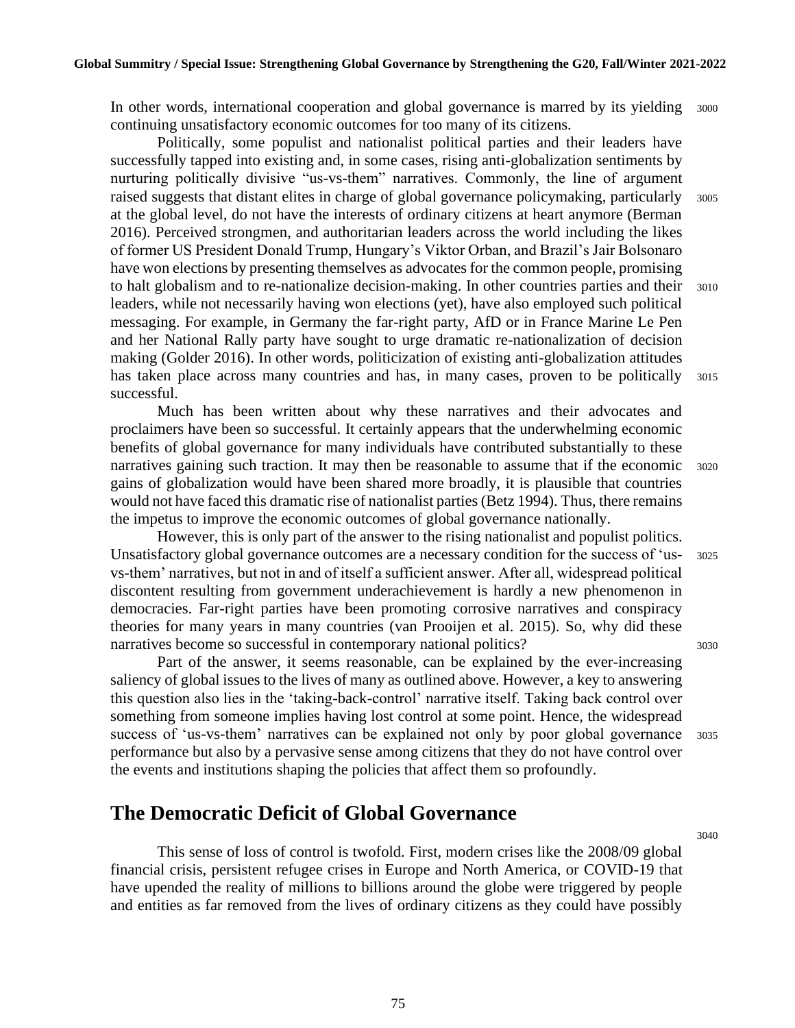In other words, international cooperation and global governance is marred by its yielding continuing unsatisfactory economic outcomes for too many of its citizens.

Politically, some populist and nationalist political parties and their leaders have successfully tapped into existing and, in some cases, rising anti-globalization sentiments by nurturing politically divisive "us-vs-them" narratives. Commonly, the line of argument raised suggests that distant elites in charge of global governance policymaking, particularly at the global level, do not have the interests of ordinary citizens at heart anymore (Berman 2016). Perceived strongmen, and authoritarian leaders across the world including the likes of former US President Donald Trump, Hungary's Viktor Orban, and Brazil's Jair Bolsonaro have won elections by presenting themselves as advocates for the common people, promising to halt globalism and to re-nationalize decision-making. In other countries parties and their leaders, while not necessarily having won elections (yet), have also employed such political messaging. For example, in Germany the far-right party, AfD or in France Marine Le Pen and her National Rally party have sought to urge dramatic re-nationalization of decision making (Golder 2016). In other words, politicization of existing anti-globalization attitudes has taken place across many countries and has, in many cases, proven to be politically successful.

Much has been written about why these narratives and their advocates and proclaimers have been so successful. It certainly appears that the underwhelming economic benefits of global governance for many individuals have contributed substantially to these narratives gaining such traction. It may then be reasonable to assume that if the economic gains of globalization would have been shared more broadly, it is plausible that countries would not have faced this dramatic rise of nationalist parties (Betz 1994). Thus, there remains the impetus to improve the economic outcomes of global governance nationally.

However, this is only part of the answer to the rising nationalist and populist politics. Unsatisfactory global governance outcomes are a necessary condition for the success of 'us-vs-them' narratives, but not in and of itself a sufficient answer. After all, widespread political discontent resulting from government underachievement is hardly a new phenomenon in democracies. Far-right parties have been promoting corrosive narratives and conspiracy theories for many years in many countries (van Prooijen et al. 2015). So, why did these narratives become so successful in contemporary national politics?

Part of the answer, it seems reasonable, can be explained by the ever-increasing saliency of global issues to the lives of many as outlined above. However, a key to answering this question also lies in the 'taking-back-control' narrative itself. Taking back control over something from someone implies having lost control at some point. Hence, the widespread success of 'us-vs-them' narratives can be explained not only by poor global governance performance but also by a pervasive sense among citizens that they do not have control over the events and institutions shaping the policies that affect them so profoundly.

## The Democratic Deficit of Global Governance

This sense of loss of control is twofold. First, modern crises like the 2008/09 global financial crisis, persistent refugee crises in Europe and North America, or COVID-19 that have upended the reality of millions to billions around the globe were triggered by people and entities as far removed from the lives of ordinary citizens as they could have possibly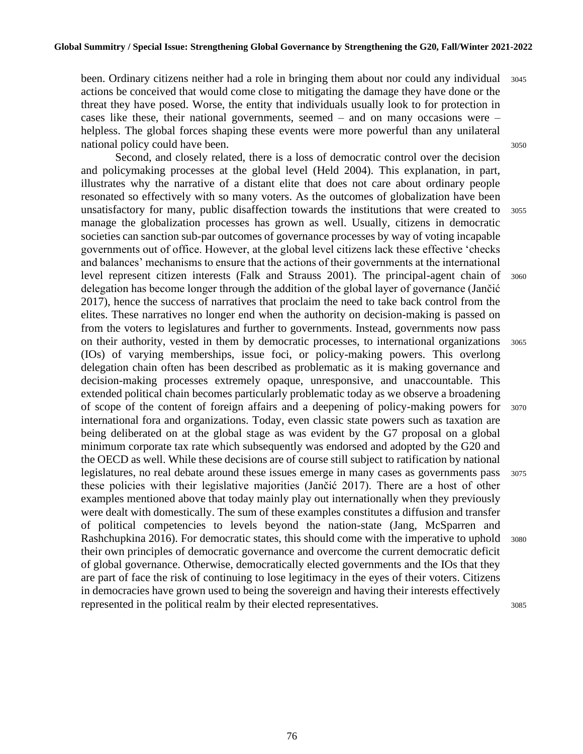been. Ordinary citizens neither had a role in bringing them about nor could any individual actions be conceived that would come close to mitigating the damage they have done or the threat they have posed. Worse, the entity that individuals usually look to for protection in cases like these, their national governments, seemed – and on many occasions were – helpless. The global forces shaping these events were more powerful than any unilateral national policy could have been.

Second, and closely related, there is a loss of democratic control over the decision and policymaking processes at the global level (Held 2004). This explanation, in part, illustrates why the narrative of a distant elite that does not care about ordinary people resonated so effectively with so many voters. As the outcomes of globalization have been unsatisfactory for many, public disaffection towards the institutions that were created to manage the globalization processes has grown as well. Usually, citizens in democratic societies can sanction sub-par outcomes of governance processes by way of voting incapable governments out of office. However, at the global level citizens lack these effective 'checks and balances' mechanisms to ensure that the actions of their governments at the international level represent citizen interests (Falk and Strauss 2001). The principal-agent chain of delegation has become longer through the addition of the global layer of governance (Jančić 2017), hence the success of narratives that proclaim the need to take back control from the elites. These narratives no longer end when the authority on decision-making is passed on from the voters to legislatures and further to governments. Instead, governments now pass on their authority, vested in them by democratic processes, to international organizations (IOs) of varying memberships, issue foci, or policy-making powers. This overlong delegation chain often has been described as problematic as it is making governance and decision-making processes extremely opaque, unresponsive, and unaccountable. This extended political chain becomes particularly problematic today as we observe a broadening of scope of the content of foreign affairs and a deepening of policy-making powers for international fora and organizations. Today, even classic state powers such as taxation are being deliberated on at the global stage as was evident by the G7 proposal on a global minimum corporate tax rate which subsequently was endorsed and adopted by the G20 and the OECD as well. While these decisions are of course still subject to ratification by national legislatures, no real debate around these issues emerge in many cases as governments pass these policies with their legislative majorities (Jančić 2017). There are a host of other examples mentioned above that today mainly play out internationally when they previously were dealt with domestically. The sum of these examples constitutes a diffusion and transfer of political competencies to levels beyond the nation-state (Jang, McSparren and Rashchupkina 2016). For democratic states, this should come with the imperative to uphold their own principles of democratic governance and overcome the current democratic deficit of global governance. Otherwise, democratically elected governments and the IOs that they are part of face the risk of continuing to lose legitimacy in the eyes of their voters. Citizens in democracies have grown used to being the sovereign and having their interests effectively represented in the political realm by their elected representatives.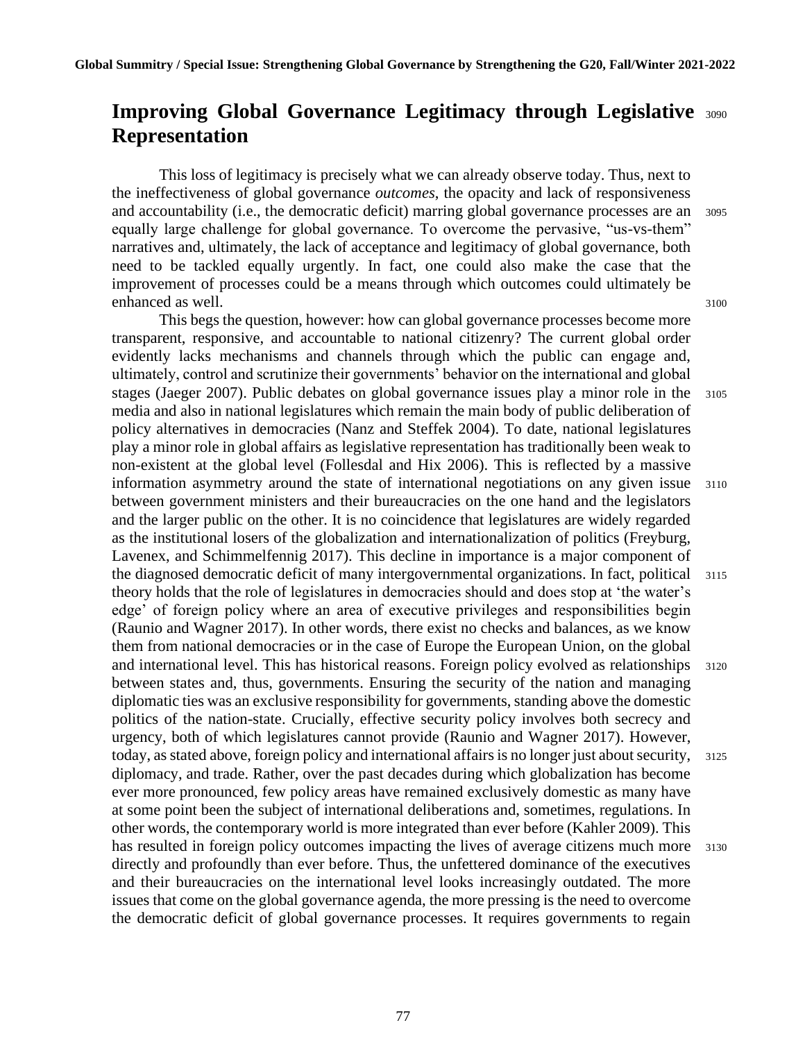## Improving Global Governance Legitimacy through Legislative Representation

This loss of legitimacy is precisely what we can already observe today. Thus, next to the ineffectiveness of global governance *outcomes*, the opacity and lack of responsiveness and accountability (i.e., the democratic deficit) marring global governance processes are an equally large challenge for global governance. To overcome the pervasive, "us-vs-them" narratives and, ultimately, the lack of acceptance and legitimacy of global governance, both need to be tackled equally urgently. In fact, one could also make the case that the improvement of processes could be a means through which outcomes could ultimately be enhanced as well.

This begs the question, however: how can global governance processes become more transparent, responsive, and accountable to national citizenry? The current global order evidently lacks mechanisms and channels through which the public can engage and, ultimately, control and scrutinize their governments' behavior on the international and global stages (Jaeger 2007). Public debates on global governance issues play a minor role in the media and also in national legislatures which remain the main body of public deliberation of policy alternatives in democracies (Nanz and Steffek 2004). To date, national legislatures play a minor role in global affairs as legislative representation has traditionally been weak to non-existent at the global level (Follesdal and Hix 2006). This is reflected by a massive information asymmetry around the state of international negotiations on any given issue between government ministers and their bureaucracies on the one hand and the legislators and the larger public on the other. It is no coincidence that legislatures are widely regarded as the institutional losers of the globalization and internationalization of politics (Freyburg, Lavenex, and Schimmelfennig 2017). This decline in importance is a major component of the diagnosed democratic deficit of many intergovernmental organizations. In fact, political theory holds that the role of legislatures in democracies should and does stop at 'the water's edge' of foreign policy where an area of executive privileges and responsibilities begin (Raunio and Wagner 2017). In other words, there exist no checks and balances, as we know them from national democracies or in the case of Europe the European Union, on the global and international level. This has historical reasons. Foreign policy evolved as relationships between states and, thus, governments. Ensuring the security of the nation and managing diplomatic ties was an exclusive responsibility for governments, standing above the domestic politics of the nation-state. Crucially, effective security policy involves both secrecy and urgency, both of which legislatures cannot provide (Raunio and Wagner 2017). However, today, as stated above, foreign policy and international affairs is no longer just about security, diplomacy, and trade. Rather, over the past decades during which globalization has become ever more pronounced, few policy areas have remained exclusively domestic as many have at some point been the subject of international deliberations and, sometimes, regulations. In other words, the contemporary world is more integrated than ever before (Kahler 2009). This has resulted in foreign policy outcomes impacting the lives of average citizens much more directly and profoundly than ever before. Thus, the unfettered dominance of the executives and their bureaucracies on the international level looks increasingly outdated. The more issues that come on the global governance agenda, the more pressing is the need to overcome the democratic deficit of global governance processes. It requires governments to regain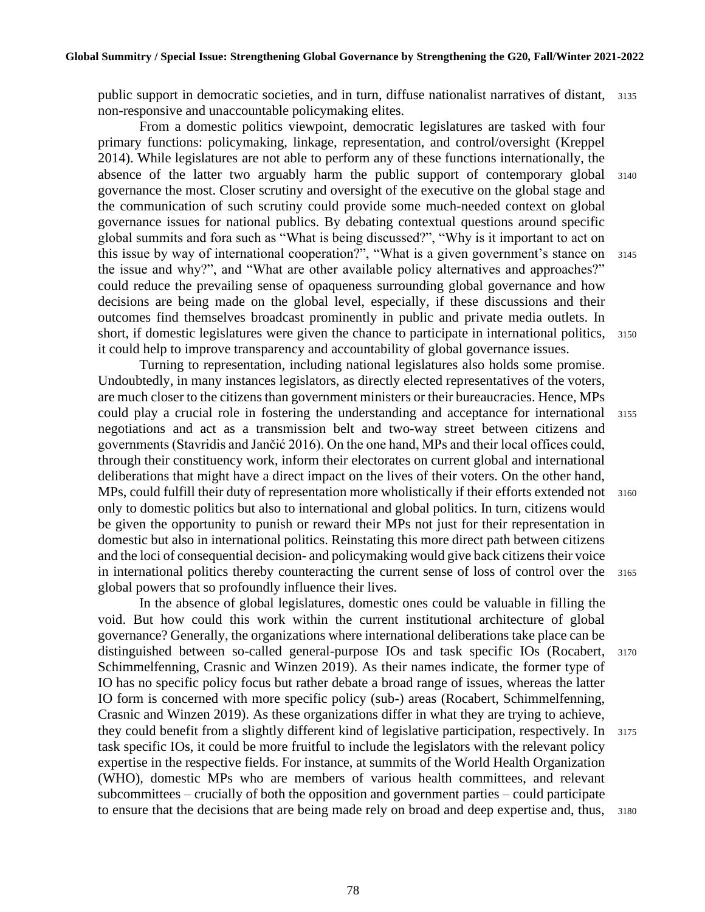public support in democratic societies, and in turn, diffuse nationalist narratives of distant, non-responsive and unaccountable policymaking elites.

From a domestic politics viewpoint, democratic legislatures are tasked with four primary functions: policymaking, linkage, representation, and control/oversight (Kreppel 2014). While legislatures are not able to perform any of these functions internationally, the absence of the latter two arguably harm the public support of contemporary global governance the most. Closer scrutiny and oversight of the executive on the global stage and the communication of such scrutiny could provide some much-needed context on global governance issues for national publics. By debating contextual questions around specific global summits and fora such as "What is being discussed?", "Why is it important to act on this issue by way of international cooperation?", "What is a given government's stance on the issue and why?", and "What are other available policy alternatives and approaches?" could reduce the prevailing sense of opaqueness surrounding global governance and how decisions are being made on the global level, especially, if these discussions and their outcomes find themselves broadcast prominently in public and private media outlets. In short, if domestic legislatures were given the chance to participate in international politics, it could help to improve transparency and accountability of global governance issues.

Turning to representation, including national legislatures also holds some promise. Undoubtedly, in many instances legislators, as directly elected representatives of the voters, are much closer to the citizens than government ministers or their bureaucracies. Hence, MPs could play a crucial role in fostering the understanding and acceptance for international negotiations and act as a transmission belt and two-way street between citizens and governments (Stavridis and Jančić 2016). On the one hand, MPs and their local offices could, through their constituency work, inform their electorates on current global and international deliberations that might have a direct impact on the lives of their voters. On the other hand, MPs, could fulfill their duty of representation more wholistically if their efforts extended not only to domestic politics but also to international and global politics. In turn, citizens would be given the opportunity to punish or reward their MPs not just for their representation in domestic but also in international politics. Reinstating this more direct path between citizens and the loci of consequential decision- and policymaking would give back citizens their voice in international politics thereby counteracting the current sense of loss of control over the global powers that so profoundly influence their lives.

In the absence of global legislatures, domestic ones could be valuable in filling the void. But how could this work within the current institutional architecture of global governance? Generally, the organizations where international deliberations take place can be distinguished between so-called general-purpose IOs and task specific IOs (Rocabert, Schimmelfenning, Crasnic and Winzen 2019). As their names indicate, the former type of IO has no specific policy focus but rather debate a broad range of issues, whereas the latter IO form is concerned with more specific policy (sub-) areas (Rocabert, Schimmelfenning, Crasnic and Winzen 2019). As these organizations differ in what they are trying to achieve, they could benefit from a slightly different kind of legislative participation, respectively. In task specific IOs, it could be more fruitful to include the legislators with the relevant policy expertise in the respective fields. For instance, at summits of the World Health Organization (WHO), domestic MPs who are members of various health committees, and relevant subcommittees – crucially of both the opposition and government parties – could participate to ensure that the decisions that are being made rely on broad and deep expertise and, thus,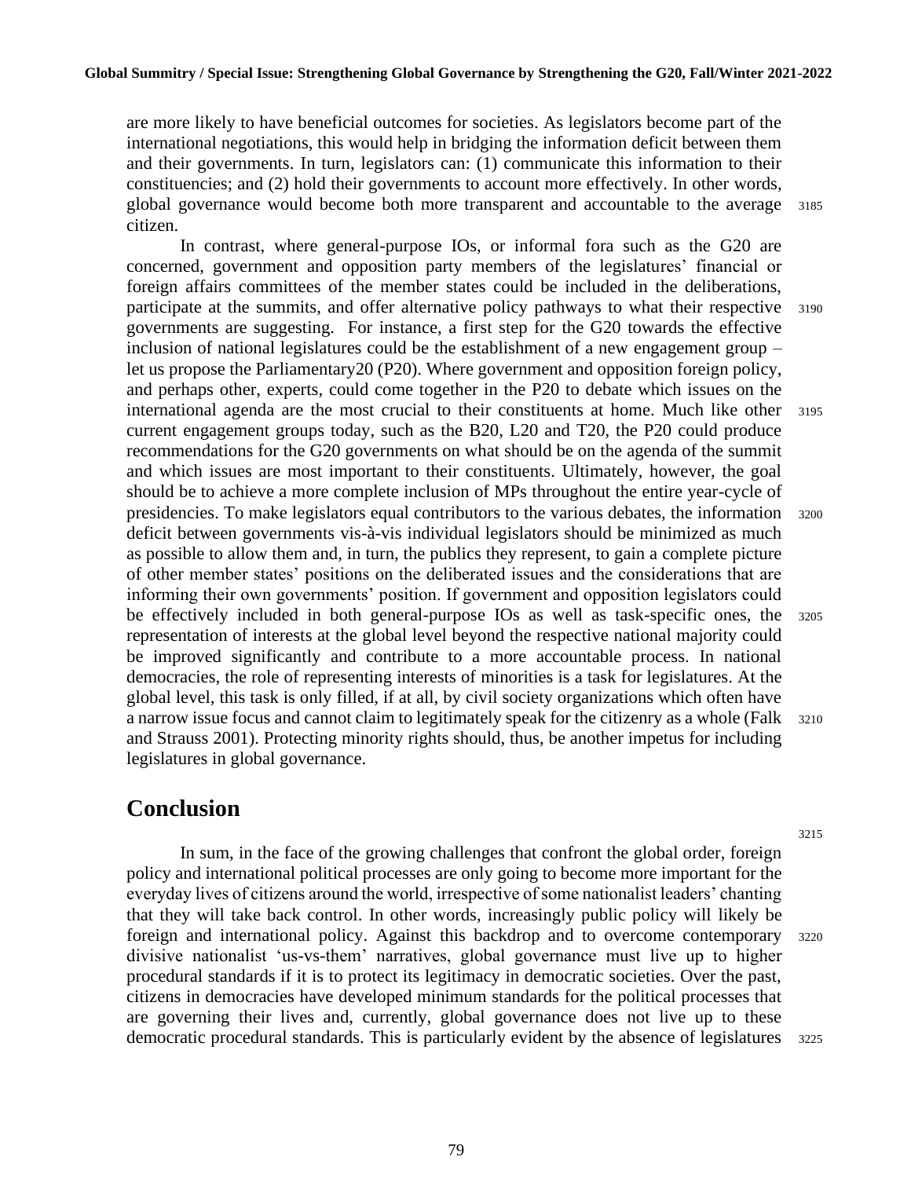are more likely to have beneficial outcomes for societies. As legislators become part of the international negotiations, this would help in bridging the information deficit between them and their governments. In turn, legislators can: (1) communicate this information to their constituencies; and (2) hold their governments to account more effectively. In other words, global governance would become both more transparent and accountable to the average citizen.

In contrast, where general-purpose IOs, or informal fora such as the G20 are concerned, government and opposition party members of the legislatures' financial or foreign affairs committees of the member states could be included in the deliberations, participate at the summits, and offer alternative policy pathways to what their respective governments are suggesting. For instance, a first step for the G20 towards the effective inclusion of national legislatures could be the establishment of a new engagement group – let us propose the Parliamentary20 (P20). Where government and opposition foreign policy, and perhaps other, experts, could come together in the P20 to debate which issues on the international agenda are the most crucial to their constituents at home. Much like other current engagement groups today, such as the B20, L20 and T20, the P20 could produce recommendations for the G20 governments on what should be on the agenda of the summit and which issues are most important to their constituents. Ultimately, however, the goal should be to achieve a more complete inclusion of MPs throughout the entire year-cycle of presidencies. To make legislators equal contributors to the various debates, the information deficit between governments vis-à-vis individual legislators should be minimized as much as possible to allow them and, in turn, the publics they represent, to gain a complete picture of other member states' positions on the deliberated issues and the considerations that are informing their own governments' position. If government and opposition legislators could be effectively included in both general-purpose IOs as well as task-specific ones, the representation of interests at the global level beyond the respective national majority could be improved significantly and contribute to a more accountable process. In national democracies, the role of representing interests of minorities is a task for legislatures. At the global level, this task is only filled, if at all, by civil society organizations which often have a narrow issue focus and cannot claim to legitimately speak for the citizenry as a whole (Falk and Strauss 2001). Protecting minority rights should, thus, be another impetus for including legislatures in global governance.

## Conclusion

In sum, in the face of the growing challenges that confront the global order, foreign policy and international political processes are only going to become more important for the everyday lives of citizens around the world, irrespective of some nationalist leaders' chanting that they will take back control. In other words, increasingly public policy will likely be foreign and international policy. Against this backdrop and to overcome contemporary divisive nationalist 'us-vs-them' narratives, global governance must live up to higher procedural standards if it is to protect its legitimacy in democratic societies. Over the past, citizens in democracies have developed minimum standards for the political processes that are governing their lives and, currently, global governance does not live up to these democratic procedural standards. This is particularly evident by the absence of legislatures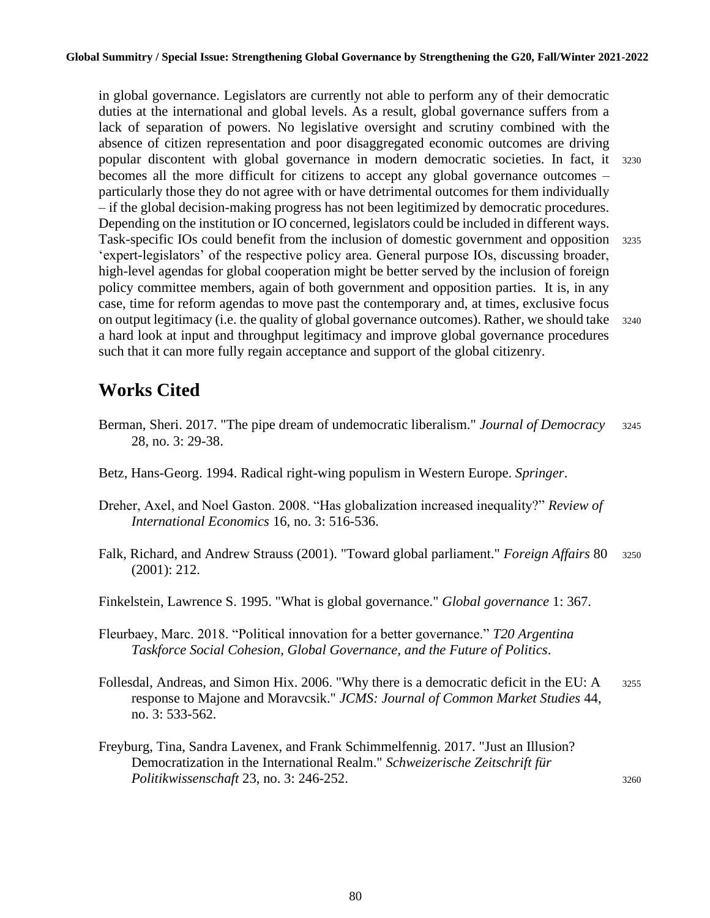in global governance. Legislators are currently not able to perform any of their democratic duties at the international and global levels. As a result, global governance suffers from a lack of separation of powers. No legislative oversight and scrutiny combined with the absence of citizen representation and poor disaggregated economic outcomes are driving popular discontent with global governance in modern democratic societies. In fact, it becomes all the more difficult for citizens to accept any global governance outcomes – particularly those they do not agree with or have detrimental outcomes for them individually – if the global decision-making progress has not been legitimized by democratic procedures. Depending on the institution or IO concerned, legislators could be included in different ways. Task-specific IOs could benefit from the inclusion of domestic government and opposition 'expert-legislators' of the respective policy area. General purpose IOs, discussing broader, high-level agendas for global cooperation might be better served by the inclusion of foreign policy committee members, again of both government and opposition parties. It is, in any case, time for reform agendas to move past the contemporary and, at times, exclusive focus on output legitimacy (i.e. the quality of global governance outcomes). Rather, we should take a hard look at input and throughput legitimacy and improve global governance procedures such that it can more fully regain acceptance and support of the global citizenry.

## Works Cited

Berman, Sheri. 2017. "The pipe dream of undemocratic liberalism." *Journal of Democracy* 28, no. 3: 29-38.

Betz, Hans-Georg. 1994. Radical right-wing populism in Western Europe. *Springer*.

Dreher, Axel, and Noel Gaston. 2008. "Has globalization increased inequality?" *Review of International Economics* 16, no. 3: 516-536.

Falk, Richard, and Andrew Strauss (2001). "Toward global parliament." *Foreign Affairs* 80 (2001): 212.

Finkelstein, Lawrence S. 1995. "What is global governance." *Global governance* 1: 367.

Fleurbaey, Marc. 2018. "Political innovation for a better governance." *T20 Argentina Taskforce Social Cohesion, Global Governance, and the Future of Politics*.

Follesdal, Andreas, and Simon Hix. 2006. "Why there is a democratic deficit in the EU: A response to Majone and Moravcsik." *JCMS: Journal of Common Market Studies* 44, no. 3: 533-562.

Freyburg, Tina, Sandra Lavenex, and Frank Schimmelfennig. 2017. "Just an Illusion? Democratization in the International Realm." *Schweizerische Zeitschrift für Politikwissenschaft* 23, no. 3: 246-252.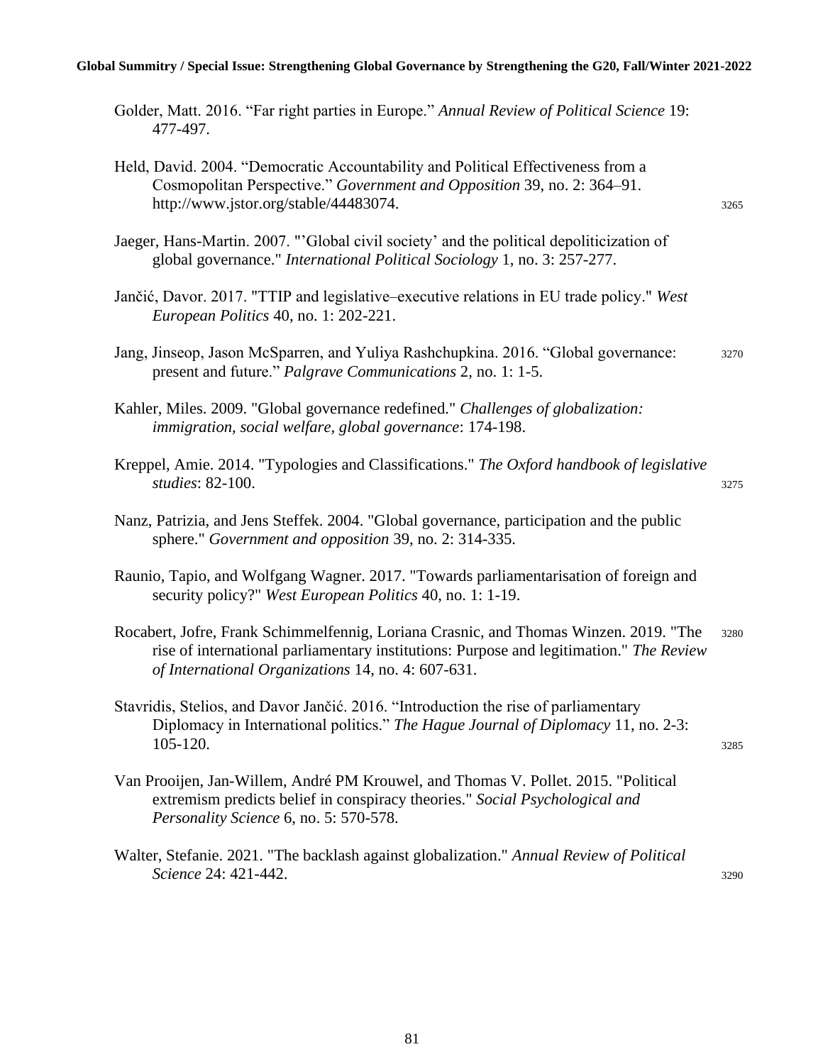Golder, Matt. 2016. “Far right parties in Europe.” *Annual Review of Political Science* 19: 477-497.

Held, David. 2004. “Democratic Accountability and Political Effectiveness from a Cosmopolitan Perspective.” *Government and Opposition* 39, no. 2: 364–91. http://www.jstor.org/stable/44483074.

Jaeger, Hans-Martin. 2007. "’Global civil society’ and the political depoliticization of global governance." *International Political Sociology* 1, no. 3: 257-277.

Jančić, Davor. 2017. "TTIP and legislative–executive relations in EU trade policy." *West European Politics* 40, no. 1: 202-221.

Jang, Jinseop, Jason McSparren, and Yuliya Rashchupkina. 2016. “Global governance: present and future.” *Palgrave Communications* 2, no. 1: 1-5.

Kahler, Miles. 2009. "Global governance redefined." *Challenges of globalization: immigration, social welfare, global governance*: 174-198.

Kreppel, Amie. 2014. "Typologies and Classifications." *The Oxford handbook of legislative studies*: 82-100.

Nanz, Patrizia, and Jens Steffek. 2004. "Global governance, participation and the public sphere." *Government and opposition* 39, no. 2: 314-335.

Raunio, Tapio, and Wolfgang Wagner. 2017. "Towards parliamentarisation of foreign and security policy?" *West European Politics* 40, no. 1: 1-19.

Rocabert, Jofre, Frank Schimmelfennig, Loriana Crasnic, and Thomas Winzen. 2019. "The rise of international parliamentary institutions: Purpose and legitimation." *The Review of International Organizations* 14, no. 4: 607-631.

Stavridis, Stelios, and Davor Jančić. 2016. “Introduction the rise of parliamentary Diplomacy in International politics.” *The Hague Journal of Diplomacy* 11, no. 2-3: 105-120.

Van Prooijen, Jan-Willem, André PM Krouwel, and Thomas V. Pollet. 2015. "Political extremism predicts belief in conspiracy theories." *Social Psychological and Personality Science* 6, no. 5: 570-578.

Walter, Stefanie. 2021. "The backlash against globalization." *Annual Review of Political Science* 24: 421-442.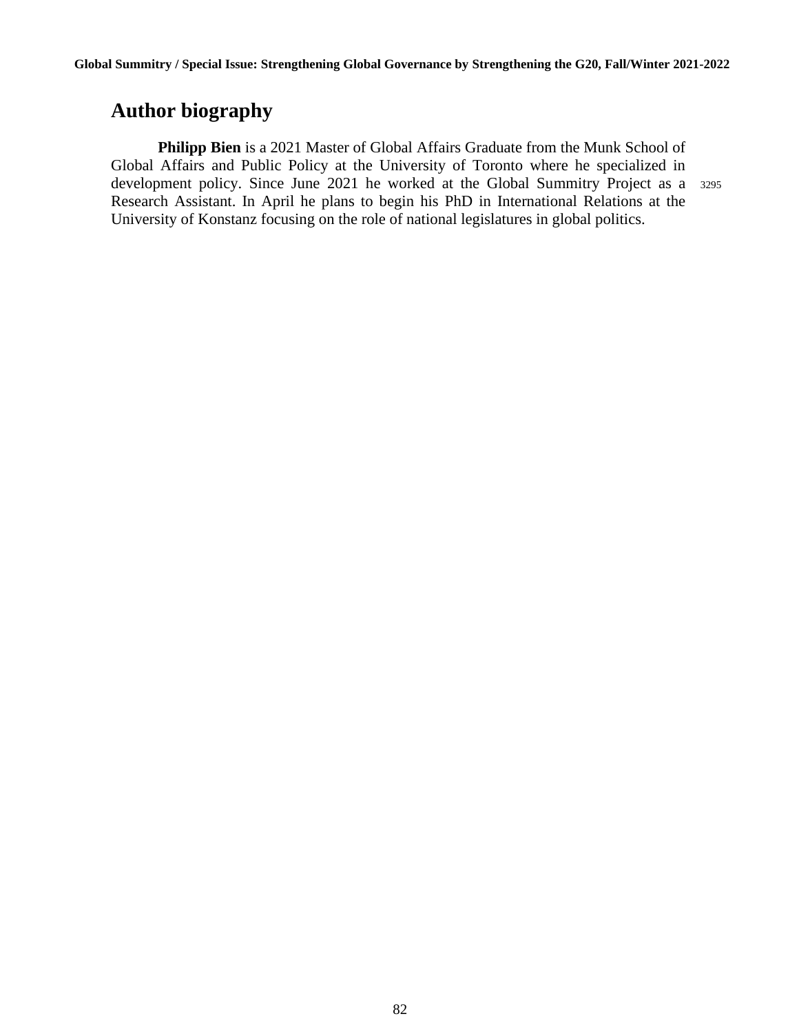## Author biography

**Philipp Bien** is a 2021 Master of Global Affairs Graduate from the Munk School of Global Affairs and Public Policy at the University of Toronto where he specialized in development policy. Since June 2021 he worked at the Global Summitry Project as a Research Assistant. In April he plans to begin his PhD in International Relations at the University of Konstanz focusing on the role of national legislatures in global politics.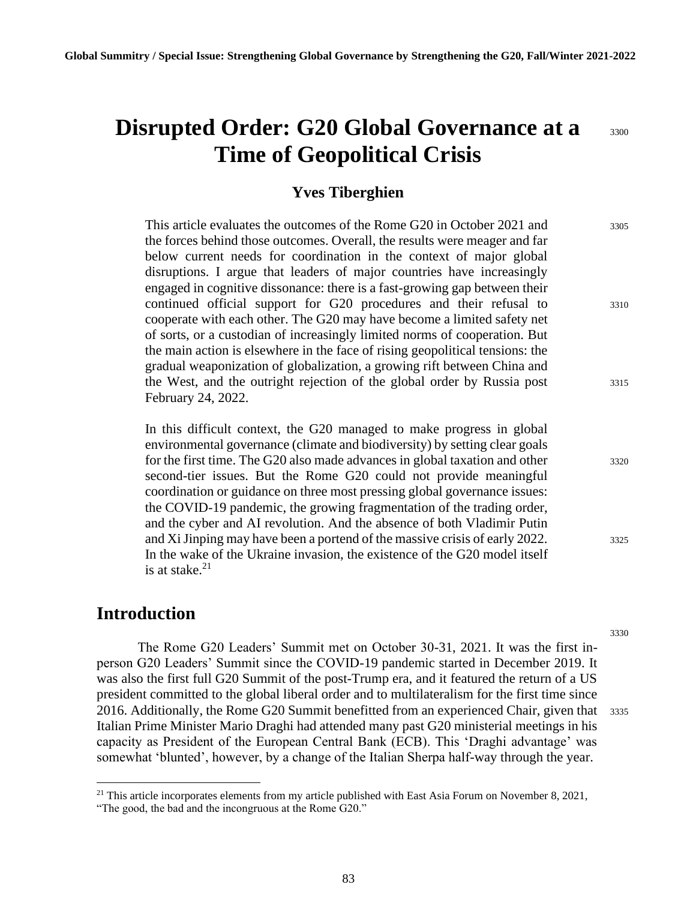# Disrupted Order: G20 Global Governance at a Time of Geopolitical Crisis

## Yves Tiberghien

This article evaluates the outcomes of the Rome G20 in October 2021 and the forces behind those outcomes. Overall, the results were meager and far below current needs for coordination in the context of major global disruptions. I argue that leaders of major countries have increasingly engaged in cognitive dissonance: there is a fast-growing gap between their continued official support for G20 procedures and their refusal to cooperate with each other. The G20 may have become a limited safety net of sorts, or a custodian of increasingly limited norms of cooperation. But the main action is elsewhere in the face of rising geopolitical tensions: the gradual weaponization of globalization, a growing rift between China and the West, and the outright rejection of the global order by Russia post February 24, 2022.

In this difficult context, the G20 managed to make progress in global environmental governance (climate and biodiversity) by setting clear goals for the first time. The G20 also made advances in global taxation and other second-tier issues. But the Rome G20 could not provide meaningful coordination or guidance on three most pressing global governance issues: the COVID-19 pandemic, the growing fragmentation of the trading order, and the cyber and AI revolution. And the absence of both Vladimir Putin and Xi Jinping may have been a portend of the massive crisis of early 2022. In the wake of the Ukraine invasion, the existence of the G20 model itself is at stake.[21]

## Introduction

The Rome G20 Leaders' Summit met on October 30-31, 2021. It was the first in-person G20 Leaders' Summit since the COVID-19 pandemic started in December 2019. It was also the first full G20 Summit of the post-Trump era, and it featured the return of a US president committed to the global liberal order and to multilateralism for the first time since 2016. Additionally, the Rome G20 Summit benefitted from an experienced Chair, given that Italian Prime Minister Mario Draghi had attended many past G20 ministerial meetings in his capacity as President of the European Central Bank (ECB). This 'Draghi advantage' was somewhat 'blunted', however, by a change of the Italian Sherpa half-way through the year.

[21] This article incorporates elements from my article published with East Asia Forum on November 8, 2021, "The good, the bad and the incongruous at the Rome G20."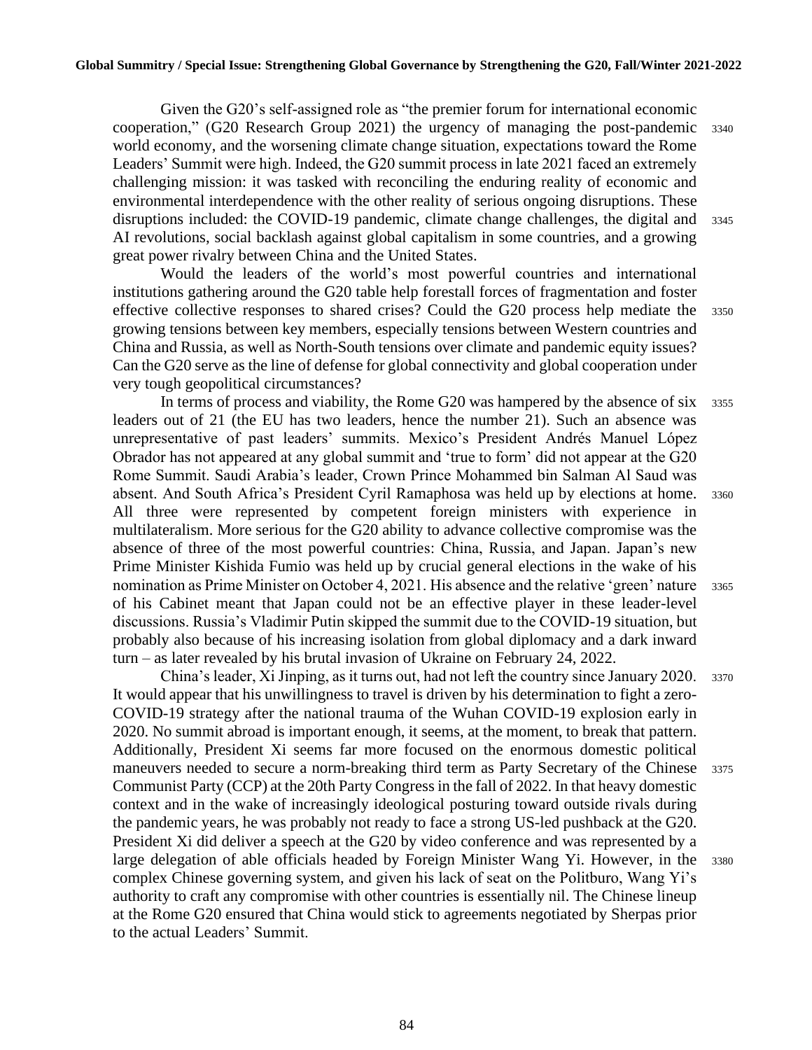Given the G20's self-assigned role as "the premier forum for international economic cooperation," (G20 Research Group 2021) the urgency of managing the post-pandemic world economy, and the worsening climate change situation, expectations toward the Rome Leaders' Summit were high. Indeed, the G20 summit process in late 2021 faced an extremely challenging mission: it was tasked with reconciling the enduring reality of economic and environmental interdependence with the other reality of serious ongoing disruptions. These disruptions included: the COVID-19 pandemic, climate change challenges, the digital and AI revolutions, social backlash against global capitalism in some countries, and a growing great power rivalry between China and the United States.

Would the leaders of the world's most powerful countries and international institutions gathering around the G20 table help forestall forces of fragmentation and foster effective collective responses to shared crises? Could the G20 process help mediate the growing tensions between key members, especially tensions between Western countries and China and Russia, as well as North-South tensions over climate and pandemic equity issues? Can the G20 serve as the line of defense for global connectivity and global cooperation under very tough geopolitical circumstances?

In terms of process and viability, the Rome G20 was hampered by the absence of six leaders out of 21 (the EU has two leaders, hence the number 21). Such an absence was unrepresentative of past leaders' summits. Mexico's President Andrés Manuel López Obrador has not appeared at any global summit and 'true to form' did not appear at the G20 Rome Summit. Saudi Arabia's leader, Crown Prince Mohammed bin Salman Al Saud was absent. And South Africa's President Cyril Ramaphosa was held up by elections at home. All three were represented by competent foreign ministers with experience in multilateralism. More serious for the G20 ability to advance collective compromise was the absence of three of the most powerful countries: China, Russia, and Japan. Japan's new Prime Minister Kishida Fumio was held up by crucial general elections in the wake of his nomination as Prime Minister on October 4, 2021. His absence and the relative 'green' nature of his Cabinet meant that Japan could not be an effective player in these leader-level discussions. Russia's Vladimir Putin skipped the summit due to the COVID-19 situation, but probably also because of his increasing isolation from global diplomacy and a dark inward turn – as later revealed by his brutal invasion of Ukraine on February 24, 2022.

China's leader, Xi Jinping, as it turns out, had not left the country since January 2020. It would appear that his unwillingness to travel is driven by his determination to fight a zero-COVID-19 strategy after the national trauma of the Wuhan COVID-19 explosion early in 2020. No summit abroad is important enough, it seems, at the moment, to break that pattern. Additionally, President Xi seems far more focused on the enormous domestic political maneuvers needed to secure a norm-breaking third term as Party Secretary of the Chinese Communist Party (CCP) at the 20th Party Congress in the fall of 2022. In that heavy domestic context and in the wake of increasingly ideological posturing toward outside rivals during the pandemic years, he was probably not ready to face a strong US-led pushback at the G20. President Xi did deliver a speech at the G20 by video conference and was represented by a large delegation of able officials headed by Foreign Minister Wang Yi. However, in the complex Chinese governing system, and given his lack of seat on the Politburo, Wang Yi's authority to craft any compromise with other countries is essentially nil. The Chinese lineup at the Rome G20 ensured that China would stick to agreements negotiated by Sherpas prior to the actual Leaders' Summit.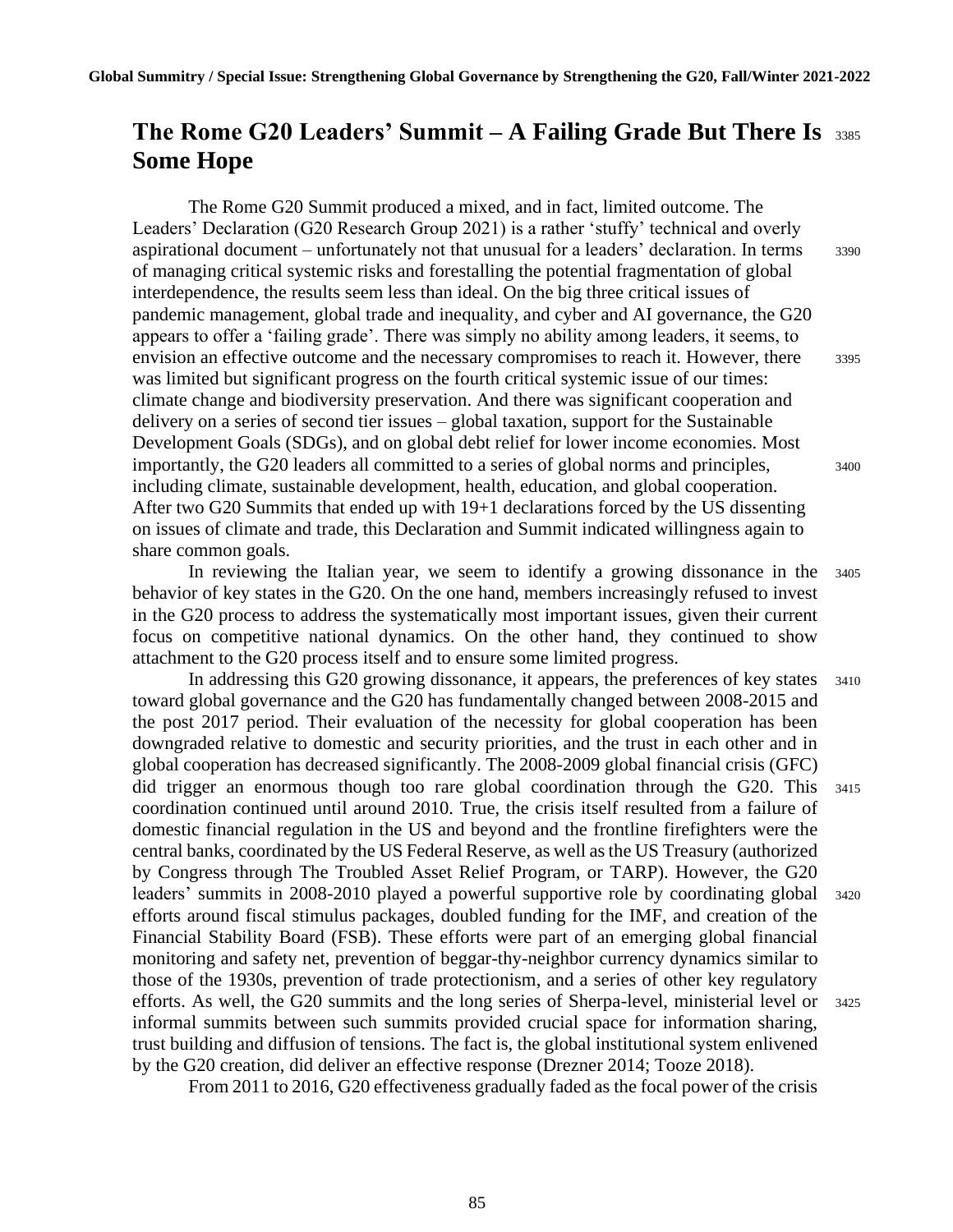# The Rome G20 Leaders' Summit – A Failing Grade But There Is Some Hope

The Rome G20 Summit produced a mixed, and in fact, limited outcome. The Leaders' Declaration (G20 Research Group 2021) is a rather 'stuffy' technical and overly aspirational document – unfortunately not that unusual for a leaders' declaration. In terms of managing critical systemic risks and forestalling the potential fragmentation of global interdependence, the results seem less than ideal. On the big three critical issues of pandemic management, global trade and inequality, and cyber and AI governance, the G20 appears to offer a 'failing grade'. There was simply no ability among leaders, it seems, to envision an effective outcome and the necessary compromises to reach it. However, there was limited but significant progress on the fourth critical systemic issue of our times: climate change and biodiversity preservation. And there was significant cooperation and delivery on a series of second tier issues – global taxation, support for the Sustainable Development Goals (SDGs), and on global debt relief for lower income economies. Most importantly, the G20 leaders all committed to a series of global norms and principles, including climate, sustainable development, health, education, and global cooperation. After two G20 Summits that ended up with 19+1 declarations forced by the US dissenting on issues of climate and trade, this Declaration and Summit indicated willingness again to share common goals.

In reviewing the Italian year, we seem to identify a growing dissonance in the behavior of key states in the G20. On the one hand, members increasingly refused to invest in the G20 process to address the systematically most important issues, given their current focus on competitive national dynamics. On the other hand, they continued to show attachment to the G20 process itself and to ensure some limited progress.

In addressing this G20 growing dissonance, it appears, the preferences of key states toward global governance and the G20 has fundamentally changed between 2008-2015 and the post 2017 period. Their evaluation of the necessity for global cooperation has been downgraded relative to domestic and security priorities, and the trust in each other and in global cooperation has decreased significantly. The 2008-2009 global financial crisis (GFC) did trigger an enormous though too rare global coordination through the G20. This coordination continued until around 2010. True, the crisis itself resulted from a failure of domestic financial regulation in the US and beyond and the frontline firefighters were the central banks, coordinated by the US Federal Reserve, as well as the US Treasury (authorized by Congress through The Troubled Asset Relief Program, or TARP). However, the G20 leaders' summits in 2008-2010 played a powerful supportive role by coordinating global efforts around fiscal stimulus packages, doubled funding for the IMF, and creation of the Financial Stability Board (FSB). These efforts were part of an emerging global financial monitoring and safety net, prevention of beggar-thy-neighbor currency dynamics similar to those of the 1930s, prevention of trade protectionism, and a series of other key regulatory efforts. As well, the G20 summits and the long series of Sherpa-level, ministerial level or informal summits between such summits provided crucial space for information sharing, trust building and diffusion of tensions. The fact is, the global institutional system enlivened by the G20 creation, did deliver an effective response (Drezner 2014; Tooze 2018).

From 2011 to 2016, G20 effectiveness gradually faded as the focal power of the crisis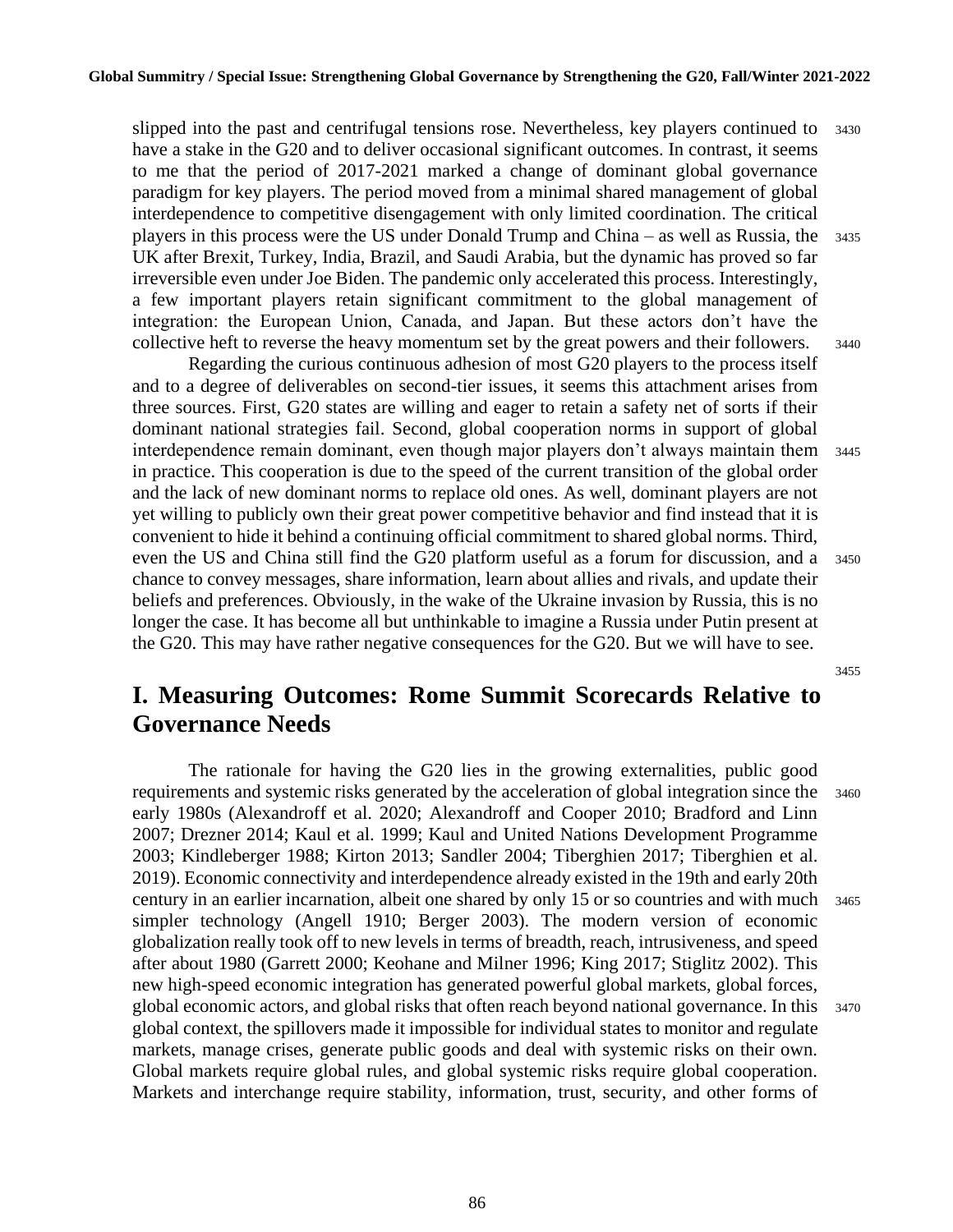slipped into the past and centrifugal tensions rose. Nevertheless, key players continued to have a stake in the G20 and to deliver occasional significant outcomes. In contrast, it seems to me that the period of 2017-2021 marked a change of dominant global governance paradigm for key players. The period moved from a minimal shared management of global interdependence to competitive disengagement with only limited coordination. The critical players in this process were the US under Donald Trump and China – as well as Russia, the UK after Brexit, Turkey, India, Brazil, and Saudi Arabia, but the dynamic has proved so far irreversible even under Joe Biden. The pandemic only accelerated this process. Interestingly, a few important players retain significant commitment to the global management of integration: the European Union, Canada, and Japan. But these actors don't have the collective heft to reverse the heavy momentum set by the great powers and their followers.

Regarding the curious continuous adhesion of most G20 players to the process itself and to a degree of deliverables on second-tier issues, it seems this attachment arises from three sources. First, G20 states are willing and eager to retain a safety net of sorts if their dominant national strategies fail. Second, global cooperation norms in support of global interdependence remain dominant, even though major players don't always maintain them in practice. This cooperation is due to the speed of the current transition of the global order and the lack of new dominant norms to replace old ones. As well, dominant players are not yet willing to publicly own their great power competitive behavior and find instead that it is convenient to hide it behind a continuing official commitment to shared global norms. Third, even the US and China still find the G20 platform useful as a forum for discussion, and a chance to convey messages, share information, learn about allies and rivals, and update their beliefs and preferences. Obviously, in the wake of the Ukraine invasion by Russia, this is no longer the case. It has become all but unthinkable to imagine a Russia under Putin present at the G20. This may have rather negative consequences for the G20. But we will have to see.

## I. Measuring Outcomes: Rome Summit Scorecards Relative to Governance Needs

The rationale for having the G20 lies in the growing externalities, public good requirements and systemic risks generated by the acceleration of global integration since the early 1980s (Alexandroff et al. 2020; Alexandroff and Cooper 2010; Bradford and Linn 2007; Drezner 2014; Kaul et al. 1999; Kaul and United Nations Development Programme 2003; Kindleberger 1988; Kirton 2013; Sandler 2004; Tiberghien 2017; Tiberghien et al. 2019). Economic connectivity and interdependence already existed in the 19th and early 20th century in an earlier incarnation, albeit one shared by only 15 or so countries and with much simpler technology (Angell 1910; Berger 2003). The modern version of economic globalization really took off to new levels in terms of breadth, reach, intrusiveness, and speed after about 1980 (Garrett 2000; Keohane and Milner 1996; King 2017; Stiglitz 2002). This new high-speed economic integration has generated powerful global markets, global forces, global economic actors, and global risks that often reach beyond national governance. In this global context, the spillovers made it impossible for individual states to monitor and regulate markets, manage crises, generate public goods and deal with systemic risks on their own. Global markets require global rules, and global systemic risks require global cooperation. Markets and interchange require stability, information, trust, security, and other forms of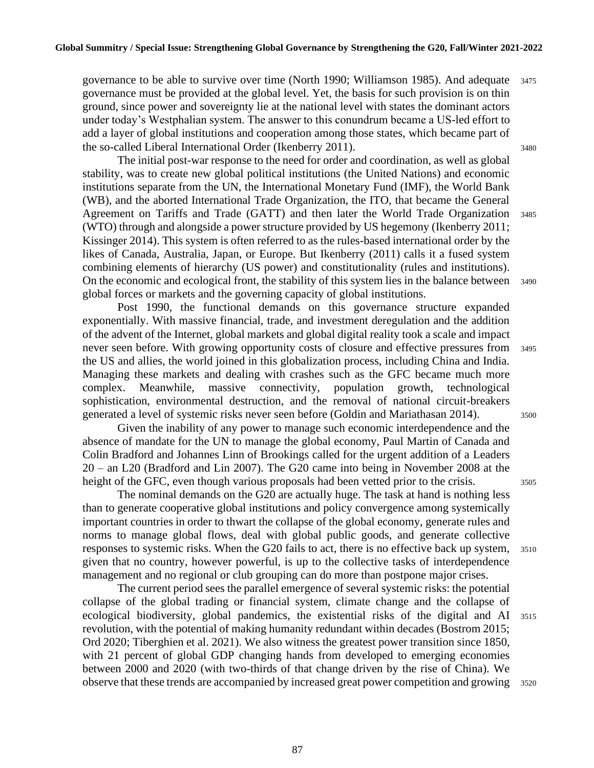governance to be able to survive over time (North 1990; Williamson 1985). And adequate governance must be provided at the global level. Yet, the basis for such provision is on thin ground, since power and sovereignty lie at the national level with states the dominant actors under today's Westphalian system. The answer to this conundrum became a US-led effort to add a layer of global institutions and cooperation among those states, which became part of the so-called Liberal International Order (Ikenberry 2011).

The initial post-war response to the need for order and coordination, as well as global stability, was to create new global political institutions (the United Nations) and economic institutions separate from the UN, the International Monetary Fund (IMF), the World Bank (WB), and the aborted International Trade Organization, the ITO, that became the General Agreement on Tariffs and Trade (GATT) and then later the World Trade Organization (WTO) through and alongside a power structure provided by US hegemony (Ikenberry 2011; Kissinger 2014). This system is often referred to as the rules-based international order by the likes of Canada, Australia, Japan, or Europe. But Ikenberry (2011) calls it a fused system combining elements of hierarchy (US power) and constitutionality (rules and institutions). On the economic and ecological front, the stability of this system lies in the balance between global forces or markets and the governing capacity of global institutions.

Post 1990, the functional demands on this governance structure expanded exponentially. With massive financial, trade, and investment deregulation and the addition of the advent of the Internet, global markets and global digital reality took a scale and impact never seen before. With growing opportunity costs of closure and effective pressures from the US and allies, the world joined in this globalization process, including China and India. Managing these markets and dealing with crashes such as the GFC became much more complex. Meanwhile, massive connectivity, population growth, technological sophistication, environmental destruction, and the removal of national circuit-breakers generated a level of systemic risks never seen before (Goldin and Mariathasan 2014).

Given the inability of any power to manage such economic interdependence and the absence of mandate for the UN to manage the global economy, Paul Martin of Canada and Colin Bradford and Johannes Linn of Brookings called for the urgent addition of a Leaders 20 – an L20 (Bradford and Lin 2007). The G20 came into being in November 2008 at the height of the GFC, even though various proposals had been vetted prior to the crisis.

The nominal demands on the G20 are actually huge. The task at hand is nothing less than to generate cooperative global institutions and policy convergence among systemically important countries in order to thwart the collapse of the global economy, generate rules and norms to manage global flows, deal with global public goods, and generate collective responses to systemic risks. When the G20 fails to act, there is no effective back up system, given that no country, however powerful, is up to the collective tasks of interdependence management and no regional or club grouping can do more than postpone major crises.

The current period sees the parallel emergence of several systemic risks: the potential collapse of the global trading or financial system, climate change and the collapse of ecological biodiversity, global pandemics, the existential risks of the digital and AI revolution, with the potential of making humanity redundant within decades (Bostrom 2015; Ord 2020; Tiberghien et al. 2021). We also witness the greatest power transition since 1850, with 21 percent of global GDP changing hands from developed to emerging economies between 2000 and 2020 (with two-thirds of that change driven by the rise of China). We observe that these trends are accompanied by increased great power competition and growing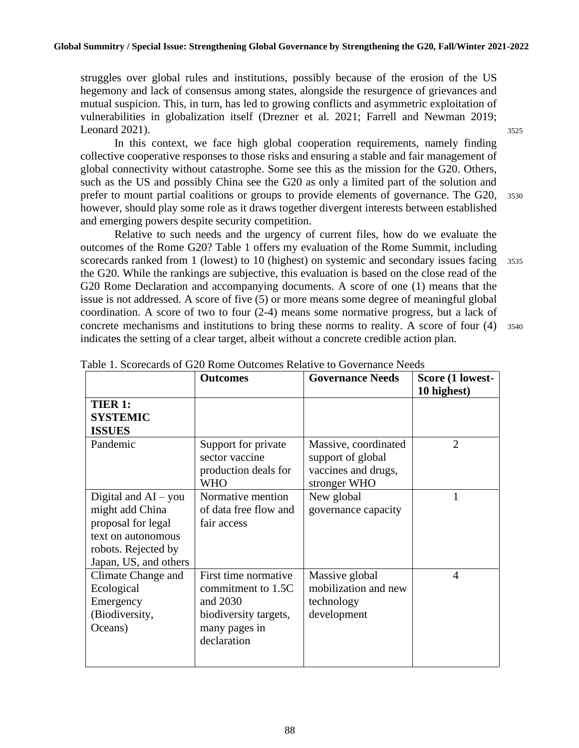struggles over global rules and institutions, possibly because of the erosion of the US hegemony and lack of consensus among states, alongside the resurgence of grievances and mutual suspicion. This, in turn, has led to growing conflicts and asymmetric exploitation of vulnerabilities in globalization itself (Drezner et al. 2021; Farrell and Newman 2019; Leonard 2021).

In this context, we face high global cooperation requirements, namely finding collective cooperative responses to those risks and ensuring a stable and fair management of global connectivity without catastrophe. Some see this as the mission for the G20. Others, such as the US and possibly China see the G20 as only a limited part of the solution and prefer to mount partial coalitions or groups to provide elements of governance. The G20, however, should play some role as it draws together divergent interests between established and emerging powers despite security competition.

Relative to such needs and the urgency of current files, how do we evaluate the outcomes of the Rome G20? Table 1 offers my evaluation of the Rome Summit, including scorecards ranked from 1 (lowest) to 10 (highest) on systemic and secondary issues facing the G20. While the rankings are subjective, this evaluation is based on the close read of the G20 Rome Declaration and accompanying documents. A score of one (1) means that the issue is not addressed. A score of five (5) or more means some degree of meaningful global coordination. A score of two to four (2-4) means some normative progress, but a lack of concrete mechanisms and institutions to bring these norms to reality. A score of four (4) indicates the setting of a clear target, albeit without a concrete credible action plan.

Table 1. Scorecards of G20 Rome Outcomes Relative to Governance Needs

| | **Outcomes** | **Governance Needs** | **Score (1 lowest-10 highest)** |
|---|---|---|---|
| **TIER 1: SYSTEMIC ISSUES** | | | |
| Pandemic | Support for private sector vaccine production deals for WHO | Massive, coordinated support of global vaccines and drugs, stronger WHO | 2 |
| Digital and AI – you might add China proposal for legal text on autonomous robots. Rejected by Japan, US, and others | Normative mention of data free flow and fair access | New global governance capacity | 1 |
| Climate Change and Ecological Emergency (Biodiversity, Oceans) | First time normative commitment to 1.5C and 2030 biodiversity targets, many pages in declaration | Massive global mobilization and new technology development | 4 |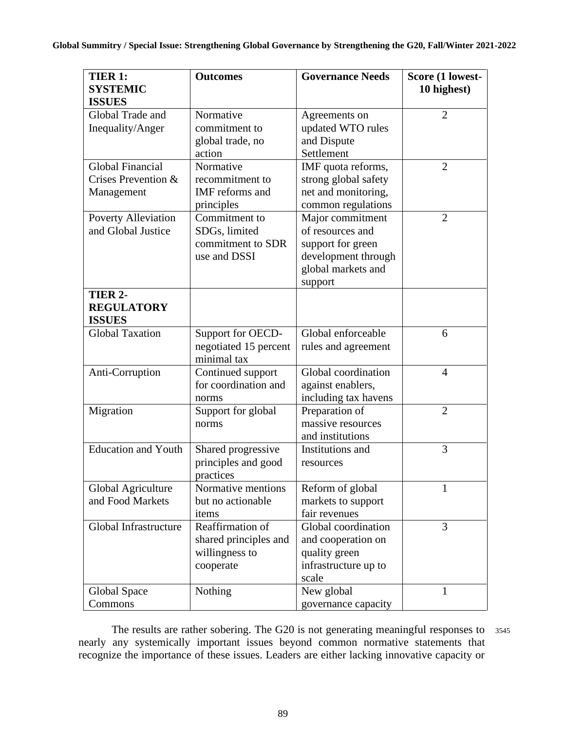| **TIER 1: SYSTEMIC ISSUES** | **Outcomes** | **Governance Needs** | **Score (1 lowest-10 highest)** |
|---|---|---|---|
| Global Trade and Inequality/Anger | Normative commitment to global trade, no action | Agreements on updated WTO rules and Dispute Settlement | 2 |
| Global Financial Crises Prevention & Management | Normative recommitment to IMF reforms and principles | IMF quota reforms, strong global safety net and monitoring, common regulations | 2 |
| Poverty Alleviation and Global Justice | Commitment to SDGs, limited commitment to SDR use and DSSI | Major commitment of resources and support for green development through global markets and support | 2 |
| **TIER 2- REGULATORY ISSUES** | | | |
| Global Taxation | Support for OECD-negotiated 15 percent minimal tax | Global enforceable rules and agreement | 6 |
| Anti-Corruption | Continued support for coordination and norms | Global coordination against enablers, including tax havens | 4 |
| Migration | Support for global norms | Preparation of massive resources and institutions | 2 |
| Education and Youth | Shared progressive principles and good practices | Institutions and resources | 3 |
| Global Agriculture and Food Markets | Normative mentions but no actionable items | Reform of global markets to support fair revenues | 1 |
| Global Infrastructure | Reaffirmation of shared principles and willingness to cooperate | Global coordination and cooperation on quality green infrastructure up to scale | 3 |
| Global Space Commons | Nothing | New global governance capacity | 1 |

The results are rather sobering. The G20 is not generating meaningful responses to nearly any systemically important issues beyond common normative statements that recognize the importance of these issues. Leaders are either lacking innovative capacity or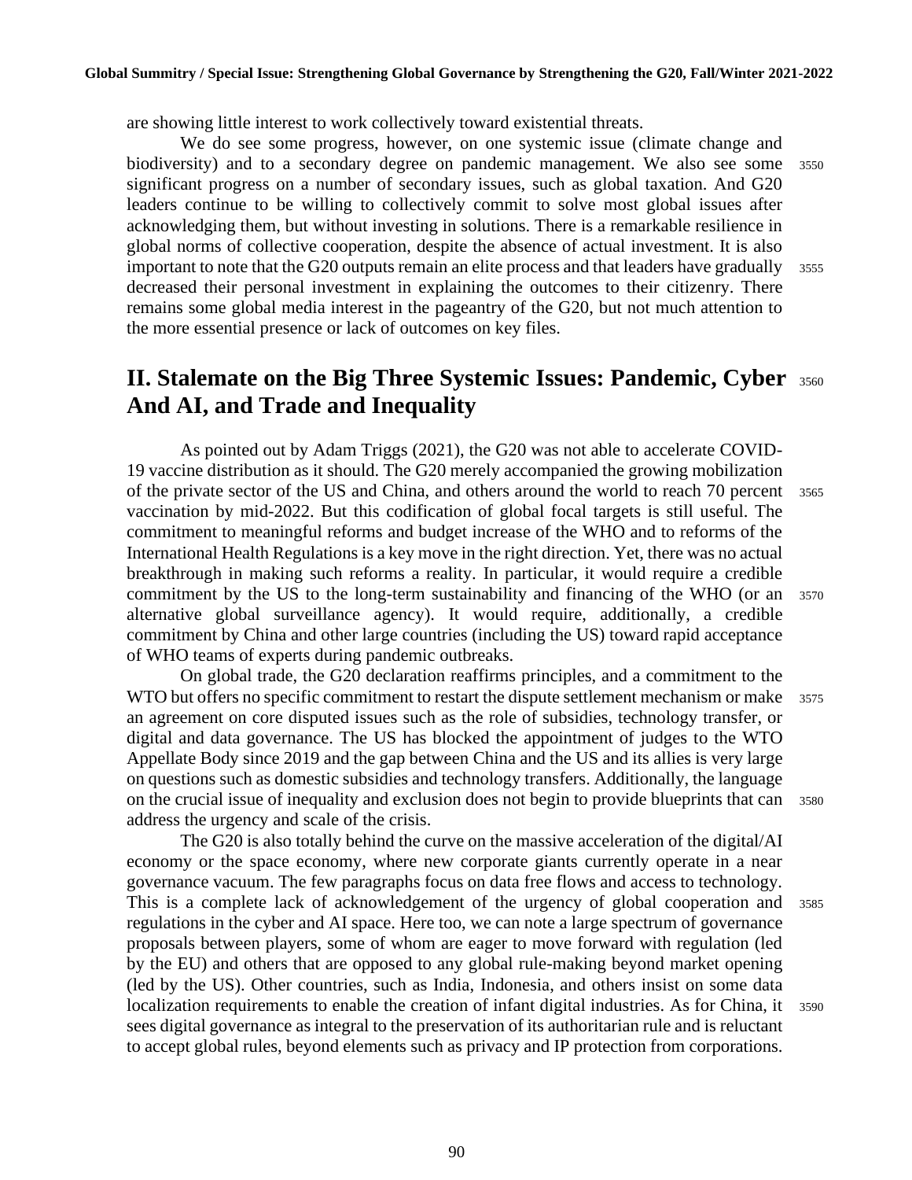are showing little interest to work collectively toward existential threats.

We do see some progress, however, on one systemic issue (climate change and biodiversity) and to a secondary degree on pandemic management. We also see some significant progress on a number of secondary issues, such as global taxation. And G20 leaders continue to be willing to collectively commit to solve most global issues after acknowledging them, but without investing in solutions. There is a remarkable resilience in global norms of collective cooperation, despite the absence of actual investment. It is also important to note that the G20 outputs remain an elite process and that leaders have gradually decreased their personal investment in explaining the outcomes to their citizenry. There remains some global media interest in the pageantry of the G20, but not much attention to the more essential presence or lack of outcomes on key files.

## II. Stalemate on the Big Three Systemic Issues: Pandemic, Cyber And AI, and Trade and Inequality

As pointed out by Adam Triggs (2021), the G20 was not able to accelerate COVID-19 vaccine distribution as it should. The G20 merely accompanied the growing mobilization of the private sector of the US and China, and others around the world to reach 70 percent vaccination by mid-2022. But this codification of global focal targets is still useful. The commitment to meaningful reforms and budget increase of the WHO and to reforms of the International Health Regulations is a key move in the right direction. Yet, there was no actual breakthrough in making such reforms a reality. In particular, it would require a credible commitment by the US to the long-term sustainability and financing of the WHO (or an alternative global surveillance agency). It would require, additionally, a credible commitment by China and other large countries (including the US) toward rapid acceptance of WHO teams of experts during pandemic outbreaks.

On global trade, the G20 declaration reaffirms principles, and a commitment to the WTO but offers no specific commitment to restart the dispute settlement mechanism or make an agreement on core disputed issues such as the role of subsidies, technology transfer, or digital and data governance. The US has blocked the appointment of judges to the WTO Appellate Body since 2019 and the gap between China and the US and its allies is very large on questions such as domestic subsidies and technology transfers. Additionally, the language on the crucial issue of inequality and exclusion does not begin to provide blueprints that can address the urgency and scale of the crisis.

The G20 is also totally behind the curve on the massive acceleration of the digital/AI economy or the space economy, where new corporate giants currently operate in a near governance vacuum. The few paragraphs focus on data free flows and access to technology. This is a complete lack of acknowledgement of the urgency of global cooperation and regulations in the cyber and AI space. Here too, we can note a large spectrum of governance proposals between players, some of whom are eager to move forward with regulation (led by the EU) and others that are opposed to any global rule-making beyond market opening (led by the US). Other countries, such as India, Indonesia, and others insist on some data localization requirements to enable the creation of infant digital industries. As for China, it sees digital governance as integral to the preservation of its authoritarian rule and is reluctant to accept global rules, beyond elements such as privacy and IP protection from corporations.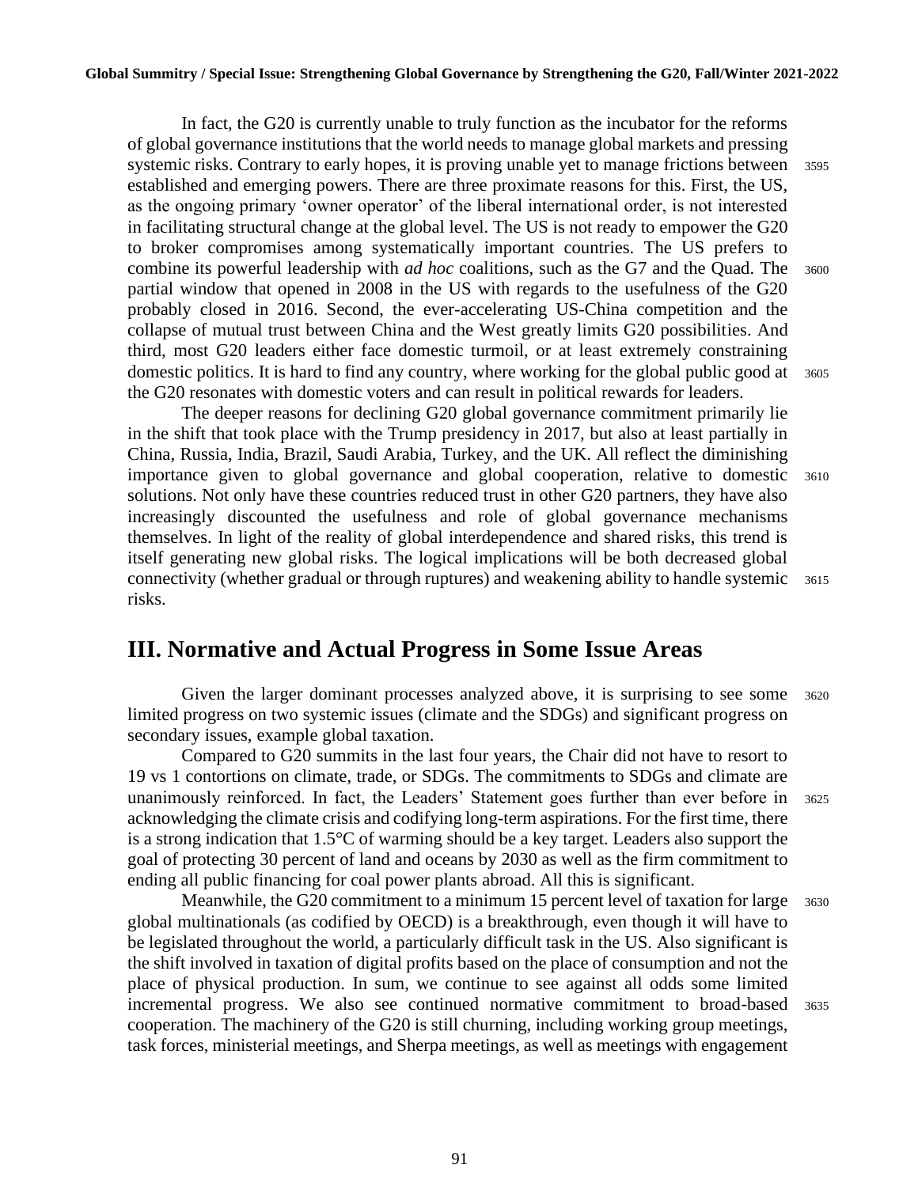In fact, the G20 is currently unable to truly function as the incubator for the reforms of global governance institutions that the world needs to manage global markets and pressing systemic risks. Contrary to early hopes, it is proving unable yet to manage frictions between established and emerging powers. There are three proximate reasons for this. First, the US, as the ongoing primary 'owner operator' of the liberal international order, is not interested in facilitating structural change at the global level. The US is not ready to empower the G20 to broker compromises among systematically important countries. The US prefers to combine its powerful leadership with *ad hoc* coalitions, such as the G7 and the Quad. The partial window that opened in 2008 in the US with regards to the usefulness of the G20 probably closed in 2016. Second, the ever-accelerating US-China competition and the collapse of mutual trust between China and the West greatly limits G20 possibilities. And third, most G20 leaders either face domestic turmoil, or at least extremely constraining domestic politics. It is hard to find any country, where working for the global public good at the G20 resonates with domestic voters and can result in political rewards for leaders.

The deeper reasons for declining G20 global governance commitment primarily lie in the shift that took place with the Trump presidency in 2017, but also at least partially in China, Russia, India, Brazil, Saudi Arabia, Turkey, and the UK. All reflect the diminishing importance given to global governance and global cooperation, relative to domestic solutions. Not only have these countries reduced trust in other G20 partners, they have also increasingly discounted the usefulness and role of global governance mechanisms themselves. In light of the reality of global interdependence and shared risks, this trend is itself generating new global risks. The logical implications will be both decreased global connectivity (whether gradual or through ruptures) and weakening ability to handle systemic risks.

## III. Normative and Actual Progress in Some Issue Areas

Given the larger dominant processes analyzed above, it is surprising to see some limited progress on two systemic issues (climate and the SDGs) and significant progress on secondary issues, example global taxation.

Compared to G20 summits in the last four years, the Chair did not have to resort to 19 vs 1 contortions on climate, trade, or SDGs. The commitments to SDGs and climate are unanimously reinforced. In fact, the Leaders' Statement goes further than ever before in acknowledging the climate crisis and codifying long-term aspirations. For the first time, there is a strong indication that 1.5°C of warming should be a key target. Leaders also support the goal of protecting 30 percent of land and oceans by 2030 as well as the firm commitment to ending all public financing for coal power plants abroad. All this is significant.

Meanwhile, the G20 commitment to a minimum 15 percent level of taxation for large global multinationals (as codified by OECD) is a breakthrough, even though it will have to be legislated throughout the world, a particularly difficult task in the US. Also significant is the shift involved in taxation of digital profits based on the place of consumption and not the place of physical production. In sum, we continue to see against all odds some limited incremental progress. We also see continued normative commitment to broad-based cooperation. The machinery of the G20 is still churning, including working group meetings, task forces, ministerial meetings, and Sherpa meetings, as well as meetings with engagement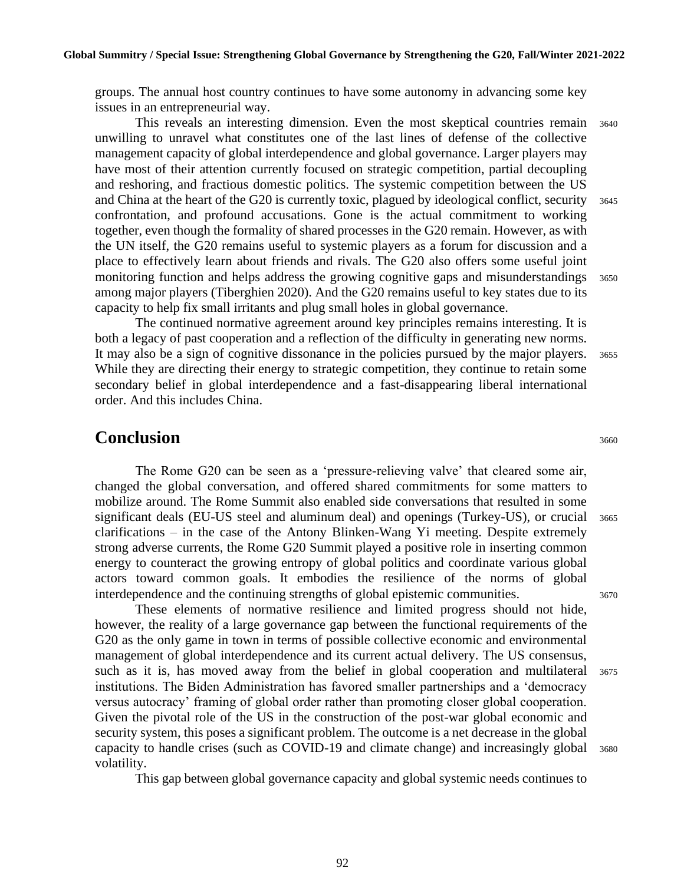groups. The annual host country continues to have some autonomy in advancing some key issues in an entrepreneurial way.

This reveals an interesting dimension. Even the most skeptical countries remain unwilling to unravel what constitutes one of the last lines of defense of the collective management capacity of global interdependence and global governance. Larger players may have most of their attention currently focused on strategic competition, partial decoupling and reshoring, and fractious domestic politics. The systemic competition between the US and China at the heart of the G20 is currently toxic, plagued by ideological conflict, security confrontation, and profound accusations. Gone is the actual commitment to working together, even though the formality of shared processes in the G20 remain. However, as with the UN itself, the G20 remains useful to systemic players as a forum for discussion and a place to effectively learn about friends and rivals. The G20 also offers some useful joint monitoring function and helps address the growing cognitive gaps and misunderstandings among major players (Tiberghien 2020). And the G20 remains useful to key states due to its capacity to help fix small irritants and plug small holes in global governance.

The continued normative agreement around key principles remains interesting. It is both a legacy of past cooperation and a reflection of the difficulty in generating new norms. It may also be a sign of cognitive dissonance in the policies pursued by the major players. While they are directing their energy to strategic competition, they continue to retain some secondary belief in global interdependence and a fast-disappearing liberal international order. And this includes China.

## Conclusion

The Rome G20 can be seen as a 'pressure-relieving valve' that cleared some air, changed the global conversation, and offered shared commitments for some matters to mobilize around. The Rome Summit also enabled side conversations that resulted in some significant deals (EU-US steel and aluminum deal) and openings (Turkey-US), or crucial clarifications – in the case of the Antony Blinken-Wang Yi meeting. Despite extremely strong adverse currents, the Rome G20 Summit played a positive role in inserting common energy to counteract the growing entropy of global politics and coordinate various global actors toward common goals. It embodies the resilience of the norms of global interdependence and the continuing strengths of global epistemic communities.

These elements of normative resilience and limited progress should not hide, however, the reality of a large governance gap between the functional requirements of the G20 as the only game in town in terms of possible collective economic and environmental management of global interdependence and its current actual delivery. The US consensus, such as it is, has moved away from the belief in global cooperation and multilateral institutions. The Biden Administration has favored smaller partnerships and a 'democracy versus autocracy' framing of global order rather than promoting closer global cooperation. Given the pivotal role of the US in the construction of the post-war global economic and security system, this poses a significant problem. The outcome is a net decrease in the global capacity to handle crises (such as COVID-19 and climate change) and increasingly global volatility.

This gap between global governance capacity and global systemic needs continues to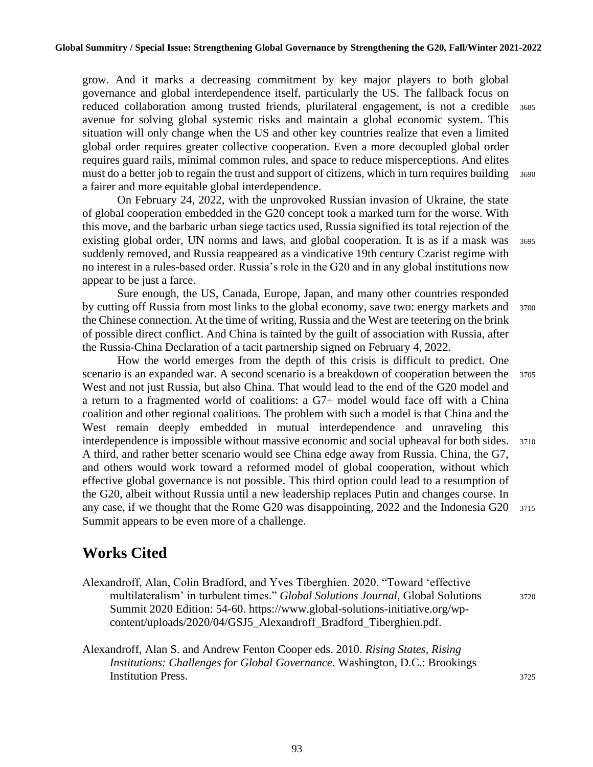grow. And it marks a decreasing commitment by key major players to both global governance and global interdependence itself, particularly the US. The fallback focus on reduced collaboration among trusted friends, plurilateral engagement, is not a credible avenue for solving global systemic risks and maintain a global economic system. This situation will only change when the US and other key countries realize that even a limited global order requires greater collective cooperation. Even a more decoupled global order requires guard rails, minimal common rules, and space to reduce misperceptions. And elites must do a better job to regain the trust and support of citizens, which in turn requires building a fairer and more equitable global interdependence.

On February 24, 2022, with the unprovoked Russian invasion of Ukraine, the state of global cooperation embedded in the G20 concept took a marked turn for the worse. With this move, and the barbaric urban siege tactics used, Russia signified its total rejection of the existing global order, UN norms and laws, and global cooperation. It is as if a mask was suddenly removed, and Russia reappeared as a vindicative 19th century Czarist regime with no interest in a rules-based order. Russia's role in the G20 and in any global institutions now appear to be just a farce.

Sure enough, the US, Canada, Europe, Japan, and many other countries responded by cutting off Russia from most links to the global economy, save two: energy markets and the Chinese connection. At the time of writing, Russia and the West are teetering on the brink of possible direct conflict. And China is tainted by the guilt of association with Russia, after the Russia-China Declaration of a tacit partnership signed on February 4, 2022.

How the world emerges from the depth of this crisis is difficult to predict. One scenario is an expanded war. A second scenario is a breakdown of cooperation between the West and not just Russia, but also China. That would lead to the end of the G20 model and a return to a fragmented world of coalitions: a G7+ model would face off with a China coalition and other regional coalitions. The problem with such a model is that China and the West remain deeply embedded in mutual interdependence and unraveling this interdependence is impossible without massive economic and social upheaval for both sides. A third, and rather better scenario would see China edge away from Russia. China, the G7, and others would work toward a reformed model of global cooperation, without which effective global governance is not possible. This third option could lead to a resumption of the G20, albeit without Russia until a new leadership replaces Putin and changes course. In any case, if we thought that the Rome G20 was disappointing, 2022 and the Indonesia G20 Summit appears to be even more of a challenge.

## Works Cited

Alexandroff, Alan, Colin Bradford, and Yves Tiberghien. 2020. "Toward 'effective multilateralism' in turbulent times." *Global Solutions Journal*, Global Solutions Summit 2020 Edition: 54-60. https://www.global-solutions-initiative.org/wp-content/uploads/2020/04/GSJ5_Alexandroff_Bradford_Tiberghien.pdf.

Alexandroff, Alan S. and Andrew Fenton Cooper eds. 2010. *Rising States, Rising Institutions: Challenges for Global Governance*. Washington, D.C.: Brookings Institution Press.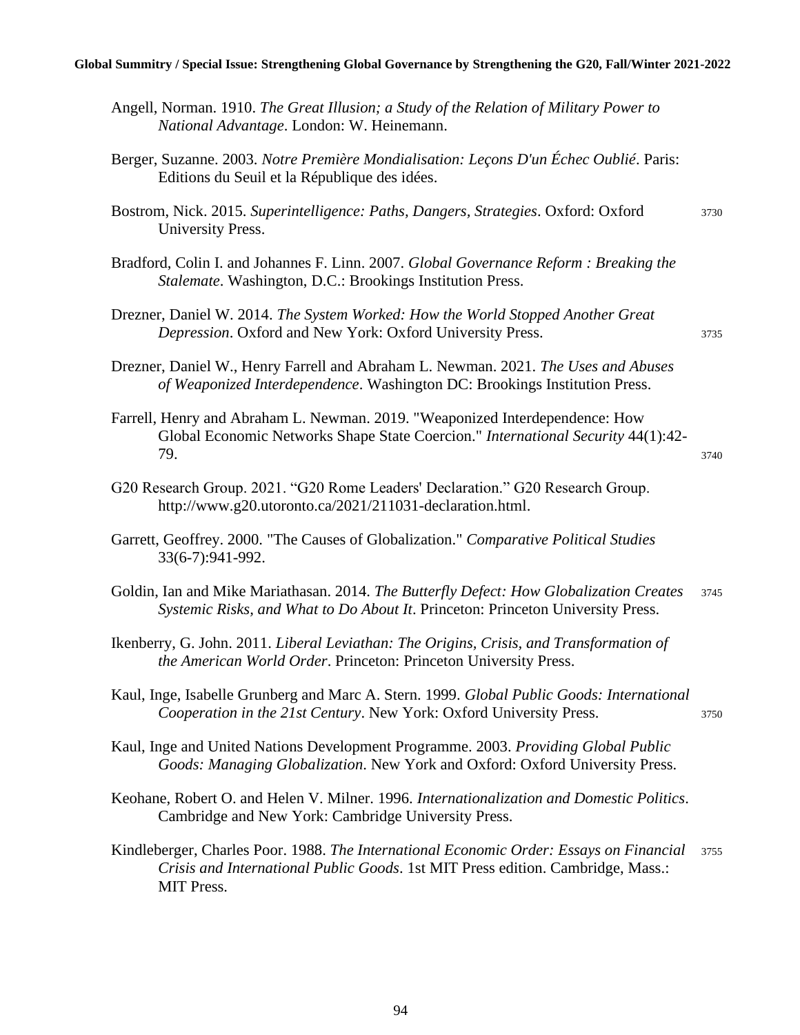Angell, Norman. 1910. *The Great Illusion; a Study of the Relation of Military Power to National Advantage*. London: W. Heinemann.

Berger, Suzanne. 2003. *Notre Première Mondialisation: Leçons D'un Échec Oublié*. Paris: Editions du Seuil et la République des idées.

Bostrom, Nick. 2015. *Superintelligence: Paths, Dangers, Strategies*. Oxford: Oxford University Press.

Bradford, Colin I. and Johannes F. Linn. 2007. *Global Governance Reform : Breaking the Stalemate*. Washington, D.C.: Brookings Institution Press.

Drezner, Daniel W. 2014. *The System Worked: How the World Stopped Another Great Depression*. Oxford and New York: Oxford University Press.

Drezner, Daniel W., Henry Farrell and Abraham L. Newman. 2021. *The Uses and Abuses of Weaponized Interdependence*. Washington DC: Brookings Institution Press.

Farrell, Henry and Abraham L. Newman. 2019. "Weaponized Interdependence: How Global Economic Networks Shape State Coercion." *International Security* 44(1):42-79.

G20 Research Group. 2021. "G20 Rome Leaders' Declaration." G20 Research Group. http://www.g20.utoronto.ca/2021/211031-declaration.html.

Garrett, Geoffrey. 2000. "The Causes of Globalization." *Comparative Political Studies* 33(6-7):941-992.

Goldin, Ian and Mike Mariathasan. 2014. *The Butterfly Defect: How Globalization Creates Systemic Risks, and What to Do About It*. Princeton: Princeton University Press.

Ikenberry, G. John. 2011. *Liberal Leviathan: The Origins, Crisis, and Transformation of the American World Order*. Princeton: Princeton University Press.

Kaul, Inge, Isabelle Grunberg and Marc A. Stern. 1999. *Global Public Goods: International Cooperation in the 21st Century*. New York: Oxford University Press.

Kaul, Inge and United Nations Development Programme. 2003. *Providing Global Public Goods: Managing Globalization*. New York and Oxford: Oxford University Press.

Keohane, Robert O. and Helen V. Milner. 1996. *Internationalization and Domestic Politics*. Cambridge and New York: Cambridge University Press.

Kindleberger, Charles Poor. 1988. *The International Economic Order: Essays on Financial Crisis and International Public Goods*. 1st MIT Press edition. Cambridge, Mass.: MIT Press.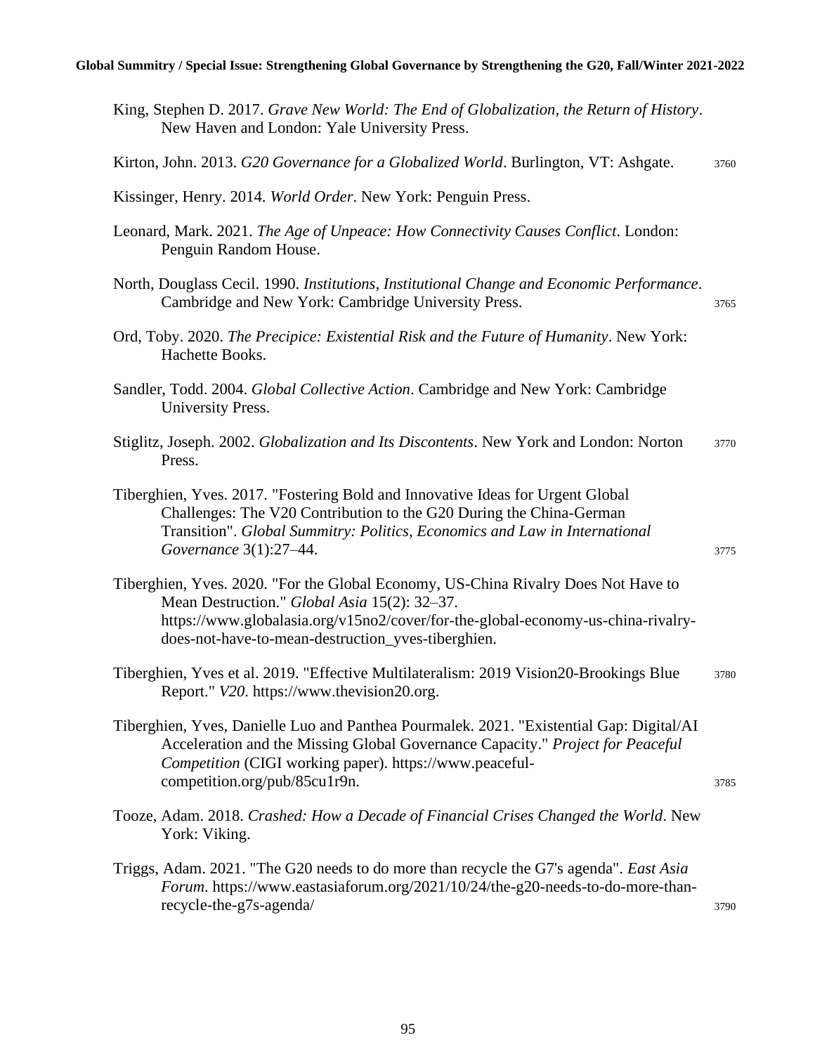King, Stephen D. 2017. *Grave New World: The End of Globalization, the Return of History*. New Haven and London: Yale University Press.

Kirton, John. 2013. *G20 Governance for a Globalized World*. Burlington, VT: Ashgate.

Kissinger, Henry. 2014. *World Order*. New York: Penguin Press.

Leonard, Mark. 2021. *The Age of Unpeace: How Connectivity Causes Conflict*. London: Penguin Random House.

North, Douglass Cecil. 1990. *Institutions, Institutional Change and Economic Performance*. Cambridge and New York: Cambridge University Press.

Ord, Toby. 2020. *The Precipice: Existential Risk and the Future of Humanity*. New York: Hachette Books.

Sandler, Todd. 2004. *Global Collective Action*. Cambridge and New York: Cambridge University Press.

Stiglitz, Joseph. 2002. *Globalization and Its Discontents*. New York and London: Norton Press.

Tiberghien, Yves. 2017. "Fostering Bold and Innovative Ideas for Urgent Global Challenges: The V20 Contribution to the G20 During the China-German Transition". *Global Summitry: Politics, Economics and Law in International Governance* 3(1):27–44.

Tiberghien, Yves. 2020. "For the Global Economy, US-China Rivalry Does Not Have to Mean Destruction." *Global Asia* 15(2): 32–37. https://www.globalasia.org/v15no2/cover/for-the-global-economy-us-china-rivalry-does-not-have-to-mean-destruction_yves-tiberghien.

Tiberghien, Yves et al. 2019. "Effective Multilateralism: 2019 Vision20-Brookings Blue Report." *V20*. https://www.thevision20.org.

Tiberghien, Yves, Danielle Luo and Panthea Pourmalek. 2021. "Existential Gap: Digital/AI Acceleration and the Missing Global Governance Capacity." *Project for Peaceful Competition* (CIGI working paper). https://www.peaceful-competition.org/pub/85cu1r9n.

Tooze, Adam. 2018. *Crashed: How a Decade of Financial Crises Changed the World*. New York: Viking.

Triggs, Adam. 2021. "The G20 needs to do more than recycle the G7's agenda". *East Asia Forum*. https://www.eastasiaforum.org/2021/10/24/the-g20-needs-to-do-more-than-recycle-the-g7s-agenda/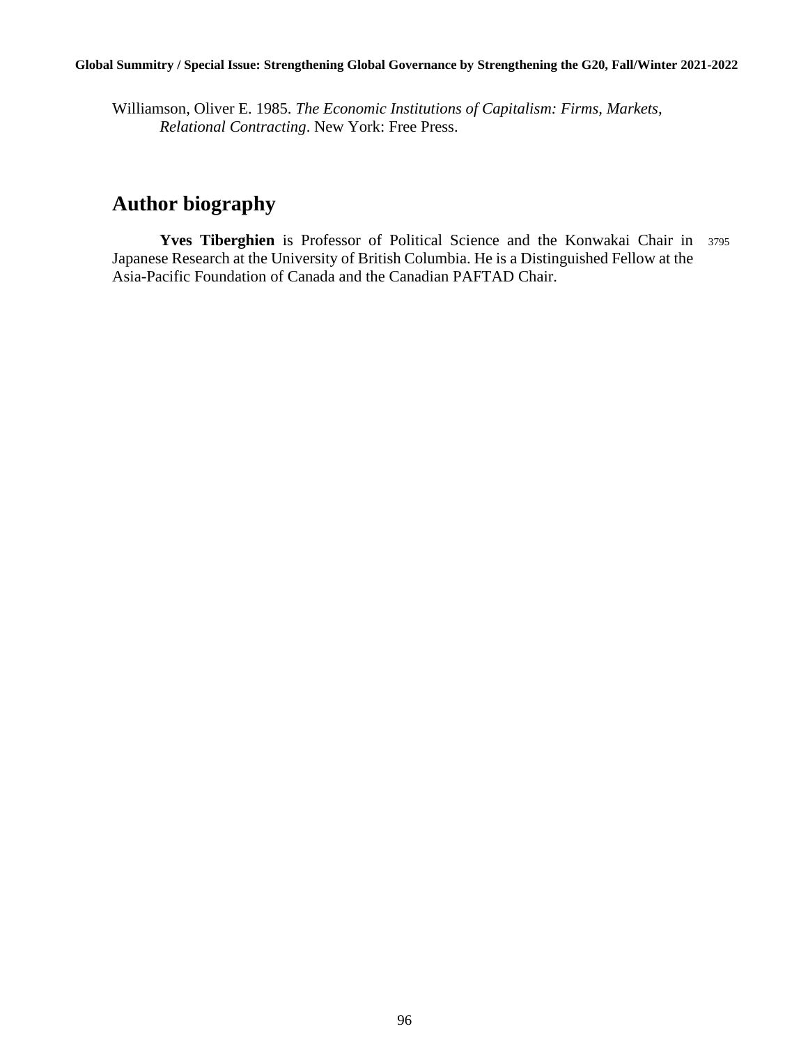Williamson, Oliver E. 1985. *The Economic Institutions of Capitalism: Firms, Markets, Relational Contracting*. New York: Free Press.

## Author biography

**Yves Tiberghien** is Professor of Political Science and the Konwakai Chair in Japanese Research at the University of British Columbia. He is a Distinguished Fellow at the Asia-Pacific Foundation of Canada and the Canadian PAFTAD Chair.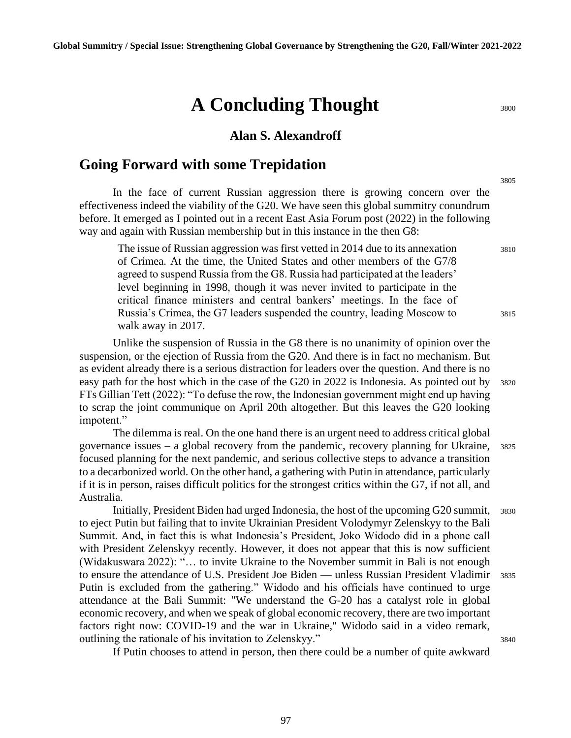# A Concluding Thought

### Alan S. Alexandroff

## Going Forward with some Trepidation

In the face of current Russian aggression there is growing concern over the effectiveness indeed the viability of the G20. We have seen this global summitry conundrum before. It emerged as I pointed out in a recent East Asia Forum post (2022) in the following way and again with Russian membership but in this instance in the then G8:

> The issue of Russian aggression was first vetted in 2014 due to its annexation of Crimea. At the time, the United States and other members of the G7/8 agreed to suspend Russia from the G8. Russia had participated at the leaders' level beginning in 1998, though it was never invited to participate in the critical finance ministers and central bankers' meetings. In the face of Russia's Crimea, the G7 leaders suspended the country, leading Moscow to walk away in 2017.

Unlike the suspension of Russia in the G8 there is no unanimity of opinion over the suspension, or the ejection of Russia from the G20. And there is in fact no mechanism. But as evident already there is a serious distraction for leaders over the question. And there is no easy path for the host which in the case of the G20 in 2022 is Indonesia. As pointed out by FTs Gillian Tett (2022): "To defuse the row, the Indonesian government might end up having to scrap the joint communique on April 20th altogether. But this leaves the G20 looking impotent."

The dilemma is real. On the one hand there is an urgent need to address critical global governance issues – a global recovery from the pandemic, recovery planning for Ukraine, focused planning for the next pandemic, and serious collective steps to advance a transition to a decarbonized world. On the other hand, a gathering with Putin in attendance, particularly if it is in person, raises difficult politics for the strongest critics within the G7, if not all, and Australia.

Initially, President Biden had urged Indonesia, the host of the upcoming G20 summit, to eject Putin but failing that to invite Ukrainian President Volodymyr Zelenskyy to the Bali Summit. And, in fact this is what Indonesia's President, Joko Widodo did in a phone call with President Zelenskyy recently. However, it does not appear that this is now sufficient (Widakuswara 2022): "… to invite Ukraine to the November summit in Bali is not enough to ensure the attendance of U.S. President Joe Biden — unless Russian President Vladimir Putin is excluded from the gathering." Widodo and his officials have continued to urge attendance at the Bali Summit: "We understand the G-20 has a catalyst role in global economic recovery, and when we speak of global economic recovery, there are two important factors right now: COVID-19 and the war in Ukraine," Widodo said in a video remark, outlining the rationale of his invitation to Zelenskyy."

If Putin chooses to attend in person, then there could be a number of quite awkward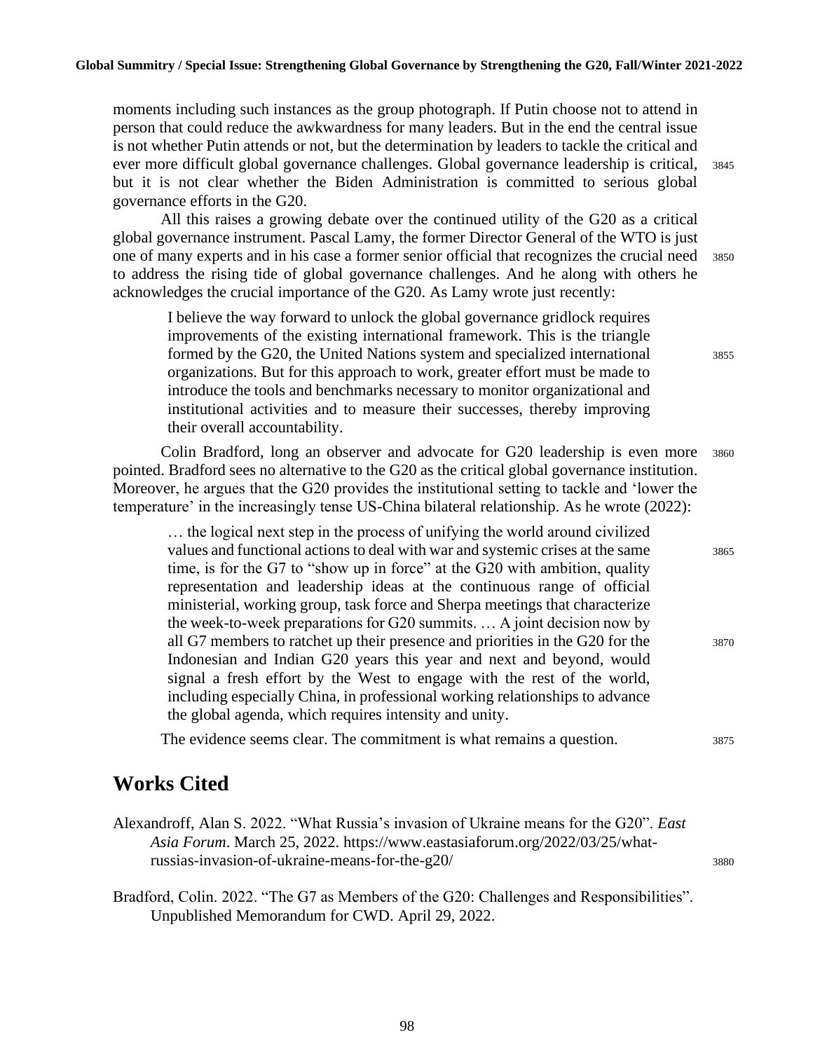moments including such instances as the group photograph. If Putin choose not to attend in person that could reduce the awkwardness for many leaders. But in the end the central issue is not whether Putin attends or not, but the determination by leaders to tackle the critical and ever more difficult global governance challenges. Global governance leadership is critical, but it is not clear whether the Biden Administration is committed to serious global governance efforts in the G20.

All this raises a growing debate over the continued utility of the G20 as a critical global governance instrument. Pascal Lamy, the former Director General of the WTO is just one of many experts and in his case a former senior official that recognizes the crucial need to address the rising tide of global governance challenges. And he along with others he acknowledges the crucial importance of the G20. As Lamy wrote just recently:

> I believe the way forward to unlock the global governance gridlock requires improvements of the existing international framework. This is the triangle formed by the G20, the United Nations system and specialized international organizations. But for this approach to work, greater effort must be made to introduce the tools and benchmarks necessary to monitor organizational and institutional activities and to measure their successes, thereby improving their overall accountability.

Colin Bradford, long an observer and advocate for G20 leadership is even more pointed. Bradford sees no alternative to the G20 as the critical global governance institution. Moreover, he argues that the G20 provides the institutional setting to tackle and 'lower the temperature' in the increasingly tense US-China bilateral relationship. As he wrote (2022):

> … the logical next step in the process of unifying the world around civilized values and functional actions to deal with war and systemic crises at the same time, is for the G7 to "show up in force" at the G20 with ambition, quality representation and leadership ideas at the continuous range of official ministerial, working group, task force and Sherpa meetings that characterize the week-to-week preparations for G20 summits. … A joint decision now by all G7 members to ratchet up their presence and priorities in the G20 for the Indonesian and Indian G20 years this year and next and beyond, would signal a fresh effort by the West to engage with the rest of the world, including especially China, in professional working relationships to advance the global agenda, which requires intensity and unity.

The evidence seems clear. The commitment is what remains a question.

## Works Cited

Alexandroff, Alan S. 2022. "What Russia's invasion of Ukraine means for the G20". *East Asia Forum*. March 25, 2022. https://www.eastasiaforum.org/2022/03/25/what-russias-invasion-of-ukraine-means-for-the-g20/

Bradford, Colin. 2022. "The G7 as Members of the G20: Challenges and Responsibilities". Unpublished Memorandum for CWD. April 29, 2022.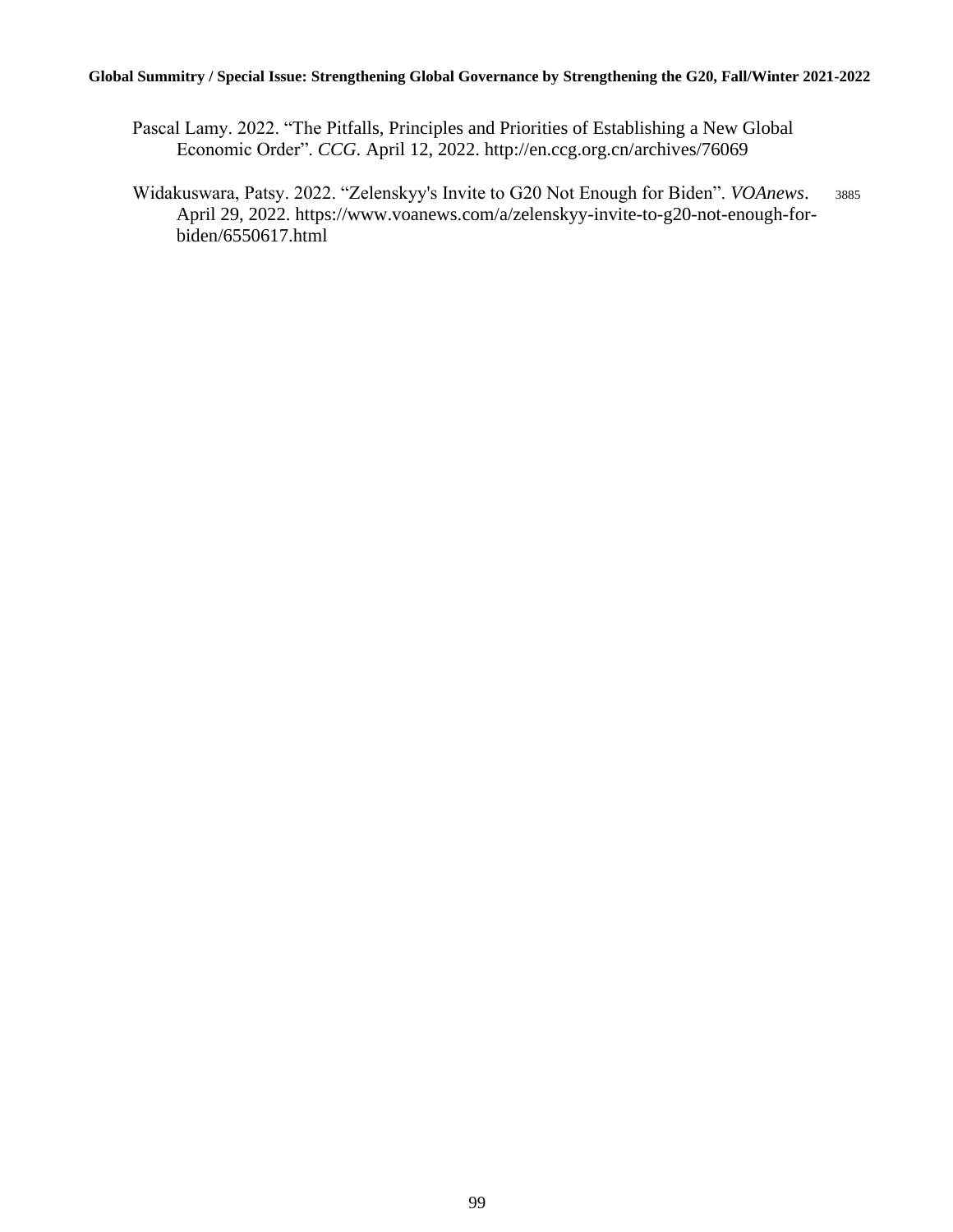Pascal Lamy. 2022. "The Pitfalls, Principles and Priorities of Establishing a New Global Economic Order". *CCG*. April 12, 2022. http://en.ccg.org.cn/archives/76069

Widakuswara, Patsy. 2022. "Zelenskyy's Invite to G20 Not Enough for Biden". *VOAnews*. April 29, 2022. https://www.voanews.com/a/zelenskyy-invite-to-g20-not-enough-for-biden/6550617.html